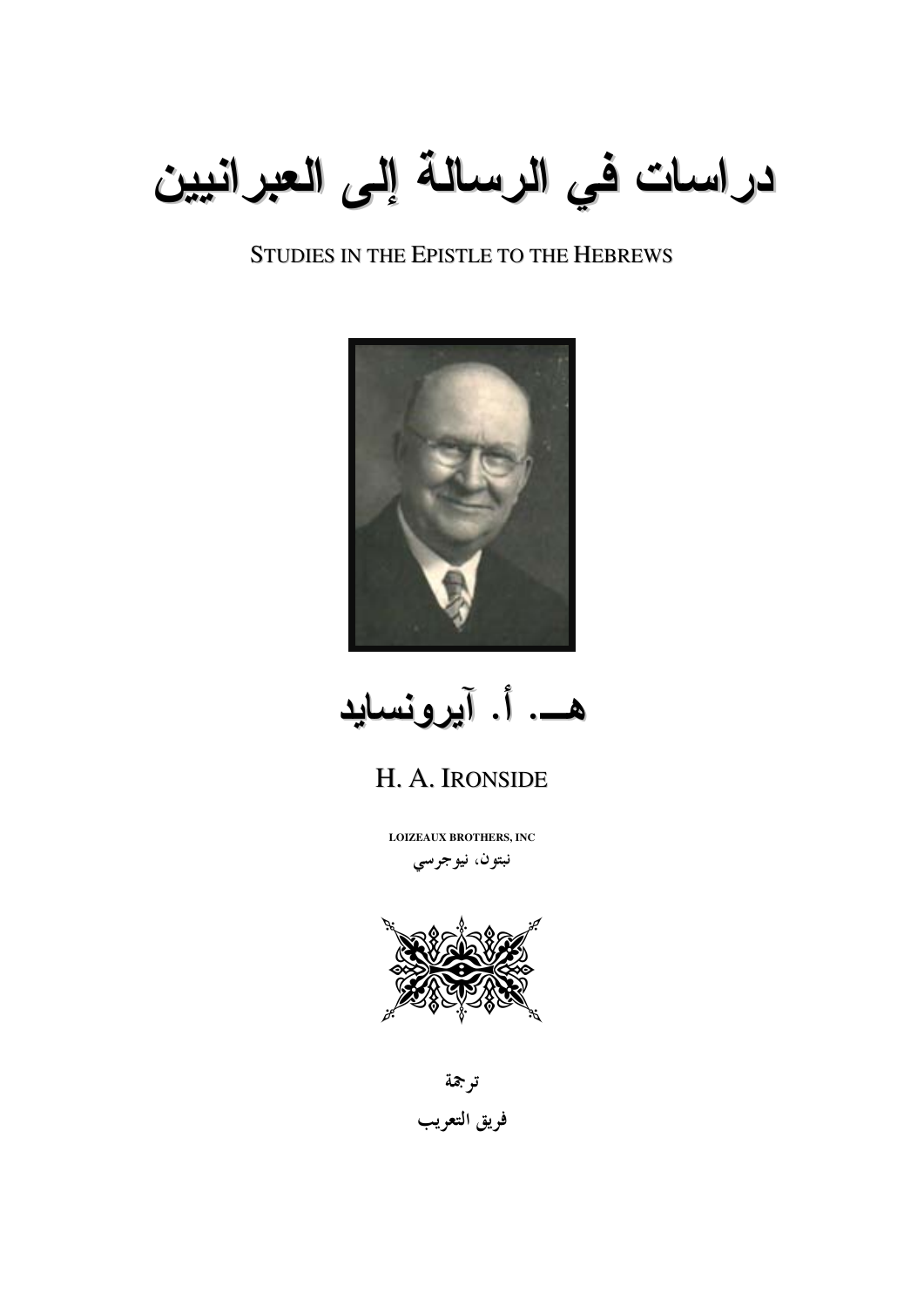# دراسات في الرسالة إلى العبرانيين

STUDIES IN THE EPISTLE TO THE HEBREWS

## هـ. أ. آيرونسايد

H. A. IRONSIDE

**LOIZEAUX BROTHERS, INC**

**نبتون، نيوجرسي**

ترجمة

فريق التعريب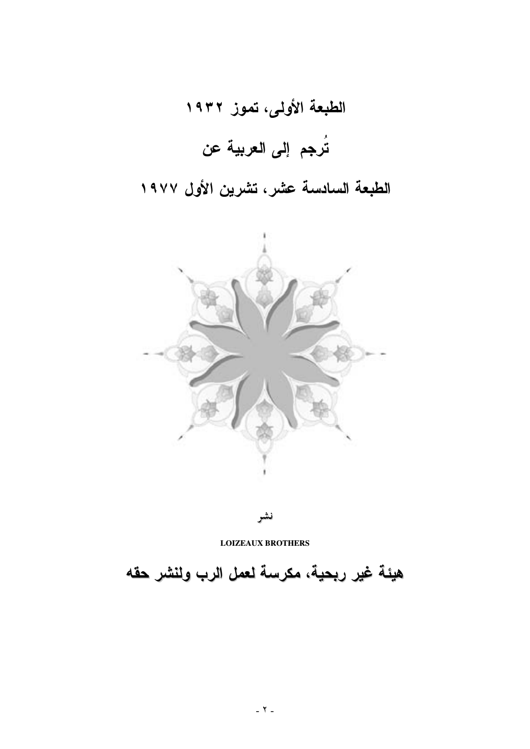**الطبعة الأولى، تموز ١٩٣٢**

**تُرجم إلى العربية عن**

**الطبعة السادسة عشر، تشرين الأول ١٩٧٧**

**نشر**

**LOIZEAUX BROTHERS**

**هيئة غير ربحية، مكرسة لعمل الرب ولنشر حقه**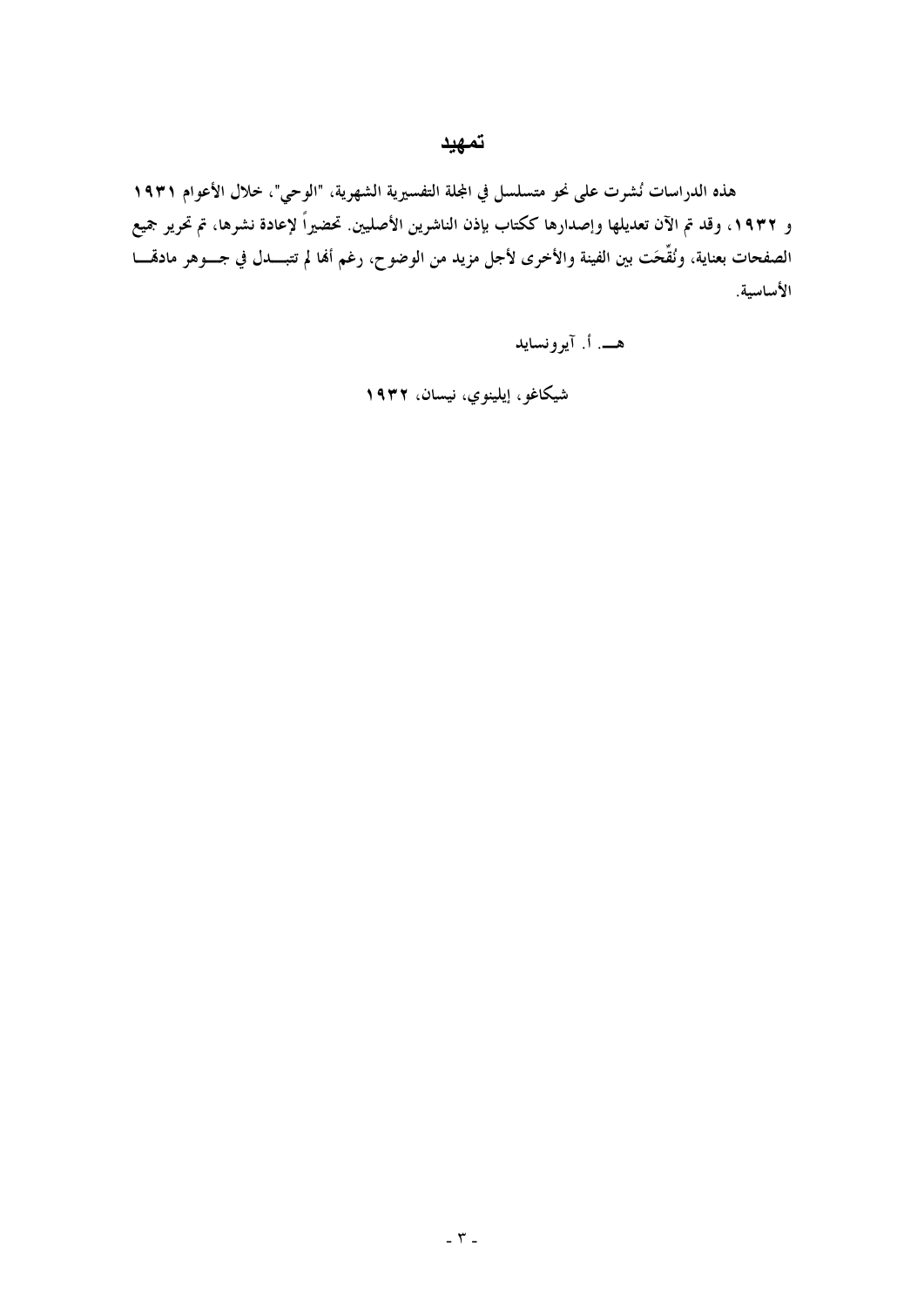# تمهيد

**هذه الدراسات نُشرت على نحو متسلسل في المجلة التفسيرية الشهرية، "الوحي"، خلال الأعوام ١٩٣١ و ١٩٣٢، وقد تم الآن تعديلها وإصدارها ككتاب بإذن الناشرين الأصليين. تحضيراً لإعادة نشرها، تم تحرير جميع الصفحات بعناية، ونُقِّحَت بين الفينة والأخرى لأجل مزيد من الوضوح، رغم أنها لم تتبــدل في جــوهر مادتهــا الأساسية.**

**هـــ. أ. آيرونسايد**

**شيكاغو، إيلينوي، نيسان، ١٩٣٢**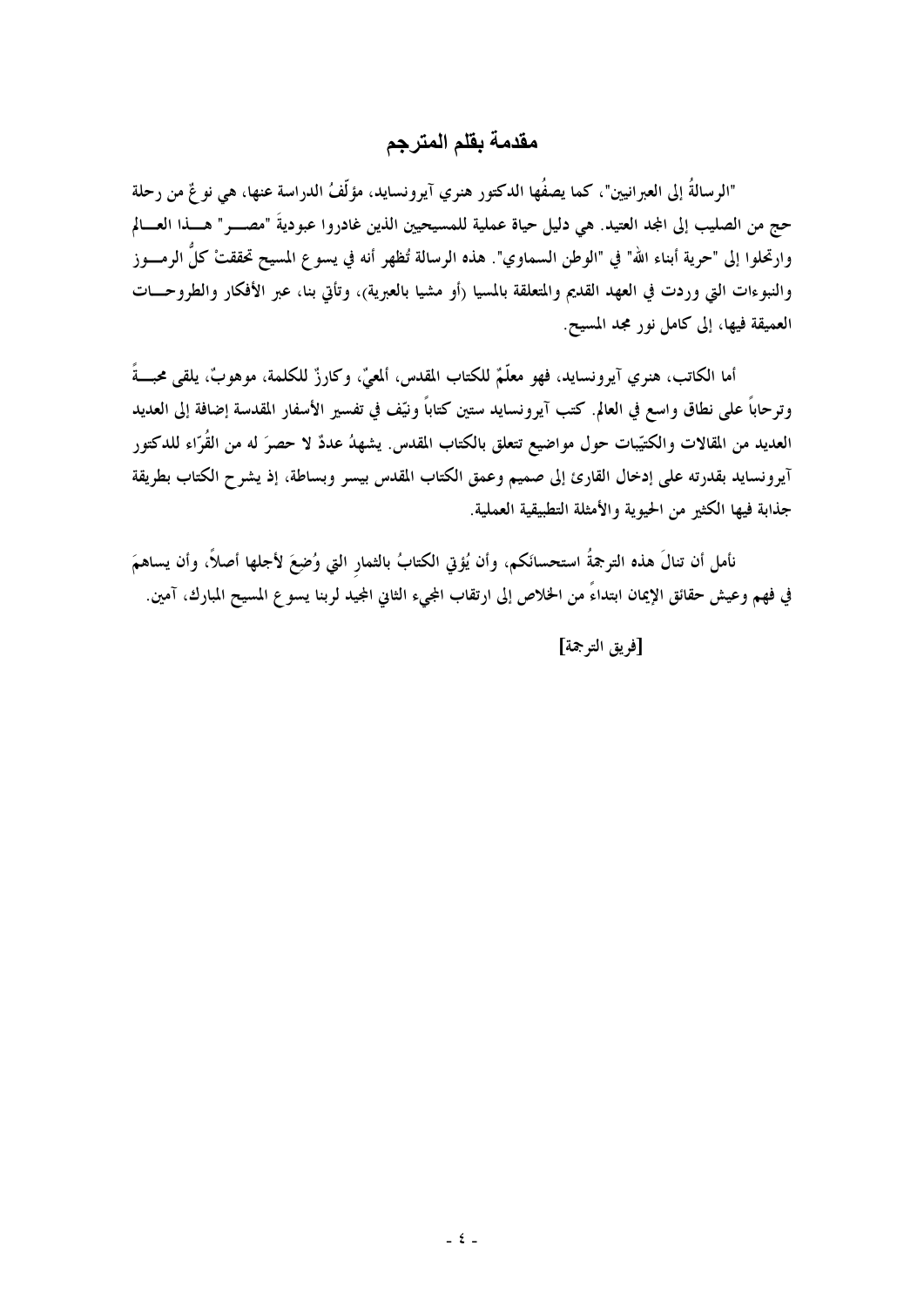## مقدمة بقلم المترجم

"الرسالةُ إلى العبرانيين"، كما يصفُها الدكتور هنري آيرونسايد، مؤلّفُ الدراسة عنها، هي نوعٌ من رحلة حج من الصليب إلى المجد العتيد. هي دليل حياة عملية للمسيحيين الذين غادروا عبوديةَ "مصـــر" هـــذا العـــالم وارتحلوا إلى "حرية أبناء الله" في "الوطن السماوي". هذه الرسالة تُظهر أنه في يسوع المسيح تحققتْ كلُّ الرمـــوز والنبوءات التي وردت في العهد القديم والمتعلقة بالمسيا (أو مشيا بالعبرية)، وتأتي بنا، عبر الأفكار والطروحـــات العميقة فيها، إلى كامل نور مجد المسيح.

أما الكاتب، هنري آيرونسايد، فهو معلّمٌ للكتاب المقدس، ألمعيٌّ، وكارزٌ للكلمة، موهوبٌ، يلقى محبـــةً وترحاباً على نطاق واسع في العالم. كتب آيرونسايد ستين كتاباً ونيّف في تفسير الأسفار المقدسة إضافة إلى العديد العديد من المقالات والكتيّبات حول مواضيع تتعلق بالكتاب المقدس. يشهدُ عددٌ لا حصرَ له من القُرّاء للدكتور آيرونسايد بقدرته على إدخال القارئ إلى صميم وعمق الكتاب المقدس بيسر وبساطة، إذ يشرح الكتاب بطريقة جذابة فيها الكثير من الحيوية والأمثلة التطبيقية العملية.

نأمل أن تنالَ هذه الترجمةُ استحسانَكم، وأن يُؤتِي الكتابُ بالثمارِ التي وُضِعَ لأجلها أصلاً، وأن يساهمَ في فهم وعيش حقائق الإيمان ابتداءً من الخلاص إلى ارتقاب المجيء الثاني المجيد لربنا يسوع المسيح المبارك، آمين.

[فريق الترجمة]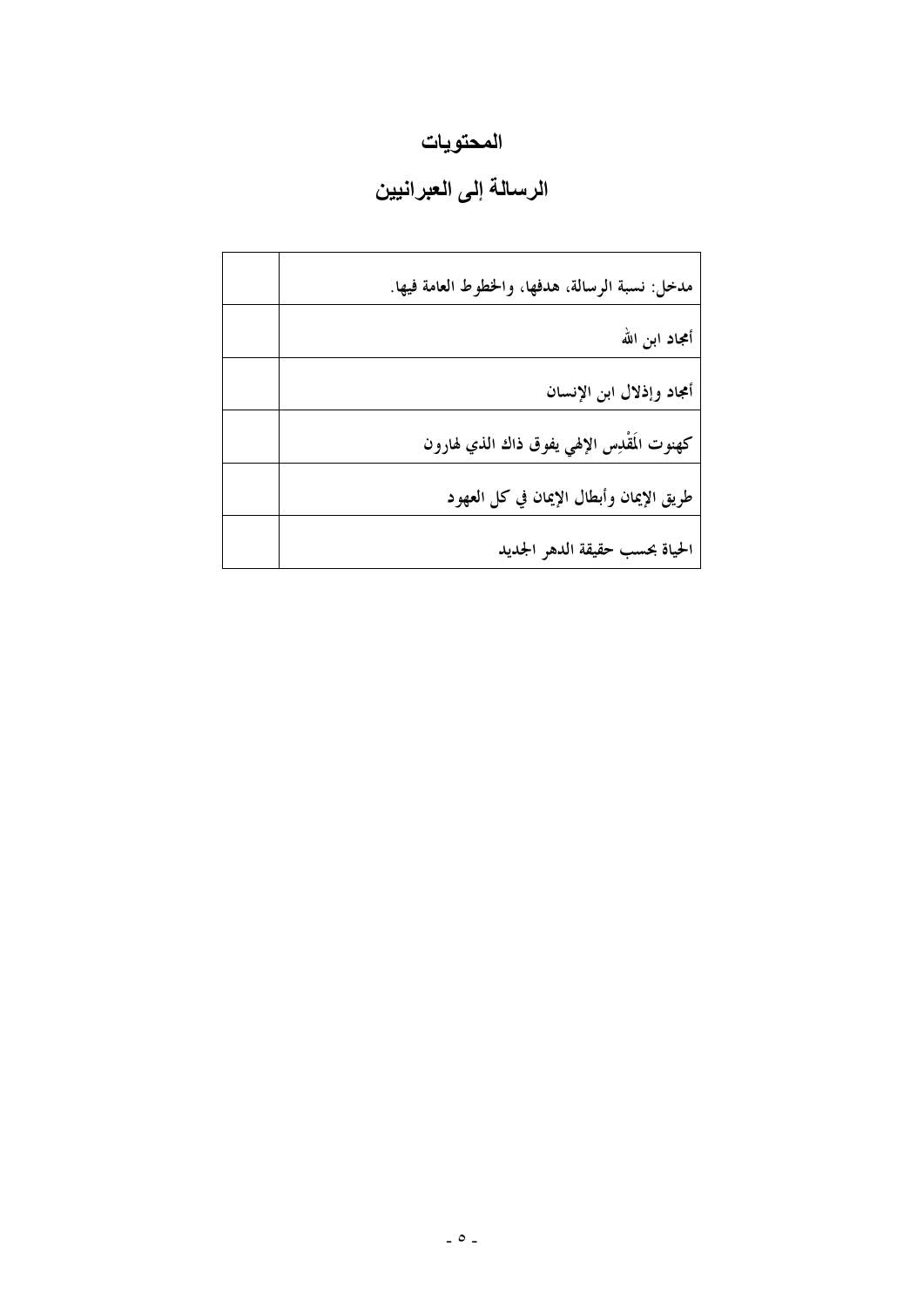# المحتويات

## الرسالة إلى العبرانيين

| | |
|---|---|
| مدخل: نسبة الرسالة، هدفها، والخطوط العامة فيها. | |
| أمجاد ابن الله | |
| أمجاد وإذلال ابن الإنسان | |
| كهنوت المَقْدِس الإلهي يفوق ذاك الذي لهارون | |
| طريق الإيمان وأبطال الإيمان في كل العهود | |
| الحياة بحسب حقيقة الدهر الجديد | |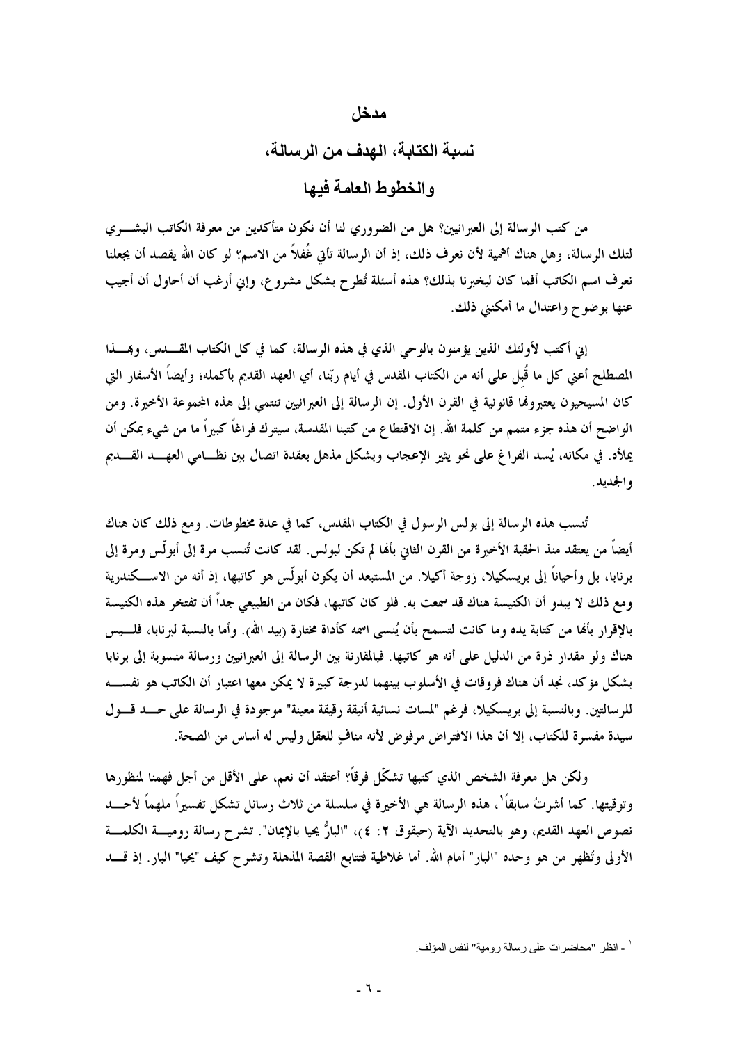# مدخل

## نسبة الكتابة، الهدف من الرسالة، والخطوط العامة فيها

من كتب الرسالة إلى العبرانيين؟ هل من الضروري لنا أن نكون متأكدين من معرفة الكاتب البشري لتلك الرسالة، وهل هناك أهمية لأن نعرف ذلك، إذ أن الرسالة تأتي غُفلاً من الاسم؟ لو كان الله يقصد أن يجعلنا نعرف اسم الكاتب أفما كان ليخبرنا بذلك؟ هذه أسئلة تُطرح بشكل مشروع، وإني أرغب أن أحاول أن أجيب عنها بوضوح واعتدال ما أمكنني ذلك.

إني أكتب لأولئك الذين يؤمنون بالوحي الذي في هذه الرسالة، كما في كل الكتاب المقدس، وبهذا المصطلح أعني كل ما قُبِل على أنه من الكتاب المقدس في أيام ربّنا، أي العهد القديم بأكمله؛ وأيضاً الأسفار التي كان المسيحيون يعتبرونها قانونية في القرن الأول. إن الرسالة إلى العبرانيين تنتمي إلى هذه المجموعة الأخيرة. ومن الواضح أن هذه جزء متمم من كلمة الله. إن الاقتطاع من كتبنا المقدسة، سيترك فراغاً كبيراً ما من شيء يمكن أن يملأه. في مكانه، يُسد الفراغ على نحو يثير الإعجاب وبشكل مذهل بعقدة اتصال بين نظامي العهد القديم والجديد.

تُنسب هذه الرسالة إلى بولس الرسول في الكتاب المقدس، كما في عدة مخطوطات. ومع ذلك كان هناك أيضاً من يعتقد منذ الحقبة الأخيرة من القرن الثاني بأنها لم تكن لبولس. لقد كانت تُنسب مرة إلى أبولّس ومرة إلى برنابا، بل وأحياناً إلى بريسكيلا، زوجة أكيلا. من المستبعد أن يكون أبولّس هو كاتبها، إذ أنه من الاسكندرية ومع ذلك لا يبدو أن الكنيسة هناك قد سمعت به. فلو كان كاتبها، فكان من الطبيعي جداً أن تفتخر هذه الكنيسة بالإقرار بأنها من كتابة يده وما كانت لتسمح بأن يُنسى اسمه كأداة مختارة (بيد الله). وأما بالنسبة لبرنابا، فليس هناك ولو مقدار ذرة من الدليل على أنه هو كاتبها. فبالمقارنة بين الرسالة إلى العبرانيين ورسالة منسوبة إلى برنابا بشكل مؤكد، نجد أن هناك فروقات في الأسلوب بينهما لدرجة كبيرة لا يمكن معها اعتبار أن الكاتب هو نفسه للرسالتين. وبالنسبة إلى بريسكيلا، فرغم "لمسات نسائية أنيقة رقيقة معينة" موجودة في الرسالة على حد قول سيدة مفسرة للكتاب، إلا أن هذا الافتراض مرفوض لأنه منافٍ للعقل وليس له أساس من الصحة.

ولكن هل معرفة الشخص الذي كتبها تشكّل فرقاً؟ أعتقد أن نعم، على الأقل من أجل فهمنا لمنظورها وتوقيتها. كما أشرتُ سابقاً[1]، هذه الرسالة هي الأخيرة في سلسلة من ثلاث رسائل تشكل تفسيراً ملهماً لأحد نصوص العهد القديم، وهو بالتحديد الآية (حبقوق ٢: ٤)، "البارُّ يحيا بالإيمان". تشرح رسالة رومية الكلمة الأولى وتُظهر من هو وحده "البار" أمام الله. أما غلاطية فتتابع القصة المذهلة وتشرح كيف "يحيا" البار. إذ قد

---

[1] - انظر "محاضرات على رسالة رومية" لنفس المؤلف.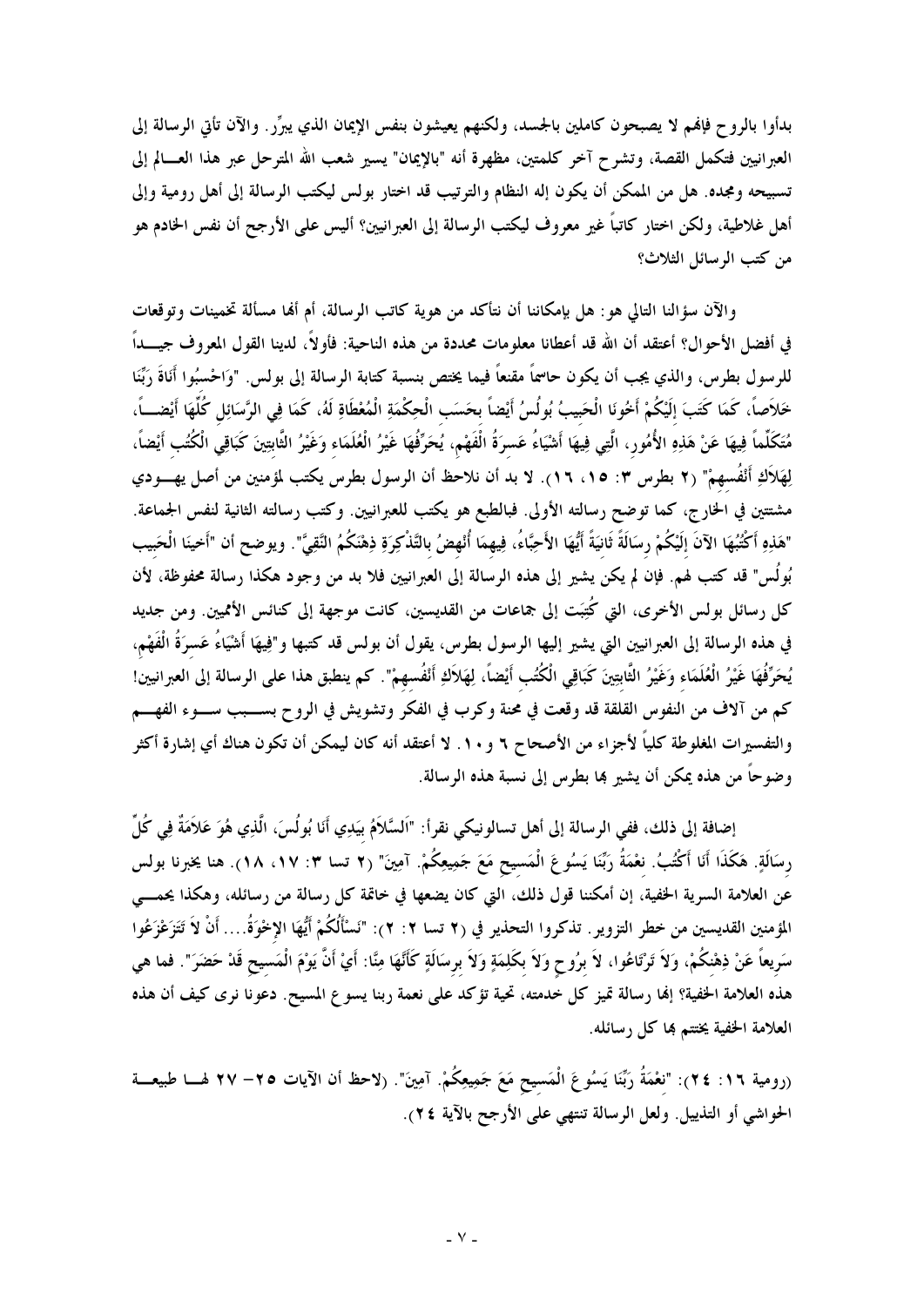بدأوا بالروح فإنهم لا يصبحون كاملين بالجسد، ولكنهم يعيشون بنفس الإيمان الذي يبرِّر. والآن تأتي الرسالة إلى العبرانيين فتكمل القصة، وتشرح آخر كلمتين، مظهرة أنه "بالإيمان" يسير شعب الله المترحل عبر هذا العـــالم إلى تسبيحه ومجده. هل من الممكن أن يكون إله النظام والترتيب قد اختار بولس ليكتب الرسالة إلى أهل رومية وإلى أهل غلاطية، ولكن اختار كاتباً غير معروف ليكتب الرسالة إلى العبرانيين؟ أليس على الأرجح أن نفس الخادم هو من كتب الرسائل الثلاث؟

والآن سؤالنا التالي هو: هل بإمكاننا أن نتأكد من هوية كاتب الرسالة، أم أنها مسألة تخمينات وتوقعات في أفضل الأحوال؟ أعتقد أن الله قد أعطانا معلومات محددة من هذه الناحية: فأولاً، لدينا القول المعروف جيـــداً للرسول بطرس، والذي يجب أن يكون حاسماً مقنعاً فيما يختص بنسبة كتابة الرسالة إلى بولس. "وَاحْسِبُوا أَنَاةَ رَبِّنَا خَلاَصاً، كَمَا كَتَبَ إِلَيْكُمْ أَخُونَا الْحَبِيبُ بُولُسُ أَيْضاً بِحَسَبِ الْحِكْمَةِ الْمُعْطَاةِ لَهُ، كَمَا فِي الرَّسَائِلِ كُلِّهَا أَيْضـــاً، مُتَكَلِّماً فِيهَا عَنْ هَذِهِ الأُمُورِ، الَّتِي فِيهَا أَشْيَاءُ عَسِرَةُ الْفَهْمِ، يُحَرِّفُهَا غَيْرُ الْعُلَمَاءِ وَغَيْرُ الثَّابِتِينَ كَبَاقِي الْكُتُبِ أَيْضاً، لِهَلاَكِ أَنْفُسِهِمْ" (٢ بطرس ٣: ١٥، ١٦). لا بد أن نلاحظ أن الرسول بطرس يكتب لمؤمنين من أصل يهـــودي مشتتين في الخارج، كما توضح رسالته الأولى. فبالطبع هو يكتب للعبرانيين. وكتب رسالته الثانية لنفس الجماعة. "هَذِهِ أَكْتُبُهَا الآنَ إِلَيْكُمْ رِسَالَةً ثَانِيَةً أَيُّهَا الأَحِبَّاءُ، فِيهِمَا أُنْهِضُ بِالتَّذْكِرَةِ ذِهْنَكُمُ النَّقِيَّ". ويوضح أن "أَخينَا الْحَبِيب بُولُس" قد كتب لهم. فإن لم يكن يشير إلى هذه الرسالة إلى العبرانيين فلا بد من وجود هكذا رسالة محفوظة، لأن كل رسائل بولس الأخرى، التي كُتِبَت إلى جماعات من القديسين، كانت موجهة إلى كنائس الأمميين. ومن جديد في هذه الرسالة إلى العبرانيين التي يشير إليها الرسول بطرس، يقول أن بولس قد كتبها و"فِيهَا أَشْيَاءُ عَسِرَةُ الْفَهْمِ، يُحَرِّفُهَا غَيْرُ الْعُلَمَاءِ وَغَيْرُ الثَّابِتِينَ كَبَاقِي الْكُتُبِ أَيْضاً، لِهَلاَكِ أَنْفُسِهِمْ". كم ينطبق هذا على الرسالة إلى العبرانيين! كم من آلاف من النفوس القلقة قد وقعت في محنة وكرب في الفكر وتشويش في الروح بســـبب ســـوء الفهـــم والتفسيرات المغلوطة كلياً لأجزاء من الأصحاح ٦ و ١٠. لا أعتقد أنه كان ليمكن أن تكون هناك أي إشارة أكثر وضوحاً من هذه يمكن أن يشير بها بطرس إلى نسبة هذه الرسالة.

إضافة إلى ذلك، ففي الرسالة إلى أهل تسالونيكي نقرأ: "اَلسَّلاَمُ بِيَدِي أَنَا بُولُسَ، الَّذِي هُوَ عَلاَمَةٌ فِي كُلِّ رِسَالَةٍ. هَكَذَا أَنَا أَكْتُبُ. نِعْمَةُ رَبِّنَا يَسُوعَ الْمَسِيحِ مَعَ جَمِيعِكُمْ. آمِينَ" (٢ تسا ٣: ١٧، ١٨). هنا يخبرنا بولس عن العلامة السرية الخفية، إن أمكننا قول ذلك، التي كان يضعها في خاتمة كل رسالة من رسائله، وهكذا يحمـــي المؤمنين القديسين من خطر التزوير. تذكروا التحذير في (٢ تسا ٢: ٢): "نَسْأَلُكُمْ أَيُّهَا الإِخْوَةُ.... أَنْ لاَ تَتَزَعْزَعُوا سَرِيعاً عَنْ ذِهْنِكُمْ، وَلاَ تَرْتَاعُوا، لاَ بِرُوحٍ وَلاَ بِكَلِمَةٍ وَلاَ بِرِسَالَةٍ كَأَنَّهَا مِنَّا: أَيْ أَنَّ يَوْمَ الْمَسِيحِ قَدْ حَضَرَ". فما هي هذه العلامة الخفية؟ إنها رسالة تميز كل خدمته، تحية تؤكد على نعمة ربنا يسوع المسيح. دعونا نرى كيف أن هذه العلامة الخفية يختتم بها كل رسائله.

(رومية ١٦: ٢٤): "نِعْمَةُ رَبِّنَا يَسُوعَ الْمَسِيحِ مَعَ جَمِيعِكُمْ. آمِينَ". (لاحظ أن الآيات ٢٥– ٢٧ لهـــا طبيعـــة الحواشي أو التذييل. ولعل الرسالة تنتهي على الأرجح بالآية ٢٤).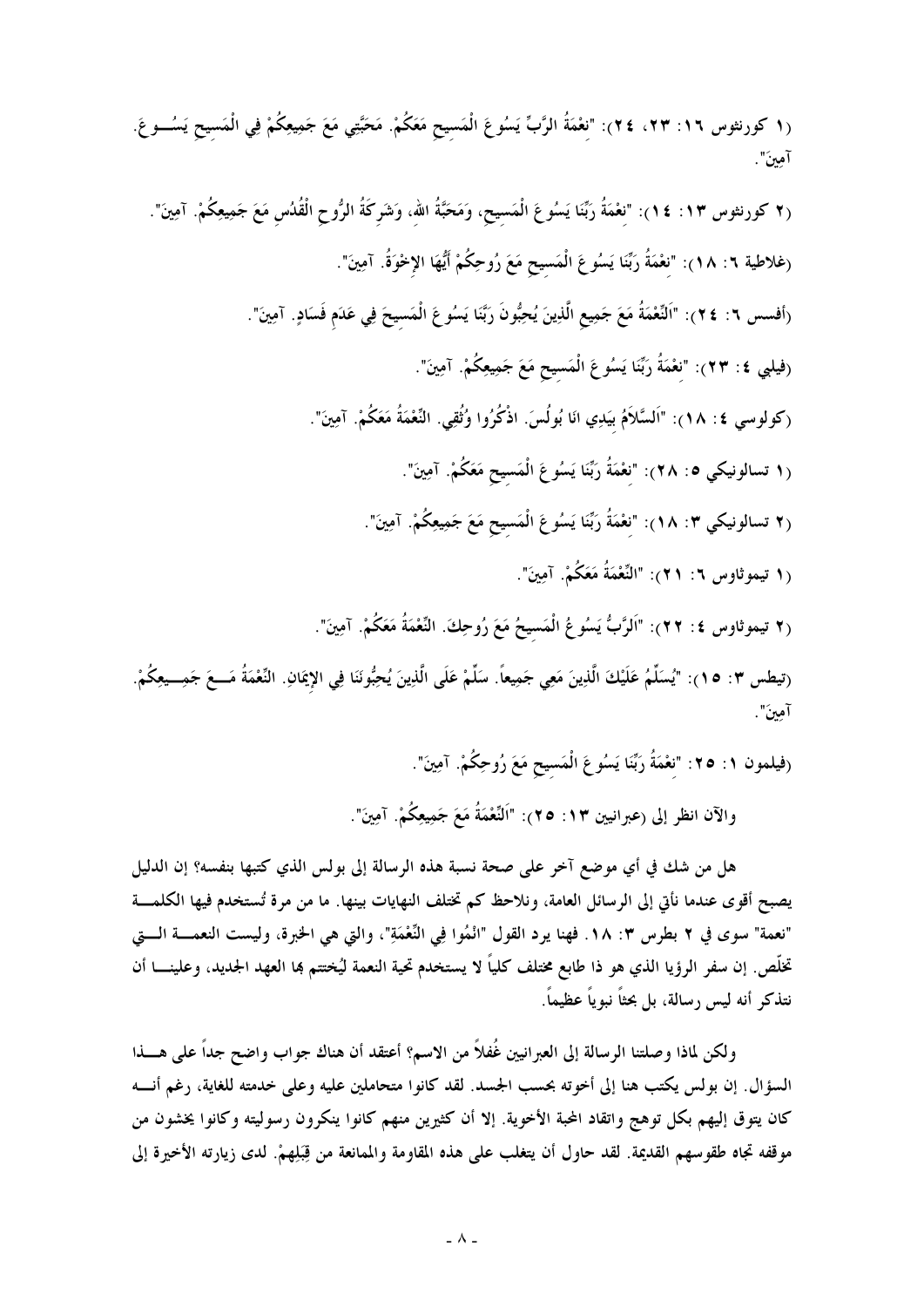(١ كورنثوس ١٦: ٢٣، ٢٤): "نِعْمَةُ الرَّبِّ يَسُوعَ الْمَسِيحِ مَعَكُمْ. مَحَبَّتِي مَعَ جَمِيعِكُمْ فِي الْمَسِيحِ يَسُوعَ. آمِينَ".

(٢ كورنثوس ١٣: ١٤): "نِعْمَةُ رَبِّنَا يَسُوعَ الْمَسِيحِ، وَمَحَبَّةُ اللهِ، وَشَرِكَةُ الرُّوحِ الْقُدُسِ مَعَ جَمِيعِكُمْ. آمِينَ".

(غلاطية ٦: ١٨): "نِعْمَةُ رَبِّنَا يَسُوعَ الْمَسِيحِ مَعَ رُوحِكُمْ أَيُّهَا الإِخْوَةُ. آمِينَ".

(أفسس ٦: ٢٤): "اَلنِّعْمَةُ مَعَ جَمِيعِ الَّذِينَ يُحِبُّونَ رَبَّنَا يَسُوعَ الْمَسِيحَ فِي عَدَمِ فَسَادٍ. آمِينَ".

(فيلبي ٤: ٢٣): "نِعْمَةُ رَبِّنَا يَسُوعَ الْمَسِيحِ مَعَ جَمِيعِكُمْ. آمِينَ".

(كولوسي ٤: ١٨): "اَلسَّلاَمُ بِيَدِي انَا بُولُسَ. اذْكُرُوا وُثُقِي. النِّعْمَةُ مَعَكُمْ. آمِينَ".

(١ تسالونيكي ٥: ٢٨): "نِعْمَةُ رَبِّنَا يَسُوعَ الْمَسِيحِ مَعَكُمْ. آمِينَ".

(٢ تسالونيكي ٣: ١٨): "نِعْمَةُ رَبِّنَا يَسُوعَ الْمَسِيحِ مَعَ جَمِيعِكُمْ. آمِينَ".

(١ تيموثاوس ٦: ٢١): "النِّعْمَةُ مَعَكَ. آمِينَ".

(٢ تيموثاوس ٤: ٢٢): "اَلرَّبُّ يَسُوعُ الْمَسِيحُ مَعَ رُوحِكَ. النِّعْمَةُ مَعَكُمْ. آمِينَ".

(تيطس ٣: ١٥): "يُسَلِّمُ عَلَيْكَ الَّذِينَ مَعِي جَمِيعاً. سَلِّمْ عَلَى الَّذِينَ يُحِبُّونَنَا فِي الإِيمَانِ. النِّعْمَةُ مَعَ جَمِيعِكُمْ. آمِينَ".

(فيلمون ١: ٢٥): "نِعْمَةُ رَبِّنَا يَسُوعَ الْمَسِيحِ مَعَ رُوحِكُمْ. آمِينَ".

والآن انظر إلى (عبرانيين ١٣: ٢٥): "اَلنِّعْمَةُ مَعَ جَمِيعِكُمْ. آمِينَ".

هل من شك في أي موضع آخر على صحة نسبة هذه الرسالة إلى بولس الذي كتبها بنفسه؟ إن الدليل يصبح أقوى عندما نأتي إلى الرسائل العامة، ونلاحظ كم تختلف النهايات بينها. ما من مرة تُستخدم فيها الكلمة "نعمة" سوى في ٢ بطرس ٣: ١٨. فهنا يرد القول "انْمُوا فِي النِّعْمَةِ"، والتي هي الخبرة، وليست النعمة التي تخلّص. إن سفر الرؤيا الذي هو ذا طابع مختلف كلياً لا يستخدم تحية النعمة ليُختتم بها العهد الجديد، وعلينا أن نتذكر أنه ليس رسالة، بل بحثاً نبوياً عظيماً.

ولكن لماذا وصلتنا الرسالة إلى العبرانيين غُفلاً من الاسم؟ أعتقد أن هناك جواب واضح جداً على هذا السؤال. إن بولس يكتب هنا إلى أخوته بحسب الجسد. لقد كانوا متحاملين عليه وعلى خدمته للغاية، رغم أنه كان يتوق إليهم بكل توهج واتقاد المحبة الأخوية. إلا أن كثيرين منهم كانوا ينكرون رسوليته وكانوا يخشون من موقفه تجاه طقوسهم القديمة. لقد حاول أن يتغلب على هذه المقاومة والممانعة من قِبَلِهِمْ. لدى زيارته الأخيرة إلى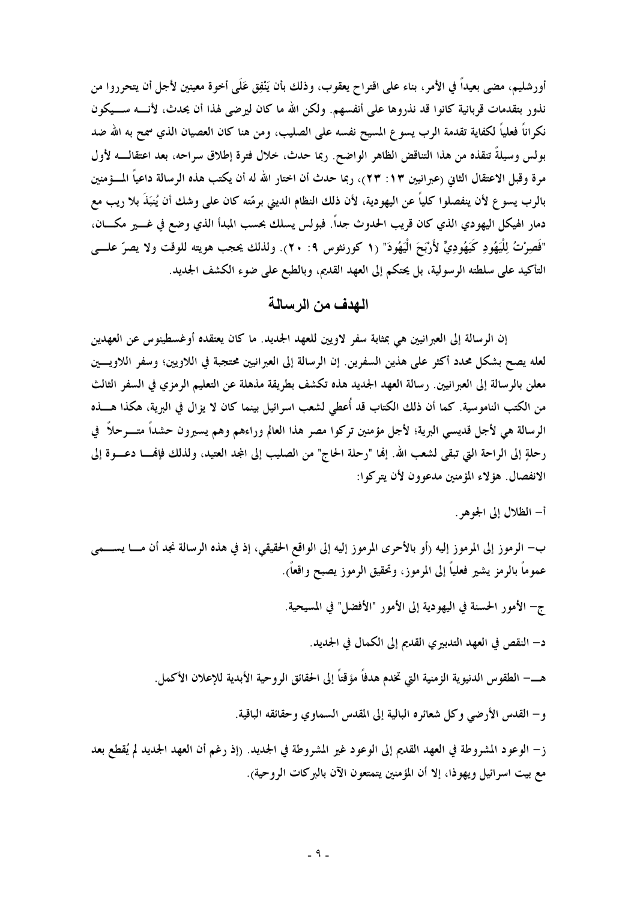أورشليم، مضى بعيداً في الأمر، بناء على اقتراح يعقوب، وذلك بأن يَنْفِق عَلَى أخوة معينين لأجل أن يتحرروا من نذور بتقدمات قربانية كانوا قد نذروها على أنفسهم. ولكن الله ما كان ليرضى لهذا أن يحدث، لأنــه ســيكون نكراناً فعلياً لكفاية تقدمة الرب يسوع المسيح نفسه على الصليب، ومن هنا كان العصيان الذي سمح به الله ضد بولس وسيلةً تنقذه من هذا التناقض الظاهر الواضح. ربما حدث، خلال فترة إطلاق سراحه، بعد اعتقالــه لأول مرة وقبل الاعتقال الثاني (عبرانيين ١٣: ٢٣)، ربما حدث أن اختار الله له أن يكتب هذه الرسالة داعياً المــؤمنين بالرب يسوع لأن ينفصلوا كلياً عن اليهودية، لأن ذلك النظام الديني برمّته كان على وشك أن يُنبَذَ بلا ريب مع دمار الهيكل اليهودي الذي كان قريب الحدوث جداً. فبولس يسلك بحسب المبدأ الذي وضع في غــير مكــان، "فَصِرْتُ لِلْيَهُودِ كَيَهُودِيٍّ لأَرْبَحَ الْيَهُودَ" (١ كورنثوس ٩: ٢٠). ولذلك يحجب هويته للوقت ولا يصرّ علــى التأكيد على سلطته الرسولية، بل يحتكم إلى العهد القديم، وبالطبع على ضوء الكشف الجديد.

## الهدف من الرسالة

إن الرسالة إلى العبرانيين هي بمثابة سفر لاويين للعهد الجديد. ما كان يعتقده أوغسطينوس عن العهدين لعله يصح بشكل محدد أكثر على هذين السفرين. إن الرسالة إلى العبرانيين محتجبة في اللاويين؛ وسفر اللاويــين معلن بالرسالة إلى العبرانيين. رسالة العهد الجديد هذه تكشف بطريقة مذهلة عن التعليم الرمزي في السفر الثالث من الكتب الناموسية. كما أن ذلك الكتاب قد أُعطي لشعب اسرائيل بينما كان لا يزال في البرية، هكذا هــذه الرسالة هي لأجل قديسي البرية؛ لأجل مؤمنين تركوا مصر هذا العالم وراءهم وهم يسيرون حشداً متــرحلاً في رحلةٍ إلى الراحة التي تبقى لشعب الله. إنها "رحلة الحاج" من الصليب إلى المجد العتيد، ولذلك فإنهــا دعــوة إلى الانفصال. هؤلاء المؤمنين مدعوون لأن يتركوا:

أ- الظلال إلى الجوهر.

ب- الرموز إلى المرموز إليه (أو بالأحرى المرموز إليه إلى الواقع الحقيقي، إذ في هذه الرسالة نجد أن مــا يســمى عموماً بالرمز يشير فعلياً إلى المرموز، وتحقيق الرموز يصبح واقعاً).

ج- الأمور الحسنة في اليهودية إلى الأمور "الأفضل" في المسيحية.

د- النقص في العهد التدبيري القديم إلى الكمال في الجديد.

هـ- الطقوس الدنيوية الزمنية التي تخدم هدفاً مؤقتاً إلى الحقائق الروحية الأبدية للإعلان الأكمل.

و- القدس الأرضي وكل شعائره البالية إلى المقدس السماوي وحقائقه الباقية.

ز- الوعود المشروطة في العهد القديم إلى الوعود غير المشروطة في الجديد. (إذ رغم أن العهد الجديد لم يُقطع بعد مع بيت اسرائيل ويهوذا، إلا أن المؤمنين يتمتعون الآن بالبركات الروحية).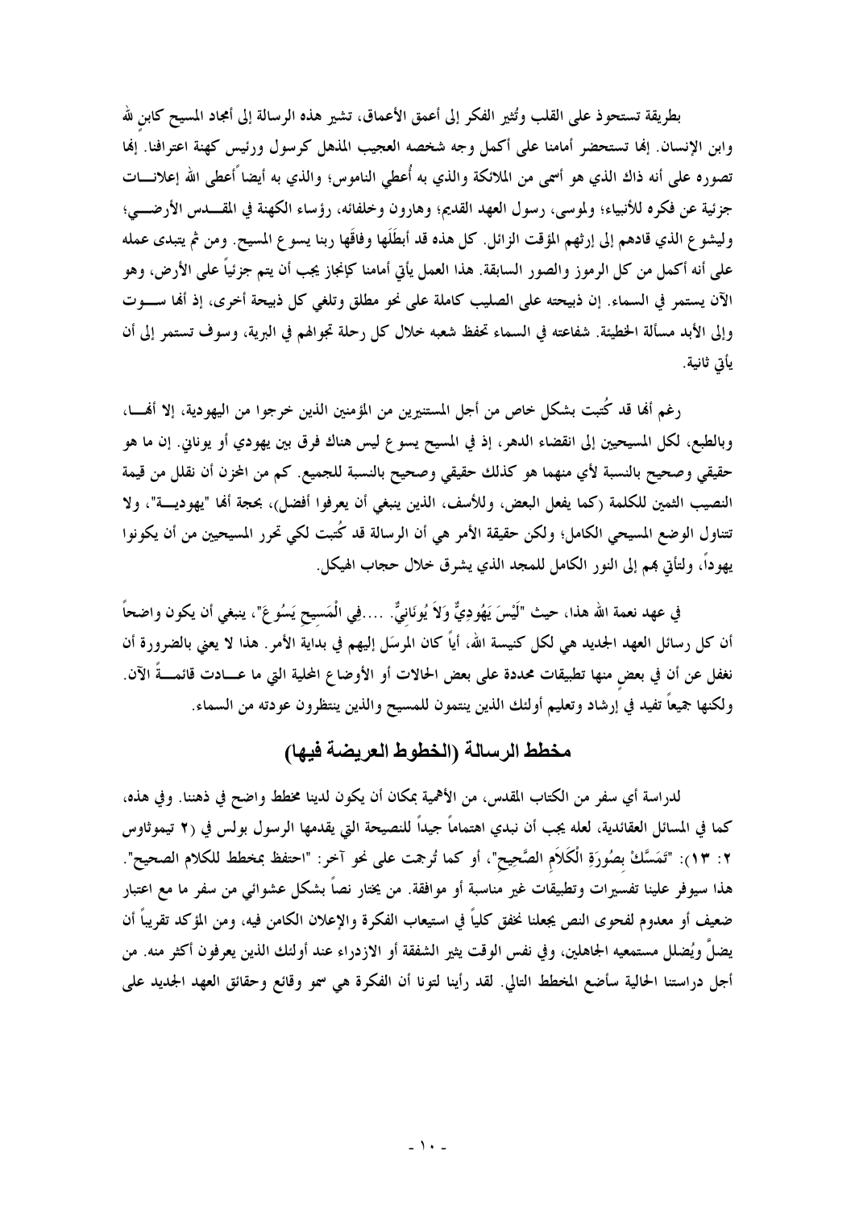بطريقة تستحوذ على القلب وتُثير الفكر إلى أعمق الأعماق، تشير هذه الرسالة إلى أمجاد المسيح كابن لله وابن الإنسان. إنها تستحضر أمامنا على أكمل وجه شخصه العجيب المذهل كرسول ورئيس كهنة اعترافنا. إنها تصوره على أنه ذاك الذي هو أسمى من الملائكة والذي به أُعطي الناموس؛ والذي به أيضاً أعطى الله إعلانات جزئية عن فكره للأنبياء؛ ولموسى، رسول العهد القديم؛ وهارون وخلفائه، رؤساء الكهنة في المقدس الأرضي؛ وليشوع الذي قادهم إلى إرثهم المؤقت الزائل. كل هذه قد أبطَلَها وفاقَها ربنا يسوع المسيح. ومن ثم يتبدى عمله على أنه أكمل من كل الرموز والصور السابقة. هذا العمل يأتي أمامنا كإنجاز يجب أن يتم جزئياً على الأرض، وهو الآن يستمر في السماء. إن ذبيحته على الصليب كاملة على نحو مطلق وتلغي كل ذبيحة أخرى، إذ أنها سوت وإلى الأبد مسألة الخطيئة. شفاعته في السماء تحفظ شعبه خلال كل رحلة تجوالهم في البرية، وسوف تستمر إلى أن يأتي ثانية.

رغم أنها قد كُتبت بشكل خاص من أجل المستنيرين من المؤمنين الذين خرجوا من اليهودية، إلا أنها، وبالطبع، لكل المسيحيين إلى انقضاء الدهر، إذ في المسيح يسوع ليس هناك فرق بين يهودي أو يوناني. إن ما هو حقيقي وصحيح بالنسبة لأي منهما هو كذلك حقيقي وصحيح بالنسبة للجميع. كم من المحزن أن نقلل من قيمة النصيب الثمين للكلمة (كما يفعل البعض، وللأسف، الذين ينبغي أن يعرفوا أفضل)، بحجة أنها "يهودية"، ولا تتناول الوضع المسيحي الكامل؛ ولكن حقيقة الأمر هي أن الرسالة قد كُتبت لكي تحرر المسيحيين من أن يكونوا يهوداً، ولتأتي بهم إلى النور الكامل للمجد الذي يشرق خلال حجاب الهيكل.

في عهد نعمة الله هذا، حيث "لَيْسَ يَهُودِيٌّ وَلاَ يُونَانِيٌّ. ....فِي الْمَسِيحِ يَسُوعَ"، ينبغي أن يكون واضحاً أن كل رسائل العهد الجديد هي لكل كنيسة الله، أياً كان المرسَل إليهم في بداية الأمر. هذا لا يعني بالضرورة أن نغفل عن أن في بعضٍ منها تطبيقات محددة على بعض الحالات أو الأوضاع المحلية التي ما عادت قائمةً الآن. ولكنها جميعاً تفيد في إرشاد وتعليم أولئك الذين ينتمون للمسيح والذين ينتظرون عودته من السماء.

## مخطط الرسالة (الخطوط العريضة فيها)

لدراسة أي سفر من الكتاب المقدس، من الأهمية بمكان أن يكون لدينا مخطط واضح في ذهننا. وفي هذه، كما في المسائل العقائدية، لعله يجب أن نبدي اهتماماً جيداً للنصيحة التي يقدمها الرسول بولس في (٢ تيموثاوس ٢: ١٣): "تَمَسَّكْ بِصُورَةِ الْكَلاَمِ الصَّحِيحِ"، أو كما تُرجمت على نحو آخر: "احتفظ بمخطط للكلام الصحيح". هذا سيوفر علينا تفسيرات وتطبيقات غير مناسبة أو موافقة. من يختار نصاً بشكل عشوائي من سفر ما مع اعتبار ضعيف أو معدوم لفحوى النص يجعلنا نخفق كلياً في استيعاب الفكرة والإعلان الكامن فيه، ومن المؤكد تقريباً أن يضلَّ ويُضلل مستمعيه الجاهلين، وفي نفس الوقت يثير الشفقة أو الازدراء عند أولئك الذين يعرفون أكثر منه. من أجل دراستنا الحالية سأضع المخطط التالي. لقد رأينا لتونا أن الفكرة هي سمو وقائع وحقائق العهد الجديد على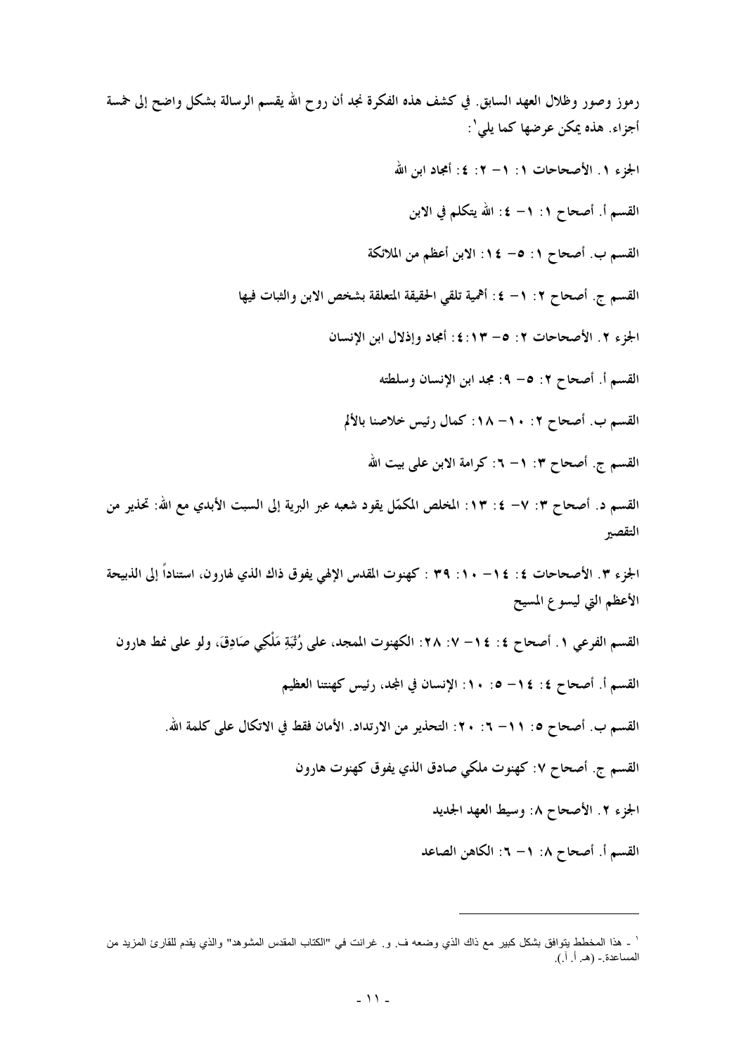رموز وصور وظلال العهد السابق. في كشف هذه الفكرة نجد أن روح الله يقسم الرسالة بشكل واضح إلى خمسة أجزاء. هذه يمكن عرضها كما يلي[1]:

الجزء ١. الأصحاحات ١: ١– ٢: ٤: أمجاد ابن الله

القسم أ. أصحاح ١: ١– ٤: الله يتكلم في الابن

القسم ب. أصحاح ١: ٥– ١٤: الابن أعظم من الملائكة

القسم ج. أصحاح ٢: ١– ٤: أهمية تلقي الحقيقة المتعلقة بشخص الابن والثبات فيها

الجزء ٢. الأصحاحات ٢: ٥– ٤:١٣: أمجاد وإذلال ابن الإنسان

القسم أ. أصحاح ٢: ٥– ٩: مجد ابن الإنسان وسلطته

القسم ب. أصحاح ٢: ١٠– ١٨: كمال رئيس خلاصنا بالألم

القسم ج. أصحاح ٣: ١– ٦: كرامة الابن على بيت الله

القسم د. أصحاح ٣: ٧– ٤: ١٣: المخلص المكمّل يقود شعبه عبر البرية إلى السبت الأبدي مع الله: تحذير من التقصير

الجزء ٣. الأصحاحات ٤: ١٤– ١٠: ٣٩ : كهنوت المقدس الإلهي يفوق ذاك الذي لهارون، استناداً إلى الذبيحة الأعظم التي ليسوع المسيح

القسم الفرعي ١. أصحاح ٤: ١٤– ٧: ٢٨: الكهنوت الممجد، على رُتْبَةِ مَلْكِي صَادِقَ، ولو على نمط هارون

القسم أ. أصحاح ٤: ١٤– ٥: ١٠: الإنسان في المجد، رئيس كهنتنا العظيم

القسم ب. أصحاح ٥: ١١– ٦: ٢٠: التحذير من الارتداد. الأمان فقط في الاتكال على كلمة الله.

القسم ج. أصحاح ٧: كهنوت ملكي صادق الذي يفوق كهنوت هارون

الجزء ٢. الأصحاح ٨: وسيط العهد الجديد

القسم أ. أصحاح ٨: ١– ٦: الكاهن الصاعد

---

[1] ـ هذا المخطط يتوافق بشكل كبير مع ذاك الذي وضعه ف. و. غرانت في "الكتاب المقدس المشوهد" والذي يقدم للقارئ المزيد من المساعدة.ـ (هـ. أ. آ.).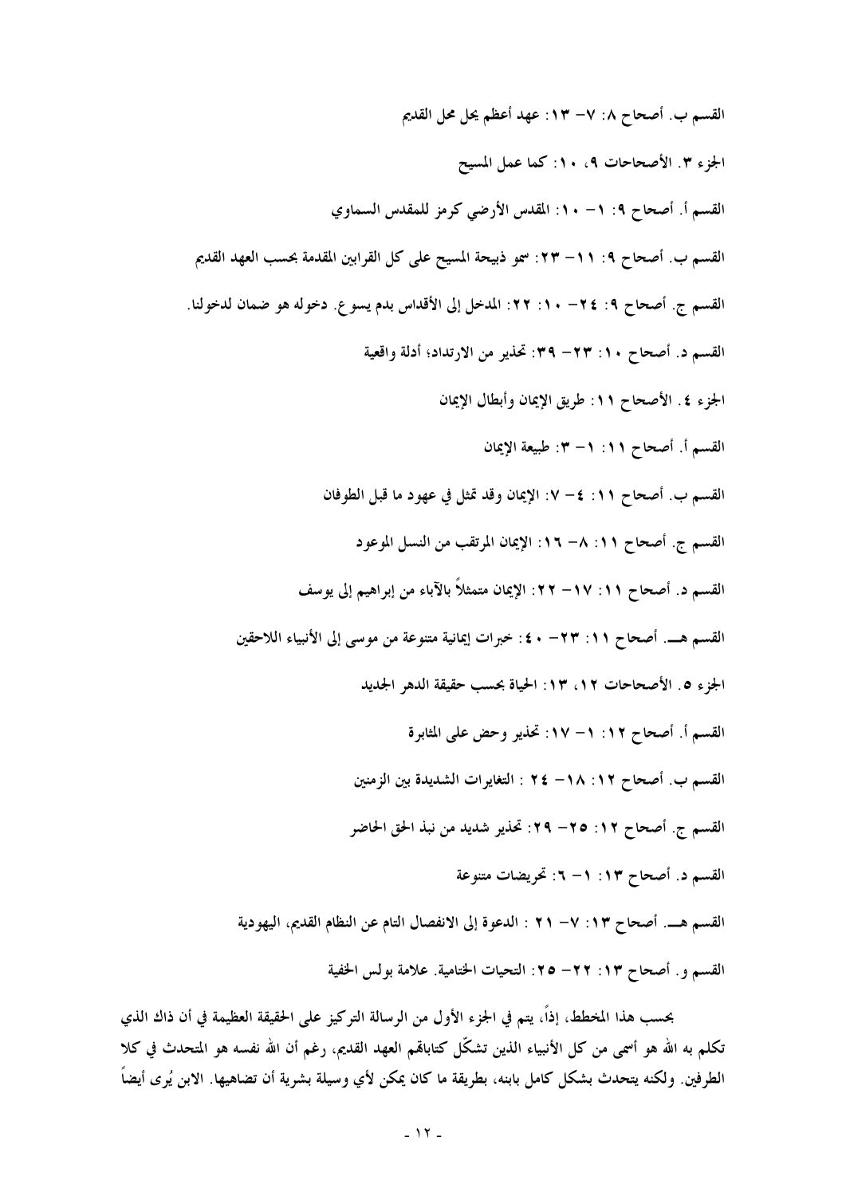القسم ب. أصحاح ٨: ٧- ١٣: عهد أعظم يحل محل القديم

الجزء ٣. الأصحاحات ٩، ١٠: كما عمل المسيح

القسم أ. أصحاح ٩: ١- ١٠: المقدس الأرضي كرمز للمقدس السماوي

القسم ب. أصحاح ٩: ١١- ٢٣: سمو ذبيحة المسيح على كل القرابين المقدمة بحسب العهد القديم

القسم ج. أصحاح ٩: ٢٤- ١٠: ٢٢: المدخل إلى الأقداس بدم يسوع. دخوله هو ضمان لدخولنا.

القسم د. أصحاح ١٠: ٢٣- ٣٩: تحذير من الارتداد؛ أدلة واقعية

الجزء ٤. الأصحاح ١١: طريق الإيمان وأبطال الإيمان

القسم أ. أصحاح ١١: ١- ٣: طبيعة الإيمان

القسم ب. أصحاح ١١: ٤- ٧: الإيمان وقد تمثل في عهود ما قبل الطوفان

القسم ج. أصحاح ١١: ٨- ١٦: الإيمان المرتقب من النسل الموعود

القسم د. أصحاح ١١: ١٧- ٢٢: الإيمان متمثلاً بالآباء من إبراهيم إلى يوسف

القسم هـ. أصحاح ١١: ٢٣- ٤٠: خبرات إيمانية متنوعة من موسى إلى الأنبياء اللاحقين

الجزء ٥. الأصحاحات ١٢، ١٣: الحياة بحسب حقيقة الدهر الجديد

القسم أ. أصحاح ١٢: ١- ١٧: تحذير وحض على المثابرة

القسم ب. أصحاح ١٢: ١٨- ٢٤ : التغايرات الشديدة بين الزمنين

القسم ج. أصحاح ١٢: ٢٥- ٢٩: تحذير شديد من نبذ الحق الحاضر

القسم د. أصحاح ١٣: ١- ٦: تحريضات متنوعة

القسم هـ. أصحاح ١٣: ٧- ٢١ : الدعوة إلى الانفصال التام عن النظام القديم، اليهودية

القسم و. أصحاح ١٣: ٢٢- ٢٥: التحيات الختامية. علامة بولس الخفية

بحسب هذا المخطط، إذاً، يتم في الجزء الأول من الرسالة التركيز على الحقيقة العظيمة في أن ذاك الذي تكلم به الله هو أسمى من كل الأنبياء الذين تشكّل كتاباتهم العهد القديم، رغم أن الله نفسه هو المتحدث في كلا الطرفين. ولكنه يتحدث بشكل كامل بابنه، بطريقة ما كان يمكن لأي وسيلة بشرية أن تضاهيها. الابن يُرى أيضاً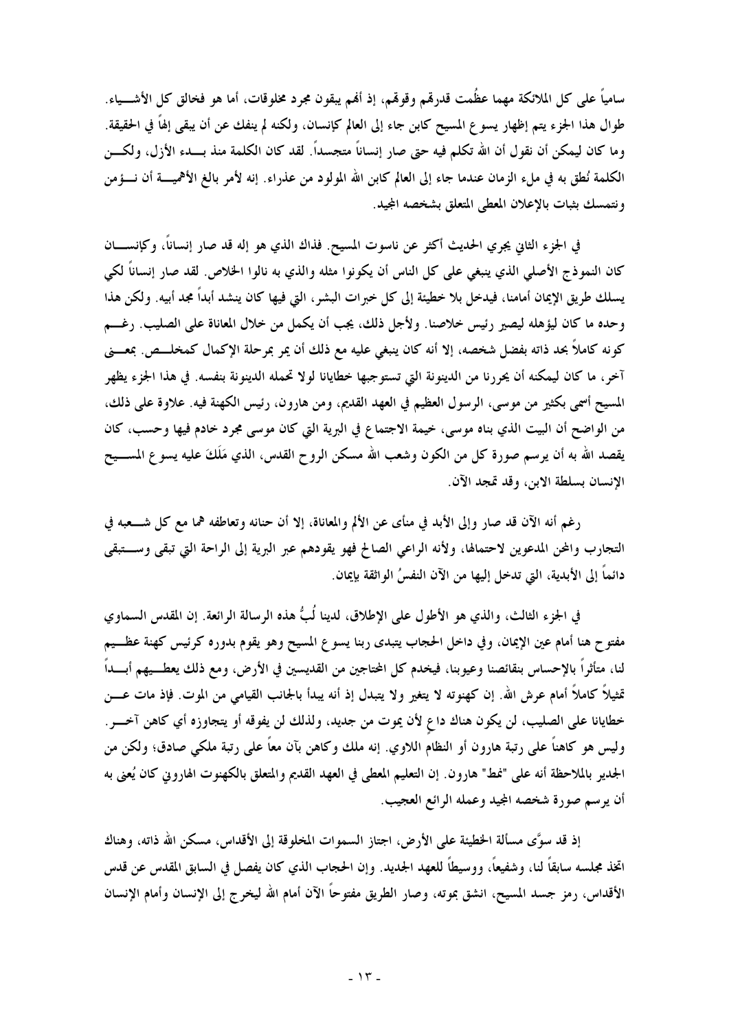سامياً على كل الملائكة مهما عظُمت قدرتهم وقوتهم، إذ أنهم يبقون مجرد مخلوقات، أما هو فخالق كل الأشـياء. طوال هذا الجزء يتم إظهار يسوع المسيح كابن جاء إلى العالم كإنسان، ولكنه لم ينفك عن أن يبقى إلهاً في الحقيقة. وما كان ليمكن أن نقول أن الله تكلم فيه حتى صار إنساناً متجسداً. لقد كان الكلمة منذ بـدء الأزل، ولكـن الكلمة نُطق به في ملء الزمان عندما جاء إلى العالم كابن الله المولود من عذراء. إنه لأمر بالغ الأهمية أن نـؤمن ونتمسك بثبات بالإعلان المعطى المتعلق بشخصه المجيد.

في الجزء الثاني يجري الحديث أكثر عن ناسوت المسيح. فذاك الذي هو إله قد صار إنساناً، وكإنسـان كان النموذج الأصلي الذي ينبغي على كل الناس أن يكونوا مثله والذي به نالوا الخلاص. لقد صار إنساناً لكي يسلك طريق الإيمان أمامنا، فيدخل بلا خطيئة إلى كل خبرات البشر، التي فيها كان ينشد أبداً مجد أبيه. ولكن هذا وحده ما كان ليؤهله ليصير رئيس خلاصنا. ولأجل ذلك، يجب أن يكمل من خلال المعاناة على الصليب. رغـم كونه كاملاً بحد ذاته بفضل شخصه، إلا أنه كان ينبغي عليه مع ذلك أن يمر بمرحلة الإكمال كمخلـص. بمعـنى آخر، ما كان ليمكنه أن يحررنا من الدينونة التي تستوجبها خطايانا لولا تحمله الدينونة بنفسه. في هذا الجزء يظهر المسيح أسمى بكثير من موسى، الرسول العظيم في العهد القديم، ومن هارون، رئيس الكهنة فيه. علاوة على ذلك، من الواضح أن البيت الذي بناه موسى، خيمة الاجتماع في البرية التي كان موسى مجرد خادم فيها وحسب، كان يقصد الله به أن يرسم صورة كل من الكون وشعب الله مسكن الروح القدس، الذي مَلَكَ عليه يسوع المسـيح الإنسان بسلطة الابن، وقد تمجد الآن.

رغم أنه الآن قد صار وإلى الأبد في منأى عن الألم والمعاناة، إلا أن حنانه وتعاطفه هما مع كل شـعبه في التجارب والمحن المدعوين لاحتمالها، ولأنه الراعي الصالح فهو يقودهم عبر البرية إلى الراحة التي تبقى وسـتبقى دائماً إلى الأبدية، التي تدخل إليها من الآن النفسُ الواثقة بإيمان.

في الجزء الثالث، والذي هو الأطول على الإطلاق، لدينا لُبُّ هذه الرسالة الرائعة. إن المقدس السماوي مفتوح هنا أمام عين الإيمان، وفي داخل الحجاب يتبدى ربنا يسوع المسيح وهو يقوم بدوره كرئيس كهنة عظـيم لنا، متأثراً بالإحساس بنقائصنا وعيوبنا، فيخدم كل المحتاجين من القديسين في الأرض، ومع ذلك يعطـيهم أبـداً تمثيلاً كاملاً أمام عرش الله. إن كهنوته لا يتغير ولا يتبدل إذ أنه يبدأ بالجانب القيامي من الموت. فإذ مات عـن خطايانا على الصليب، لن يكون هناك داعٍ لأن يموت من جديد، ولذلك لن يفوقه أو يتجاوزه أي كاهن آخـر. وليس هو كاهناً على رتبة هارون أو النظام اللاوي. إنه ملك وكاهن بآن معاً على رتبة ملكي صادق؛ ولكن من الجدير بالملاحظة أنه على "نمط" هارون. إن التعليم المعطى في العهد القديم والمتعلق بالكهنوت الهاروني كان يُعنى به أن يرسم صورة شخصه المجيد وعمله الرائع العجيب.

إذ قد سوَّى مسألة الخطيئة على الأرض، اجتاز السموات المخلوقة إلى الأقداس، مسكن الله ذاته، وهناك اتخذ مجلسه سابقاً لنا، وشفيعاً، ووسيطاً للعهد الجديد. وإن الحجاب الذي كان يفصل في السابق المقدس عن قدس الأقداس، رمز جسد المسيح، انشق بموته، وصار الطريق مفتوحاً الآن أمام الله ليخرج إلى الإنسان وأمام الإنسان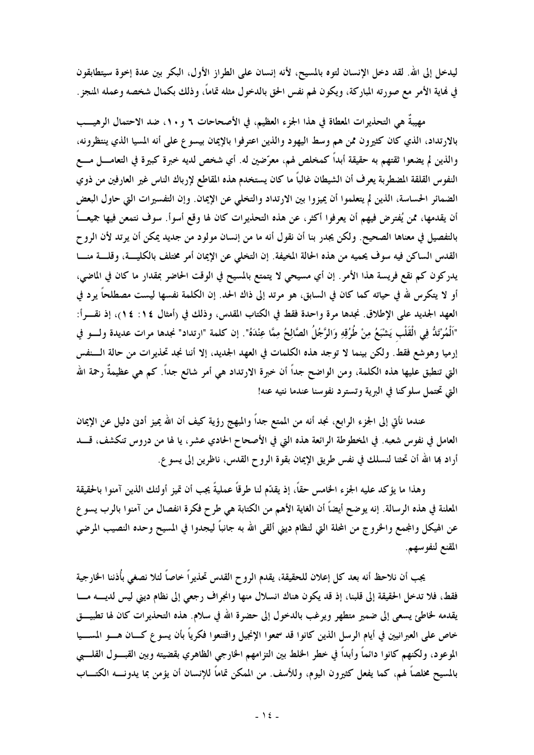ليدخل إلى الله. لقد دخل الإنسان لتوه بالمسيح، لأنه إنسان على الطراز الأول، البكر بين عدة إخوة سيتطابقون في نهاية الأمر مع صورته المباركة، ويكون لهم نفس الحق بالدخول مثله تماماً، وذلك بكمال شخصه وعمله المنجز.

مهيبةٌ هي التحذيرات المعطاة في هذا الجزء العظيم، في الأصحاحات ٦ و ١٠، ضد الاحتمال الرهيب بالارتداد، الذي كان كثيرون ممن هم وسط اليهود والذين اعترفوا بالإيمان بيسوع على أنه المسيا الذي ينتظرونه، والذين لم يضعوا ثقتهم به حقيقة أبداً كمخلص لهم، معرّضين له. أي شخص لديه خبرة كبيرة في التعامل مع النفوس القلقة المضطربة يعرف أن الشيطان غالباً ما كان يستخدم هذه المقاطع لإرباك الناس غير العارفين من ذوي الضمائر الحساسة، الذين لم يتعلموا أن يميزوا بين الارتداد والتخلي عن الإيمان. وإن التفسيرات التي حاول البعض أن يقدمها، ممن يُفترض فيهم أن يعرفوا أكثر، عن هذه التحذيرات كان لها وقع أسوأ. سوف نتمعن فيها جميعاً بالتفصيل في معناها الصحيح. ولكن يجدر بنا أن نقول أنه ما من إنسان مولود من جديد يمكن أن يرتد لأن الروح القدس الساكن فيه سوف يحميه من هذه الحالة المخيفة. إن التخلي عن الإيمان أمر مختلف بالكلية، وقلة منا يدركون كم نقع فريسة هذا الأمر. إن أي مسيحي لا يتمتع بالمسيح في الوقت الحاضر بمقدار ما كان في الماضي، أو لا يتكرس لله في حياته كما كان في السابق، هو مرتد إلى ذاك الحد. إن الكلمة نفسها ليست مصطلحاً يرد في العهد الجديد على الإطلاق. نجدها مرة واحدة فقط في الكتاب المقدس، وذلك في (أمثال ١٤: ١٤)، إذ نقرأ: "اَلْمُرْتَدُّ فِي الْقَلْبِ يَشْبَعُ مِنْ طُرُقِهِ وَالرَّجُلُ الصَّالِحُ مِمَّا عِنْدَهُ". إن كلمة "ارتداد" نجدها مرات عديدة ولو في إرميا وهوشع فقط. ولكن بينما لا توجد هذه الكلمات في العهد الجديد، إلا أننا نجد تحذيرات من حالة النفس التي تنطبق عليها هذه الكلمة، ومن الواضح جداً أن خبرة الارتداد هي أمر شائع جداً. كم هي عظيمةٌ رحمة الله التي تحتمل سلوكنا في البرية وتسترد نفوسنا عندما نتيه عنه!

عندما نأتي إلى الجزء الرابع، نجد أنه من الممتع جداً والمبهج رؤية كيف أن الله يميز أدنى دليل عن الإيمان العامل في نفوس شعبه. في المخطوطة الرائعة هذه التي في الأصحاح الحادي عشر، يا لها من دروس تنكشف، قد أراد بها الله أن تحثنا لنسلك في نفس طريق الإيمان بقوة الروح القدس، ناظرين إلى يسوع.

وهذا ما يؤكد عليه الجزء الخامس حقاً، إذ يقدّم لنا طرقاً عملية يجب أن تميز أولئك الذين آمنوا بالحقيقة المعلنة في هذه الرسالة. إنه يوضح أيضاً أن الغاية الأهم من الكتابة هي طرح فكرة انفصال من آمنوا بالرب يسوع عن الهيكل والمجمع والخروج من المحلة التي لنظام ديني ألقى الله به جانباً ليجدوا في المسيح وحده النصيب المرضي المقنع لنفوسهم.

يجب أن نلاحظ أنه بعد كل إعلان للحقيقة، يقدم الروح القدس تحذيراً خاصاً لئلا نصغي بأُذننا الخارجية فقط، فلا تدخل الحقيقة إلى قلبنا، إذ قد يكون هناك انسلال منها وانجراف رجعي إلى نظام ديني ليس لديه ما يقدمه لخاطئ يسعى إلى ضمير متطهر ويرغب بالدخول إلى حضرة الله في سلام. هذه التحذيرات كان لها تطبيق خاص على العبرانيين في أيام الرسل الذين كانوا قد سمعوا الإنجيل واقتنعوا فكرياً بأن يسوع كان هو المسيا الموعود، ولكنهم كانوا دائماً وأبداً في خطر الخلط بين التزامهم الخارجي الظاهري بقضيته وبين القبول القلبي بالمسيح مخلصاً لهم، كما يفعل كثيرون اليوم، وللأسف. من الممكن تماماً للإنسان أن يؤمن بما يدونه الكتاب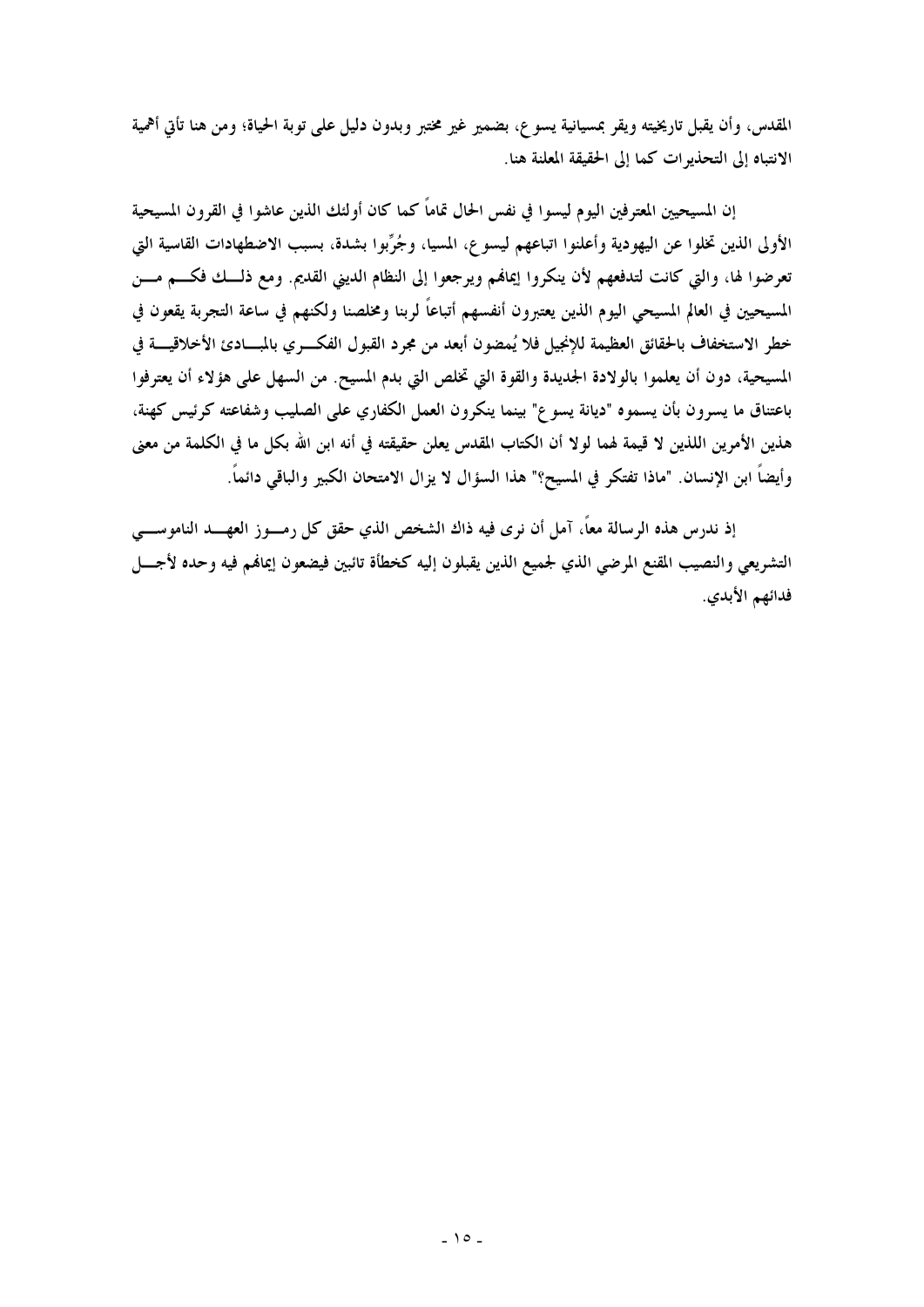المقدس، وأن يقبل تاريخيته ويقر بمسيانية يسوع، بضمير غير مختبر وبدون دليل على توبة الحياة؛ ومن هنا تأتي أهمية الانتباه إلى التحذيرات كما إلى الحقيقة المعلنة هنا.

إن المسيحيين المعترفين اليوم ليسوا في نفس الحال تماماً كما كان أولئك الذين عاشوا في القرون المسيحية الأولى الذين تخلوا عن اليهودية وأعلنوا اتباعهم ليسوع، المسيا، وجُرِّبوا بشدة، بسبب الاضطهادات القاسية التي تعرضوا لها، والتي كانت لتدفعهم لأن ينكروا إيمانهم ويرجعوا إلى النظام الديني القديم. ومع ذلك فكم من المسيحيين في العالم المسيحي اليوم الذين يعتبرون أنفسهم أتباعاً لربنا ومخلصنا ولكنهم في ساعة التجربة يقعون في خطر الاستخفاف بالحقائق العظيمة للإنجيل فلا يُمضون أبعد من مجرد القبول الفكري بالمبادئ الأخلاقية في المسيحية، دون أن يعلموا بالولادة الجديدة والقوة التي تخلص التي بدم المسيح. من السهل على هؤلاء أن يعترفوا باعتناق ما يسرون بأن يسموه "ديانة يسوع" بينما ينكرون العمل الكفاري على الصليب وشفاعته كرئيس كهنة، هذين الأمرين اللذين لا قيمة لهما لولا أن الكتاب المقدس يعلن حقيقته في أنه ابن الله بكل ما في الكلمة من معنى وأيضاً ابن الإنسان. "ماذا تفتكر في المسيح؟" هذا السؤال لا يزال الامتحان الكبير والباقي دائماً.

إذ ندرس هذه الرسالة معاً، آمل أن نرى فيه ذاك الشخص الذي حقق كل رموز العهد الناموسي التشريعي والنصيب المقنع المرضي الذي لجميع الذين يقبلون إليه كخطأة تائبين فيضعون إيمانهم فيه وحده لأجل فدائهم الأبدي.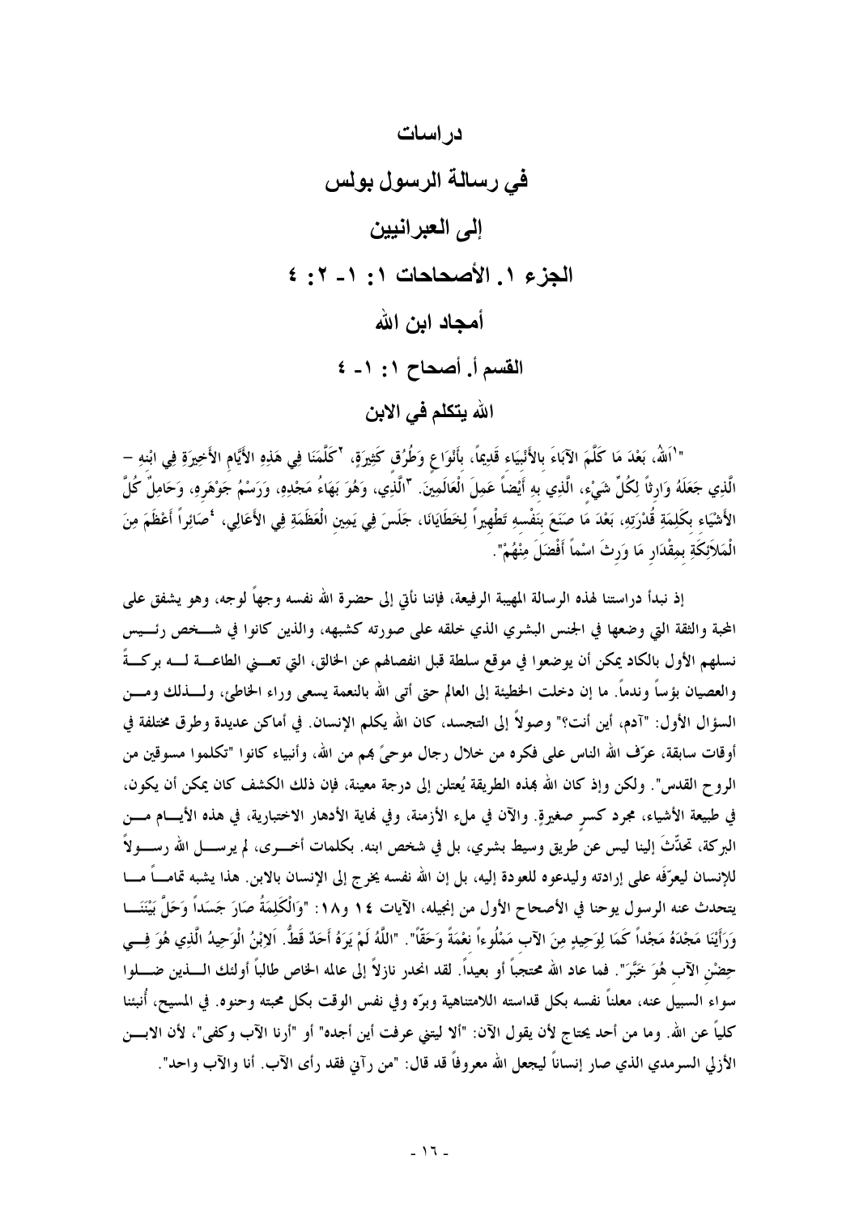# دراسات

# في رسالة الرسول بولس

# إلى العبرانيين

## الجزء ١. الأصحاحات ١: ١ـ ٢: ٤

## أمجاد ابن الله

### القسم أ. أصحاح ١: ١ـ ٤

### الله يتكلم في الابن

"١اَللهُ، بَعْدَ مَا كَلَّمَ الآبَاءَ بالأَنْبياء قَديماً، بأَنْوَاعٍ وَطُرُقٍ كَثِيرَةٍ، ٢كَلَّمَنَا فِي هَذِهِ الأَيَّامِ الأَخِيرَةِ فِي ابْنِهِ – الَّذِي جَعَلَهُ وَارِثاً لِكُلِّ شَيْءٍ، الَّذِي بِهِ أَيْضاً عَمِلَ الْعَالَمِينَ. ٣الَّذِي، وَهُوَ بَهَاءُ مَجْدِهِ، وَرَسْمُ جَوْهَرِهِ، وَحَامِلٌ كُلَّ الأَشْيَاءِ بِكَلِمَةِ قُدْرَتِهِ، بَعْدَ مَا صَنَعَ بِنَفْسِهِ تَطْهِيراً لِخَطَايَانَا، جَلَسَ فِي يَمِينِ الْعَظَمَةِ فِي الأَعَالِي، ٤صَائِراً أَعْظَمَ مِنَ الْمَلاَئِكَةِ بِمِقْدَارِ مَا وَرِثَ اسْماً أَفْضَلَ مِنْهُمْ".

إذ نبدأ دراستنا لهذه الرسالة المهيبة الرفيعة، فإننا نأتي إلى حضرة الله نفسه وجهاً لوجه، وهو يشفق على المحبة والثقة التي وضعها في الجنس البشري الذي خلقه على صورته كشبهه، والذين كانوا في شخص رئيس نسلهم الأول بالكاد يمكن أن يوضعوا في موقع سلطة قبل انفصالهم عن الخالق، التي تعني الطاعة له بركةً والعصيان بؤساً وندماً. ما إن دخلت الخطيئة إلى العالم حتى أتى الله بالنعمة يسعى وراء الخاطئ، ولذلك ومن السؤال الأول: "آدم، أين أنت؟" وصولاً إلى التجسد، كان الله يكلم الإنسان. في أماكن عديدة وطرق مختلفة في أوقات سابقة، عرّف الله الناس على فكره من خلال رجال موحىً بهم من الله، وأنبياء كانوا "تكلموا مسوقين من الروح القدس". ولكن وإذ كان الله بهذه الطريقة يُعتلن إلى درجة معينة، فإن ذلك الكشف كان يمكن أن يكون، في طبيعة الأشياء، مجرد كسرٍ صغيرةٍ. والآن في ملء الأزمنة، وفي نهاية الأدهار الاختبارية، في هذه الأيام من البركة، تحدّثَ إلينا ليس عن طريق وسيط بشري، بل في شخص ابنه. بكلمات أخرى، لم يرسل الله رسولاً للإنسان ليعرّفَه على إرادته وليدعوه للعودة إليه، بل إن الله نفسه يخرج إلى الإنسان بالابن. هذا يشبه تماماً ما يتحدث عنه الرسول يوحنا في الأصحاح الأول من إنجيله، الآيات ١٤ و١٨: "وَالْكَلِمَةُ صَارَ جَسَداً وَحَلَّ بَيْنَنَا وَرَأَيْنَا مَجْدَهُ مَجْداً كَمَا لِوَحِيدٍ مِنَ الآبِ مَمْلُوءاً نِعْمَةً وَحَقّاً". "اَللَّهُ لَمْ يَرَهُ أَحَدٌ قَطُّ. اَلاِبْنُ الْوَحِيدُ الَّذِي هُوَ فِي حِضْنِ الآبِ هُوَ خَبَّرَ". فما عاد الله محتجباً أو بعيداً. لقد انحدر نازلاً إلى عالمه الخاص طالباً أولئك الذين ضلوا سواء السبيل عنه، معلناً نفسه بكل قداسته اللامتناهية وبرّه وفي نفس الوقت بكل محبته وحنوه. في المسيح، أُنبئنا كلياً عن الله. وما من أحد يحتاج لأن يقول الآن: "ألا ليتني عرفت أين أجده" أو "أرنا الآب وكفى"، لأن الابن الأزلي السرمدي الذي صار إنساناً ليجعل الله معروفاً قد قال: "من رآني فقد رأى الآب. أنا والآب واحد".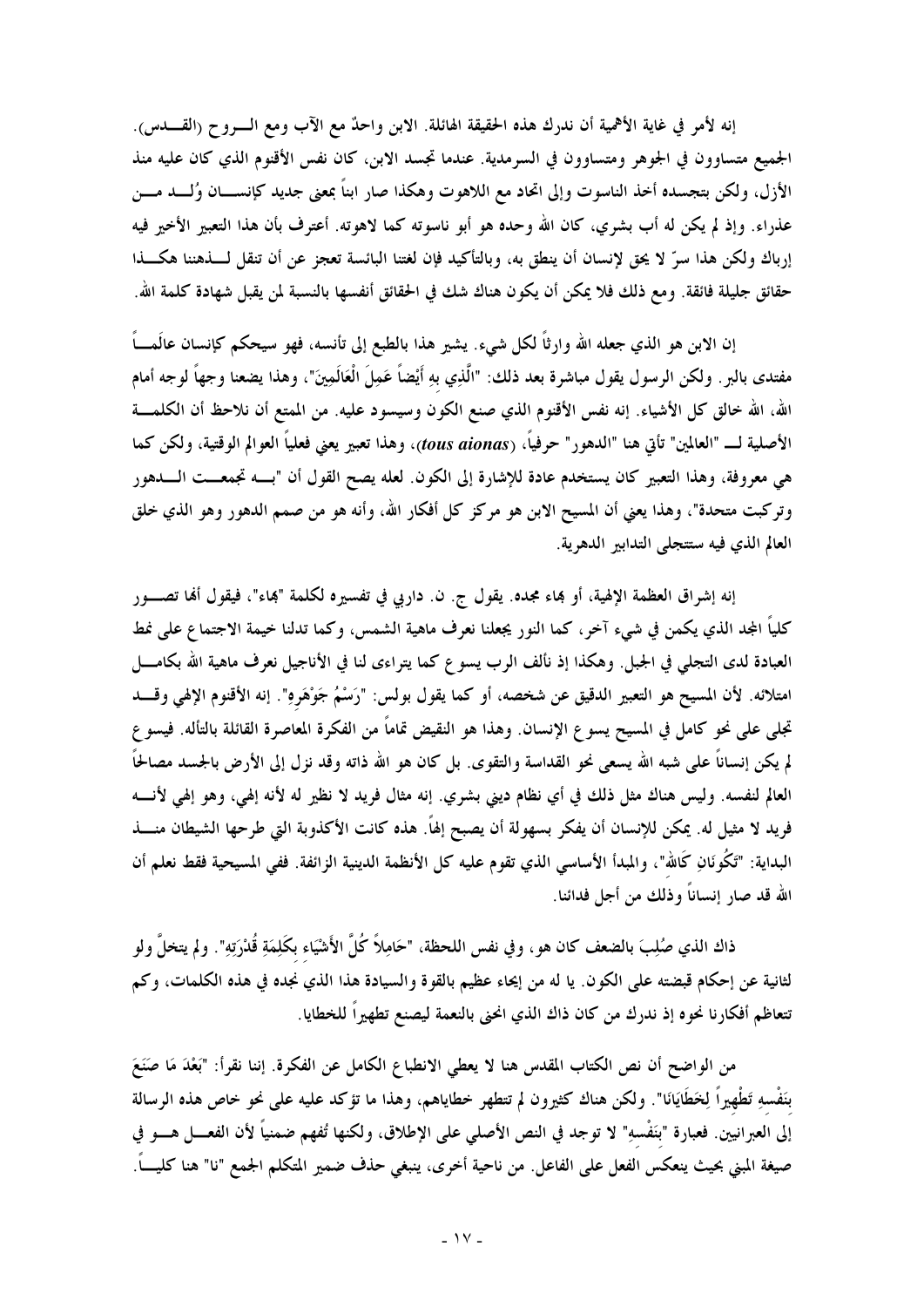إنه لأمر في غاية الأهمية أن ندرك هذه الحقيقة الهائلة. الابن واحدٌ مع الآب ومع الروح (القدس). الجميع متساوون في الجوهر ومتساوون في السرمدية. عندما تجسد الابن، كان نفس الأقنوم الذي كان عليه منذ الأزل، ولكن بتجسده أخذ الناسوت وإلى اتحاد مع اللاهوت وهكذا صار ابناً بمعنى جديد كإنسان وُلد من عذراء. وإذ لم يكن له أب بشري، كان الله وحده هو أبو ناسوته كما لاهوته. أعترف بأن هذا التعبير الأخير فيه إرباك ولكن هذا سرّ لا يحق لإنسان أن ينطق به، وبالتأكيد فإن لغتنا البائسة تعجز عن أن تنقل لذهننا هكذا حقائق جليلة فائقة. ومع ذلك فلا يمكن أن يكون هناك شك في الحقائق أنفسها بالنسبة لمن يقبل شهادة كلمة الله.

إن الابن هو الذي جعله الله وارثاً لكل شيء. يشير هذا بالطبع إلى تأنسه، فهو سيحكم كإنسان عالَماً مفتدى بالبر. ولكن الرسول يقول مباشرة بعد ذلك: "الَّذِي بِهِ أَيْضاً عَمِلَ الْعَالَمِينَ"، وهذا يضعنا وجهاً لوجه أمام الله، الله خالق كل الأشياء. إنه نفس الأقنوم الذي صنع الكون وسيسود عليه. من الممتع أن نلاحظ أن الكلمة الأصلية لـ "العالمين" تأتي هنا "الدهور" حرفياً، (*tous aionas*)، وهذا تعبير يعني فعلياً العوالم الوقتية، ولكن كما هي معروفة، وهذا التعبير كان يستخدم عادة للإشارة إلى الكون. لعله يصح القول أن "به تجمعت الدهور وتركبت متحدة"، وهذا يعني أن المسيح الابن هو مركز كل أفكار الله، وأنه هو من صمم الدهور وهو الذي خلق العالم الذي فيه ستتجلى التدابير الدهرية.

إنه إشراق العظمة الإلهية، أو بهاء مجده. يقول ج. ن. داربي في تفسيره لكلمة "بهاء"، فيقول أنها تصور كلياً المجد الذي يكمن في شيء آخر، كما النور يجعلنا نعرف ماهية الشمس، وكما تدلنا خيمة الاجتماع على نمط العبادة لدى التجلي في الجبل. وهكذا إذ نألف الرب يسوع كما يتراءى لنا في الأناجيل نعرف ماهية الله بكامل امتلائه. لأن المسيح هو التعبير الدقيق عن شخصه، أو كما يقول بولس: "رَسْمُ جَوْهَرِهِ". إنه الأقنوم الإلهي وقد تجلى على نحو كامل في المسيح يسوع الإنسان. وهذا هو النقيض تماماً من الفكرة المعاصرة القائلة بالتأله. فيسوع لم يكن إنساناً على شبه الله يسعى نحو القداسة والتقوى. بل كان هو الله ذاته وقد نزل إلى الأرض بالجسد مصالحاً العالم لنفسه. وليس هناك مثل ذلك في أي نظام ديني بشري. إنه مثال فريد لا نظير له لأنه إلهي، وهو إلهي لأنه فريد لا مثيل له. يمكن للإنسان أن يفكر بسهولة أن يصبح إلهاً. هذه كانت الأكذوبة التي طرحها الشيطان منذ البداية: "تَكُونَانِ كَاللهِ"، والمبدأ الأساسي الذي تقوم عليه كل الأنظمة الدينية الزائفة. ففي المسيحية فقط نعلم أن الله قد صار إنساناً وذلك من أجل فدائنا.

ذاك الذي صُلِبَ بالضعف كان هو، وفي نفس اللحظة، "حَامِلاً كُلَّ الأَشْيَاءِ بِكَلِمَةِ قُدْرَتِهِ". ولم يتخلَّ ولو لثانية عن إحكام قبضته على الكون. يا له من إيحاء عظيم بالقوة والسيادة هذا الذي نجده في هذه الكلمات، وكم تتعاظم أفكارنا نحوه إذ ندرك من كان ذاك الذي انحنى بالنعمة ليصنع تطهيراً للخطايا.

من الواضح أن نص الكتاب المقدس هنا لا يعطي الانطباع الكامل عن الفكرة. إننا نقرأ: "بَعْدَ مَا صَنَعَ بِنَفْسِهِ تَطْهِيراً لِخَطَايَانَا". ولكن هناك كثيرون لم تتطهر خطاياهم، وهذا ما تؤكد عليه على نحو خاص هذه الرسالة إلى العبرانيين. فعبارة "بِنَفْسِهِ" لا توجد في النص الأصلي على الإطلاق، ولكنها تُفهم ضمنياً لأن الفعل هو في صيغة المبني بحيث ينعكس الفعل على الفاعل. من ناحية أخرى، ينبغي حذف ضمير المتكلم الجمع "نا" هنا كلياً.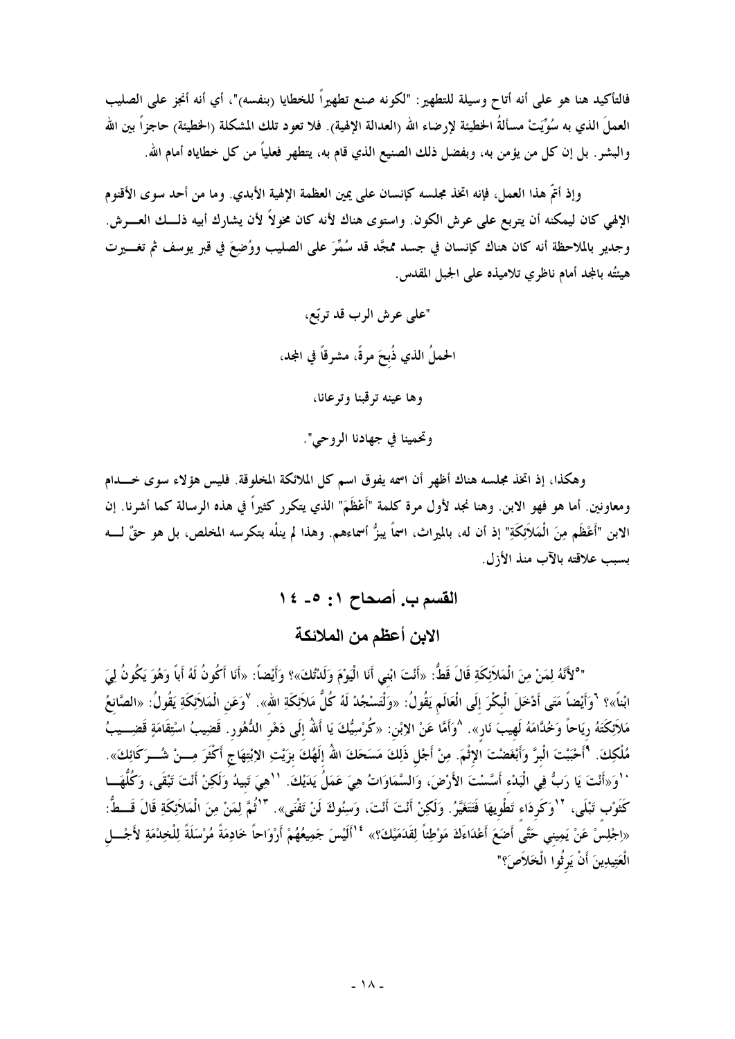فالتأكيد هنا هو على أنه أتاح وسيلة للتطهير: "لكونه صنع تطهيراً للخطايا (بنفسه)"، أي أنه أنجز على الصليب العملَ الذي به سُوِّيَتْ مسألةُ الخطيئة لإرضاء الله (العدالة الإلهية). فلا تعود تلك المشكلة (الخطيئة) حاجزاً بين الله والبشر. بل إن كل من يؤمن به، وبفضل ذلك الصنيع الذي قام به، يتطهر فعلياً من كل خطاياه أمام الله.

وإذ أتمّ هذا العمل، فإنه اتخذ مجلسه كإنسان على يمين العظمة الإلهية الأبدي. وما من أحد سوى الأقنوم الإلهي كان ليمكنه أن يتربع على عرش الكون. واستوى هناك لأنه كان مخولاً لأن يشارك أبيه ذلك العرش. وجدير بالملاحظة أنه كان هناك كإنسان في جسد ممجَّد قد سُمِّرَ على الصليب ووُضِعَ في قبر يوسف ثم تغيرت هيئتُه بالمجد أمام ناظري تلاميذه على الجبل المقدس.

"على عرش الرب قد تربّع،

الحملُ الذي ذُبِحَ مرةً، مشرقاً في المجد،

وها عينه ترقبنا وترعانا،

وتحمينا في جهادنا الروحي".

وهكذا، إذ اتخذ مجلسه هناك أظهر أن اسمه يفوق اسم كل الملائكة المخلوقة. فليس هؤلاء سوى خدام ومعاونين. أما هو فهو الابن. وهنا نجد لأول مرة كلمة "أَعْظَمَ" الذي يتكرر كثيراً في هذه الرسالة كما أشرنا. إن الابن "أَعْظَم مِنَ الْمَلاَئِكَةِ" إذ أن له، بالميراث، اسماً يبزُّ أسماءهم. وهذا لم ينله بتكرسه المخلص، بل هو حقٌ له بسبب علاقته بالآب منذ الأزل.

## القسم ب. أصحاح ١: ٥- ١٤

## الابن أعظم من الملائكة

"[٥]لأَنَّهُ لِمَنْ مِنَ الْمَلاَئِكَةِ قَالَ قَطُّ: «أَنْتَ ابْنِي أَنَا الْيَوْمَ وَلَدْتُكَ»؟ وَأَيْضاً: «أَنَا أَكُونُ لَهُ أَباً وَهُوَ يَكُونُ لِيَ ابْناً»؟ [٦]وَأَيْضاً مَتَى أَدْخَلَ الْبِكْرَ إِلَى الْعَالَمِ يَقُولُ: «وَلْتَسْجُدْ لَهُ كُلُّ مَلاَئِكَةِ اللهِ». [٧]وَعَنِ الْمَلاَئِكَةِ يَقُولُ: «الصَّانِعُ مَلاَئِكَتَهُ رِيَاحاً وَخُدَّامَهُ لَهِيبَ نَارٍ». [٨]وَأَمَّا عَنْ الابْنِ: «كُرْسِيُّكَ يَا أَللهُ إِلَى دَهْرِ الدُّهُورِ. قَضِيبُ اسْتِقَامَةٍ قَضِيبُ مُلْكِكَ. [٩]أَحْبَبْتَ الْبِرَّ وَأَبْغَضْتَ الإِثْمَ. مِنْ أَجْلِ ذَلِكَ مَسَحَكَ اللهُ إِلَهُكَ بِزَيْتِ الابْتِهَاجِ أَكْثَرَ مِنْ شُرَكَائِكَ». [١٠]وَ«أَنْتَ يَا رَبُّ فِي الْبَدْءِ أَسَّسْتَ الأَرْضَ، وَالسَّمَاوَاتُ هِيَ عَمَلُ يَدَيْكَ. [١١]هِيَ تَبِيدُ وَلَكِنْ أَنْتَ تَبْقَى، وَكُلُّهَا كَثَوْبٍ تَبْلَى، [١٢]وَكَرِدَاءٍ تَطْوِيهَا فَتَتَغَيَّرُ. وَلَكِنْ أَنْتَ أَنْتَ، وَسِنُوكَ لَنْ تَفْنَى». [١٣]ثُمَّ لِمَنْ مِنَ الْمَلاَئِكَةِ قَالَ قَطُّ: «اجْلِسْ عَنْ يَمِينِي حَتَّى أَضَعَ أَعْدَاءَكَ مَوْطِئاً لِقَدَمَيْكَ؟» [١٤]أَلَيْسَ جَمِيعُهُمْ أَرْوَاحاً خَادِمَةً مُرْسَلَةً لِلْخِدْمَةِ لأَجْلِ الْعَتِيدِينَ أَنْ يَرِثُوا الْخَلاَصَ؟"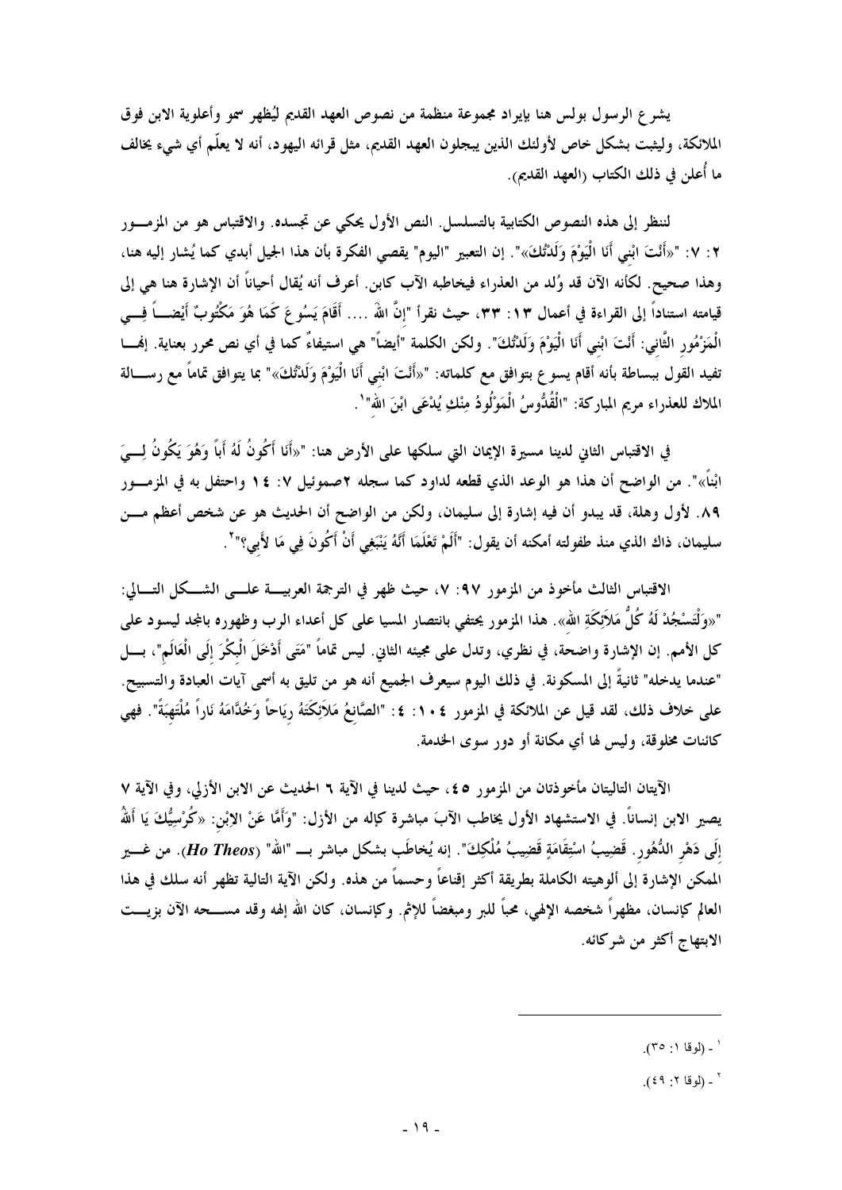يشرع الرسول بولس هنا بإيراد مجموعة منظمة من نصوص العهد القديم ليُظهر سمو وأعلوية الابن فوق الملائكة، وليثبت بشكل خاص لأولئك الذين يبجلون العهد القديم، مثل قرائه اليهود، أنه لا يعلّم أي شيء يخالف ما أُعلن في ذلك الكتاب (العهد القديم).

لننظر إلى هذه النصوص الكتابية بالتسلسل. النص الأول يحكي عن تجسده. والاقتباس هو من المزمور ٢: ٧: "«أَنْتَ ابْنِي أَنَا الْيَوْمَ وَلَدْتُكَ»". إن التعبير "اليوم" يقصي الفكرة بأن هذا الجيل أبدي كما يُشار إليه هنا، وهذا صحيح. لكأنه الآن قد وُلد من العذراء فيخاطبه الآب كابن. أعرف أنه يُقال أحياناً أن الإشارة هنا هي إلى قيامته استناداً إلى القراءة في أعمال ١٣: ٣٣، حيث نقرأ "إنَّ اللهَ .... أَقَامَ يَسُوعَ كَمَا هُوَ مَكْتُوبٌ أَيْضاً فِي الْمَزْمُورِ الثَّانِي: أَنْتَ ابْنِي أَنَا الْيَوْمَ وَلَدْتُكَ". ولكن الكلمة "أيضاً" هي استيفاءٌ كما في أي نص محرر بعناية. إنها تفيد القول ببساطة بأنه أقام يسوع بتوافق مع كلماته: "«أَنْتَ ابْنِي أَنَا الْيَوْمَ وَلَدْتُكَ»" بما يتوافق تماماً مع رسالة الملاك للعذراء مريم المباركة: "الْقُدُّوسُ الْمَوْلُودُ مِنْكِ يُدْعَى ابْنَ اللهِ"[1].

في الاقتباس الثاني لدينا مسيرة الإيمان التي سلكها على الأرض هنا: "«أَنَا أَكُونُ لَهُ أَباً وَهُوَ يَكُونُ لِيَ ابْناً»". من الواضح أن هذا هو الوعد الذي قطعه لداود كما سجله ٢صموئيل ٧: ١٤ واحتفل به في المزمور ٨٩. لأول وهلة، قد يبدو أن فيه إشارة إلى سليمان، ولكن من الواضح أن الحديث هو عن شخص أعظم من سليمان، ذاك الذي منذ طفولته أمكنه أن يقول: "أَلَمْ تَعْلَمَا أَنَّهُ يَنْبَغِي أَنْ أَكُونَ فِي مَا لأَبِي؟"[2].

الاقتباس الثالث مأخوذ من المزمور ٩٧: ٧، حيث ظهر في الترجمة العربية على الشكل التالي: "«وَلْتَسْجُدْ لَهُ كُلُّ مَلاَئِكَةِ اللهِ»". هذا المزمور يحتفي بانتصار المسيا على كل أعداء الرب وظهوره بالمجد ليسود على كل الأمم. إن الإشارة واضحة، في نظري، وتدل على مجيئه الثاني. ليس تماماً "مَتَى أَدْخَلَ الْبِكْرَ إِلَى الْعَالَمِ"، بل "عندما يدخله" ثانيةً إلى المسكونة. في ذلك اليوم سيعرف الجميع أنه هو من تليق به أسمى آيات العبادة والتسبيح. على خلاف ذلك، لقد قيل عن الملائكة في المزمور ١٠٤: ٤: "الصَّانِعُ مَلاَئِكَتَهُ رِيَاحاً وَخُدَّامَهُ نَاراً مُلْتَهِبَةً". فهي كائنات مخلوقة، وليس لها أي مكانة أو دور سوى الخدمة.

الآيتان التاليتان مأخوذتان من المزمور ٤٥، حيث لدينا في الآية ٦ الحديث عن الابن الأزلي، وفي الآية ٧ يصير الابن إنساناً. في الاستشهاد الأول يخاطب الآب مباشرة كإله من الأزل: "وَأَمَّا عَنْ الابْنِ: «كُرْسِيُّكَ يَا أَللهُ إِلَى دَهْرِ الدُّهُورِ. قَضِيبُ اسْتِقَامَةٍ قَضِيبُ مُلْكِكَ". إنه يُخاطَب بشكل مباشر بـ "الله" (***Ho Theos***). من غير الممكن الإشارة إلى ألوهيته الكاملة بطريقة أكثر إقناعاً وحسماً من هذه. ولكن الآية التالية تظهر أنه سلك في هذا العالم كإنسان، مظهراً شخصه الإلهي، محباً للبر ومبغضاً للإثم. وكإنسان، كان الله إلهه وقد مسحه الآن بزيت الابتهاج أكثر من شركائه.

---

[1] - (لوقا ١: ٣٥).

[2] - (لوقا ٢: ٤٩).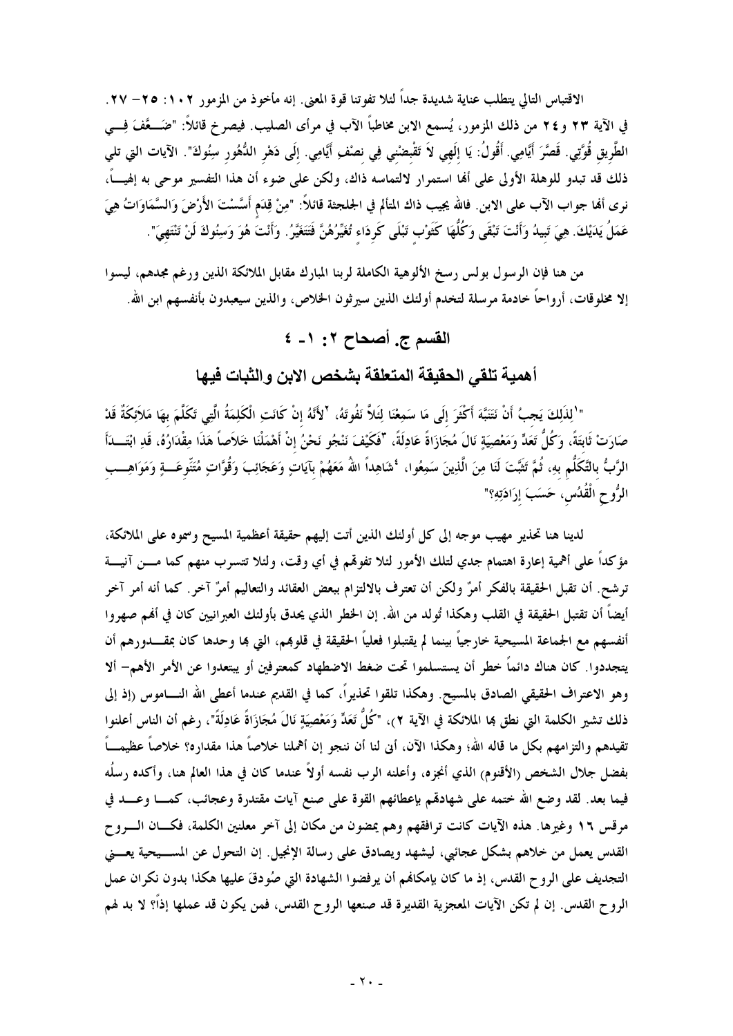الاقتباس التالي يتطلب عناية شديدة جداً لئلا تفوتنا قوة المعنى. إنه مأخوذ من المزمور ١٠٢: ٢٥– ٢٧. في الآية ٢٣ و٢٤ من ذلك المزمور، يُسمع الابن مخاطباً الآب في مرأى الصليب. فيصرخ قائلاً: "ضَعَّفَ فِي الطَّرِيقِ قُوَّتِي. قَصَّرَ أَيَّامِي. أَقُولُ: يَا إِلَهِي لاَ تَقْبِضْنِي فِي نِصْفِ أَيَّامِي. إِلَى دَهْرِ الدُّهُورِ سِنُوكَ". الآيات التي تلي ذلك قد تبدو للوهلة الأولى على أنها استمرار لالتماسه ذاك، ولكن على ضوء أن هذا التفسير موحى به إلهياً، نرى أنها جواب الآب على الابن. فالله يجيب ذاك المتألم في الجلجثة قائلاً: "مِنْ قِدَمٍ أَسَّسْتَ الأَرْضَ وَالسَّمَاوَاتُ هِيَ عَمَلُ يَدَيْكَ. هِيَ تَبِيدُ وَأَنْتَ تَبْقَى وَكُلُّهَا كَثَوْبٍ تَبْلَى كَرِدَاءٍ تُغَيِّرُهُنَّ فَتَتَغَيَّرُ. وَأَنْتَ هُوَ وَسِنُوكَ لَنْ تَنْتَهِيَ".

من هنا فإن الرسول بولس رسخ الألوهية الكاملة لربنا المبارك مقابل الملائكة الذين ورغم مجدهم، ليسوا إلا مخلوقات، أرواحاً خادمة مرسلة لتخدم أولئك الذين سيرثون الخلاص، والذين سيعبدون بأنفسهم ابن الله.

## القسم ج. أصحاح ٢: ١- ٤

## أهمية تلقي الحقيقة المتعلقة بشخص الابن والثبات فيها

"١لِذَلِكَ يَجِبُ أَنْ نَتَنَبَّهَ أَكْثَرَ إِلَى مَا سَمِعْنَا لِئَلاَّ نَفُوتَهُ، ٢لأَنَّهُ إِنْ كَانَتِ الْكَلِمَةُ الَّتِي تَكَلَّمَ بِهَا مَلاَئِكَةٌ قَدْ صَارَتْ ثَابِتَةً، وَكُلُّ تَعَدٍّ وَمَعْصِيَةٍ نَالَ مُجَازَاةً عَادِلَةً، ٣فَكَيْفَ نَنْجُو نَحْنُ إِنْ أَهْمَلْنَا خَلاَصاً هَذَا مِقْدَارُهُ، قَدِ ابْتَدَأَ الرَّبُّ بِالتَّكَلُّمِ بِهِ، ثُمَّ تَثَبَّتَ لَنَا مِنَ الَّذِينَ سَمِعُوا، ٤شَاهِداً اللهُ مَعَهُمْ بِآيَاتٍ وَعَجَائِبَ وَقُوَّاتٍ مُتَنَوِّعَةٍ وَمَوَاهِبِ الرُّوحِ الْقُدُسِ، حَسَبَ إِرَادَتِهِ؟"

لدينا هنا تحذير مهيب موجه إلى كل أولئك الذين أتت إليهم حقيقة أعظمية المسيح وسموه على الملائكة، مؤكداً على أهمية إعارة اهتمام جدي لتلك الأمور لئلا تفوقهم في أي وقت، ولئلا تتسرب منهم كما من آنية ترشح. أن تقبل الحقيقة بالفكر أمرٌ ولكن أن تعترف بالالتزام ببعض العقائد والتعاليم أمرٌ آخر. كما أنه أمر آخر أيضاً أن تقتبل الحقيقة في القلب وهكذا تُولد من الله. إن الخطر الذي يحدق بأولئك العبرانيين كان في أنهم صهروا أنفسهم مع الجماعة المسيحية خارجياً بينما لم يقتبلوا فعلياً الحقيقة في قلوبهم، التي بها وحدها كان بمقدورهم أن يتجددوا. كان هناك دائماً خطر أن يستسلموا تحت ضغط الاضطهاد كمعترفين أو يبتعدوا عن الأمر الأهم– ألا وهو الاعتراف الحقيقي الصادق بالمسيح. وهكذا تلقوا تحذيراً، كما في القديم عندما أعطى الله الناموس (إذ إلى ذلك تشير الكلمة التي نطق بها الملائكة في الآية ٢)، "كُلُّ تَعَدٍّ وَمَعْصِيَةٍ نَالَ مُجَازَاةً عَادِلَةً"، رغم أن الناس أعلنوا تقيدهم والتزامهم بكل ما قاله الله؛ وهكذا الآن، أنى لنا أن ننجو إن أهملنا خلاصاً هذا مقداره؟ خلاصاً عظيماً بفضل جلال الشخص (الأقنوم) الذي أنجزه، وأعلنه الرب نفسه أولاً عندما كان في هذا العالم هنا، وأكده رسله فيما بعد. لقد وضع الله ختمه على شهادتهم بإعطائهم القوة على صنع آيات مقتدرة وعجائب، كما وعد في مرقس ١٦ وغيرها. هذه الآيات كانت ترافقهم وهم يمضون من مكان إلى آخر معلنين الكلمة، فكان الروح القدس يعمل من خلاهم بشكل عجائبي، ليشهد ويصادق على رسالة الإنجيل. إن التحول عن المسيحية يعني التجديف على الروح القدس، إذ ما كان بإمكانهم أن يرفضوا الشهادة التي صُودقَ عليها هكذا بدون نكران عمل الروح القدس. إن لم تكن الآيات المعجزية القديرة قد صنعها الروح القدس، فمن يكون قد عملها إذاً؟ لا بد لهم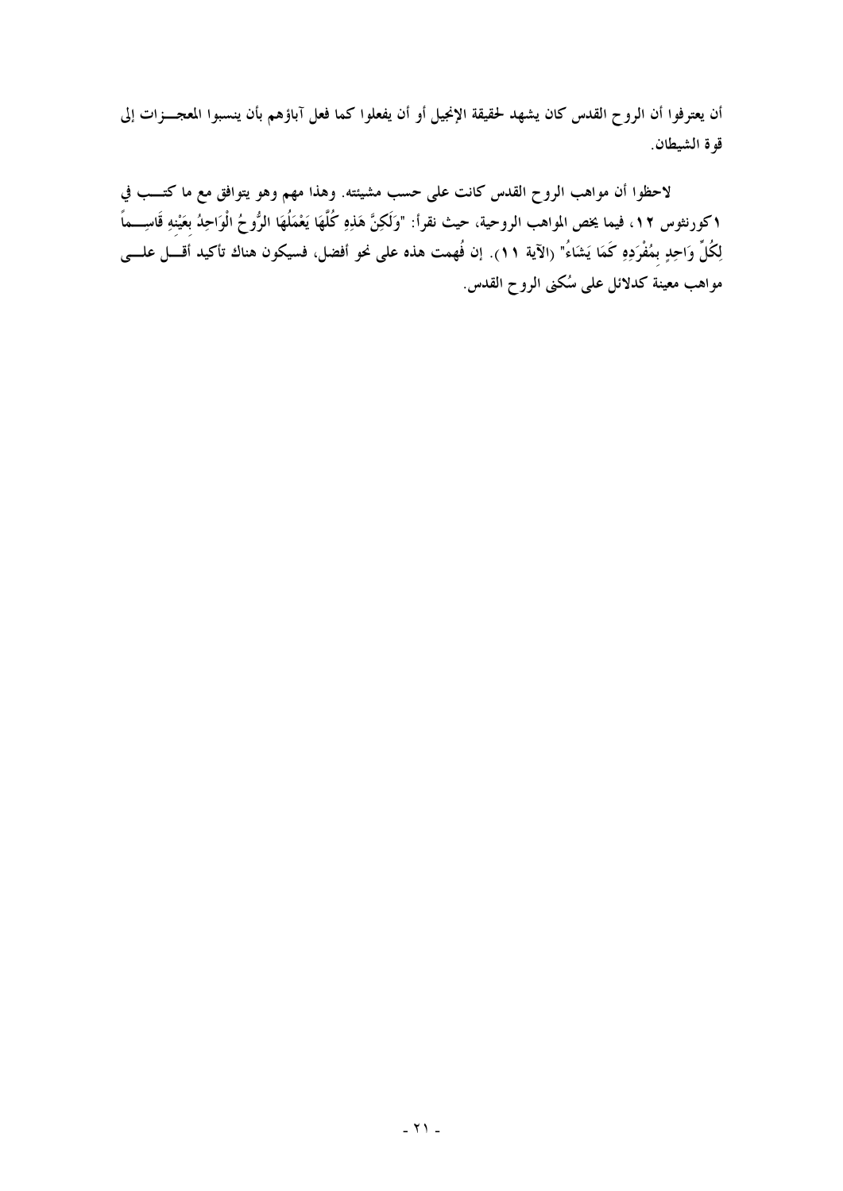أن يعترفوا أن الروح القدس كان يشهد لحقيقة الإنجيل أو أن يفعلوا كما فعل آباؤهم بأن ينسبوا المعجزات إلى قوة الشيطان.

لاحظوا أن مواهب الروح القدس كانت على حسب مشيئته. وهذا مهم وهو يتوافق مع ما كتب في ١كورنثوس ١٢، فيما يخص المواهب الروحية، حيث نقرأ: "وَلَكِنَّ هَذِهِ كُلَّهَا يَعْمَلُهَا الرُّوحُ الْوَاحِدُ بِعَيْنِهِ قَاسِماً لِكُلِّ وَاحِدٍ بِمُفْرَدِهِ كَمَا يَشَاءُ" (الآية ١١). إن فُهمت هذه على نحو أفضل، فسيكون هناك تأكيد أقل على مواهب معينة كدلائل على سُكنى الروح القدس.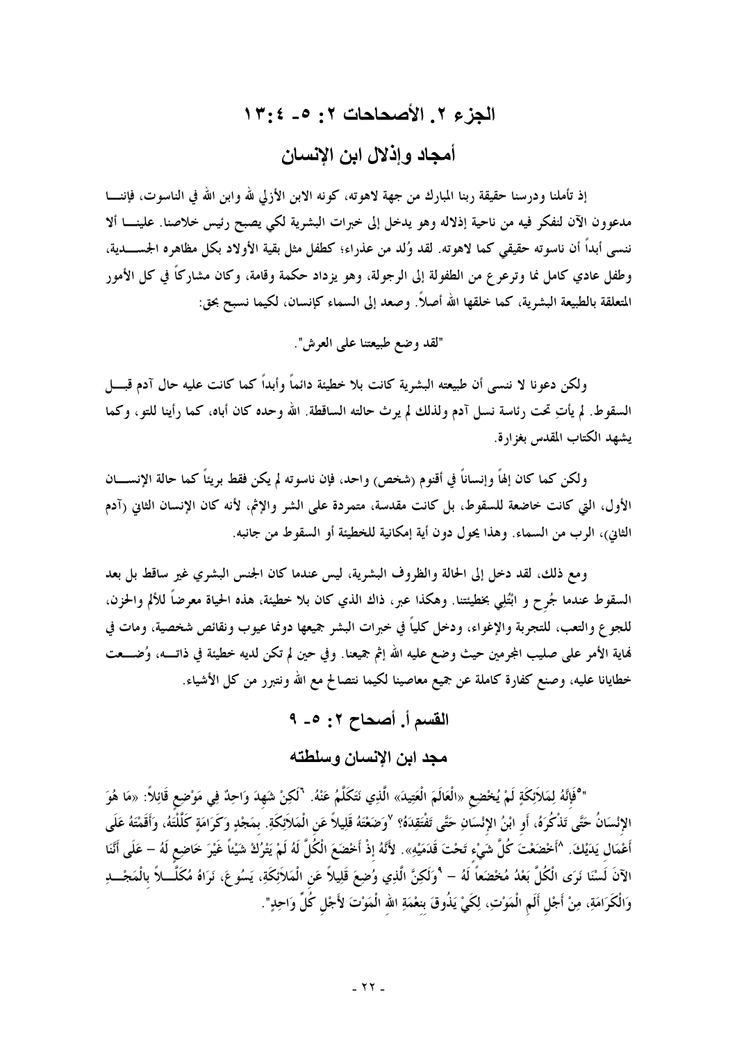# الجزء ٢. الأصحاحات ٢: ٥- ٤:١٣

## أمجاد وإذلال ابن الإنسان

إذ تأملنا ودرسنا حقيقة ربنا المبارك من جهة لاهوته، كونه الابن الأزلي لله وابن الله في الناسوت، فإننا مدعوون الآن لنفكر فيه من ناحية إذلاله وهو يدخل إلى خبرات البشرية لكي يصبح رئيس خلاصنا. علينا ألا ننسى أبداً أن ناسوته حقيقي كما لاهوته. لقد وُلد من عذراء؛ كطفل مثل بقية الأولاد بكل مظاهره الجسدية، وطفل عادي كامل نما وترعرع من الطفولة إلى الرجولة، وهو يزداد حكمة وقامة، وكان مشاركاً في كل الأمور المتعلقة بالطبيعة البشرية، كما خلقها الله أصلاً. وصعد إلى السماء كإنسان، لكيما نسبح بحق:

"لقد وضع طبيعتنا على العرش".

ولكن دعونا لا ننسى أن طبيعته البشرية كانت بلا خطيئة دائماً وأبداً كما كانت عليه حال آدم قبل السقوط. لم يأتِ تحت رئاسة نسل آدم ولذلك لم يرث حالته الساقطة. الله وحده كان أباه، كما رأينا للتو، وكما يشهد الكتاب المقدس بغزارة.

ولكن كما كان إلهاً وإنساناً في أقنوم (شخص) واحد، فإن ناسوته لم يكن فقط بريئاً كما حالة الإنسان الأول، التي كانت خاضعة للسقوط، بل كانت مقدسة، متمردة على الشر والإثم، لأنه كان الإنسان الثاني (آدم الثاني)، الرب من السماء. وهذا يحول دون أية إمكانية للخطيئة أو السقوط من جانبه.

ومع ذلك، لقد دخل إلى الحالة والظروف البشرية، ليس عندما كان الجنس البشري غير ساقط بل بعد السقوط عندما جُرِح و ابْتُلِي بخطيئتنا. وهكذا عبر، ذاك الذي كان بلا خطيئة، هذه الحياة معرضاً للألم والحزن، للجوع والتعب، للتجربة والإغواء، ودخل كلياً في خبرات البشر جميعها دونما عيوب ونقائص شخصية، ومات في نهاية الأمر على صليب المجرمين حيث وضع عليه الله إثم جميعنا. وفي حين لم تكن لديه خطيئة في ذاته، وُضعت خطايانا عليه، وصنع كفارة كاملة عن جميع معاصينا لكيما نتصالح مع الله ونتبرر من كل الأشياء.

## القسم أ. أصحاح ٢: ٥- ٩

### مجد ابن الإنسان وسلطته

"[٥]فَإِنَّهُ لِمَلاَئِكَةٍ لَمْ يُخْضِعِ «الْعَالَمَ الْعَتِيدَ» الَّذِي نَتَكَلَّمُ عَنْهُ. [٦]لَكِنْ شَهِدَ وَاحِدٌ فِي مَوْضِعٍ قَائِلاً: «مَا هُوَ الإِنْسَانُ حَتَّى تَذْكُرَهُ، أَوِ ابْنُ الإِنْسَانِ حَتَّى تَفْتَقِدَهُ؟ [٧]وَضَعْتَهُ قَلِيلاً عَنِ الْمَلاَئِكَةِ. بِمَجْدٍ وَكَرَامَةٍ كَلَّلْتَهُ، وَأَقَمْتَهُ عَلَى أَعْمَالِ يَدَيْكَ. [٨]أَخْضَعْتَ كُلَّ شَيْءٍ تَحْتَ قَدَمَيْهِ». لأَنَّهُ إِذْ أَخْضَعَ الْكُلَّ لَهُ لَمْ يَتْرُكْ شَيْئاً غَيْرَ خَاضِعٍ لَهُ – عَلَى أَنَّنَا الآنَ لَسْنَا نَرَى الْكُلَّ بَعْدُ مُخْضَعاً لَهُ – [٩]وَلَكِنَّ الَّذِي وُضِعَ قَلِيلاً عَنِ الْمَلاَئِكَةِ، يَسُوعَ، نَرَاهُ مُكَلَّلاً بِالْمَجْدِ وَالْكَرَامَةِ، مِنْ أَجْلِ أَلَمِ الْمَوْتِ، لِكَيْ يَذُوقَ بِنِعْمَةِ اللهِ الْمَوْتَ لأَجْلِ كُلِّ وَاحِدٍ".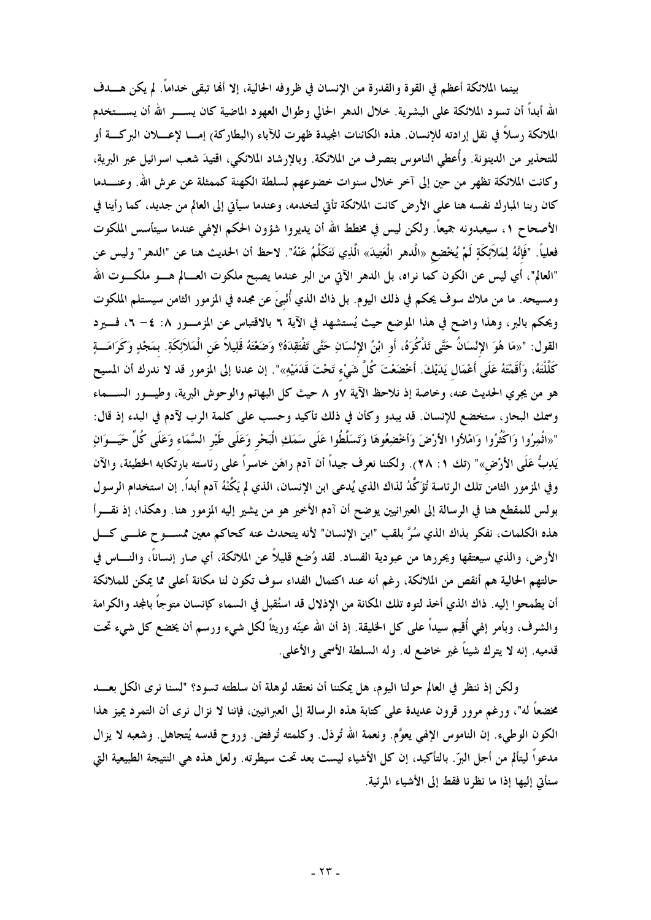بينما الملائكة أعظم في القوة والقدرة من الإنسان في ظروفه الحالية، إلا أنها تبقى خداماً. لم يكن هدف الله أبداً أن تسود الملائكة على البشرية. خلال الدهر الحالي وطوال العهود الماضية كان يسر الله أن يستخدم الملائكة رسلاً في نقل إرادته للإنسان. هذه الكائنات المجيدة ظهرت للآباء (البطاركة) إما لإعلان البركة أو للتحذير من الدينونة. وأُعطي الناموس بتصرف من الملائكة. وبالإرشاد الملائكي، اقتيدَ شعب اسرائيل عبر البريةِ، وكانت الملائكة تظهر من حين إلى آخر خلال سنوات خضوعهم لسلطة الكهنة كممثلة عن عرش الله. وعندما كان ربنا المبارك نفسه هنا على الأرض كانت الملائكة تأتي لتخدمه، وعندما سيأتي إلى العالم من جديد، كما رأينا في الأصحاح ١، سيعبدونه جميعاً. ولكن ليس في مخطط الله أن يديروا شؤون الحكم الإلهي عندما سيتأسس الملكوت فعلياً. "فَإِنَّهُ لِمَلاَئِكَةٍ لَمْ يُخْضِعِ «الْدهر الْعَتِيدَ» الَّذِي نَتَكَلَّمُ عَنْهُ". لاحظ أن الحديث هنا عن "الدهر" وليس عن "العالم"، أي ليس عن الكون كما نراه، بل الدهر الآتي من البر عندما يصبح ملكوت العالم هو ملكوت الله ومسيحه. ما من ملاك سوف يحكم في ذلك اليوم. بل ذاك الذي أُنبئَ عن مجده في المزمور الثامن سيستلم الملكوت ويحكم بالبر، وهذا واضح في هذا الموضع حيث يُستشهد في الآية ٦ بالاقتباس عن المزمور ٨: ٤– ٦، فيرد القول: "«مَا هُوَ الإِنْسَانُ حَتَّى تَذْكُرَهُ، أَوِ ابْنُ الإِنْسَانِ حَتَّى تَفْتَقِدَهُ؟ وَضَعْتَهُ قَلِيلاً عَنِ الْمَلاَئِكَةِ. بِمَجْدٍ وَكَرَامَةٍ كَلَّلْتَهُ، وَأَقَمْتَهُ عَلَى أَعْمَالِ يَدَيْكَ. أَخْضَعْتَ كُلَّ شَيْءٍ تَحْتَ قَدَمَيْهِ»". إن عدنا إلى المزمور قد لا ندرك أن المسيح هو من يجري الحديث عنه، وخاصة إذ نلاحظ الآية ٧و ٨ حيث كل البهائم والوحوش البرية، وطيور السماء وسمك البحار، ستخضع للإنسان. قد يبدو وكأن في ذلك تأكيد وحسب على كلمة الرب لآدم في البدء إذ قال: "«اثْمِرُوا وَاكْثُرُوا وَامْلأُوا الأَرْضَ وَأَخْضِعُوهَا وَتَسَلَّطُوا عَلَى سَمَكِ الْبَحْرِ وَعَلَى طَيْرِ السَّمَاءِ وَعَلَى كُلِّ حَيَوَانٍ يَدِبُّ عَلَى الأَرْضِ»" (تك ١: ٢٨). ولكننا نعرف جيداً أن آدم راهَن خاسراً على رئاسته بارتكابه الخطيئة، والآن وفي المزمور الثامن تلك الرئاسة تُؤَكَّدُ لذاك الذي يُدعى ابن الإنسان، الذي لم يَكُنْهُ آدم أبداً. إن استخدام الرسول بولس للمقطع هنا في الرسالة إلى العبرانيين يوضح أن آدم الأخير هو من يشير إليه المزمور هنا. وهكذا، إذ نقرأ هذه الكلمات، نفكر بذاك الذي سُرَّ بلقب "ابن الإنسان" لأنه يتحدث عنه كحاكم معين ممسوح على كل الأرض، والذي سيعتقها ويحررها من عبودية الفساد. لقد وُضع قليلاً عن الملائكة، أي صار إنساناً، والناس في حالتهم الحالية هم أنقص من الملائكة، رغم أنه عند اكتمال الفداء سوف تكون لنا مكانة أعلى مما يمكن للملائكة أن يطمحوا إليه. ذاك الذي أخذ لتوه تلك المكانة من الإذلال قد استُقبل في السماء كإنسان متوجاً بالمجد والكرامة والشرف، وبأمر إلهي أُقيم سيداً على كل الخليقة. إذ أن الله عيّنه وريثاً لكل شيء ورسم أن يخضع كل شيء تحت قدميه. إنه لا يترك شيئاً غير خاضع له. وله السلطة الأسمى والأعلى.

ولكن إذ ننظر في العالم حولنا اليوم، هل يمكننا أن نعتقد لوهلة أن سلطته تسود؟ "لسنا نرى الكل بعد مخضعاً له"، ورغم مرور قرون عديدة على كتابة هذه الرسالة إلى العبرانيين، فإننا لا نزال نرى أن التمرد يميز هذا الكون الوطيء. إن الناموس الإلهي يعوَّم. ونعمة الله تُرذل. وكلمته تُرفض. وروح قدسه يُتجاهل. وشعبه لا يزال مدعواً ليتألم من أجل البرّ. بالتأكيد، إن كل الأشياء ليست بعد تحت سيطرته. ولعل هذه هي النتيجة الطبيعية التي سنأتي إليها إذا ما نظرنا فقط إلى الأشياء المرئية.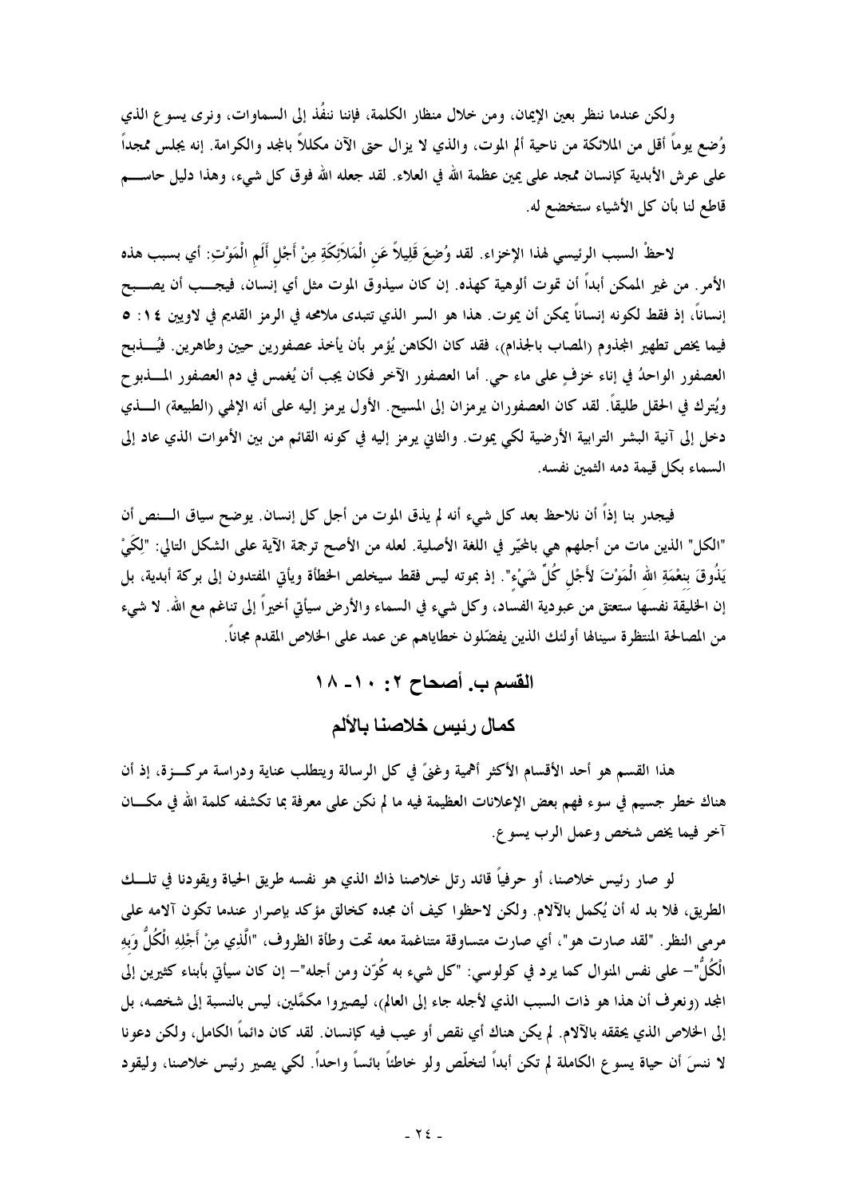ولكن عندما ننظر بعين الإيمان، ومن خلال منظار الكلمة، فإننا ننفُذ إلى السماوات، ونرى يسوع الذي وُضع يوماً أقل من الملائكة من ناحية ألم الموت، والذي لا يزال حتى الآن مكللاً بالمجد والكرامة. إنه يجلس ممجداً على عرش الأبدية كإنسان ممجد على يمين عظمة الله في العلاء. لقد جعله الله فوق كل شيء، وهذا دليل حاسم قاطع لنا بأن كل الأشياء ستخضع له.

لاحظْ السبب الرئيسي لهذا الإخزاء. لقد وُضِعَ قَلِيلاً عَنِ الْمَلاَئِكَةِ مِنْ أَجْلِ أَلَمِ الْمَوْتِ: أي بسبب هذه الأمر. من غير الممكن أبداً أن تموت ألوهية كهذه. إن كان سيذوق الموت مثل أي إنسان، فيجب أن يصبح إنساناً، إذ فقط لكونه إنساناً يمكن أن يموت. هذا هو السر الذي تتبدى ملامحه في الرمز القديم في لاويين ١٤: ٥ فيما يخص تطهير المجذوم (المصاب بالجذام)، فقد كان الكاهن يُؤمر بأن يأخذ عصفورين حيين وطاهرين. فيُذبح العصفور الواحدُ في إناء خزفٍ على ماء حي. أما العصفور الآخر فكان يجب أن يُغمس في دم العصفور المذبوح ويُترك في الحقل طليقاً. لقد كان العصفوران يرمزان إلى المسيح. الأول يرمز إليه على أنه الإلهي (الطبيعة) الذي دخل إلى آنية البشر الترابية الأرضية لكي يموت. والثاني يرمز إليه في كونه القائم من بين الأموات الذي عاد إلى السماء بكل قيمة دمه الثمين نفسه.

فيجدر بنا إذاً أن نلاحظ بعد كل شيء أنه لم يذق الموت من أجل كل إنسان. يوضح سياق النص أن "الكل" الذين مات من أجلهم هي بالمخيّر في اللغة الأصلية. لعله من الأصح ترجمة الآية على الشكل التالي: "لِكَيْ يَذُوقَ بنِعْمَةِ اللهِ الْمَوْتَ لأَجْلِ كُلِّ شَيْءٍ". إذ بموته ليس فقط سيخلص الخطأة ويأتي المفتدون إلى بركة أبدية، بل إن الخليقة نفسها ستعتق من عبودية الفساد، وكل شيء في السماء والأرض سيأتي أخيراً إلى تناغم مع الله. لا شيء من المصالحة المنتظرة سينالها أولئك الذين يفضّلون خطاياهم عن عمد على الخلاص المقدم مجاناً.

## القسم ب. أصحاح ٢: ١٠- ١٨

## كمال رئيس خلاصنا بالألم

هذا القسم هو أحد الأقسام الأكثر أهمية وغنىً في كل الرسالة ويتطلب عناية ودراسة مركزة، إذ أن هناك خطر جسيم في سوء فهم بعض الإعلانات العظيمة فيه ما لم نكن على معرفة بما تكشفه كلمة الله في مكان آخر فيما يخص شخص وعمل الرب يسوع.

لو صار رئيس خلاصنا، أو حرفياً قائد رتل خلاصنا ذاك الذي هو نفسه طريق الحياة ويقودنا في تلك الطريق، فلا بد له أن يُكمل بالآلام. ولكن لاحظوا كيف أن مجده كخالق مؤكد بإصرار عندما تكون آلامه على مرمى النظر. "لقد صارت هو"، أي صارت متساوقة متناغمة معه تحت وطأة الظروف، "الَّذِي مِنْ أَجْلِهِ الْكُلُّ وَبِهِ الْكُلُّ"– على نفس المنوال كما يرد في كولوسي: "كل شيء به كُوّن ومن أجله"– إن كان سيأتي بأبناء كثيرين إلى المجد (ونعرف أن هذا هو ذات السبب الذي لأجله جاء إلى العالم)، ليصيروا مكمَّلين، ليس بالنسبة إلى شخصه، بل إلى الخلاص الذي يحققه بالآلام. لم يكن هناك أي نقص أو عيب فيه كإنسان. لقد كان دائماً الكامل، ولكن دعونا لا ننسَ أن حياة يسوع الكاملة لم تكن أبداً لتخلّص ولو خاطئاً بائساً واحداً. لكي يصير رئيس خلاصنا، وليقود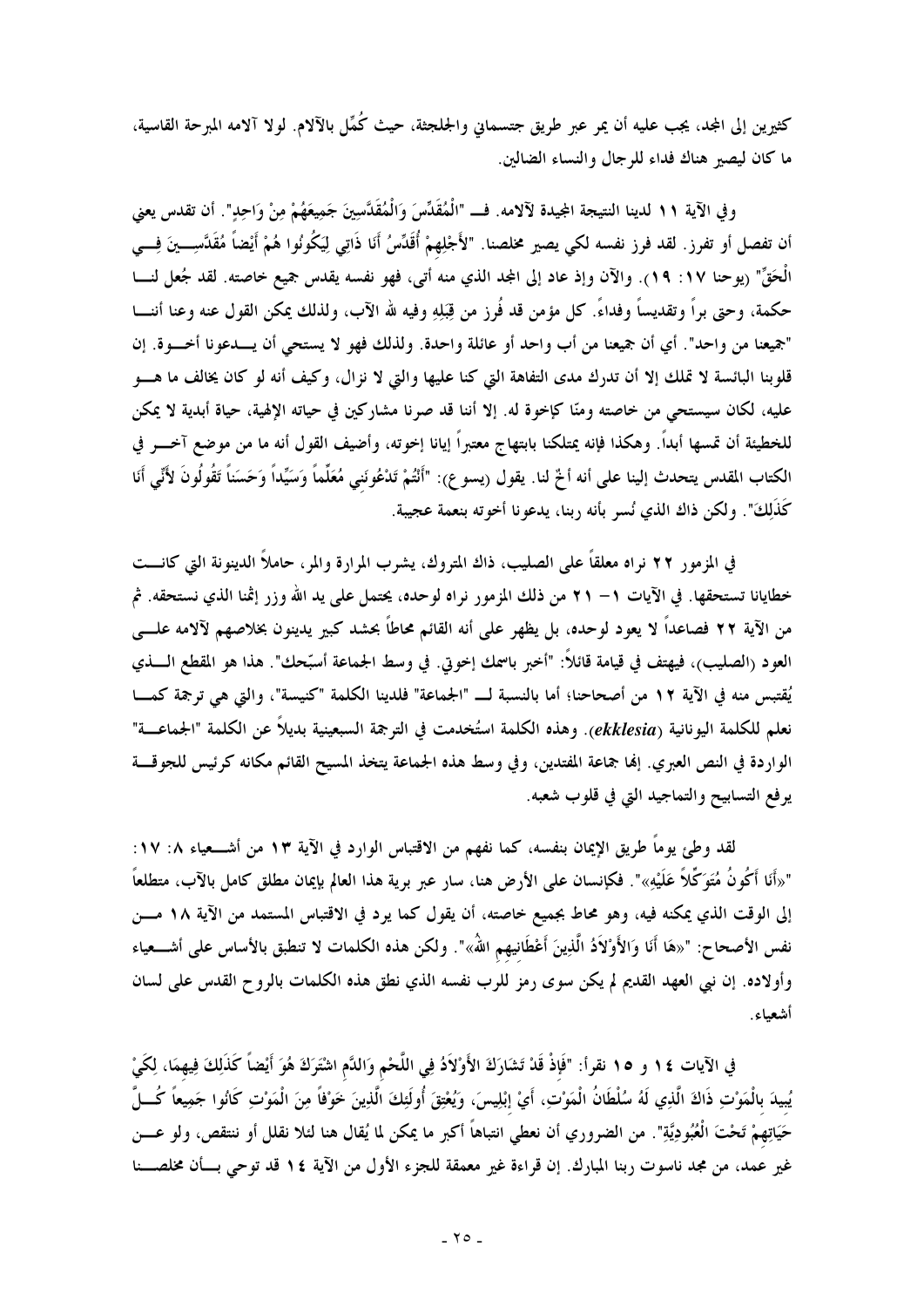كثيرين إلى المجد، يجب عليه أن يمر عبر طريق جتسماني والجلجثة، حيث كُمِّل بالآلام. لولا آلامه المبرحة القاسية، ما كان ليصير هناك فداء للرجال والنساء الضالين.

وفي الآية ١١ لدينا النتيجة المجيدة لآلامه. فـ "الْمُقَدِّسَ وَالْمُقَدَّسِينَ جَمِيعَهُمْ مِنْ وَاحِدٍ". أن تقدس يعني أن تفصل أو تفرز. لقد فرز نفسه لكي يصير مخلصنا. "لأَجْلِهِمْ أُقَدِّسُ أَنَا ذَاتِي لِيَكُونُوا هُمْ أَيْضاً مُقَدَّسِينَ فِي الْحَقِّ" (يوحنا ١٧: ١٩). والآن وإذ عاد إلى المجد الذي منه أتى، فهو نفسه يقدس جميع خاصته. لقد جُعل لنا حكمة، وحتى براً وتقديساً وفداءً. كل مؤمن قد فُرز من قِبَلِهِ وفيه لله الآب، ولذلك يمكن القول عنه وعنا أننا "جميعنا من واحد". أي أن جميعنا من أب واحد أو عائلة واحدة. ولذلك فهو لا يستحي أن يدعونا أخوة. إن قلوبنا البائسة لا تملك إلا أن تدرك مدى التفاهة التي كنا عليها والتي لا نزال، وكيف أنه لو كان يخالف ما هو عليه، لكان سيستحي من خاصته ومنّا كإخوة له. إلا أننا قد صرنا مشاركين في حياته الإلهية، حياة أبدية لا يمكن للخطيئة أن تمسها أبداً. وهكذا فإنه يمتلكنا بابتهاج معتبراً إيانا إخوته، وأضيف القول أنه ما من موضع آخر في الكتاب المقدس يتحدث إلينا على أنه أخٌ لنا. يقول (يسوع): "أَنْتُمْ تَدْعُونَنِي مُعَلِّماً وَسَيِّداً وَحَسَناً تَقُولُونَ لأَنِّي أَنَا كَذَلِكَ". ولكن ذاك الذي نُسر بأنه ربنا، يدعونا أخوته بنعمة عجيبة.

في المزمور ٢٢ نراه معلقاً على الصليب، ذاك المتروك، يشرب المرارة والمر، حاملاً الدينونة التي كانت خطايانا تستحقها. في الآيات ١ – ٢١ من ذلك المزمور نراه لوحده، يحتمل على يد الله وزر إثمنا الذي نستحقه. ثم من الآية ٢٢ فصاعداً لا يعود لوحده، بل يظهر على أنه القائم محاطاً بحشد كبير يدينون بخلاصهم لآلامه على العود (الصليب)، فيهتف في قيامة قائلاً: "أخبر باسمك إخوتي. في وسط الجماعة أسبّحك". هذا هو المقطع الذي يُقتبس منه في الآية ١٢ من أصحاحنا؛ أما بالنسبة لـ "الجماعة" فلدينا الكلمة "كنيسة"، والتي هي ترجمة كما نعلم للكلمة اليونانية (*ekklesia*). وهذه الكلمة استُخدمت في الترجمة السبعينية بديلاً عن الكلمة "الجماعة" الواردة في النص العبري. إنها جماعة المفتدين، وفي وسط هذه الجماعة يتخذ المسيح القائم مكانه كرئيس للجوقة يرفع التسابيح والتماجيد التي في قلوب شعبه.

لقد وطئ يوماً طريق الإيمان بنفسه، كما نفهم من الاقتباس الوارد في الآية ١٣ من أشعياء ٨: ١٧: "«أَنَا أَكُونُ مُتَوَكِّلاً عَلَيْهِ»". فكإنسان على الأرض هنا، سار عبر برية هذا العالم بإيمان مطلق كامل بالآب، متطلعاً إلى الوقت الذي يمكنه فيه، وهو محاط بجميع خاصته، أن يقول كما يرد في الاقتباس المستمد من الآية ١٨ من نفس الأصحاح: "«هَا أَنَا وَالأَوْلاَدُ الَّذِينَ أَعْطَانِيهِمِ اللهُ»". ولكن هذه الكلمات لا تنطبق بالأساس على أشعياء وأولاده. إن نبي العهد القديم لم يكن سوى رمز للرب نفسه الذي نطق هذه الكلمات بالروح القدس على لسان أشعياء.

في الآيات ١٤ و ١٥ نقرأ: "فَإِذْ قَدْ تَشَارَكَ الأَوْلاَدُ فِي اللَّحْمِ وَالدَّمِ اشْتَرَكَ هُوَ أَيْضاً كَذَلِكَ فِيهِمَا، لِكَيْ يُبِيدَ بِالْمَوْتِ ذَاكَ الَّذِي لَهُ سُلْطَانُ الْمَوْتِ، أَيْ إِبْلِيسَ، وَيُعْتِقَ أُولَئِكَ الَّذِينَ خَوْفاً مِنَ الْمَوْتِ كَانُوا جَمِيعاً كُلَّ حَيَاتِهِمْ تَحْتَ الْعُبُودِيَّةِ". من الضروري أن نعطي انتباهاً أكبر ما يمكن لما يُقال هنا لئلا نقلل أو ننتقص، ولو عن غير عمد، من مجد ناسوت ربنا المبارك. إن قراءة غير معمقة للجزء الأول من الآية ١٤ قد توحي بأن مخلصنا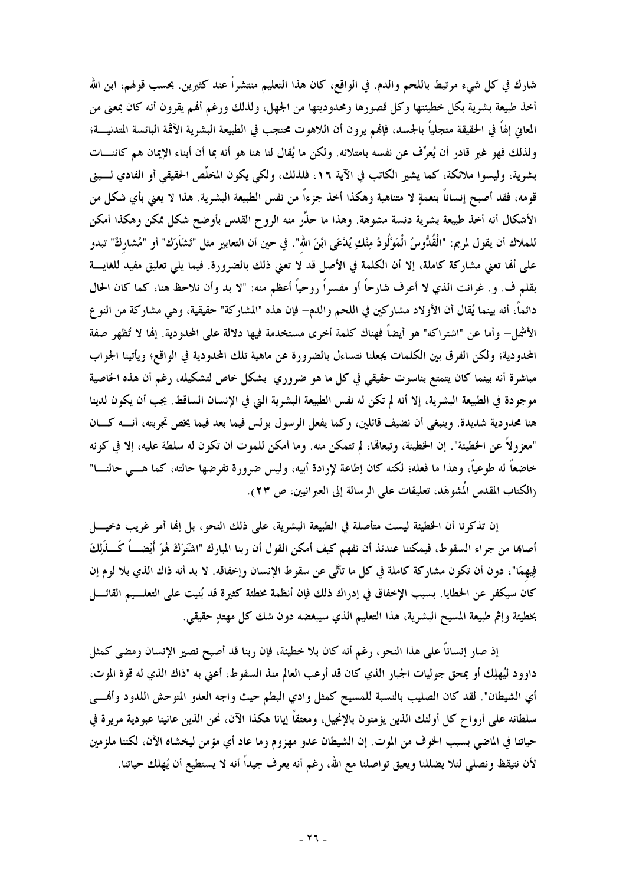شارك في كل شيء مرتبط باللحم والدم. في الواقع، كان هذا التعليم منتشراً عند كثيرين. بحسب قولهم، ابن الله أخذ طبيعة بشرية بكل خطيئتها وكل قصورها ومحدوديتها من الجهل، ولذلك ورغم أنهم يقرون أنه كان بمعنى من المعاني إلهاً في الحقيقة متجلياً بالجسد، فإنهم يرون أن اللاهوت محتجب في الطبيعة البشرية الآثمة البائسة المتدنية؛ ولذلك فهو غير قادر أن يُعرِّف عن نفسه بامتلائه. ولكن ما يُقال لنا هنا هو أنه بما أن أبناء الإيمان هم كائنات بشرية، وليسوا ملائكة، كما يشير الكاتب في الآية ١٦، فلذلك، ولكي يكون المخلِّص الحقيقي أو الفادي لبني قومه، فقد أصبح إنساناً بنعمةٍ لا متناهية وهكذا أخذ جزءاً من نفس الطبيعة البشرية. هذا لا يعني بأي شكل من الأشكال أنه أخذ طبيعة بشرية دنسة مشوهة. وهذا ما حذَّر منه الروح القدس بأوضح شكل ممكن وهكذا أمكن للملاك أن يقول لمريم: "الْقُدُّوسُ الْمَوْلُودُ مِنْكِ يُدْعَى ابْنَ اللهِ". في حين أن التعابير مثل "تَشَارَكَ" أو "مُشاركٌ" تبدو على أنها تعني مشاركة كاملة، إلا أن الكلمة في الأصل قد لا تعني ذلك بالضرورة. فيما يلي تعليق مفيد للغاية بقلم ف. و. غرانت الذي لا أعرف شارحاً أو مفسراً روحياً أعظم منه: "لا بد وأن نلاحظ هنا، كما كان الحال دائماً، أنه بينما يُقال أن الأولاد مشاركين في اللحم والدم– فإن هذه "المشاركة" حقيقية، وهي مشاركة من النوع الأشمل– وأما عن "اشتراكه" هو أيضاً فهناك كلمة أخرى مستخدمة فيها دلالة على المحدودية. إنها لا تُظهر صفة المحدودية؛ ولكن الفرق بين الكلمات يجعلنا نتساءل بالضرورة عن ماهية تلك المحدودية في الواقع؛ ويأتينا الجواب مباشرة أنه بينما كان يتمتع بناسوت حقيقي في كل ما هو ضروري بشكل خاص لتشكيله، رغم أن هذه الخاصية موجودة في الطبيعة البشرية، إلا أنه لم تكن له نفس الطبيعة البشرية التي في الإنسان الساقط. يجب أن يكون لدينا هنا محدودية شديدة. وينبغي أن نضيف قائلين، وكما يفعل الرسول بولس فيما بعد فيما يخص تجربته، أنه كان "معزولاً عن الخطيئة". إن الخطيئة، وتبعاتها، لم تتمكن منه. وما أمكن للموت أن تكون له سلطة عليه، إلا في كونه خاضعاً له طوعياً، وهذا ما فعله؛ لكنه كان إطاعة لإرادة أبيه، وليس ضرورة تفرضها حالته، كما هي حالتنا" (الكتاب المقدس المُشوهَد، تعليقات على الرسالة إلى العبرانيين، ص ٢٣).

إن تذكرنا أن الخطيئة ليست متأصلة في الطبيعة البشرية، على ذلك النحو، بل إنها أمر غريب دخيل أصابها من جراء السقوط، فيمكننا عندئذ أن نفهم كيف أمكن القول أن ربنا المبارك "اشْتَرَكَ هُوَ أَيْضاً كَذلِكَ فِيهِمَا"، دون أن تكون مشاركة كاملة في كل ما تأتَّى عن سقوط الإنسان وإخفاقه. لا بد أنه ذاك الذي بلا لوم إن كان سيكفر عن الخطايا. بسبب الإخفاق في إدراك ذلك فإن أنظمة مخطئة كثيرة قد بُنيت على التعليم القائل بخطيئة وإثم طبيعة المسيح البشرية، هذا التعليم الذي سيبغضه دون شك كل مهتدٍ حقيقي.

إذ صار إنساناً على هذا النحو، رغم أنه كان بلا خطيئة، فإن ربنا قد أصبح نصير الإنسان ومضى كمثل داوود ليُهلك أو يمحق جوليات الجبار الذي كان قد أرعب العالم منذ السقوط، أعني به "ذاك الذي له قوة الموت، أي الشيطان". لقد كان الصليب بالنسبة للمسيح كمثل وادي البطم حيث واجه العدو المتوحش اللدود وأنهى سلطانه على أرواح كل أولئك الذين يؤمنون بالإنجيل، ومعتقاً إيانا هكذا الآن، نحن الذين عانينا عبودية مريرة في حياتنا في الماضي بسبب الخوف من الموت. إن الشيطان عدو مهزوم وما عاد أي مؤمن ليخشاه الآن، لكننا ملزمين لأن نتيقظ ونصلي لئلا يضللنا ويعيق تواصلنا مع الله، رغم أنه يعرف جيداً أنه لا يستطيع أن يُهلك حياتنا.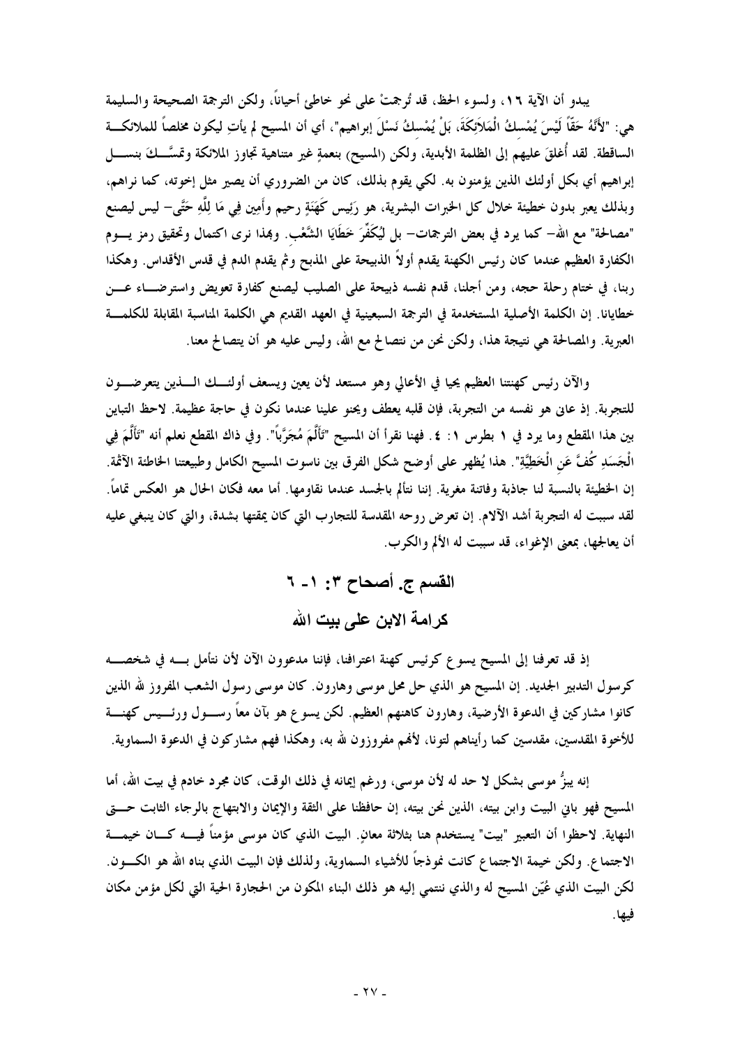يبدو أن الآية ١٦، ولسوء الحظ، قد تُرجمتْ على نحو خاطئ أحياناً، ولكن الترجمة الصحيحة والسليمة هي: "لأَنَّهُ حَقّاً لَيْسَ يُمْسِكُ الْمَلاَئِكَةَ، بَلْ يُمْسِكُ نَسْلَ إبراهيم"، أي أن المسيح لم يأتِ ليكون مخلصاً للملائكة الساقطة. لقد أُغلقَ عليهم إلى الظلمة الأبدية، ولكن (المسيح) بنعمةٍ غير متناهية تجاوز الملائكة وتمسَّكَ بنسل إبراهيم أي بكل أولئك الذين يؤمنون به. لكي يقوم بذلك، كان من الضروري أن يصير مثل إخوته، كما نراهم، وبذلك يعبر بدون خطيئة خلال كل الخبرات البشرية، هو رَئِيس كَهَنَةٍ رحيم وأَمِين فِي مَا لِلَّهِ حَتَّى- ليس ليصنع "مصالحة" مع الله- كما يرد في بعض الترجمات- بل لِيُكَفِّرَ خَطَايَا الشَّعْبِ. وبهذا نرى اكتمال وتحقيق رمز يوم الكفارة العظيم عندما كان رئيس الكهنة يقدم أولاً الذبيحة على المذبح وثم يقدم الدم في قدس الأقداس. وهكذا ربنا، في ختام رحلة حجه، ومن أجلنا، قدم نفسه ذبيحة على الصليب ليصنع كفارة تعويض واسترضاء عن خطايانا. إن الكلمة الأصلية المستخدمة في الترجمة السبعينية في العهد القديم هي الكلمة المناسبة المقابلة للكلمة العبرية. والمصالحة هي نتيجة هذا، ولكن نحن من نتصالح مع الله، وليس عليه هو أن يتصالح معنا.

والآن رئيس كهنتنا العظيم يحيا في الأعالي وهو مستعد لأن يعين ويسعف أولئك الذين يتعرضون للتجربة. إذ عانى هو نفسه من التجربة، فإن قلبه يعطف ويحنو علينا عندما نكون في حاجة عظيمة. لاحظ التباين بين هذا المقطع وما يرد في ١ بطرس ١: ٤. فهنا نقرأ أن المسيح "تَأَلَّمَ مُجَرَّباً". وفي ذاك المقطع نعلم أنه "تَأَلَّمَ فِي الْجَسَدِ كُفَّ عَنِ الْخَطِيَّةِ". هذا يُظهر على أوضح شكل الفرق بين ناسوت المسيح الكامل وطبيعتنا الخاطئة الآثمة. إن الخطيئة بالنسبة لنا جاذبة وفاتنة مغرية. إننا نتألم بالجسد عندما نقاومها. أما معه فكان الحال هو العكس تماماً. لقد سببت له التجربة أشد الآلام. إن تعرض روحه المقدسة للتجارب التي كان يمقتها بشدة، والتي كان ينبغي عليه أن يعالجها، بمعنى الإغواء، قد سببت له الألم والكرب.

## القسم ج. أصحاح ٣: ١- ٦

## كرامة الابن على بيت الله

إذ قد تعرفنا إلى المسيح يسوع كرئيس كهنة اعترافنا، فإننا مدعوون الآن لأن نتأمل به في شخصه كرسول التدبير الجديد. إن المسيح هو الذي حل محل موسى وهارون. كان موسى رسول الشعب المفروز لله الذين كانوا مشاركين في الدعوة الأرضية، وهارون كاهنهم العظيم. لكن يسوع هو بآن معاً رسول ورئيس كهنة للأخوة المقدسين، مقدسين كما رأيناهم لتونا، لأنهم مفروزون لله به، وهكذا فهم مشاركون في الدعوة السماوية.

إنه يبزُّ موسى بشكل لا حد له لأن موسى، ورغم إيمانه في ذلك الوقت، كان مجرد خادم في بيت الله، أما المسيح فهو باني البيت وابن بيته، الذين نحن بيته، إن حافظنا على الثقة والإيمان والابتهاج بالرجاء الثابت حتى النهاية. لاحظوا أن التعبير "بيت" يستخدم هنا بثلاثة معانٍ. البيت الذي كان موسى مؤمناً فيه كان خيمة الاجتماع. ولكن خيمة الاجتماع كانت نموذجاً للأشياء السماوية، ولذلك فإن البيت الذي بناه الله هو الكون. لكن البيت الذي عُيّن المسيح له والذي ننتمي إليه هو ذلك البناء المكون من الحجارة الحية التي لكل مؤمن مكان فيها.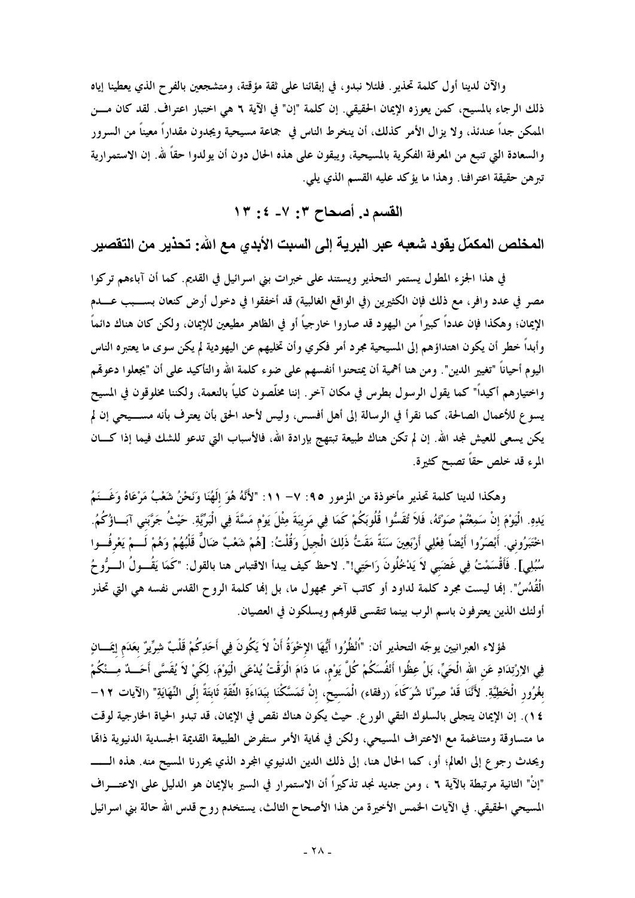والآن لدينا أول كلمة تحذير. فلئلا نبدو، في إبقائنا على ثقة مؤقتة، ومتشجعين بالفرح الذي يعطينا إياه ذلك الرجاء بالمسيح، كمن يعوزه الإيمان الحقيقي. إن كلمة "إن" في الآية ٦ هي اختبار اعتراف. لقد كان من الممكن جداً عندئذ، ولا يزال الأمر كذلك، أن ينخرط الناس في جماعة مسيحية ويجدون مقداراً معيناً من السرور والسعادة التي تنبع من المعرفة الفكرية بالمسيحية، ويبقون على هذه الحال دون أن يولدوا حقاً لله. إن الاستمرارية تبرهن حقيقة اعترافنا. وهذا ما يؤكد عليه القسم الذي يلي.

## القسم د. أصحاح ٣: ٧- ٤: ١٣

## المخلص المكمّل يقود شعبه عبر البرية إلى السبت الأبدي مع الله: تحذير من التقصير

في هذا الجزء المطول يستمر التحذير ويستند على خبرات بني اسرائيل في القديم. كما أن آباءهم تركوا مصر في عدد وافر، مع ذلك فإن الكثيرين (في الواقع الغالبية) قد أخفقوا في دخول أرض كنعان بسبب عدم الإيمان؛ وهكذا فإن عدداً كبيراً من اليهود قد صاروا خارجياً أو في الظاهر مطيعين للإيمان، ولكن كان هناك دائماً وأبداً خطر أن يكون اهتداؤهم إلى المسيحية مجرد أمر فكري وأن تخليهم عن اليهودية لم يكن سوى ما يعتبره الناس اليوم أحياناً "تغيير الدين". ومن هنا أهمية أن يمتحنوا أنفسهم على ضوء كلمة الله والتأكيد على أن "يجعلوا دعوتهم واختيارهم أكيداً" كما يقول الرسول بطرس في مكان آخر. إننا مخلّصون كلياً بالنعمة، ولكننا مخلوقون في المسيح يسوع للأعمال الصالحة، كما نقرأ في الرسالة إلى أهل أفسس، وليس لأحد الحق بأن يعترف بأنه مسيحي إن لم يكن يسعى للعيش لمجد الله. إن لم تكن هناك طبيعة تبتهج بإرادة الله، فالأسباب التي تدعو للشك فيما إذا كان المرء قد خلص حقاً تصبح كثيرة.

وهكذا لدينا كلمة تحذير مأخوذة من المزمور ٩٥: ٧- ١١: "لأَنَّهُ هُوَ إِلَهُنَا وَنَحْنُ شَعْبُ مَرْعَاهُ وَغَنَمُ يَدِهِ. الْيَوْمَ إِنْ سَمِعْتُمْ صَوْتَهُ، فَلاَ تُقَسُّوا قُلُوبَكُمْ كَمَا فِي مَرِيبَةَ مِثْلَ يَوْمِ مَسَّةَ فِي الْبَرِّيَّةِ. حَيْثُ جَرَّبَنِي آبَاؤُكُمُ. اخْتَبَرُونِي. أَبْصَرُوا أَيْضاً فِعْلِي أَرْبَعِينَ سَنَةً مَقَتُّ ذَلِكَ الْجِيلَ وَقُلْتُ: [هُمْ شَعْبٌ ضَالٌّ قَلْبُهُمْ وَهُمْ لَمْ يَعْرِفُوا سُبُلِي]. فَأَقْسَمْتُ فِي غَضَبِي لاَ يَدْخُلُونَ رَاحَتِي!". لاحظ كيف يبدأ الاقتباس هنا بالقول: "كَمَا يَقُولُ الرُّوحُ الْقُدُسُ". إنها ليست مجرد كلمة لداود أو كاتب آخر مجهول ما، بل إنها كلمة الروح القدس نفسه هي التي تحذر أولئك الذين يعترفون باسم الرب بينما تتقسى قلوبهم ويسلكون في العصيان.

لهؤلاء العبرانيين يوجّه التحذير أن: "اُنْظُرُوا أَيُّهَا الإِخْوَةُ أَنْ لاَ يَكُونَ فِي أَحَدِكُمْ قَلْبٌ شِرِّيرٌ بِعَدَمِ إِيمَانٍ فِي الاِرْتِدَادِ عَنِ اللهِ الْحَيِّ، بَلْ عِظُوا أَنْفُسَكُمْ كُلَّ يَوْمٍ، مَا دَامَ الْوَقْتُ يُدْعَى الْيَوْمَ، لِكَيْ لاَ يُقَسَّى أَحَدٌ مِنْكُمْ بِغُرُورِ الْخَطِيَّةِ. لأَنَّنَا قَدْ صِرْنَا شُرَكَاءَ (رفقاء) الْمَسِيحِ، إِنْ تَمَسَّكْنَا بِبَدَاءَةِ الثِّقَةِ ثَابِتَةً إِلَى النِّهَايَةِ" (الآيات ١٢- ١٤). إن الإيمان يتجلى بالسلوك التقي الورع. حيث يكون هناك نقص في الإيمان، قد تبدو الحياة الخارجية لوقت ما متساوقة ومتناغمة مع الاعتراف المسيحي، ولكن في نهاية الأمر ستفرض الطبيعة القديمة الجسدية الدنيوية ذاتها ويحدث رجوع إلى العالم؛ أو، كما الحال هنا، إلى ذلك الدين الدنيوي المجرد الذي يحررنا المسيح منه. هذه الـ "إنْ" الثانية مرتبطة بالآية ٦ ، ومن جديد نجد تذكيراً أن الاستمرار في السير بالإيمان هو الدليل على الاعتراف المسيحي الحقيقي. في الآيات الخمس الأخيرة من هذا الأصحاح الثالث، يستخدم روح قدس الله حالة بني اسرائيل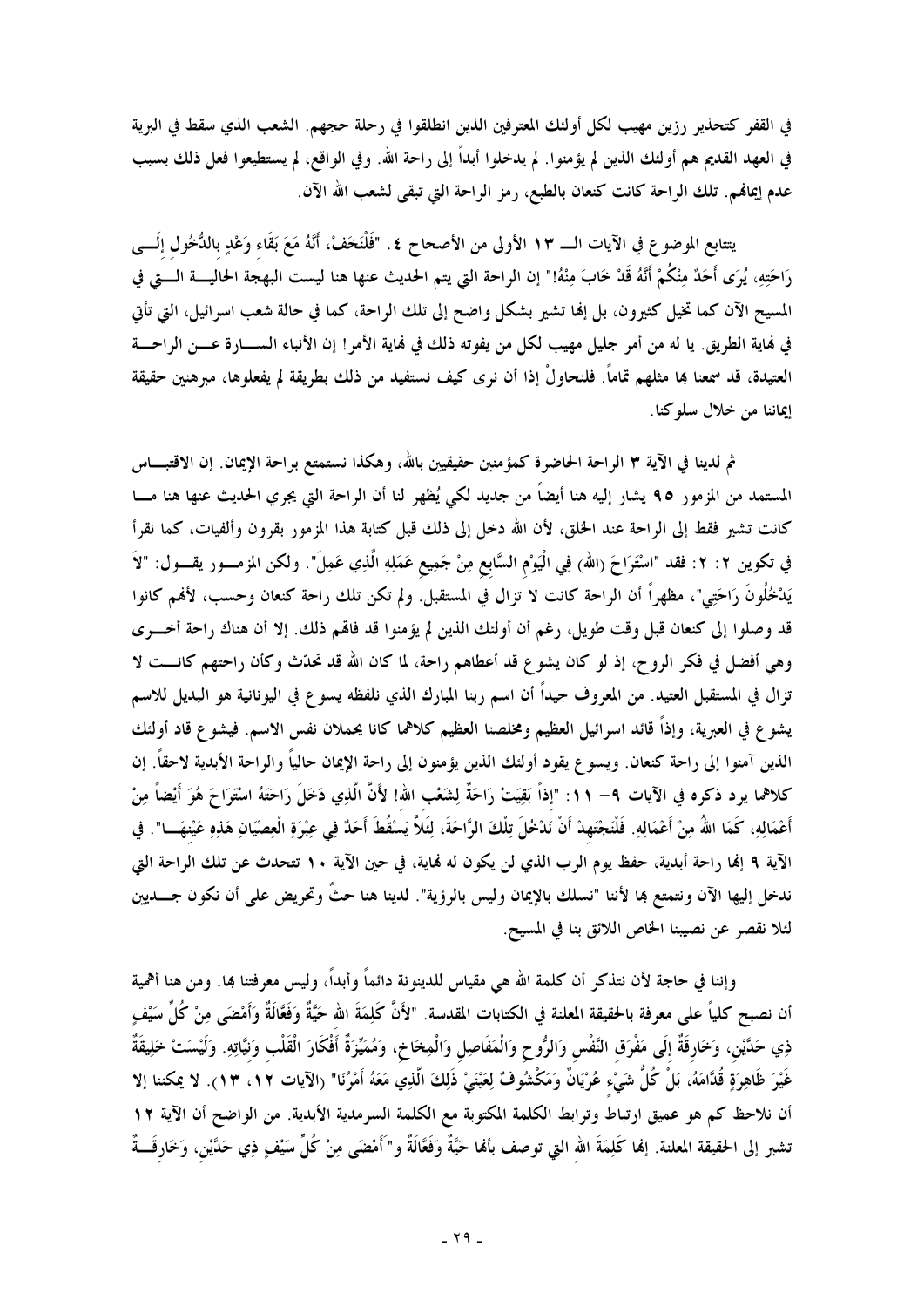في القفر كتحذير رزين مهيب لكل أولئك المعترفين الذين انطلقوا في رحلة حجهم. الشعب الذي سقط في البرية في العهد القديم هم أولئك الذين لم يؤمنوا. لم يدخلوا أبداً إلى راحة الله. وفي الواقع، لم يستطيعوا فعل ذلك بسبب عدم إيمانهم. تلك الراحة كانت كنعان بالطبع، رمز الراحة التي تبقى لشعب الله الآن.

يتتابع الموضوع في الآيات الـ ١٣ الأولى من الأصحاح ٤. "فَلْنَخَفْ، أَنَّهُ مَعَ بَقَاءِ وَعْدٍ بِالدُّخُولِ إِلَى رَاحَتِهِ، يُرَى أَحَدٌ مِنْكُمْ أَنَّهُ قَدْ خَابَ مِنْهُ!" إن الراحة التي يتم الحديث عنها هنا ليست البهجة الحالية التي في المسيح الآن كما تخيل كثيرون، بل إنها تشير بشكل واضح إلى تلك الراحة، كما في حالة شعب اسرائيل، التي تأتي في نهاية الطريق. يا له من أمر جليل مهيب لكل من يفوته ذلك في نهاية الأمر! إن الأنباء السارة عن الراحة العتيدة، قد سمعنا بها مثلهم تماماً. فلنحاولْ إذا أن نرى كيف نستفيد من ذلك بطريقة لم يفعلوها، مبرهنين حقيقة إيماننا من خلال سلوكنا.

ثم لدينا في الآية ٣ الراحة الحاضرة كمؤمنين حقيقيين بالله، وهكذا نستمتع براحة الإيمان. إن الاقتباس المستمد من المزمور ٩٥ يشار إليه هنا أيضاً من جديد لكي يُظهر لنا أن الراحة التي يجري الحديث عنها هنا ما كانت تشير فقط إلى الراحة عند الخلق، لأن الله دخل إلى ذلك قبل كتابة هذا المزمور بقرون وألفيات، كما نقرأ في تكوين ٢: ٢: فقد "اسْتَرَاحَ (الله) فِي الْيَوْمِ السَّابِعِ مِنْ جَمِيعِ عَمَلِهِ الَّذِي عَمِلَ". ولكن المزمور يقول: "لاَ يَدْخُلُونَ رَاحَتِي"، مظهراً أن الراحة كانت لا تزال في المستقبل. ولم تكن تلك راحة كنعان وحسب، لأنهم كانوا قد وصلوا إلى كنعان قبل وقت طويل، رغم أن أولئك الذين لم يؤمنوا قد فاتهم ذلك. إلا أن هناك راحة أخرى وهي أفضل في فكر الروح، إذ لو كان يشوع قد أعطاهم راحة، لما كان الله قد تحدّث وكأن راحتهم كانت لا تزال في المستقبل العتيد. من المعروف جيداً أن اسم ربنا المبارك الذي نلفظه يسوع في اليونانية هو البديل للاسم يشوع في العبرية، وإذاً قائد اسرائيل العظيم ومخلصنا العظيم كلاهما كانا يحملان نفس الاسم. فيشوع قاد أولئك الذين آمنوا إلى راحة كنعان. ويسوع يقود أولئك الذين يؤمنون إلى راحة الإيمان حالياً والراحة الأبدية لاحقاً. إن كلاهما يرد ذكره في الآيات ٩– ١١: "إِذاً بَقِيَتْ رَاحَةٌ لِشَعْبِ اللهِ! لأَنَّ الَّذِي دَخَلَ رَاحَتَهُ اسْتَرَاحَ هُوَ أَيْضاً مِنْ أَعْمَالِهِ، كَمَا اللهُ مِنْ أَعْمَالِهِ. فَلْنَجْتَهِدْ أَنْ نَدْخُلَ تِلْكَ الرَّاحَةَ، لِئَلاَّ يَسْقُطَ أَحَدٌ فِي عِبْرَةِ الْعِصْيَانِ هَذِهِ عَيْنِهَا". في الآية ٩ إنها راحة أبدية، حفظ يوم الرب الذي لن يكون له نهاية، في حين الآية ١٠ تتحدث عن تلك الراحة التي ندخل إليها الآن ونتمتع بها لأننا "نسلك بالإيمان وليس بالرؤية". لدينا هنا حثٌ وتحريض على أن نكون جديين لئلا نقصر عن نصيبنا الخاص اللائق بنا في المسيح.

وإننا في حاجة لأن نتذكر أن كلمة الله هي مقياس للدينونة دائماً وأبداً، وليس معرفتنا بها. ومن هنا أهمية أن نصبح كلياً على معرفة بالحقيقة المعلنة في الكتابات المقدسة. "لأَنَّ كَلِمَةَ اللهِ حَيَّةٌ وَفَعَّالَةٌ وَأَمْضَى مِنْ كُلِّ سَيْفٍ ذِي حَدَّيْنِ، وَخَارِقَةٌ إِلَى مَفْرَقِ النَّفْسِ وَالرُّوحِ وَالْمَفَاصِلِ وَالْمِخَاخِ، وَمُمَيِّزَةٌ أَفْكَارَ الْقَلْبِ وَنِيَّاتِهِ. وَلَيْسَتْ خَلِيقَةٌ غَيْرَ ظَاهِرَةٍ قُدَّامَهُ، بَلْ كُلُّ شَيْءٍ عُرْيَانٌ وَمَكْشُوفٌ لِعَيْنَيْ ذَلِكَ الَّذِي مَعَهُ أَمْرُنَا" (الآيات ١٢، ١٣). لا يمكننا إلا أن نلاحظ كم هو عميق ارتباط وترابط الكلمة المكتوبة مع الكلمة السرمدية الأبدية. من الواضح أن الآية ١٢ تشير إلى الحقيقة المعلنة. إنها كَلِمَةَ اللهِ التي توصف بأنها حَيَّةٌ وَفَعَّالَةٌ و"أَمْضَى مِنْ كُلِّ سَيْفٍ ذِي حَدَّيْنِ، وَخَارِقَةٌ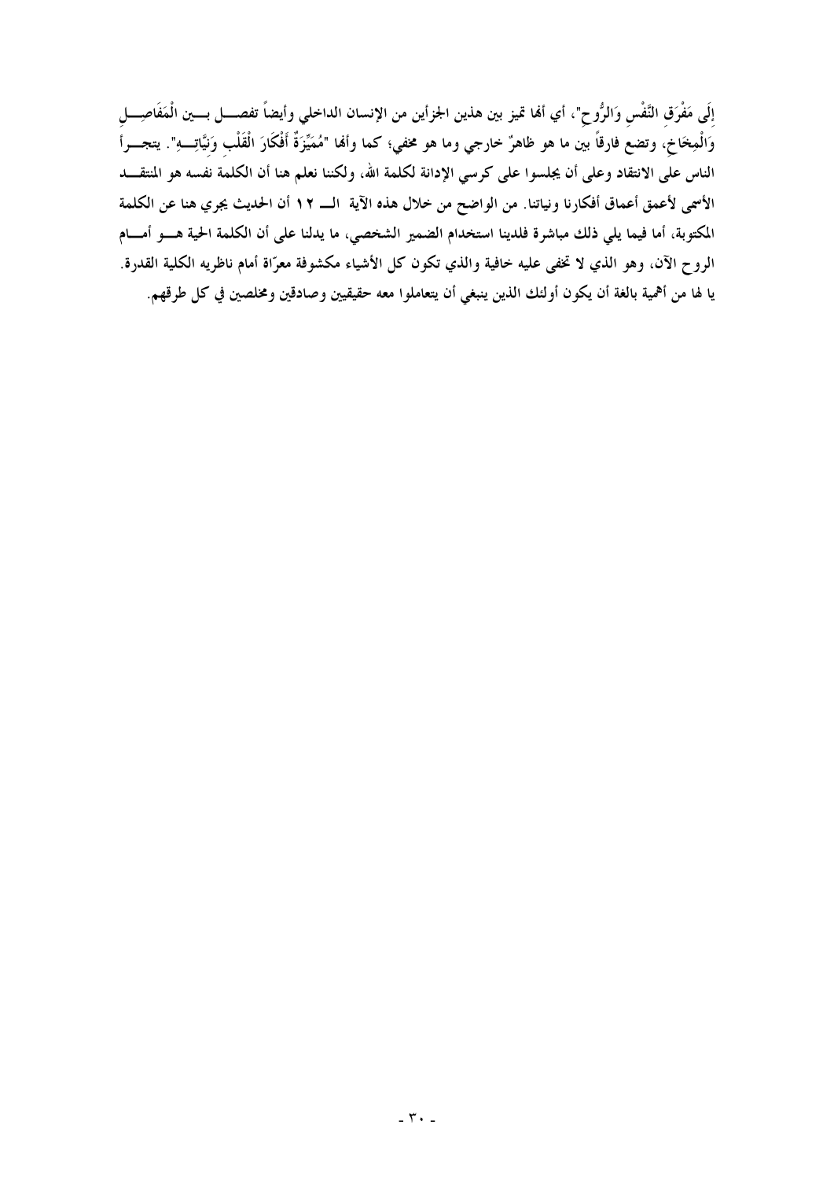إِلَى مَفْرَقِ النَّفْسِ وَالرُّوحِ"، أي أنها تميز بين هذين الجزأين من الإنسان الداخلي وأيضاً تفصل بين الْمَفَاصِلِ وَالْمِخَاخِ، وتضع فارقاً بين ما هو ظاهرٌ خارجي وما هو مخفي؛ كما وأنها "مُمَيِّزَةٌ أَفْكَارَ الْقَلْبِ وَنِيَّاتِهِ". يتجرأ الناس على الانتقاد وعلى أن يجلسوا على كرسي الإدانة لكلمة الله، ولكننا نعلم هنا أن الكلمة نفسه هو المنتقد الأسمى لأعمق أعماق أفكارنا ونياتنا. من الواضح من خلال هذه الآية الـ ١٢ أن الحديث يجري هنا عن الكلمة المكتوبة، أما فيما يلي ذلك مباشرة فلدينا استخدام الضمير الشخصي، ما يدلنا على أن الكلمة الحية هو أمام الروح الآن، وهو الذي لا تخفى عليه خافية والذي تكون كل الأشياء مكشوفة معرّاة أمام ناظريه الكلية القدرة. يا لها من أهمية بالغة أن يكون أولئك الذين ينبغي أن يتعاملوا معه حقيقيين وصادقين ومخلصين في كل طرقهم.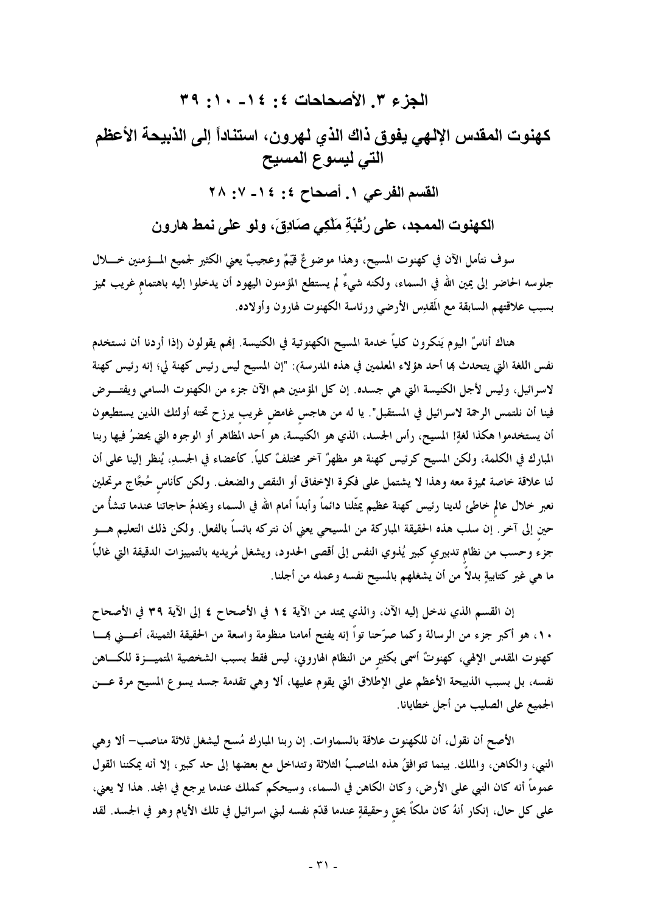# الجزء ٣. الأصحاحات ٤: ١٤ـ ١٠: ٣٩

## كهنوت المقدس الإلهي يفوق ذاك الذي لهرون، استناداً إلى الذبيحة الأعظم التي ليسوع المسيح

### القسم الفرعي ١. أصحاح ٤: ١٤ـ ٧: ٢٨

### الكهنوت الممجد، على رُتْبَةِ مَلْكِي صَادِقَ، ولو على نمط هارون

سوف نتأمل الآن في كهنوت المسيح، وهذا موضوعٌ قيّمٌ وعجيبٌ يعني الكثير لجميع المؤمنين خلال جلوسه الحاضر إلى يمين الله في السماء، ولكنه شيءٌ لم يستطع المؤمنون اليهود أن يدخلوا إليه باهتمامٍ غريب مميز بسبب علاقتهم السابقة مع المَقدِس الأرضي ورئاسة الكهنوت لهارون وأولاده.

هناك أناسٌ اليوم يَنكرون كلياً خدمة المسيح الكهنوتية في الكنيسة. إنهم يقولون (إذا أردنا أن نستخدم نفس اللغة التي يتحدث بها أحد هؤلاء المعلمين في هذه المدرسة): "إن المسيح ليس رئيس كهنة لي؛ إنه رئيس كهنة لاسرائيل، وليس لأجل الكنيسة التي هي جسده. إن كل المؤمنين هم الآن جزء من الكهنوت السامي ويفترض فينا أن نلتمس الرحمة لاسرائيل في المستقبل". يا له من هاجسٍ غامضٍ غريبٍ يرزح تحته أولئك الذين يستطيعون أن يستخدموا هكذا لغةٍ! المسيح، رأس الجسد، الذي هو الكنيسة، هو أحد المظاهر أو الوجوه التي يحضرُ فيها ربنا المبارك في الكلمة، ولكن المسيح كرئيس كهنة هو مظهرٌ آخر مختلفٌ كلياً. كأعضاء في الجسدِ، يُنظر إلينا على أن لنا علاقة خاصة مميزة معه وهذا لا يشتمل على فكرة الإخفاق أو النقص والضعف. ولكن كأناسٍ حُجَّاجٍ مرتحلين نعبر خلال عالمٍ خاطئ لدينا رئيس كهنة عظيم يمثّلنا دائماً وأبداً أمام الله في السماء ويخدمُ حاجاتنا عندما تنشأُ من حينٍ إلى آخر. إن سلب هذه الحقيقة المباركة من المسيحي يعني أن نتركه بائساً بالفعل. ولكن ذلك التعليم هو جزء وحسب من نظامٍ تدبيري كبير يُذوي النفس إلى أقصى الحدود، ويشغل مُريديه بالتمييزات الدقيقة التي غالباً ما هي غير كتابيةٍ بدلاً من أن يشغلهم بالمسيح نفسه وعمله من أجلنا.

**إن القسم الذي ندخل إليه الآن، والذي يمتد من الآية ١٤ في الأصحاح ٤ إلى الآية ٣٩ في الأصحاح ١٠، هو أكبر جزء من الرسالة وكما صرّحنا تواً إنه يفتح أمامنا منظومة واسعة من الحقيقة الثمينة، أعني بها كهنوت المقدس الإلهي، كهنوتٌ أسمى بكثيرٍ من النظام الهاروني، ليس فقط بسبب الشخصية المتميزة للكاهن نفسه، بل بسبب الذبيحة الأعظم على الإطلاق التي يقوم عليها، ألا وهي تقدمة جسد يسوع المسيح مرة عن الجميع على الصليب من أجل خطايانا.**

الأصح أن نقول، أن للكهنوت علاقة بالسماوات. إن ربنا المبارك مُسح ليشغل ثلاثة مناصب– ألا وهي النبي، والكاهن، والملك. بينما تتوافقُ هذه المناصبُ الثلاثة وتتداخل مع بعضها إلى حد كبير، إلا أنه يمكننا القول عموماً أنه كان النبي على الأرض، وكان الكاهن في السماء، وسيحكم كملك عندما يرجع في المجد. هذا لا يعني، على كل حال، إنكار أنهُ كان ملكاً بحقٍ وحقيقةٍ عندما قدّم نفسه لبني اسرائيل في تلك الأيام وهو في الجسد. لقد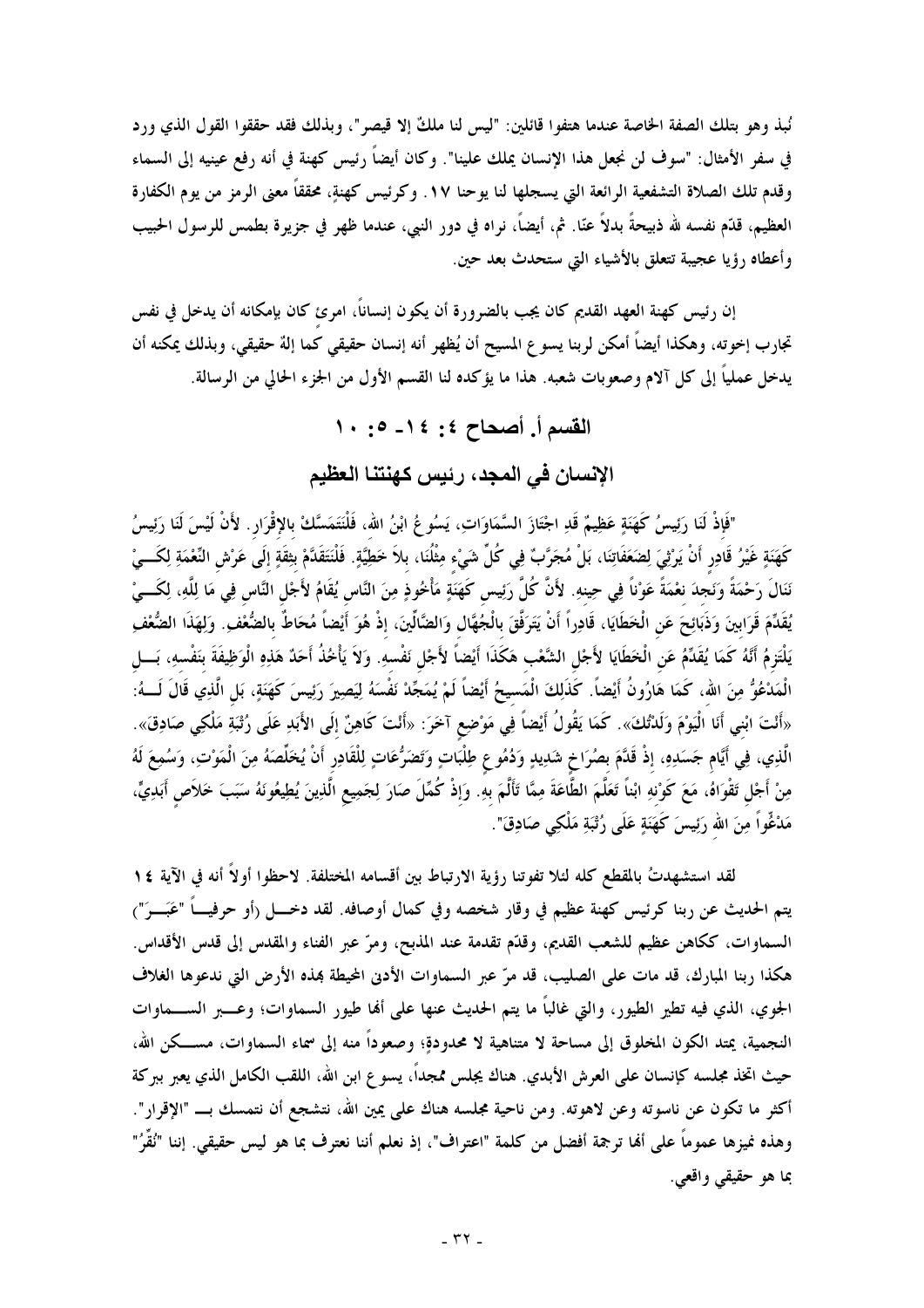نُبذ وهو بتلك الصفة الخاصة عندما هتفوا قائلين: "ليس لنا ملكٌ إلا قيصر"، وبذلك فقد حققوا القول الذي ورد في سفر الأمثال: "سوف لن نجعل هذا الإنسان يملك علينا". وكان أيضاً رئيس كهنة في أنه رفع عينيه إلى السماء وقدم تلك الصلاة التشفعية الرائعة التي يسجلها لنا يوحنا ١٧. وكرئيس كهنةٍ، محققاً معنى الرمز من يوم الكفارة العظيم، قدّم نفسه لله ذبيحةً بدلاً عنّا. ثم، أيضاً، نراه في دور النبي، عندما ظهر في جزيرة بطمس للرسول الحبيب وأعطاه رؤيا عجيبة تتعلق بالأشياء التي ستحدث بعد حين.

إن رئيس كهنة العهد القديم كان يجب بالضرورة أن يكون إنساناً، امرئ كان بإمكانه أن يدخل في نفس تجارب إخوته، وهكذا أيضاً أمكن لربنا يسوع المسيح أن يُظهر أنه إنسان حقيقي كما إلهٌ حقيقي، وبذلك يمكنه أن يدخل عملياً إلى كل آلام وصعوبات شعبه. هذا ما يؤكده لنا القسم الأول من الجزء الحالي من الرسالة.

## القسم أ. أصحاح ٤: ١٤- ٥: ١٠

## الإنسان في المجد، رئيس كهنتنا العظيم

"فَإِذْ لَنَا رَئِيسُ كَهَنَةٍ عَظِيمٌ قَدِ اجْتَازَ السَّمَاوَاتِ، يَسُوعُ ابْنُ اللهِ، فَلْنَتَمَسَّكْ بِالإِقْرَارِ. لأَنْ لَيْسَ لَنَا رَئِيسُ كَهَنَةٍ غَيْرُ قَادِرٍ أَنْ يَرْثِيَ لِضَعَفَاتِنَا، بَلْ مُجَرَّبٌ فِي كُلِّ شَيْءٍ مِثْلُنَا، بِلاَ خَطِيَّةٍ. فَلْنَتَقَدَّمْ بِثِقَةٍ إِلَى عَرْشِ النِّعْمَةِ لِكَيْ نَنَالَ رَحْمَةً وَنَجِدَ نِعْمَةً عَوْناً فِي حِينِهِ. لأَنَّ كُلَّ رَئِيسِ كَهَنَةٍ مَأْخُوذٍ مِنَ النَّاسِ يُقَامُ لأَجْلِ النَّاسِ فِي مَا لِلَّهِ، لِكَيْ يُقَدِّمَ قَرَابِينَ وَذَبَائِحَ عَنِ الْخَطَايَا، قَادِراً أَنْ يَتَرَفَّقَ بِالْجُهَّالِ وَالضَّالِّينَ، إِذْ هُوَ أَيْضاً مُحَاطٌ بِالضُّعْفِ. وَلِهَذَا الضُّعْفِ يَلْتَزِمُ أَنَّهُ كَمَا يُقَدِّمُ عَنِ الْخَطَايَا لأَجْلِ الشَّعْبِ هَكَذَا أَيْضاً لأَجْلِ نَفْسِهِ. وَلاَ يَأْخُذُ أَحَدٌ هَذِهِ الْوَظِيفَةَ بِنَفْسِهِ، بَلِ الْمَدْعُوُّ مِنَ اللهِ، كَمَا هَارُونُ أَيْضاً. كَذَلِكَ الْمَسِيحُ أَيْضاً لَمْ يُمَجِّدْ نَفْسَهُ لِيَصِيرَ رَئِيسَ كَهَنَةٍ، بَلِ الَّذِي قَالَ لَهُ: «أَنْتَ ابْنِي أَنَا الْيَوْمَ وَلَدْتُكَ». كَمَا يَقُولُ أَيْضاً فِي مَوْضِعٍ آخَرَ: «أَنْتَ كَاهِنٌ إِلَى الأَبَدِ عَلَى رُتْبَةِ مَلْكِي صَادِقَ». الَّذِي، فِي أَيَّامِ جَسَدِهِ، إِذْ قَدَّمَ بِصُرَاخٍ شَدِيدٍ وَدُمُوعٍ طِلْبَاتٍ وَتَضَرُّعَاتٍ لِلْقَادِرِ أَنْ يُخَلِّصَهُ مِنَ الْمَوْتِ، وَسُمِعَ لَهُ مِنْ أَجْلِ تَقْوَاهُ، مَعَ كَوْنِهِ ابْناً تَعَلَّمَ الطَّاعَةَ مِمَّا تَأَلَّمَ بِهِ. وَإِذْ كُمِّلَ صَارَ لِجَمِيعِ الَّذِينَ يُطِيعُونَهُ سَبَبَ خَلاَصٍ أَبَدِيٍّ، مَدْعُوّاً مِنَ اللهِ رَئِيسَ كَهَنَةٍ عَلَى رُتْبَةِ مَلْكِي صَادِقَ".

لقد استشهدتُ بالمقطع كله لئلا تفوتنا رؤية الارتباط بين أقسامه المختلفة. لاحظوا أولاً أنه في الآية ١٤ يتم الحديث عن ربنا كرئيس كهنة عظيم في وقار شخصه وفي كمال أوصافه. لقد دخل (أو حرفياً "عَبَرَ") السماوات، ككاهن عظيم للشعب القديم، وقدّم تقدمة عند المذبح، ومرّ عبر الفناء والمقدس إلى قدس الأقداس. هكذا ربنا المبارك، قد مات على الصليب، قد مرّ عبر السماوات الأدنى المحيطة بهذه الأرض التي ندعوها الغلاف الجوي، الذي فيه تطير الطيور، والتي غالباً ما يتم الحديث عنها على أنها طيور السماوات؛ وعبر السماوات النجمية، يمتد الكون المخلوق إلى مساحة لا متناهية لا محدودة؛ وصعوداً منه إلى سماء السماوات، مسكن الله، حيث اتخذ مجلسه كإنسان على العرش الأبدي. هناك يجلس ممجداً، يسوع ابن الله، اللقب الكامل الذي يعبر ببركة أكثر ما تكون عن ناسوته وعن لاهوته. ومن ناحية مجلسه هناك على يمين الله، نتشجع أن نتمسك بـ "الإقرار". وهذه نميزها عموماً على أنها ترجمة أفضل من كلمة "اعتراف"، إذ نعلم أننا نعترف بما هو ليس حقيقي. إننا "نُقِرُّ" بما هو حقيقي واقعي.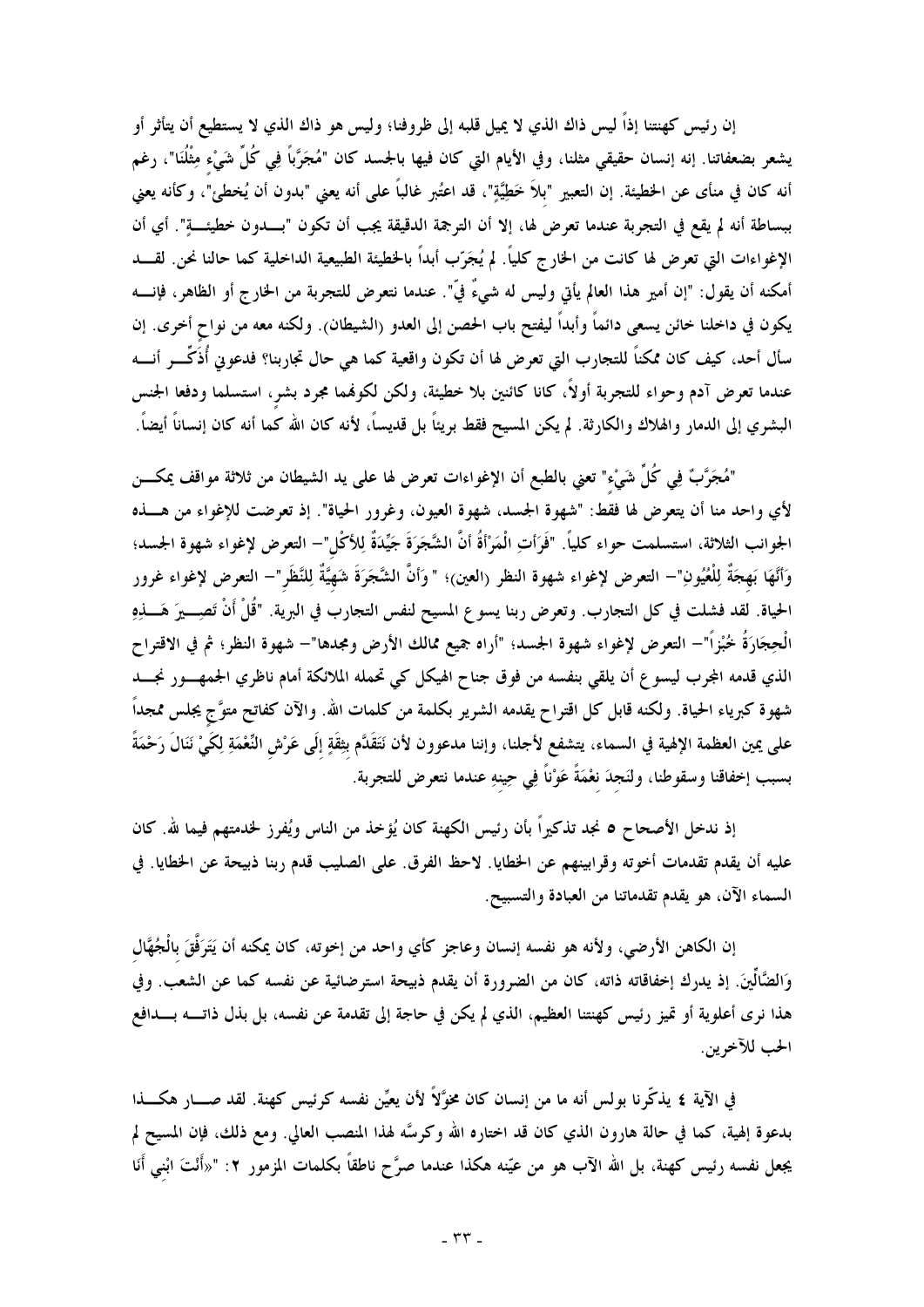إن رئيس كهنتنا إذاً ليس ذاك الذي لا يميل قلبه إلى ظروفنا؛ وليس هو ذاك الذي لا يستطيع أن يتأثر أو يشعر بضعفاتنا. إنه إنسان حقيقي مثلنا، وفي الأيام التي كان فيها بالجسد كان "مُجَرَّباً فِي كُلِّ شَيْءٍ مِثْلُنَا"، رغم أنه كان في منأى عن الخطيئة. إن التعبير "بِلاَ خَطِيَّةٍ"، قد اعتُبر غالباً على أنه يعني "بدون أن يُخطئ"، وكأنه يعني ببساطة أنه لم يقع في التجربة عندما تعرض لها، إلا أن الترجمة الدقيقة يجب أن تكون "بـــدون خطيئـــةٍ". أي أن الإغواءات التي تعرض لها كانت من الخارج كلياً. لم يُجَرّب أبداً بالخطيئة الطبيعية الداخلية كما حالنا نحن. لقـــد أمكنه أن يقول: "إن أمير هذا العالم يأتي وليس له شيءٌ فيّ". عندما نتعرض للتجربة من الخارج أو الظاهر، فإنـــه يكون في داخلنا خائن يسعى دائماً وأبداً ليفتح باب الحصن إلى العدو (الشيطان). ولكنه معه من نواحٍ أخرى. إن سأل أحد، كيف كان ممكناً للتجارب التي تعرض لها أن تكون واقعية كما هي حال تجاربنا؟ فدعوني أُذَكِّـــر أنـــه عندما تعرض آدم وحواء للتجربة أولاً، كانا كائنين بلا خطيئة، ولكن لكونهما مجرد بشرٍ، استسلما ودفعا الجنس البشري إلى الدمار والهلاك والكارثة. لم يكن المسيح فقط بريئاً بل قديساً، لأنه كان الله كما أنه كان إنساناً أيضاً.

"مُجَرَّبٌ فِي كُلِّ شَيْءٍ" تعني بالطبع أن الإغواءات تعرض لها على يد الشيطان من ثلاثة مواقف يمكـــن لأي واحد منا أن يتعرض لها فقط: "شهوة الجسد، شهوة العيون، وغرور الحياة". إذ تعرضت للإغواء من هـــذه الجوانب الثلاثة، استسلمت حواء كلياً. "فَرَأَتِ الْمَرْأَةُ أَنَّ الشَّجَرَةَ جَيِّدَةٌ لِلأَكْلِ"– التعرض لإغواء شهوة الجسد؛ وَأَنَّهَا بَهِجَةٌ لِلْعُيُونِ"– التعرض لإغواء شهوة النظر (العين)؛ "وَأَنَّ الشَّجَرَةَ شَهِيَّةٌ لِلنَّظَرِ"– التعرض لإغواء غرور الحياة. لقد فشلت في كل التجارب. وتعرض ربنا يسوع المسيح لنفس التجارب في البرية. "قُلْ أَنْ تَصِـــيرَ هَـــذِهِ الْحِجَارَةُ خُبْزاً"– التعرض لإغواء شهوة الجسد؛ "أراه جميع ممالك الأرض ومجدها"– شهوة النظر؛ ثم في الاقتراح الذي قدمه المجرب ليسوع أن يلقي بنفسه من فوق جناح الهيكل كي تحمله الملائكة أمام ناظري الجمهـــور نجـــد شهوة كبرياء الحياة. ولكنه قابل كل اقتراح يقدمه الشرير بكلمة من كلمات الله. والآن كفاتح متوَّجٍ يجلس ممجداً على يمين العظمة الإلهية في السماء، يتشفع لأجلنا، وإننا مدعوون لأن نَتَقَدَّم بِثِقَةٍ إِلَى عَرْشِ النِّعْمَةِ لِكَيْ نَنَالَ رَحْمَةً بسبب إخفاقنا وسقوطنا، ولنَجِدَ نِعْمَةً عَوْناً فِي حِينِهِ عندما نتعرض للتجربة.

إذ ندخل الأصحاح ٥ نجد تذكيراً بأن رئيس الكهنة كان يُؤخذ من الناس ويُفرز لخدمتهم فيما لله. كان عليه أن يقدم تقدمات أخوته وقرابينهم عن الخطايا. لاحظ الفرق. على الصليب قدم ربنا ذبيحة عن الخطايا. في السماء الآن، هو يقدم تقدماتنا من العبادة والتسبيح.

إن الكاهن الأرضي، ولأنه هو نفسه إنسان وعاجز كأي واحد من إخوته، كان يمكنه أن يَتَرَفَّقَ بِالْجُهَّالِ وَالضَّالِّينَ. إذ يدرك إخفاقاته ذاته، كان من الضرورة أن يقدم ذبيحة استرضائية عن نفسه كما عن الشعب. وفي هذا نرى أعلوية أو تميز رئيس كهنتنا العظيم، الذي لم يكن في حاجة إلى تقدمة عن نفسه، بل بذل ذاتـــه بـــدافع الحب للآخرين.

في الآية ٤ يذكّرنا بولس أنه ما من إنسان كان مخوَّلاً لأن يعيِّن نفسه كرئيس كهنة. لقد صـــار هكـــذا بدعوة إلهية، كما في حالة هارون الذي كان قد اختاره الله وكرسَّه لهذا المنصب العالي. ومع ذلك، فإن المسيح لم يجعل نفسه رئيس كهنة، بل الله الآب هو من عيّنه هكذا عندما صرَّح ناطقاً بكلمات المزمور ٢: "«أَنْتَ ابْنِي أَنَا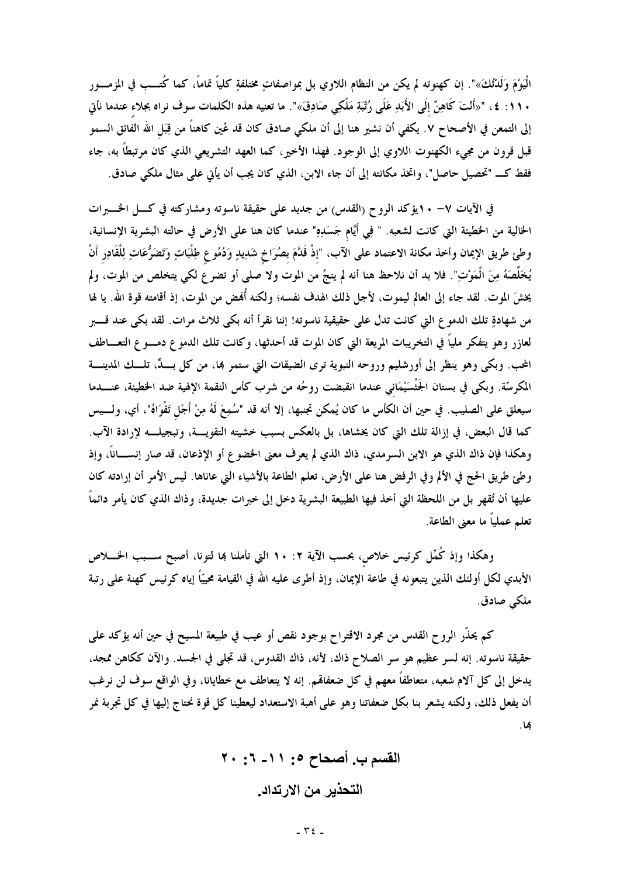الْيَوْمَ وَلَدْتُكَ»". إن كهنوته لم يكن من النظام اللاوي بل بمواصفاتٍ مختلفةٍ كلياً تماماً، كما كُتب في المزمور ١١٠: ٤، "«أَنْتَ كَاهِنٌ إِلَى الأَبَدِ عَلَى رُتْبَةِ مَلْكِي صَادِقَ»". ما تعنيه هذه الكلمات سوف نراه بجلاءٍ عندما نأتي إلى التمعن في الأصحاح ٧. يكفي أن نشير هنا إلى أن ملكي صادق كان قد عُين كاهناً من قِبَلِ الله الفائق السمو قبل قرون من مجيء الكهنوت اللاوي إلى الوجود. فهذا الأخير، كما العهد التشريعي الذي كان مرتبطاً به، جاء فقط كـ "تحصيل حاصل"، واتخذ مكانته إلى أن جاء الابن، الذي كان يجب أن يأتي على مثال ملكي صادق.

في الآيات ٧- ١٠يؤكد الروح (القدس) من جديد على حقيقة ناسوته ومشاركته في كل الخبرات الخالية من الخطيئة التي كانت لشعبه. " فِي أَيَّامِ جَسَدِهِ" عندما كان هنا على الأرض في حالته البشرية الإنسانية، وطئ طريق الإيمان وأخذ مكانة الاعتماد على الآب، "إِذْ قَدَّمَ بِصُرَاخٍ شَدِيدٍ وَدُمُوعٍ طِلْبَاتٍ وَتَضَرُّعَاتٍ لِلْقَادِرِ أَنْ يُخَلِّصَهُ مِنَ الْمَوْتِ". فلا بد أن نلاحظ هنا أنه لم ينجُ من الموت ولا صلى أو تضرع لكي يتخلص من الموت، ولم يخشَ الموت. لقد جاء إلى العالم ليموت، لأجل ذلك الهدف نفسه؛ ولكنه أُنهض من الموت، إذ أقامته قوة الله. يا لها من شهادةٍ تلك الدموع التي كانت تدل على حقيقية ناسوته! إننا نقرأ أنه بكى ثلاث مرات. لقد بكى عند قبر لعازر وهو يتفكر ملياً في التخريبات المريعة التي كان الموت قد أحدثها، وكانت تلك الدموع دموع التعاطف المحب. وبكى وهو ينظر إلى أورشليم وروحه النبوية ترى الضيقات التي ستمر بها، من كل بدٍّ، تلك المدينة المكرسّة. وبكى في بستان الجَثْسَيْمَاني عندما انقبضت روحُه من شرب كأس النقمة الإلهية ضد الخطيئة، عندما سيعلق على الصليب. في حين أن الكأس ما كان يُمكن تجنبها، إلا أنه قد "سُمِعَ لَهُ مِنْ أَجْلِ تَقْوَاهُ"، أي، وليس كما قال البعض، في إزالة تلك التي كان يخشاها، بل بالعكس بسبب خشيته التقوية، وتبجيله لإرادة الآب. وهكذا فإن ذاك الذي هو الابن السرمدي، ذاك الذي لم يعرف معنى الخضوع أو الإذعان، قد صار إنساناً، وإذ وطئ طريق الحج في الألم وفي الرفض هنا على الأرض، تعلم الطاعة بالأشياء التي عاناها. ليس الأمر أن إرادته كان عليها أن تُقهر بل من اللحظة التي أخذ فيها الطبيعة البشرية دخل إلى خبرات جديدة، وذاك الذي كان يأمر دائماً تعلم عملياً ما معنى الطاعة.

وهكذا وإذ كُمِّل كرئيس خلاصٍ، بحسب الآية ٢: ١٠ التي تأملنا بها لتونا، أصبح سبب الخلاص الأبدي لكل أولئك الذين يتبعونه في طاعة الإيمان، وإذ أطرى عليه الله في القيامة محيِّياً إياه كرئيس كهنة على رتبة ملكي صادق.

كم يحذِّر الروح القدس من مجرد الاقتراح بوجود نقص أو عيب في طبيعة المسيح في حين أنه يؤكد على حقيقة ناسوته. إنه لسر عظيم هو سر الصلاح ذاك، لأنه، ذاك القدوس، قد تجلى في الجسد. والآن ككاهن ممجد، يدخل إلى كل آلام شعبه، متعاطفاً معهم في كل ضعفاتهم. إنه لا يتعاطف مع خطايانا، وفي الواقع سوف لن نرغب أن يفعل ذلك، ولكنه يشعر بنا بكل ضعفاتنا وهو على أهبة الاستعداد ليعطينا كل قوة نحتاج إليها في كل تجربة نمر بها.

## القسم ب. أصحاح ٥: ١١- ٦: ٢٠

## التحذير من الارتداد.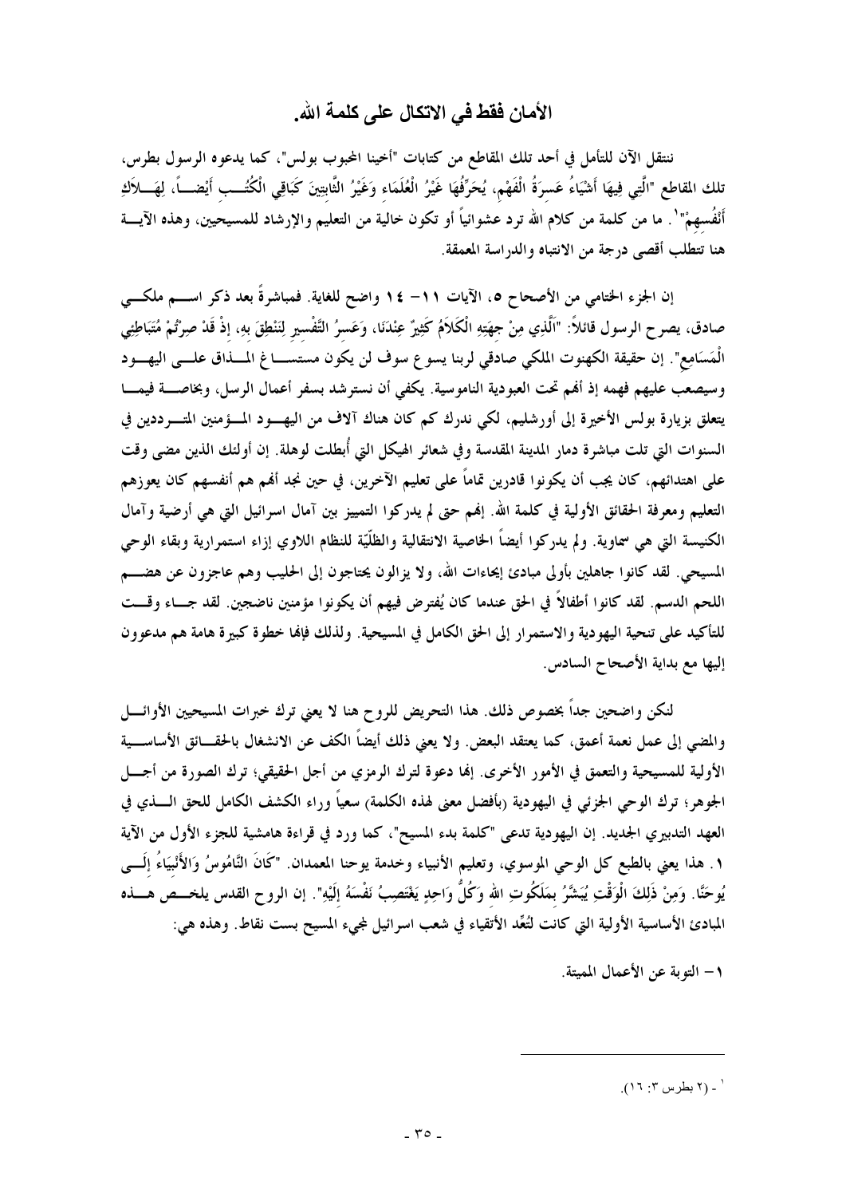## الأمان فقط في الاتكال على كلمة الله.

ننتقل الآن للتأمل في أحد تلك المقاطع من كتابات "أخينا المحبوب بولس"، كما يدعوه الرسول بطرس، تلك المقاطع "الَّتِي فِيهَا أَشْيَاءُ عَسِرَةُ الْفَهْمِ، يُحَرِّفُهَا غَيْرُ الْعُلَمَاءِ وَغَيْرُ الثَّابِتِينَ كَبَاقِي الْكُتُبِ أَيْضاً، لِهَلاَكِ أَنْفُسِهِمْ"[1]. ما من كلمة من كلام الله ترد عشوائياً أو تكون خالية من التعليم والإرشاد للمسيحيين، وهذه الآية هنا تتطلب أقصى درجة من الانتباه والدراسة المعمقة.

إن الجزء الختامي من الأصحاح ٥، الآيات ١١– ١٤ واضح للغاية. فمباشرةً بعد ذكر اسم ملكي صادق، يصرح الرسول قائلاً: "اَلَّذِي مِنْ جِهَتِهِ الْكَلاَمُ كَثِيرٌ عِنْدَنَا، وَعَسِرُ التَّفْسِيرِ لِنَنْطِقَ بِهِ، إِذْ قَدْ صِرْتُمْ مُتَبَاطِئِي الْمَسَامِعِ". إن حقيقة الكهنوت الملكي صادقي لربنا يسوع سوف لن يكون مستساغ المذاق على اليهود وسيصعب عليهم فهمه إذ أنهم تحت العبودية الناموسية. يكفي أن نسترشد بسفر أعمال الرسل، وبخاصة فيما يتعلق بزيارة بولس الأخيرة إلى أورشليم، لكي ندرك كم كان هناك آلاف من اليهود المؤمنين المترددين في السنوات التي تلت مباشرة دمار المدينة المقدسة وفي شعائر الهيكل التي أُبطلت لوهلة. إن أولئك الذين مضى وقت على اهتدائهم، كان يجب أن يكونوا قادرين تماماً على تعليم الآخرين، في حين نجد أنهم هم أنفسهم كان يعوزهم التعليم ومعرفة الحقائق الأولية في كلمة الله. إنهم حتى لم يدركوا التمييز بين آمال اسرائيل التي هي أرضية وآمال الكنيسة التي هي سماوية. ولم يدركوا أيضاً الخاصية الانتقالية والظلّيّة للنظام اللاوي إزاء استمرارية وبقاء الوحي المسيحي. لقد كانوا جاهلين بأولى مبادئ إيحاءات الله، ولا يزالون يحتاجون إلى الحليب وهم عاجزون عن هضم اللحم الدسم. لقد كانوا أطفالاً في الحق عندما كان يُفترض فيهم أن يكونوا مؤمنين ناضجين. لقد جاء وقت للتأكيد على تنحية اليهودية والاستمرار إلى الحق الكامل في المسيحية. ولذلك فإنها خطوة كبيرة هامة هم مدعوون إليها مع بداية الأصحاح السادس.

لكن واضحين جداً بخصوص ذلك. هذا التحريض للروح هنا لا يعني ترك خبرات المسيحيين الأوائل والمضي إلى عمل نعمة أعمق، كما يعتقد البعض. ولا يعني ذلك أيضاً الكف عن الانشغال بالحقائق الأساسية الأولية للمسيحية والتعمق في الأمور الأخرى. إنها دعوة لترك الرمزي من أجل الحقيقي؛ ترك الصورة من أجل الجوهر؛ ترك الوحي الجزئي في اليهودية (بأفضل معنى لهذه الكلمة) سعياً وراء الكشف الكامل للحق الذي في العهد التدبيري الجديد. إن اليهودية تدعى "كلمة بدء المسيح"، كما ورد في قراءة هامشية للجزء الأول من الآية ١. هذا يعني بالطبع كل الوحي الموسوي، وتعليم الأنبياء وخدمة يوحنا المعمدان. "كَانَ النَّامُوسُ وَالأَنْبِيَاءُ إِلَى يُوحَنَّا. وَمِنْ ذَلِكَ الْوَقْتِ يُبَشَّرُ بِمَلَكُوتِ اللهِ وَكُلُّ وَاحِدٍ يَغْتَصِبُ نَفْسَهُ إِلَيْهِ". إن الروح القدس يلخص هذه المبادئ الأساسية الأولية التي كانت لتُعِّد الأتقياء في شعب اسرائيل لمجيء المسيح بست نقاط. وهذه هي:

١– التوبة عن الأعمال المميتة.

---

[1] - (٢ بطرس ٣: ١٦).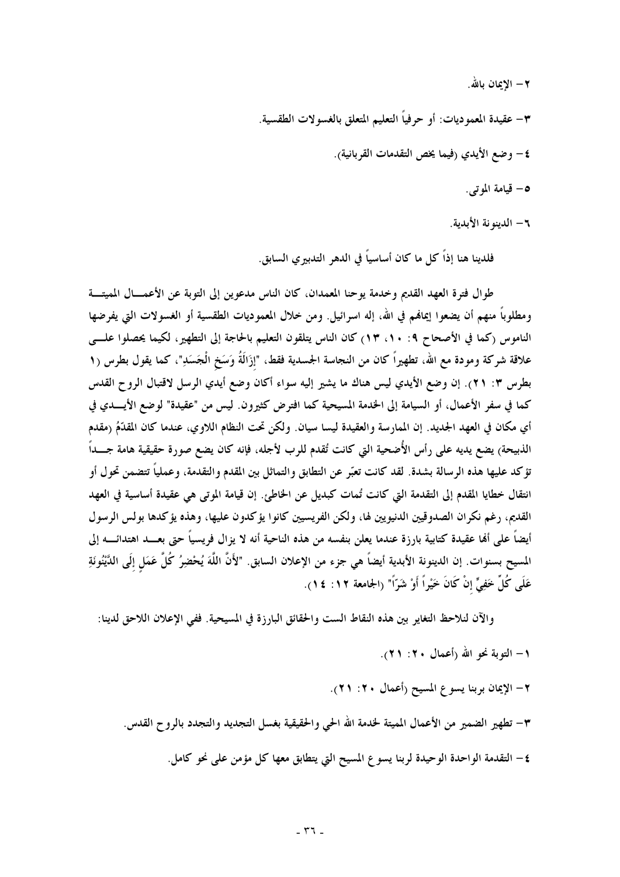٢- الإيمان بالله.

٣- عقيدة المعموديات: أو حرفياً التعليم المتعلق بالغسولات الطقسية.

٤- وضع الأيدي (فيما يخص التقدمات القربانية).

٥- قيامة الموتى.

٦- الدينونة الأبدية.

فلدينا هنا إذاً كل ما كان أساسياً في الدهر التدبيري السابق.

طوال فترة العهد القديم وخدمة يوحنا المعمدان، كان الناس مدعوين إلى التوبة عن الأعمال المميتة ومطلوباً منهم أن يضعوا إيمانهم في الله، إله اسرائيل. ومن خلال المعموديات الطقسية أو الغسولات التي يفرضها الناموس (كما في الأصحاح ٩: ١٠، ١٣) كان الناس يتلقون التعليم بالحاجة إلى التطهير، لكيما يحصلوا على علاقة شركة ومودة مع الله، تطهيراً كان من النجاسة الجسدية فقط، "إِزَالَةُ وَسَخِ الْجَسَدِ"، كما يقول بطرس (١ بطرس ٣: ٢١). إن وضع الأيدي ليس هناك ما يشير إليه سواء أكان وضع أيدي الرسل لاقتبال الروح القدس كما في سفر الأعمال، أو السيامة إلى الخدمة المسيحية كما افترض كثيرون. ليس من "عقيدة" لوضع الأيدي في أي مكان في العهد الجديد. إن الممارسة والعقيدة ليسا سيان. ولكن تحت النظام اللاوي، عندما كان المقدّمُ (مقدم الذبيحة) يضع يديه على رأس الأُضحية التي كانت تُقدم للرب لأجله، فإنه كان يضع صورة حقيقية هامة جداً تؤكد عليها هذه الرسالة بشدة. لقد كانت تعبّر عن التطابق والتماثل بين المقدم والتقدمة، وعملياً تتضمن تحول أو انتقال خطايا المقدم إلى التقدمة التي كانت تُمات كبديل عن الخاطئ. إن قيامة الموتى هي عقيدة أساسية في العهد القديم، رغم نكران الصدوقيين الدنيويين لها، ولكن الفريسيين كانوا يؤكدون عليها، وهذه يؤكدها بولس الرسول أيضاً على أنها عقيدة كتابية بارزة عندما يعلن بنفسه من هذه الناحية أنه لا يزال فريسياً حتى بعد اهتدائه إلى المسيح بسنوات. إن الدينونة الأبدية أيضاً هي جزء من الإعلان السابق. "لأَنَّ اللَّهَ يُحْضِرُ كُلَّ عَمَلٍ إِلَى الدَّيْنُونَةِ عَلَى كُلِّ خَفِيٍّ إِنْ كَانَ خَيْراً أَوْ شَرّاً" (الجامعة ١٢: ١٤).

والآن لنلاحظ التغاير بين هذه النقاط الست والحقائق البارزة في المسيحية. ففي الإعلان اللاحق لدينا:

١- التوبة نحو الله (أعمال ٢٠: ٢١).

٢- الإيمان بربنا يسوع المسيح (أعمال ٢٠: ٢١).

٣- تطهير الضمير من الأعمال المميتة لخدمة الله الحي والحقيقية بغسل التجديد والتجدد بالروح القدس.

٤- التقدمة الواحدة الوحيدة لربنا يسوع المسيح التي يتطابق معها كل مؤمن على نحو كامل.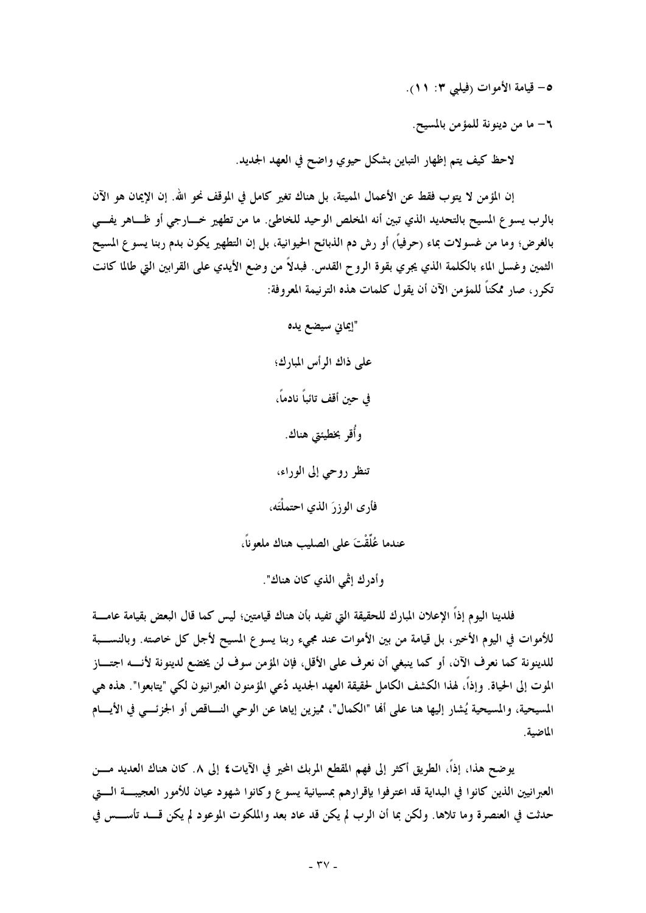٥- قيامة الأموات (فيلبي ٣: ١١).

٦- ما من دينونة للمؤمن بالمسيح.

لاحظ كيف يتم إظهار التباين بشكل حيوي واضح في العهد الجديد.

إن المؤمن لا يتوب فقط عن الأعمال المميتة، بل هناك تغير كامل في الموقف نحو الله. إن الإيمان هو الآن بالرب يسوع المسيح بالتحديد الذي تبين أنه المخلص الوحيد للخاطئ. ما من تطهير خارجي أو ظاهر يفي بالغرض؛ وما من غسولات بماء (حرفياً) أو رش دم الذبائح الحيوانية، بل إن التطهير يكون بدم ربنا يسوع المسيح الثمين وغسل الماء بالكلمة الذي يجري بقوة الروح القدس. فبدلاً من وضع الأيدي على القرابين التي طالما كانت تكرر، صار ممكناً للمؤمن الآن أن يقول كلمات هذه الترنيمة المعروفة:

"إيماني سيضع يده

على ذاك الرأس المبارك؛

في حين أقف تائباً نادماً،

وأُقر بخطيئتي هناك.

تنظر روحي إلى الوراء،

فأرى الوزرَ الذي احتملْتَه،

عندما عُلِّقْتَ على الصليب هناك ملعوناً،

وأدرك إثمي الذي كان هناك".

فلدينا اليوم إذاً الإعلان المبارك للحقيقة التي تفيد بأن هناك قيامتين؛ ليس كما قال البعض بقيامة عامة للأموات في اليوم الأخير، بل قيامة من بين الأموات عند مجيء ربنا يسوع المسيح لأجل كل خاصته. وبالنسبة للدينونة كما نعرف الآن، أو كما ينبغي أن نعرف على الأقل، فإن المؤمن سوف لن يخضع لدينونة لأنه اجتاز الموت إلى الحياة. وإذاً، لهذا الكشف الكامل لحقيقة العهد الجديد دُعي المؤمنون العبرانيون لكي "يتابعوا". هذه هي المسيحية، والمسيحية يُشار إليها هنا على أنها "الكمال"، مميزين إياها عن الوحي الناقص أو الجزئي في الأيام الماضية.

يوضح هذا، إذاً، الطريق أكثر إلى فهم المقطع المربك المحير في الآيات٤ إلى ٨. كان هناك العديد من العبرانيين الذين كانوا في البداية قد اعترفوا بإقرارهم بمسيانية يسوع وكانوا شهود عيان للأمور العجيبة التي حدثت في العنصرة وما تلاها. ولكن بما أن الرب لم يكن قد عاد بعد والملكوت الموعود لم يكن قد تأسس في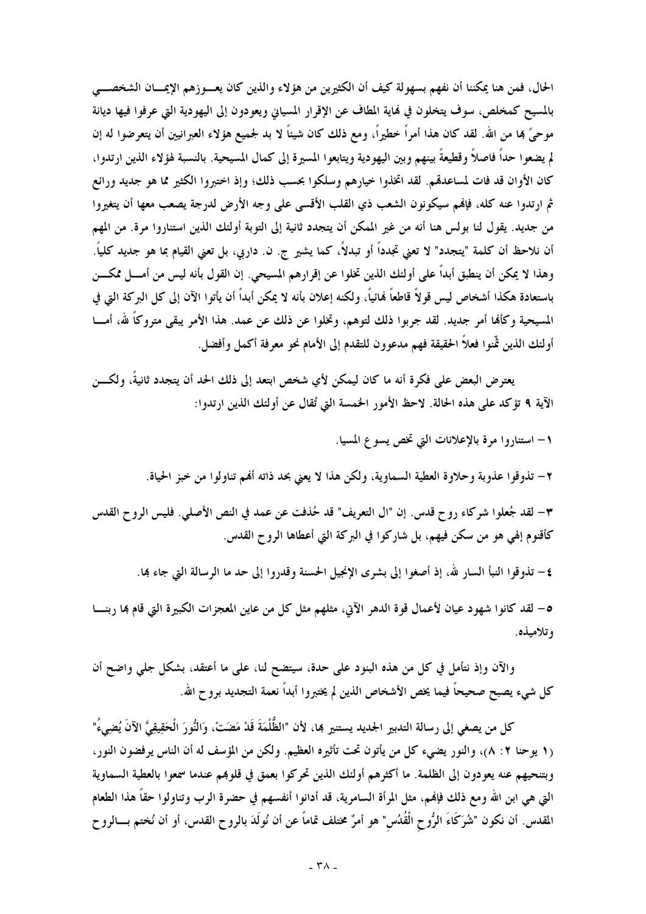الحال، فمن هنا يمكننا أن نفهم بسهولة كيف أن الكثيرين من هؤلاء والذين كان يعوزهم الإيمان الشخصي بالمسيح كمخلص، سوف يتخلون في نهاية المطاف عن الإقرار المسياني ويعودون إلى اليهودية التي عرفوا فيها ديانة موحىً بها من الله. لقد كان هذا أمراً خطيراً، ومع ذلك كان شيئاً لا بد لجميع هؤلاء العبرانيين أن يتعرضوا له إن لم يضعوا حداً فاصلاً وقطيعةً بينهم وبين اليهودية ويتابعوا المسيرة إلى كمال المسيحية. بالنسبة لهؤلاء الذين ارتدوا، كان الأوان قد فات لمساعدتهم. لقد اتخذوا خيارهم وسلكوا بحسب ذلك؛ وإذ اختبروا الكثير مما هو جديد ورائع ثم ارتدوا عنه كله، فإنهم سيكونون الشعب ذي القلب الأقسى على وجه الأرض لدرجة يصعب معها أن يتغيروا من جديد. يقول لنا بولس هنا أنه من غير الممكن أن يتجدد ثانية إلى التوبة أولئك الذين استناروا مرة. من المهم أن نلاحظ أن كلمة "يتجدد" لا تعني تجدداً أو تبدلاً، كما يشير ج. ن. داربي، بل تعني القيام بما هو جديد كلياً. وهذا لا يمكن أن ينطبق أبداً على أولئك الذين تخلوا عن إقرارهم المسيحي. إن القول بأنه ليس من أمل ممكن باستعادة هكذا أشخاص ليس قولاً قاطعاً نهائياً، ولكنه إعلان بأنه لا يمكن أبداً أن يأتوا الآن إلى كل البركة التي في المسيحية وكأنها أمر جديد. لقد جربوا ذلك لتوهم، وتخلوا عن ذلك عن عمد. هذا الأمر يبقى متروكاً لله، أما أولئك الذين ثمّنوا فعلاً الحقيقة فهم مدعوون للتقدم إلى الأمام نحو معرفة أكمل وأفضل.

يعترض البعض على فكرة أنه ما كان ليمكن لأي شخص ابتعد إلى ذلك الحد أن يتجدد ثانيةً، ولكن الآية ٩ تؤكد على هذه الحالة. لاحظ الأمور الخمسة التي تُقال عن أولئك الذين ارتدوا:

١- استناروا مرة بالإعلانات التي تخص يسوع المسيا.

٢- تذوقوا عذوبة وحلاوة العطية السماوية، ولكن هذا لا يعني بحد ذاته أنهم تناولوا من خبز الحياة.

٣- لقد جُعلوا شركاء روح قدس. إن "ال التعريف" قد حُذفت عن عمد في النص الأصلي. فليس الروح القدس كأقنوم إلهي هو من سكن فيهم، بل شاركوا في البركة التي أعطاها الروح القدس.

٤- تذوقوا النبأ السار لله، إذ أصغوا إلى بشرى الإنجيل الحسنة وقدروا إلى حد ما الرسالة التي جاء بها.

٥- لقد كانوا شهود عيان لأعمال قوة الدهر الآتي، مثلهم مثل كل من عاين المعجزات الكبيرة التي قام بها ربنا وتلاميذه.

والآن وإذ نتأمل في كل من هذه البنود على حدة، سيتضح لنا، على ما أعتقد، بشكل جلي واضح أن كل شيء يصبح صحيحاً فيما يخص الأشخاص الذين لم يختبروا أبداً نعمة التجديد بروح الله.

كل من يصغي إلى رسالة التدبير الجديد يستنير بها، لأن "الظُّلْمَةَ قَدْ مَضَتْ، وَالنُّورَ الْحَقِيقِيَّ الآنَ يُضِيءُ" (١ يوحنا ٢: ٨)، والنور يضيء كل من يأتون تحت تأثيره العظيم. ولكن من المؤسف له أن الناس يرفضون النور، وبتنحيهم عنه يعودون إلى الظلمة. ما أكثرهم أولئك الذين تحركوا بعمق في قلوبهم عندما سمعوا بالعطية السماوية التي هي ابن الله ومع ذلك فإنهم، مثل المرأة السامرية، قد أدانوا أنفسهم في حضرة الرب وتناولوا حقاً هذا الطعام المقدس. أن نكون "شُرَكَاءَ الرُّوحِ الْقُدُسِ" هو أمرٌ مختلف تماماً عن أن نُولَدَ بالروح القدس، أو أن نُختم بالروح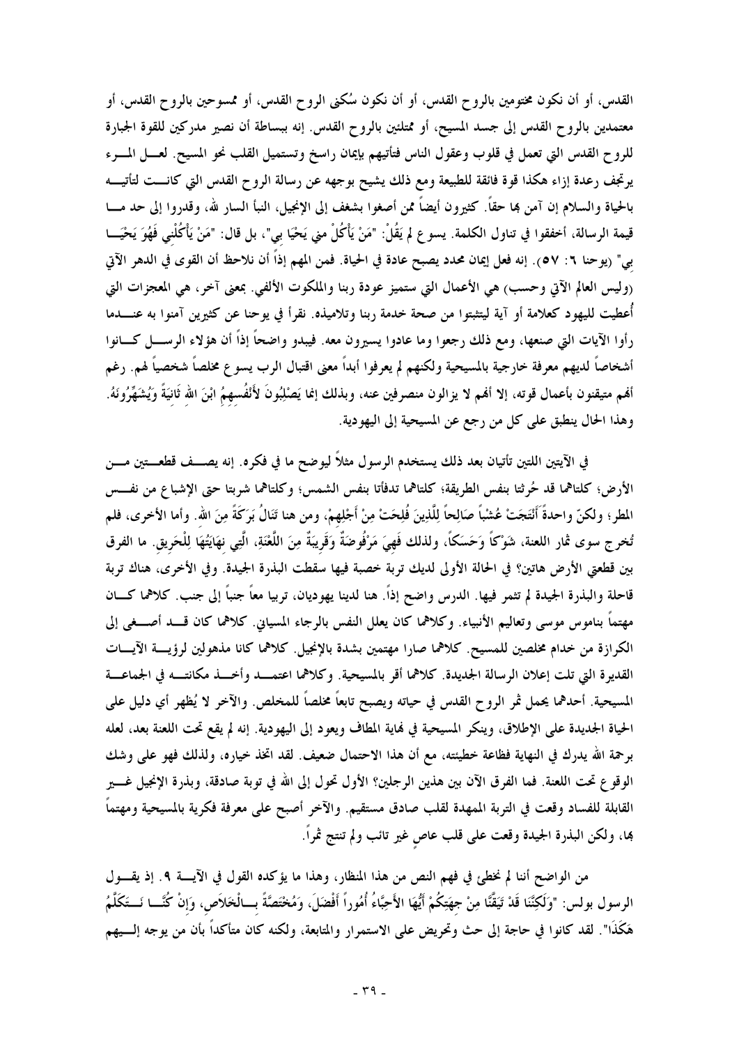القدس، أو أن نكون مختومين بالروح القدس، أو أن نكون سُكنى الروح القدس، أو ممسوحين بالروح القدس، أو معتمدين بالروح القدس إلى جسد المسيح، أو ممتلئين بالروح القدس. إنه ببساطة أن نصير مدركين للقوة الجبارة للروح القدس التي تعمل في قلوب وعقول الناس فتأتيهم بإيمان راسخ وتستميل القلب نحو المسيح. لعل المرء يرتجف رعدة إزاء هكذا قوة فائقة للطبيعة ومع ذلك يشيح بوجهه عن رسالة الروح القدس التي كانت لتأتيه بالحياة والسلام إن آمن بها حقاً. كثيرون أيضاً ممن أصغوا بشغف إلى الإنجيل، النبأ السار لله، وقدروا إلى حد ما قيمة الرسالة، أخفقوا في تناول الكلمة. يسوع لم يَقُلْ: "مَنْ يَأْكُلْ مني يَحْيَا بي"، بل قال: "مَنْ يَأْكُلْنِي فَهُوَ يَحْيَا بي" (يوحنا ٦: ٥٧). إنه فعل إيمان محدد يصبح عادة في الحياة. فمن المهم إذاً أن نلاحظ أن القوى في الدهر الآتي (وليس العالم الآتي وحسب) هي الأعمال التي ستميز عودة ربنا والملكوت الألفي. بمعنى آخر، هي المعجزات التي أُعطيت لليهود كعلامة أو آية ليتثبتوا من صحة خدمة ربنا وتلاميذه. نقرأ في يوحنا عن كثيرين آمنوا به عندما رأوا الآيات التي صنعها، ومع ذلك رجعوا وما عادوا يسيرون معه. فيبدو واضحاً إذاً أن هؤلاء الرسل كانوا أشخاصاً لديهم معرفة خارجية بالمسيحية ولكنهم لم يعرفوا أبداً معنى اقتبال الرب يسوع مخلصاً شخصياً لهم. رغم أنهم متيقنون بأعمال قوته، إلا أنهم لا يزالون منصرفين عنه، وبذلك إنما يَصْلِبُونَ لأَنْفُسِهِمُ ابْنَ اللهِ ثَانِيَةً وَيُشَهِّرُونَهُ. وهذا الحال ينطبق على كل من رجع عن المسيحية إلى اليهودية.

في الآيتين اللتين تأتيان بعد ذلك يستخدم الرسول مثلاً ليوضح ما في فكره. إنه يصف قطعتين من الأرض؛ كلتاهما قد حُرثتا بنفس الطريقة؛ كلتاهما تدفأتا بنفس الشمس؛ وكلتاهما شربتا حتى الإشباع من نفس المطر؛ ولكنّ واحدةً أَنْتَجَتْ عُشْباً صَالِحاً لِلَّذِينَ فُلِحَتْ مِنْ أَجْلِهِمْ، ومن هنا تَنَالُ بَرَكَةً مِنَ اللهِ. وأما الأخرى، فلم تُخرج سوى ثمار اللعنة، شَوْكاً وَحَسَكاً، ولذلك فَهِيَ مَرْفُوضَةٌ وَقَرِيبَةٌ مِنَ اللَّعْنَةِ، الَّتِي نِهَايَتُهَا لِلْحَرِيقِ. ما الفرق بين قطعتي الأرض هاتين؟ في الحالة الأولى لديك تربة خصبة فيها سقطت البذرة الجيدة. وفي الأخرى، هناك تربة قاحلة والبذرة الجيدة لم تثمر فيها. الدرس واضح إذاً. هنا لدينا يهوديان، تربيا معاً جنباً إلى جنب. كلاهما كان مهتماً بناموس موسى وتعاليم الأنبياء. وكلاهما كان يعلل النفس بالرجاء المسياني. كلاهما كان قد أصغى إلى الكرازة من خدام مخلصين للمسيح. كلاهما صارا مهتمين بشدة بالإنجيل. كلاهما كانا مذهولين لرؤية الآيات القديرة التي تلت إعلان الرسالة الجديدة. كلاهما أقر بالمسيحية. وكلاهما اعتمد وأخذ مكانته في الجماعة المسيحية. أحدهما يحمل ثمر الروح القدس في حياته ويصبح تابعاً مخلصاً للمخلص. والآخر لا يُظهر أي دليل على الحياة الجديدة على الإطلاق، وينكر المسيحية في نهاية المطاف ويعود إلى اليهودية. إنه لم يقع تحت اللعنة بعد، لعله برحمة الله يدرك في النهاية فظاعة خطيئته، مع أن هذا الاحتمال ضعيف. لقد اتخذ خياره، ولذلك فهو على وشك الوقوع تحت اللعنة. فما الفرق الآن بين هذين الرجلين؟ الأول تحول إلى الله في توبة صادقة، وبذرة الإنجيل غير القابلة للفساد وقعت في التربة الممهدة لقلب صادق مستقيم. والآخر أصبح على معرفة فكرية بالمسيحية ومهتماً بها، ولكن البذرة الجيدة وقعت على قلب عاصٍ غير تائب ولم تنتج ثمراً.

من الواضح أننا لم نخطئ في فهم النص من هذا المنظار، وهذا ما يؤكده القول في الآية ٩. إذ يقول الرسول بولس: "وَلَكِنَّنَا قَدْ تَيَقَّنَّا مِنْ جِهَتِكُمْ أَيُّهَا الأَحِبَّاءُ أُمُوراً أَفْضَلَ، وَمُخْتَصَّةً بِالْخَلاَصِ، وَإِنْ كُنَّا نَتَكَلَّمُ هَكَذَا". لقد كانوا في حاجة إلى حث وتحريض على الاستمرار والمتابعة، ولكنه كان متأكداً بأن من يوجه إليهم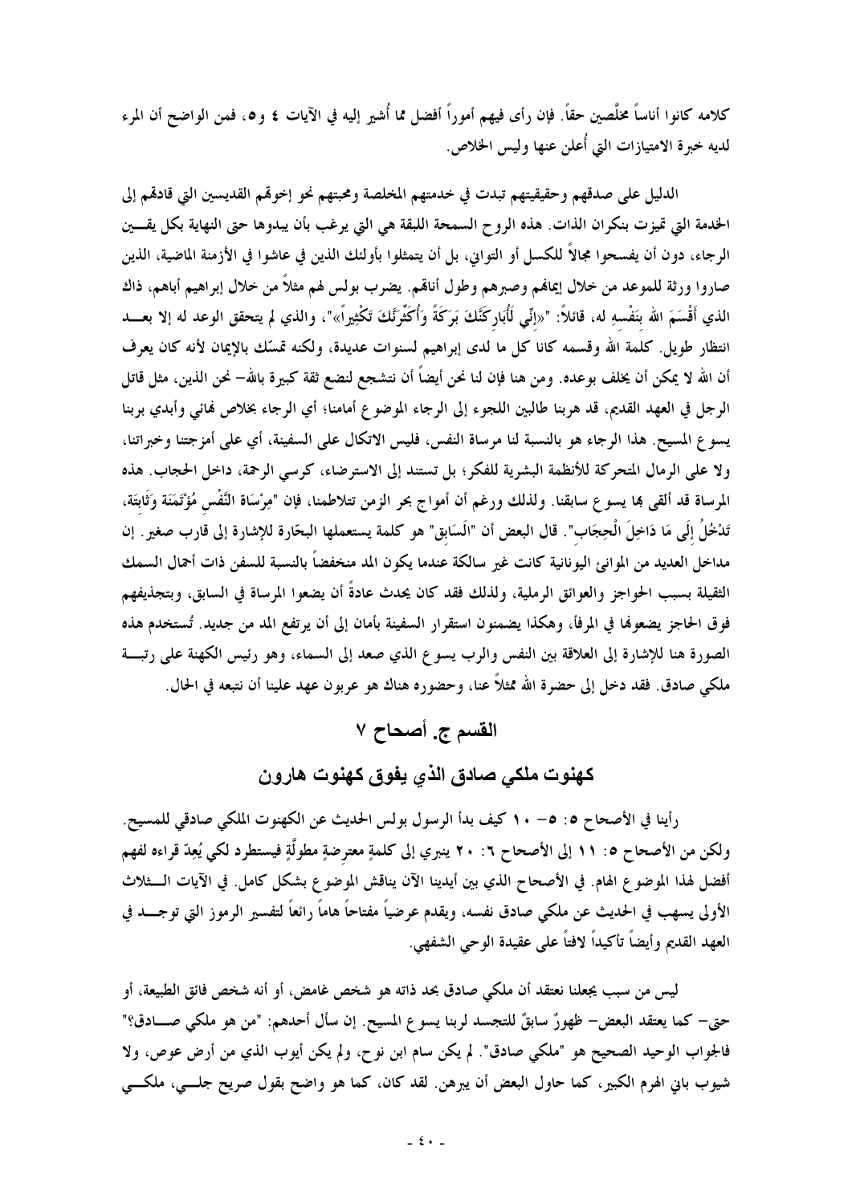كلامه كانوا أناساً مخلّصين حقاً. فإن رأى فيهم أموراً أفضل مما أُشير إليه في الآيات ٤ و٥، فمن الواضح أن المرء لديه خبرة الامتيازات التي أُعلن عنها وليس الخلاص.

الدليل على صدقهم وحقيقيتهم تبدت في خدمتهم المخلصة ومحبتهم نحو إخوتهم القديسين التي قادتهم إلى الخدمة التي تميزت بنكران الذات. هذه الروح السمحة اللبقة هي التي يرغب بأن يبدوها حتى النهاية بكل يقين الرجاء، دون أن يفسحوا مجالاً للكسل أو التواني، بل أن يتمثلوا بأولئك الذين في عاشوا في الأزمنة الماضية، الذين صاروا ورثة للموعد من خلال إيمانهم وصبرهم وطول أناتهم. يضرب بولس لهم مثلاً من خلال إبراهيم أباهم، ذاك الذي أَقْسَمَ الله بِنَفْسِهِ له، قائلاً: "«إِنِّي لَأُبَارِكَنَّكَ بَرَكَةً وَأُكَثِّرَنَّكَ تَكْثِيراً»"، والذي لم يتحقق الوعد له إلا بعد انتظار طويل. كلمة الله وقسمه كانا كل ما لدى إبراهيم لسنوات عديدة، ولكنه تمسّك بالإيمان لأنه كان يعرف أن الله لا يمكن أن يخلف بوعده. ومن هنا فإن لنا نحن أيضاً أن نتشجع لنضع ثقة كبيرة بالله– نحن الذين، مثل قاتل الرجل في العهد القديم، قد هربنا طالبين اللجوء إلى الرجاء الموضوع أمامنا؛ أي الرجاء بخلاص نهائي وأبدي بربنا يسوع المسيح. هذا الرجاء هو بالنسبة لنا مرساة النفس، فليس الاتكال على السفينة، أي على أمزجتنا وخبراتنا، ولا على الرمال المتحركة للأنظمة البشرية للفكر؛ بل تستند إلى الاسترضاء، كرسي الرحمة، داخل الحجاب. هذه المرساة قد ألقى بها يسوع سابقنا. ولذلك ورغم أن أمواج بحر الزمن تتلاطمنا، فإن "مِرْسَاة النَّفْسِ مُؤْتَمَنَة وَثَابِتَة، تَدْخُلُ إِلَى مَا دَاخِلَ الْحِجَابِ". قال البعض أن "اَلسَابِق" هو كلمة يستعملها البحّارة للإشارة إلى قارب صغير. إن مداخل العديد من الموانئ اليونانية كانت غير سالكة عندما يكون المد منخفضاً بالنسبة للسفن ذات أحمال السمك الثقيلة بسبب الحواجز والعوائق الرملية، ولذلك فقد كان يحدث عادةً أن يضعوا المرساة في السابق، وبتجذيفهم فوق الحاجز يضعونها في المرفأ، وهكذا يضمنون استقرار السفينة بأمان إلى أن يرتفع المد من جديد. تُستخدم هذه الصورة هنا للإشارة إلى العلاقة بين النفس والرب يسوع الذي صعد إلى السماء، وهو رئيس الكهنة على رتبة ملكي صادق. فقد دخل إلى حضرة الله ممثلاً عنا، وحضوره هناك هو عربون عهد علينا أن نتبعه في الحال.

## القسم ج. أصحاح ٧

## كهنوت ملكي صادق الذي يفوق كهنوت هارون

رأينا في الأصحاح ٥: ٥– ١٠ كيف بدأ الرسول بولس الحديث عن الكهنوت الملكي صادقي للمسيح. ولكن من الأصحاح ٥: ١١ إلى الأصحاح ٦: ٢٠ ينبري إلى كلمةٍ معترضةٍ مطولّةٍ فيستطرد لكي يُعِدّ قراءه لفهم أفضل لهذا الموضوع الهام. في الأصحاح الذي بين أيدينا الآن يناقش الموضوع بشكل كامل. في الآيات الثلاث الأولى يسهب في الحديث عن ملكي صادق نفسه، ويقدم عرضياً مفتاحاً هاماً رائعاً لتفسير الرموز التي توجد في العهد القديم وأيضاً تأكيداً لافتاً على عقيدة الوحي الشفهي.

ليس من سبب يجعلنا نعتقد أن ملكي صادق بحد ذاته هو شخص غامض، أو أنه شخص فائق الطبيعة، أو حتى– كما يعتقد البعض– ظهورٌ سابقٌ للتجسد لربنا يسوع المسيح. إن سأل أحدهم: "من هو ملكي صادق؟" فالجواب الوحيد الصحيح هو "ملكي صادق". لم يكن سام ابن نوح، ولم يكن أيوب الذي من أرض عوص، ولا شيوب باني الهرم الكبير، كما حاول البعض أن يبرهن. لقد كان، كما هو واضح بقول صريح جلي، ملكي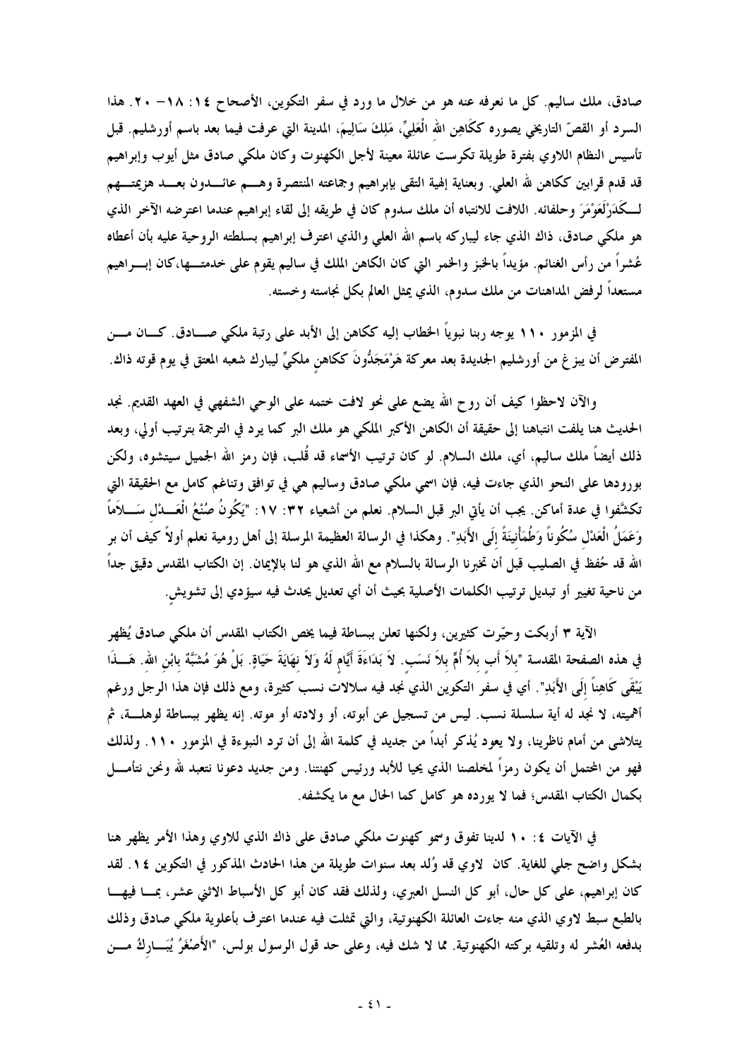صادق، ملك ساليم. كل ما نعرفه عنه هو من خلال ما ورد في سفر التكوين، الأصحاح ١٤: ١٨- ٢٠. هذا السرد أو القصّ التاريخي يصوره ككَاهِنِ اللهِ الْعَلِيِّ، مَلِكَ سَالِيمَ، المدينة التي عرفت فيما بعد باسم أورشليم. قبل تأسيس النظام اللاوي بفترة طويلة تكرست عائلة معينة لأجل الكهنوت وكان ملكي صادق مثل أيوب وإبراهيم قد قدم قرابين ككاهن لله العلي. وبعناية إلهية التقى بإبراهيم وجماعته المنتصرة وهم عائدون بعد هزيمتهم لِكَدَرْلَعَوْمَرَ وحلفائه. اللافت للانتباه أن ملك سدوم كان في طريقه إلى لقاء إبراهيم عندما اعترضه الآخر الذي هو ملكي صادق، ذاك الذي جاء ليباركه باسم الله العلي والذي اعترف إبراهيم بسلطته الروحية عليه بأن أعطاه عُشراً من رأس الغنائم. مؤيداً بالخبز والخمر التي كان الكاهن الملك في ساليم يقوم على خدمتها،كان إبراهيم مستعداً لرفض المداهنات من ملك سدوم، الذي يمثل العالم بكل نجاسته وخسته.

في المزمور ١١٠ يوجه ربنا نبوياً الخطاب إليه ككاهن إلى الأبد على رتبة ملكي صادق. كان من المفترض أن يبزغ من أورشليم الجديدة بعد معركة هَرْمَجَدُّونَ ككاهنٍ ملكيٍّ ليبارك شعبه المعتق في يوم قوته ذاك.

والآن لاحظوا كيف أن روح الله يضع على نحو لافت ختمه على الوحي الشفهي في العهد القديم. نجد الحديث هنا يلفت انتباهنا إلى حقيقة أن الكاهن الأكبر الملكي هو ملك البر كما يرد في الترجمة بترتيب أولي، وبعد ذلك أيضاً ملك ساليم، أي، ملك السلام. لو كان ترتيب الأسماء قد قُلب، فإن رمز الله الجميل سيتشوه، ولكن بورودها على النحو الذي جاءت فيه، فإن اسمي ملكي صادق وساليم هي في توافق وتناغم كامل مع الحقيقة التي تكشَّفوا في عدة أماكن. يجب أن يأتي البر قبل السلام. نعلم من أشعياء ٣٢: ١٧: "يَكُونُ صُنْعُ الْعَدْلِ سَلاَماً وَعَمَلُ الْعَدْلِ سُكُوناً وَطُمَأْنِينَةً إِلَى الأَبَدِ". وهكذا في الرسالة العظيمة المرسلة إلى أهل رومية نعلم أولاً كيف أن بر الله قد حُفظ في الصليب قبل أن تخبرنا الرسالة بالسلام مع الله الذي هو لنا بالإيمان. إن الكتاب المقدس دقيق جداً من ناحية تغيير أو تبديل ترتيب الكلمات الأصلية بحيث أن أي تعديل يحدث فيه سيؤدي إلى تشويش.

الآية ٣ أربكت وحيّرت كثيرين، ولكنها تعلن ببساطة فيما يخص الكتاب المقدس أن ملكي صادق يُظهر في هذه الصفحة المقدسة "بِلاَ أَبٍ بِلاَ أُمٍّ بِلاَ نَسَبٍ. لاَ بَدَاءَةَ أَيَّامٍ لَهُ وَلاَ نِهَايَةَ حَيَاةٍ. بَلْ هُوَ مُشَبَّهٌ بِابْنِ اللهِ. هَذَا يَبْقَى كَاهِناً إِلَى الأَبَدِ". أي في سفر التكوين الذي نجد فيه سلالات نسب كثيرة، ومع ذلك فإن هذا الرجل ورغم أهميته، لا نجد له أية سلسلة نسب. ليس من تسجيل عن أبوته، أو ولادته أو موته. إنه يظهر ببساطة لوهلة، ثم يتلاشى من أمام ناظرينا، ولا يعود يُذكر أبداً من جديد في كلمة الله إلى أن ترد النبوءة في المزمور ١١٠. ولذلك فهو من المحتمل أن يكون رمزاً لمخلصنا الذي يحيا للأبد ورئيس كهنتنا. ومن جديد دعونا نتعبد لله ونحن نتأمل بكمال الكتاب المقدس؛ فما لا يورده هو كامل كما الحال مع ما يكشفه.

في الآيات ٤: ١٠ لدينا تفوق وسمو كهنوت ملكي صادق على ذاك الذي للاوي وهذا الأمر يظهر هنا بشكل واضح جلي للغاية. كان لاوي قد وُلد بعد سنوات طويلة من هذا الحادث المذكور في التكوين ١٤. لقد كان إبراهيم، على كل حال، أبو كل النسل العبري، ولذلك فقد كان أبو كل الأسباط الاثني عشر، بما فيها بالطبع سبط لاوي الذي منه جاءت العائلة الكهنوتية، والتي تمثلت فيه عندما اعترف بأعلوية ملكي صادق وذلك بدفعه العُشر له وتلقيه بركته الكهنوتية. مما لا شك فيه، وعلى حد قول الرسول بولس، "الأَصْغَرُ يُبَارِكُ من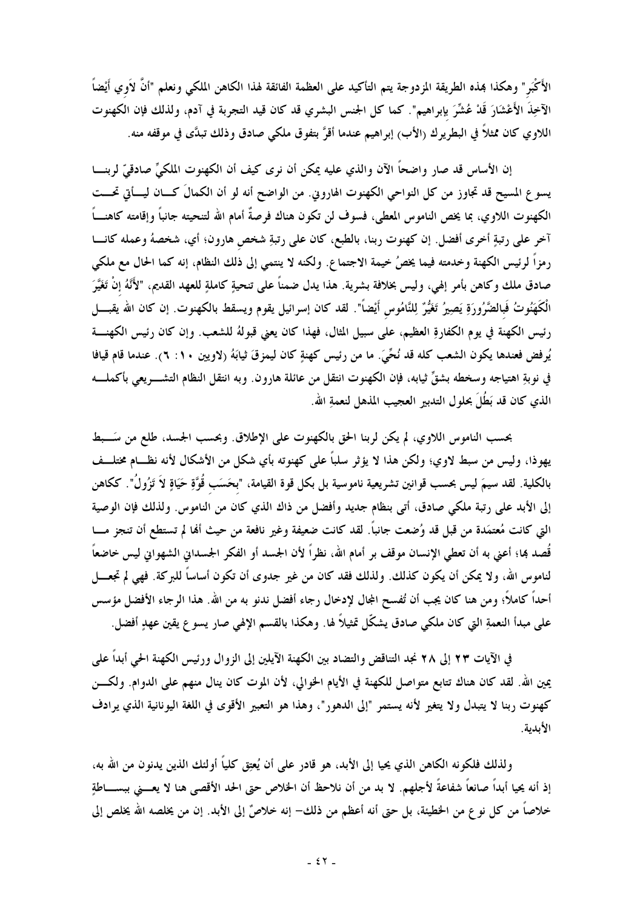الأَكْبَرِ" وهكذا بهذه الطريقة المزدوجة يتم التأكيد على العظمة الفائقة لهذا الكاهن الملكي ونعلم "أنَّ لاَوِي أَيْضاً الآخِذَ الأَعْشَارَ قَدْ عُشِّرَ بإبراهيم". كما كل الجنس البشري قد كان قيد التجربة في آدم، ولذلك فإن الكهنوت اللاوي كان ممثلاً في البطريرك (الأب) إبراهيم عندما أقرَّ بتفوق ملكي صادق وذلك تبدَّى في موقفه منه.

إن الأساس قد صار واضحاً الآن والذي عليه يمكن أن نرى كيف أن الكهنوت الملكيَّ صادقيّ لربنا يسوع المسيح قد تجاوز من كل النواحي الكهنوت الهاروني. من الواضح أنه لو أن الكمالَ كان ليأتي تحت الكهنوت اللاوي، بما يخص الناموس المعطى، فسوف لن تكون هناك فرصةٌ أمام الله لتنحيته جانباً وإقامته كاهناً آخر على رتبةٍ أخرى أفضل. إن كهنوت ربنا، بالطبع، كان على رتبةِ شخصِ هارون؛ أي، شخصهُ وعمله كانا رمزاً لرئيس الكهنة وخدمته فيما يخصُ خيمة الاجتماع. ولكنه لا ينتمي إلى ذلك النظام، إنه كما الحال مع ملكي صادق ملك وكاهن بأمر إلهي، وليس بخلافة بشرية. هذا يدل ضمناً على تنحيةٍ كاملةٍ للعهد القديم، "لأَنَّهُ إِنْ تَغَيَّرَ الْكَهَنُوتُ فَبِالضَّرُورَةِ يَصِيرُ تَغَيُّرٌ لِلنَّامُوسِ أَيْضاً". لقد كان إسرائيل يقوم ويسقط بالكهنوت. إن كان الله يقبل رئيس الكهنة في يوم الكفارةِ العظيم، على سبيل المثال، فهذا كان يعني قبولهُ للشعب. وإن كان رئيس الكهنة يُرفض فعندها يكون الشعب كله قد نُحِّيَ. ما من رئيس كهنةٍ كان ليمزقَ ثيابَهُ (لاويين ١٠: ٦). عندما قام قيافا في نوبةِ اهتياجه وسخطه بشقِّ ثيابه، فإن الكهنوت انتقل من عائلة هارون. وبه انتقل النظام التشريعي بأكمله الذي كان قد بَطُلَ بحلول التدبير العجيب المذهل لنعمةِ الله.

بحسب الناموس اللاوي، لم يكن لربنا الحق بالكهنوت على الإطلاق. وبحسب الجسد، طلع من سبط يهوذا، وليس من سبط لاوي؛ ولكن هذا لا يؤثر سلباً على كهنوته بأي شكل من الأشكال لأنه نظام مختلف بالكلية. لقد سيمَ ليس بحسب قوانين تشريعية ناموسية بل بكل قوة القيامة، "بِحَسَبِ قُوَّةِ حَيَاةٍ لاَ تَزُولُ". ككاهن إلى الأبد على رتبة ملكي صادق، أتى بنظام جديد وأفضل من ذاك الذي كان من الناموس. ولذلك فإن الوصية التي كانت مُعتمَدة من قبل قد وُضعت جانباً. لقد كانت ضعيفة وغير نافعة من حيث أنها لم تستطع أن تنجز ما قُصد بها؛ أعني به أن تعطي الإنسان موقف بر أمام الله، نظراً لأن الجسد أو الفكر الجسداني الشهواني ليس خاضعاً لناموس الله، ولا يمكن أن يكون كذلك. ولذلك فقد كان من غير جدوى أن تكون أساساً للبركة. فهي لم تجعل أحداً كاملاً؛ ومن هنا كان يجب أن تُفسح المجال لإدخال رجاء أفضل ندنو به من الله. هذا الرجاء الأفضل مؤسس على مبدأ النعمةِ التي كان ملكي صادق يشكّل تمثيلاً لها. وهكذا بالقسم الإلهي صار يسوع يقين عهدٍ أفضل.

في الآيات ٢٣ إلى ٢٨ نجد التناقض والتضاد بين الكهنة الآيلين إلى الزوال ورئيس الكهنة الحي أبداً على يمين الله. لقد كان هناك تتابع متواصل للكهنة في الأيام الخوالي، لأن الموت كان ينال منهم على الدوام. ولكن كهنوت ربنا لا يتبدل ولا يتغير لأنه يستمر "إلى الدهور"، وهذا هو التعبير الأقوى في اللغة اليونانية الذي يرادف الأبدية.

ولذلك فلكونه الكاهن الذي يحيا إلى الأبد، هو قادر على أن يُعتِق كلياً أولئك الذين يدنون من الله به، إذ أنه يحيا أبداً صانعاً شفاعةً لأجلهم. لا بد من أن نلاحظ أن الخلاص حتى الحد الأقصى هنا لا يعني ببساطةٍ خلاصاً من كل نوع من الخطيئة، بل حتى أنه أعظم من ذلك– إنه خلاصٌ إلى الأبد. إن من يخلصه الله يخلص إلى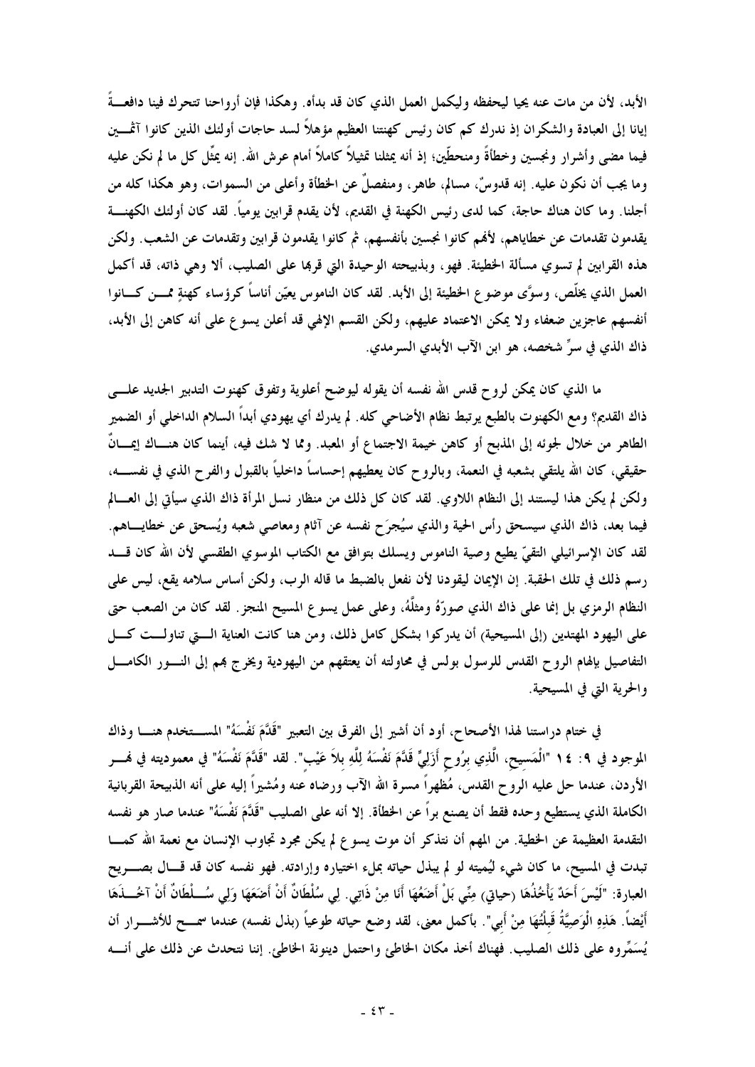الأبد، لأن من مات عنه يحيا ليحفظه وليكمل العمل الذي كان قد بدأه. وهكذا فإن أرواحنا تتحرك فينا دافعةً إيانا إلى العبادة والشكران إذ ندرك كم كان رئيس كهنتنا العظيم مؤهلاً لسد حاجات أولئك الذين كانوا آثمين فيما مضى وأشرار ونجسين وخطأةً ومنحطّين؛ إذ أنه يمثلنا تمثيلاً كاملاً أمام عرش الله. إنه يمثّل كل ما لم نكن عليه وما يجب أن نكون عليه. إنه قدوسٌ، مسالم، طاهر، ومنفصلٌ عن الخطأة وأعلى من السموات، وهو هكذا كله من أجلنا. وما كان هناك حاجة، كما لدى رئيس الكهنة في القديم، لأن يقدم قرابين يومياً. لقد كان أولئك الكهنة يقدمون تقدمات عن خطاياهم، لأنهم كانوا نجسين بأنفسهم، ثم كانوا يقدمون قرابين وتقدمات عن الشعب. ولكن هذه القرابين لم تسوي مسألة الخطيئة. فهو، وبذبيحته الوحيدة التي قربها على الصليب، ألا وهي ذاته، قد أكمل العمل الذي يخلّص، وسوّى موضوع الخطيئة إلى الأبد. لقد كان الناموس يعيّن أناساً كرؤساء كهنةٍ ممن كانوا أنفسهم عاجزين ضعفاء ولا يمكن الاعتماد عليهم، ولكن القسم الإلهي قد أعلن يسوع على أنه كاهن إلى الأبد، ذاك الذي في سرِّ شخصه، هو ابن الآب الأبدي السرمدي.

ما الذي كان يمكن لروح قدس الله نفسه أن يقوله ليوضح أعلوية وتفوق كهنوت التدبير الجديد على ذاك القديم؟ ومع الكهنوت بالطبع يرتبط نظام الأضاحي كله. لم يدرك أي يهودي أبداً السلام الداخلي أو الضمير الطاهر من خلال لجوئه إلى المذبح أو كاهن خيمة الاجتماع أو المعبد. ومما لا شك فيه، أينما كان هناك إيمانٌ حقيقي، كان الله يلتقي بشعبه في النعمة، وبالروح كان يعطيهم إحساساً داخلياً بالقبول والفرح الذي في نفسه، ولكن لم يكن هذا ليستند إلى النظام اللاوي. لقد كان كل ذلك من منظار نسل المرأة ذاك الذي سيأتي إلى العالم فيما بعد، ذاك الذي سيسحق رأس الحية والذي سيُجرَح نفسه عن آثام ومعاصي شعبه ويُسحق عن خطاياهم. لقد كان الإسرائيلي التقيّ يطيع وصية الناموس ويسلك بتوافق مع الكتاب الموسوي الطقسي لأن الله كان قد رسم ذلك في تلك الحقبة. إن الإيمان ليقودنا لأن نفعل بالضبط ما قاله الرب، ولكن أساس سلامه يقع، ليس على النظام الرمزي بل إنما على ذاك الذي صوّرهُ ومثلّهُ، وعلى عمل يسوع المسيح المنجز. لقد كان من الصعب حتى على اليهود المهتدين (إلى المسيحية) أن يدركوا بشكل كامل ذلك، ومن هنا كانت العناية التي تناولت كل التفاصيل بإلهام الروح القدس للرسول بولس في محاولته أن يعتقهم من اليهودية ويخرج بهم إلى النور الكامل والحرية التي في المسيحية.

في ختام دراستنا لهذا الأصحاح، أود أن أشير إلى الفرق بين التعبير "قَدَّمَ نَفْسَهُ" المستخدم هنا وذاك الموجود في ٩: ١٤ "الْمَسِيحِ، الَّذِي بِرُوحٍ أَزَلِيٍّ قَدَّمَ نَفْسَهُ لِلَّهِ بِلاَ عَيْبٍ". لقد "قَدَّمَ نَفْسَهُ" في معموديته في نهر الأردن، عندما حل عليه الروح القدس، مُظهراً مسرة الله الآب ورضاه عنه ومُشيراً إليه على أنه الذبيحة القربانية الكاملة الذي يستطيع وحده فقط أن يصنع براً عن الخطأة. إلا أنه على الصليب "قَدَّمَ نَفْسَهُ" عندما صار هو نفسه التقدمة العظيمة عن الخطية. من المهم أن نتذكر أن موت يسوع لم يكن مجرد تجاوب الإنسان مع نعمة الله كما تبدت في المسيح، ما كان شيء ليُميته لو لم يبذل حياته بملء اختياره وإرادته. فهو نفسه كان قد قال بصريح العبارة: "لَيْسَ أَحَدٌ يَأْخُذُهَا (حياتي) مِنِّي بَلْ أَضَعُهَا أَنَا مِنْ ذَاتِي. لِي سُلْطَانٌ أَنْ أَضَعَهَا وَلِي سُلْطَانٌ أَنْ آخُذَهَا أَيْضاً. هَذِهِ الْوَصِيَّةُ قَبِلْتُهَا مِنْ أَبِي". بأكمل معنى، لقد وضع حياته طوعياً (بذل نفسه) عندما سمح للأشرار أن يُسَمِّروه على ذلك الصليب. فهناك أخذ مكان الخاطئ واحتمل دينونة الخاطئ. إننا نتحدث عن ذلك على أنه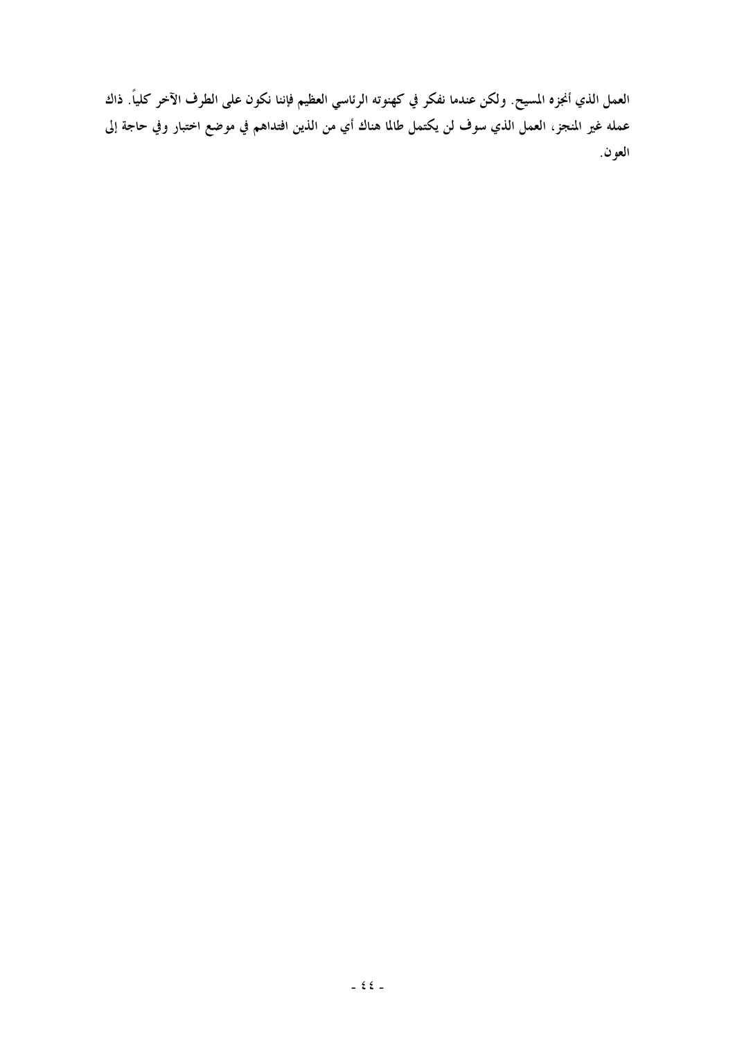العمل الذي أنجزه المسيح. ولكن عندما نفكر في كهنوته الرئاسي العظيم فإننا نكون على الطرف الآخر كلياً. ذاك عمله غير المنجز، العمل الذي سوف لن يكتمل طالما هناك أي من الذين افتداهم في موضع اختبار وفي حاجة إلى العون.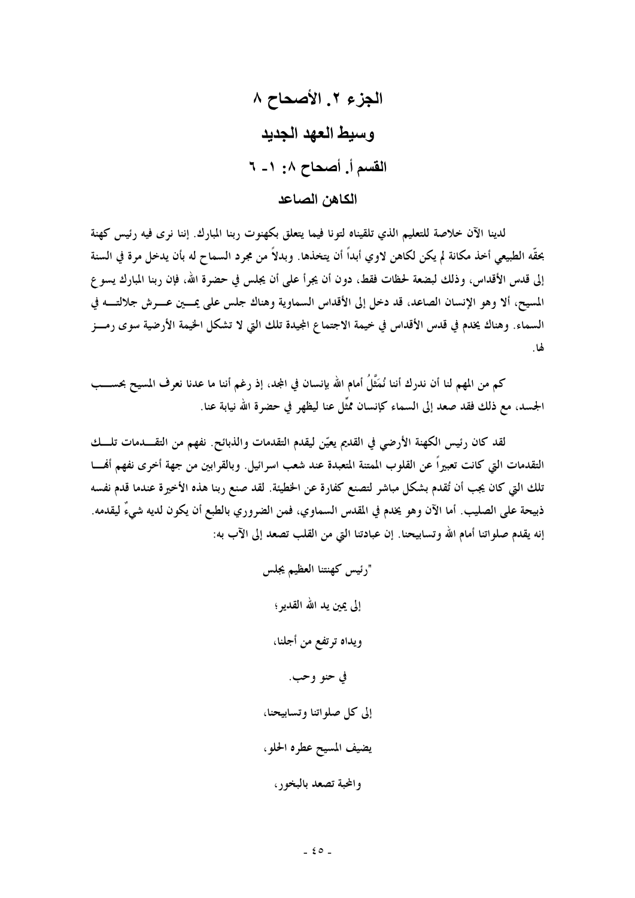# الجزء ٢. الأصحاح ٨

## وسيط العهد الجديد

## القسم أ. أصحاح ٨: ١ ـ ٦

### الكاهن الصاعد

لدينا الآن خلاصة للتعليم الذي تلقيناه لتونا فيما يتعلق بكهنوت ربنا المبارك. إننا نرى فيه رئيس كهنة بحقّه الطبيعي أخذ مكانة لم يكن لكاهن لاوي أبداً أن يتخذها. وبدلاً من مجرد السماح له بأن يدخل مرة في السنة إلى قدس الأقداس، وذلك لبضعة لحظات فقط، دون أن يجرأ على أن يجلس في حضرة الله، فإن ربنا المبارك يسوع المسيح، ألا وهو الإنسان الصاعد، قد دخل إلى الأقداس السماوية وهناك جلس على يمين عرش جلالته في السماء. وهناك يخدم في قدس الأقداس في خيمة الاجتماع المجيدة تلك التي لا تشكل الخيمة الأرضية سوى رمز لها.

كم من المهم لنا أن ندرك أننا نُمَثَّلُ أمام الله بإنسان في المجد، إذ رغم أننا ما عدنا نعرف المسيح بحسب الجسد، مع ذلك فقد صعد إلى السماء كإنسان ممثِّل عنا ليظهر في حضرة الله نيابة عنا.

لقد كان رئيس الكهنة الأرضي في القديم يعيّن ليقدم التقدمات والذبائح. نفهم من التقدمات تلك التقدمات التي كانت تعبيراً عن القلوب الممتنة المتعبدة عند شعب اسرائيل. وبالقرابين من جهة أخرى نفهم أنها تلك التي كان يجب أن تُقدم بشكل مباشر لتصنع كفارة عن الخطيئة. لقد صنع ربنا هذه الأخيرة عندما قدم نفسه ذبيحة على الصليب. أما الآن وهو يخدم في المقدس السماوي، فمن الضروري بالطبع أن يكون لديه شيءٌ ليقدمه. إنه يقدم صلواتنا أمام الله وتسابيحنا. إن عبادتنا التي من القلب تصعد إلى الآب به:

"رئيس كهنتنا العظيم يجلس

إلى يمين يد الله القدير؛

ويداه ترتفع من أجلنا،

في حنو وحب.

إلى كل صلواتنا وتسابيحنا،

يضيف المسيح عطره الحلو،

والمحبة تصعد بالبخور،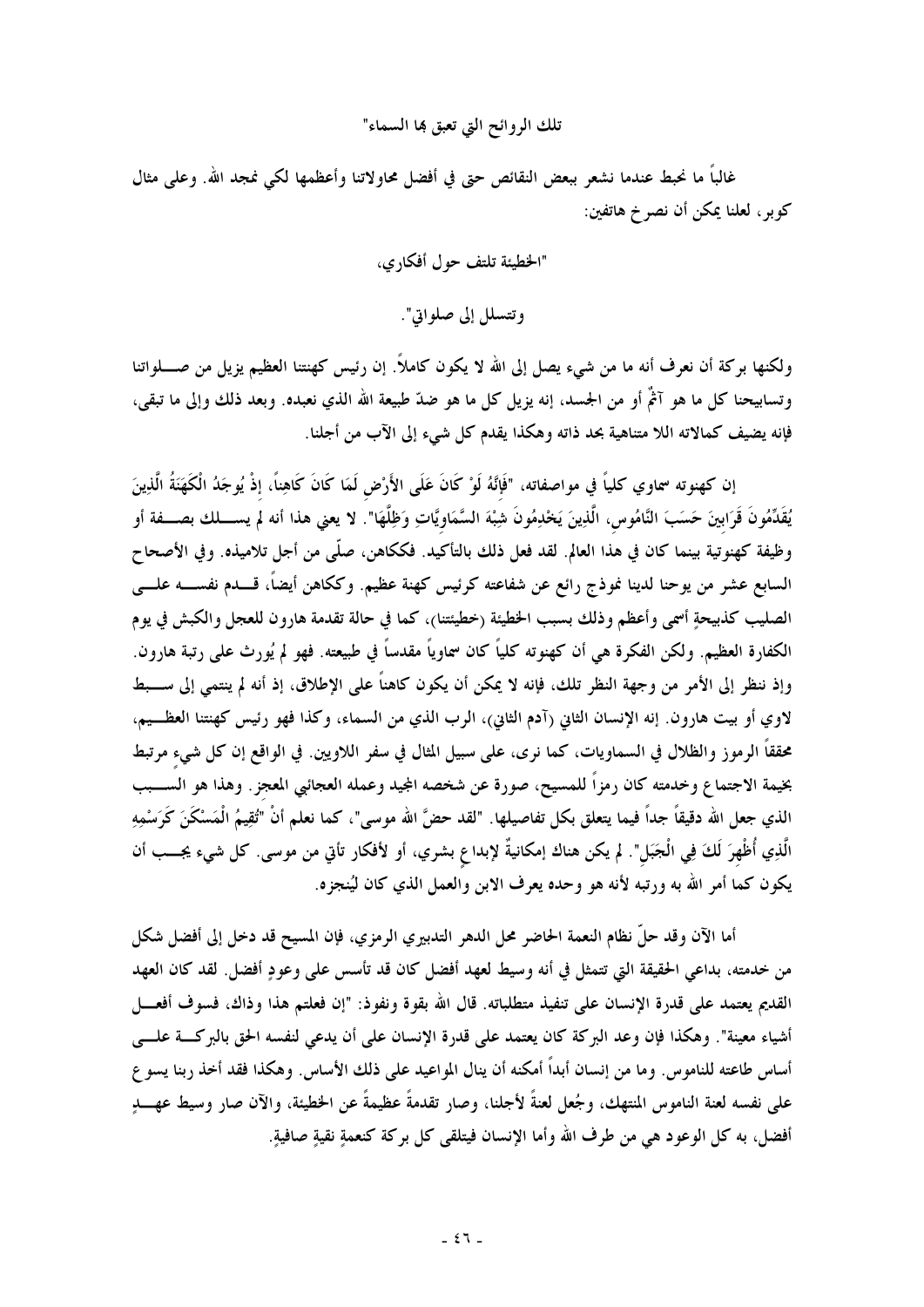تلك الروائح التي تعبق بها السماء"

غالباً ما نحبط عندما نشعر ببعض النقائص حتى في أفضل محاولاتنا وأعظمها لكي نمجد الله. وعلى مثال كوبر، لعلنا يمكن أن نصرخ هاتفين:

"الخطيئة تلتف حول أفكاري،

وتتسلل إلى صلواتي".

ولكنها بركة أن نعرف أنه ما من شيء يصل إلى الله لا يكون كاملاً. إن رئيس كهنتنا العظيم يزيل من صلواتنا وتسابيحنا كل ما هو آثمٌ أو من الجسد، إنه يزيل كل ما هو ضدّ طبيعة الله الذي نعبده. وبعد ذلك وإلى ما تبقى، فإنه يضيف كمالاته اللا متناهية بحد ذاته وهكذا يقدم كل شيء إلى الآب من أجلنا.

إن كهنوته سماوي كلياً في مواصفاته، "فَإِنَّهُ لَوْ كَانَ عَلَى الأَرْضِ لَمَا كَانَ كَاهِناً، إِذْ يُوجَدُ الْكَهَنَةُ الَّذِينَ يُقَدِّمُونَ قَرَابِينَ حَسَبَ النَّامُوسِ، الَّذِينَ يَخْدِمُونَ شِبْهَ السَّمَاوِيَّاتِ وَظِلَّهَا". لا يعني هذا أنه لم يسلك بصفة أو وظيفة كهنوتية بينما كان في هذا العالم. لقد فعل ذلك بالتأكيد. فككاهن، صلّى من أجل تلاميذه. وفي الأصحاح السابع عشر من يوحنا لدينا نموذج رائع عن شفاعته كرئيس كهنة عظيم. وككاهن أيضاً، قدم نفسه على الصليب كذبيحةٍ أسمى وأعظم وذلك بسبب الخطيئة (خطيئتنا)، كما في حالة تقدمة هارون للعجل والكبش في يوم الكفارة العظيم. ولكن الفكرة هي أن كهنوته كلياً كان سماوياً مقدساً في طبيعته. فهو لم يُورث على رتبة هارون. وإذ ننظر إلى الأمر من وجهة النظر تلك، فإنه لا يمكن أن يكون كاهناً على الإطلاق، إذ أنه لم ينتمي إلى سبط لاوي أو بيت هارون. إنه الإنسان الثاني (آدم الثاني)، الرب الذي من السماء، وكذا فهو رئيس كهنتنا العظيم، محققاً الرموز والظلال في السماويات، كما نرى، على سبيل المثال في سفر اللاويين. في الواقع إن كل شيء مرتبط بخيمة الاجتماع وخدمته كان رمزاً للمسيح، صورة عن شخصه المجيد وعمله العجائبي المعجز. وهذا هو السبب الذي جعل الله دقيقاً جداً فيما يتعلق بكل تفاصيلها. "لقد حضَّ الله موسى"، كما نعلم أنْ "تُقِيمُ الْمَسْكَنَ كَرَسْمِهِ الَّذِي أُظْهِرَ لَكَ فِي الْجَبَلِ". لم يكن هناك إمكانيةٌ لإبداعٍ بشري، أو لأفكار تأتي من موسى. كل شيء يجب أن يكون كما أمر الله به ورتبه لأنه هو وحده يعرف الابن والعمل الذي كان ليُنجزه.

أما الآن وقد حلّ نظام النعمة الحاضر محل الدهر التدبيري الرمزي، فإن المسيح قد دخل إلى أفضل شكل من خدمته، بداعي الحقيقة التي تتمثل في أنه وسيط لعهد أفضل كان قد تأسس على وعودٍ أفضل. لقد كان العهد القديم يعتمد على قدرة الإنسان على تنفيذ متطلباته. قال الله بقوة ونفوذ: "إن فعلتم هذا وذاك، فسوف أفعل أشياء معينة". وهكذا فإن وعد البركة كان يعتمد على قدرة الإنسان على أن يدعي لنفسه الحق بالبركة على أساس طاعته للناموس. وما من إنسان أبداً أمكنه أن ينال المواعيد على ذلك الأساس. وهكذا فقد أخذ ربنا يسوع على نفسه لعنة الناموس المنتهك، وجُعل لعنةً لأجلنا، وصار تقدمةً عظيمةً عن الخطيئة، والآن صار وسيط عهدٍ أفضل، به كل الوعود هي من طرف الله وأما الإنسان فيتلقى كل بركة كنعمةٍ نقيةٍ صافيةٍ.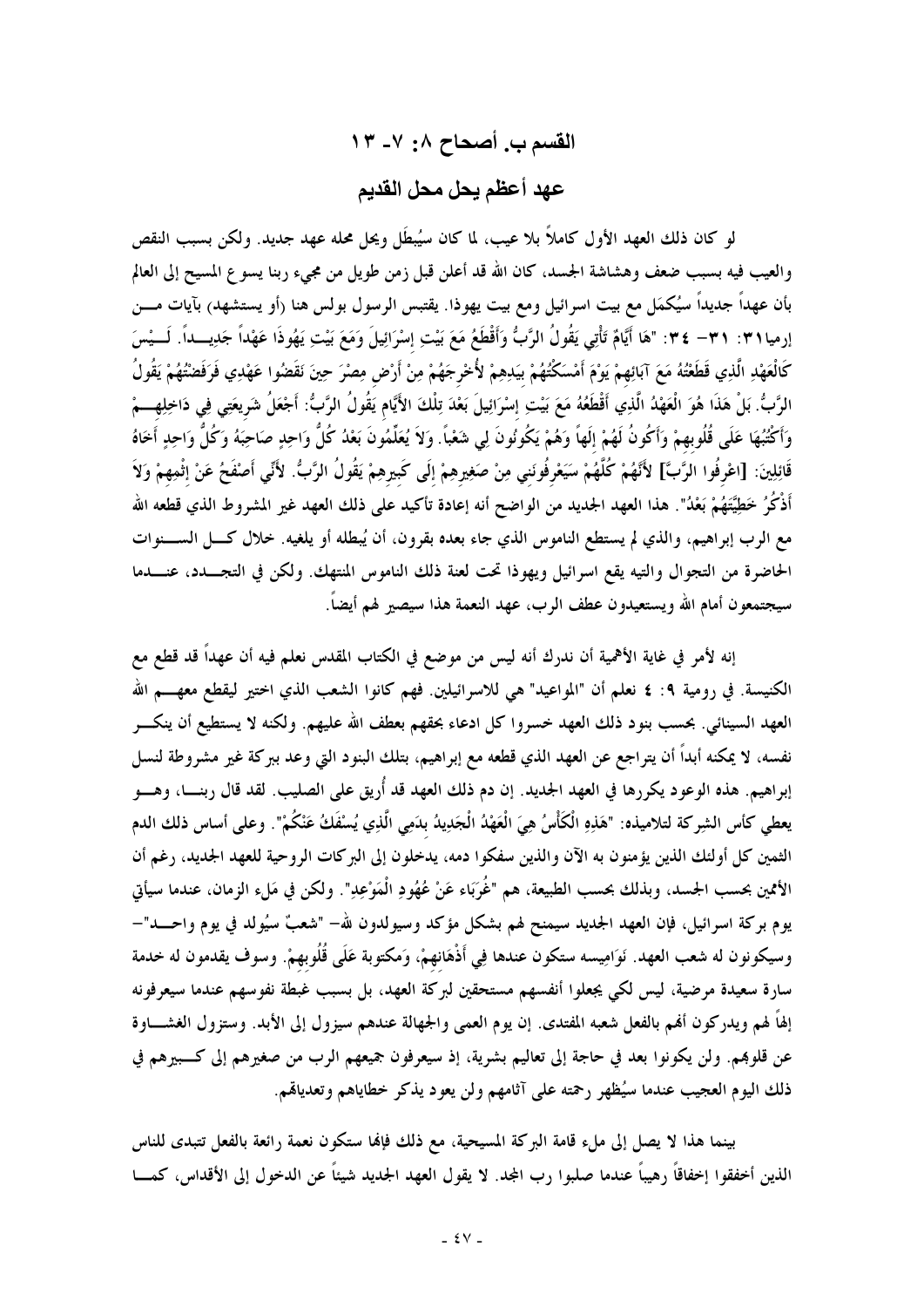## القسم ب. أصحاح ٨: ٧- ١٣

## عهد أعظم يحل محل القديم

لو كان ذلك العهد الأول كاملاً بلا عيب، لما كان سيُبطَل ويحل محله عهد جديد. ولكن بسبب النقص والعيب فيه بسبب ضعف وهشاشة الجسد، كان الله قد أعلن قبل زمن طويل من مجيء ربنا يسوع المسيح إلى العالم بأن عهداً جديداً سيُكمَل مع بيت اسرائيل ومع بيت يهوذا. يقتبس الرسول بولس هنا (أو يستشهد) بآيات مـن إرميا٣١: ٣١- ٣٤: "هَا أَيَّامٌ تَأْتِي يَقُولُ الرَّبُّ وَأَقْطَعُ مَعَ بَيْتِ إِسْرَائِيلَ وَمَعَ بَيْتِ يَهُوذَا عَهْداً جَدِيـداً. لَـيْسَ كَالْعَهْدِ الَّذِي قَطَعْتُهُ مَعَ آبَائِهِمْ يَوْمَ أَمْسَكْتُهُمْ بِيَدِهِمْ لأُخْرِجَهُمْ مِنْ أَرْضِ مِصْرَ حِينَ نَقَضُوا عَهْدِي فَرَفَضْتُهُمْ يَقُولُ الرَّبُّ. بَلْ هَذَا هُوَ الْعَهْدُ الَّذِي أَقْطَعُهُ مَعَ بَيْتِ إِسْرَائِيلَ بَعْدَ تِلْكَ الأَيَّامِ يَقُولُ الرَّبُّ: أَجْعَلُ شَرِيعَتِي فِي دَاخِلِهِـمْ وَأَكْتُبُهَا عَلَى قُلُوبِهِمْ وَأَكُونُ لَهُمْ إِلَهاً وَهُمْ يَكُونُونَ لِي شَعْباً. وَلاَ يُعَلِّمُونَ بَعْدُ كُلُّ وَاحِدٍ صَاحِبَهُ وَكُلُّ وَاحِدٍ أَخَاهُ قَائِلِينَ: [اعْرِفُوا الرَّبَّ] لأَنَّهُمْ كُلَّهُمْ سَيَعْرِفُونَنِي مِنْ صَغِيرِهِمْ إِلَى كَبِيرِهِمْ يَقُولُ الرَّبُّ. لأَنِّي أَصْفَحُ عَنْ إِثْمِهِمْ وَلاَ أَذْكُرُ خَطِيَّتَهُمْ بَعْدُ". هذا العهد الجديد من الواضح أنه إعادة تأكيد على ذلك العهد غير المشروط الذي قطعه الله مع الرب إبراهيم، والذي لم يستطع الناموس الذي جاء بعده بقرون، أن يُبطله أو يلغيه. خلال كـل السـنوات الحاضرة من التجوال والتيه يقع اسرائيل ويهوذا تحت لعنة ذلك الناموس المنتهك. ولكن في التجـدد، عنـدما سيجتمعون أمام الله ويستعيدون عطف الرب، عهد النعمة هذا سيصير لهم أيضاً.

إنه لأمر في غاية الأهمية أن ندرك أنه ليس من موضع في الكتاب المقدس نعلم فيه أن عهداً قد قطع مع الكنيسة. في رومية ٩: ٤ نعلم أن "المواعيد" هي للاسرائيلين. فهم كانوا الشعب الذي اختير ليقطع معهـم الله العهد السينائي. بحسب بنود ذلك العهد خسروا كل ادعاء بحقهم بعطف الله عليهم. ولكنه لا يستطيع أن ينكـر نفسه، لا يمكنه أبداً أن يتراجع عن العهد الذي قطعه مع إبراهيم، بتلك البنود التي وعد ببركة غير مشروطة لنسل إبراهيم. هذه الوعود يكررها في العهد الجديد. إن دم ذلك العهد قد أُريق على الصليب. لقد قال ربنـا، وهـو يعطي كأس الشركة لتلاميذه: "هَذِهِ الْكَأْسُ هِيَ الْعَهْدُ الْجَدِيدُ بِدَمِي الَّذِي يُسْفَكُ عَنْكُمْ". وعلى أساس ذلك الدم الثمين كل أولئك الذين يؤمنون به الآن والذين سفكوا دمه، يدخلون إلى البركات الروحية للعهد الجديد، رغم أن الأمميين بحسب الجسد، وبذلك بحسب الطبيعة، هم "غُرَبَاء عَنْ عُهُودِ الْمَوْعِدِ". ولكن في مَلء الزمان، عندما سيأتي يوم بركة اسرائيل، فإن العهد الجديد سيمنح لهم بشكل مؤكد وسيولدون لله- "شعبٌ سيُولد في يوم واحـد"- وسيكونون له شعب العهد. نَوَامِيسه ستكون عندها فِي أَذْهَانِهِمْ، وَمكتوبة عَلَى قُلُوبِهِمْ. وسوف يقدمون له خدمة سارة سعيدة مرضية، ليس لكي يجعلوا أنفسهم مستحقين لبركة العهد، بل بسبب غبطة نفوسهم عندما سيعرفونه إلهاً لهم ويدركون أنهم بالفعل شعبه المفتدى. إن يوم العمى والجهالة عندهم سيزول إلى الأبد. وستزول الغشـاوة عن قلوبهم. ولن يكونوا بعد في حاجة إلى تعاليم بشرية، إذ سيعرفون جميعهم الرب من صغيرهم إلى كـبيرهم في ذلك اليوم العجيب عندما سيُظهر رحمته على آثامهم ولن يعود يذكر خطاياهم وتعدياتهم.

بينما هذا لا يصل إلى ملء قامة البركة المسيحية، مع ذلك فإنها ستكون نعمة رائعة بالفعل تتبدى للناس الذين أخفقوا إخفاقاً رهيباً عندما صلبوا رب المجد. لا يقول العهد الجديد شيئاً عن الدخول إلى الأقداس، كمـا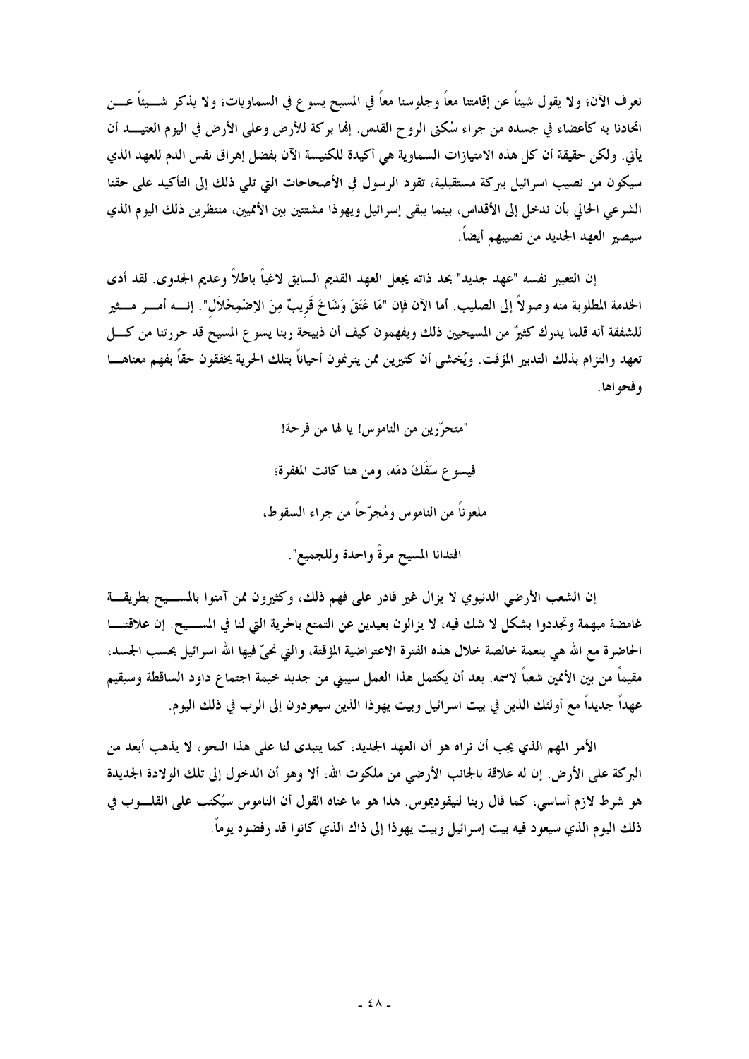نعرف الآن؛ ولا يقول شيئاً عن إقامتنا معاً وجلوسنا معاً في المسيح يسوع في السماويات؛ ولا يذكر شيئاً عن اتحادنا به كأعضاء في جسده من جراء سُكنى الروح القدس. إنها بركة للأرض وعلى الأرض في اليوم العتيد أن يأتي. ولكن حقيقة أن كل هذه الامتيازات السماوية هي أكيدة للكنيسة الآن بفضل إهراق نفس الدم للعهد الذي سيكون من نصيب اسرائيل ببركة مستقبلية، تقود الرسول في الأصحاحات التي تلي ذلك إلى التأكيد على حقنا الشرعي الحالي بأن ندخل إلى الأقداس، بينما يبقى إسرائيل ويهوذا مشتتين بين الأمميين، منتظرين ذلك اليوم الذي سيصير العهد الجديد من نصيبهم أيضاً.

إن التعبير نفسه "عهد جديد" بحد ذاته يجعل العهد القديم السابق لاغياً باطلاً وعديم الجدوى. لقد أدى الخدمة المطلوبة منه وصولاً إلى الصليب. أما الآن فإن "مَا عَتَقَ وَشَاخَ قَرِيبٌ مِنَ الاِضْمِحْلاَلِ". إنه أمر مثير للشفقة أنه قلما يدرك كثيرٌ من المسيحيين ذلك ويفهمون كيف أن ذبيحة ربنا يسوع المسيح قد حررتنا من كل تعهد والتزام بذلك التدبير المؤقت. ويُخشى أن كثيرين ممن يترنمون أحياناً بتلك الحرية يخفقون حقاً بفهم معناها وفحواها.

"متحرّرين من الناموس! يا لها من فرحة!

فيسوع سَفَكَ دمَه، ومن هنا كانت المغفرة؛

ملعوناً من الناموس ومُجرّحاً من جراء السقوط،

افتدانا المسيح مرةً واحدة وللجميع".

إن الشعب الأرضي الدنيوي لا يزال غير قادر على فهم ذلك، وكثيرون ممن آمنوا بالمسيح بطريقة غامضة مبهمة وتجددوا بشكل لا شك فيه، لا يزالون بعيدين عن التمتع بالحرية التي لنا في المسيح. إن علاقتنا الحاضرة مع الله هي بنعمة خالصة خلال هذه الفترة الاعتراضية المؤقتة، والتي نحىّ فيها الله اسرائيل بحسب الجسد، مقيماً من بين الأمميين شعباً لاسمه. بعد أن يكتمل هذا العمل سيبني من جديد خيمة اجتماع داود الساقطة وسيقيم عهداً جديداً مع أولئك الذين في بيت اسرائيل وبيت يهوذا الذين سيعودون إلى الرب في ذلك اليوم.

الأمر المهم الذي يجب أن نراه هو أن العهد الجديد، كما يتبدى لنا على هذا النحو، لا يذهب أبعد من البركة على الأرض. إن له علاقة بالجانب الأرضي من ملكوت الله، ألا وهو أن الدخول إلى تلك الولادة الجديدة هو شرط لازم أساسي، كما قال ربنا لنيقوديموس. هذا هو ما عناه القول أن الناموس سيُكتب على القلوب في ذلك اليوم الذي سيعود فيه بيت إسرائيل وبيت يهوذا إلى ذاك الذي كانوا قد رفضوه يوماً.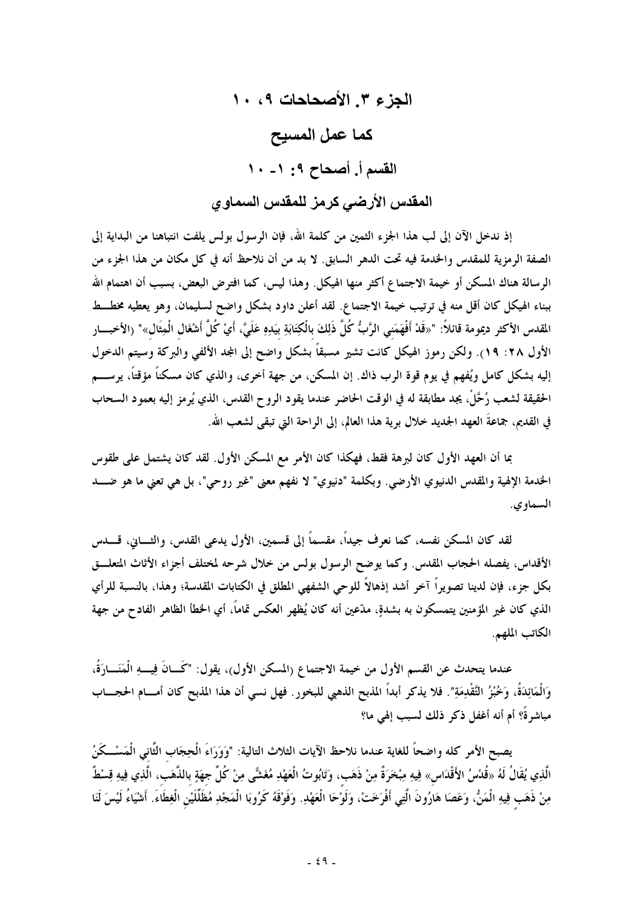# الجزء ٣. الأصحاحات ٩، ١٠

## كما عمل المسيح

### القسم أ. أصحاح ٩: ١- ١٠

### المقدس الأرضي كرمز للمقدس السماوي

إذ ندخل الآن إلى لب هذا الجزء الثمين من كلمة الله، فإن الرسول بولس يلفت انتباهنا من البداية إلى الصفة الرمزية للمقدس والخدمة فيه تحت الدهر السابق. لا بد من أن نلاحظ أنه في كل مكان من هذا الجزء من الرسالة هناك المسكن أو خيمة الاجتماع أكثر منها الهيكل. وهذا ليس، كما افترض البعض، بسبب أن اهتمام الله ببناء الهيكل كان أقل منه في ترتيب خيمة الاجتماع. لقد أعلن داود بشكل واضح لسليمان، وهو يعطيه مخطط المقدس الأكثر ديمومة قائلاً: "«قَدْ أَفْهَمَنِي الرَّبُّ كُلَّ ذلِكَ بِالْكِتَابَةِ بِيَدِهِ عَلَيَّ، أَيْ كُلَّ أَشْغَالِ الْمِثَالِ»" (الأخبار الأول ٢٨: ١٩). ولكن رموز الهيكل كانت تشير مسبقاً بشكل واضح إلى المجد الألفي والبركة وسيتم الدخول إليه بشكل كامل ويُفهم في يوم قوة الرب ذاك. إن المسكن، من جهة أخرى، والذي كان مسكناً مؤقتاً، يرسم الحقيقة لشعب رُحَّلْ، يجد مطابقة له في الوقت الحاضر عندما يقود الروح القدس، الذي يُرمز إليه بعمود السحاب في القديم، جماعةَ العهد الجديد خلال برية هذا العالم، إلى الراحة التي تبقى لشعب الله.

بما أن العهد الأول كان لبرهة فقط، فهكذا كان الأمر مع المسكن الأول. لقد كان يشتمل على طقوس الخدمة الإلهية والمقدس الدنيوي الأرضي. وبكلمة "دنيوي" لا نفهم معنى "غير روحي"، بل هي تعني ما هو ضد السماوي.

لقد كان المسكن نفسه، كما نعرف جيداً، مقسماً إلى قسمين، الأول يدعى القدس، والثاني، قدس الأقداس، يفصله الحجاب المقدس. وكما يوضح الرسول بولس من خلال شرحه لمختلف أجزاء الأثاث المتعلق بكل جزء، فإن لدينا تصويراً آخر أشد إذهالاً للوحي الشفهي المطلق في الكتابات المقدسة؛ وهذا، بالنسبة للرأي الذي كان غير المؤمنين يتمسكون به بشدةٍ، مدّعين أنه كان يُظهر العكس تماماً، أي الخطأ الظاهر الفادح من جهة الكاتب الملهم.

عندما يتحدث عن القسم الأول من خيمة الاجتماع (المسكن الأول)، يقول: "كَانَ فِيهِ الْمَنَارَةُ، وَالْمَائِدَةُ، وَخُبْزُ التَّقْدِمَةِ". فلا يذكر أبداً المذبح الذهبي للبخور. فهل نسي أن هذا المذبح كان أمام الحجاب مباشرةً؟ أم أنه أغفل ذكر ذلك لسبب إلهي ما؟

يصبح الأمر كله واضحاً للغاية عندما نلاحظ الآيات الثلاث التالية: "وَوَرَاءَ الْحِجَابِ الثَّانِي الْمَسْكَنُ الَّذِي يُقَالُ لَهُ «قُدْسُ الأَقْدَاسِ» فِيهِ مِبْخَرَةٌ مِنْ ذَهَبٍ، وَتَابُوتُ الْعَهْدِ مُغَشًّى مِنْ كُلِّ جِهَةٍ بِالذَّهَبِ، الَّذِي فِيهِ قِسْطٌ مِنْ ذَهَبٍ فِيهِ الْمَنُّ، وَعَصَا هَارُونَ الَّتِي أَفْرَخَتْ، وَلَوْحَا الْعَهْدِ. وَفَوْقَهُ كَرُوبَا الْمَجْدِ مُظَلِّلَيْنِ الْغِطَاءَ. أَشْيَاءُ لَيْسَ لَنَا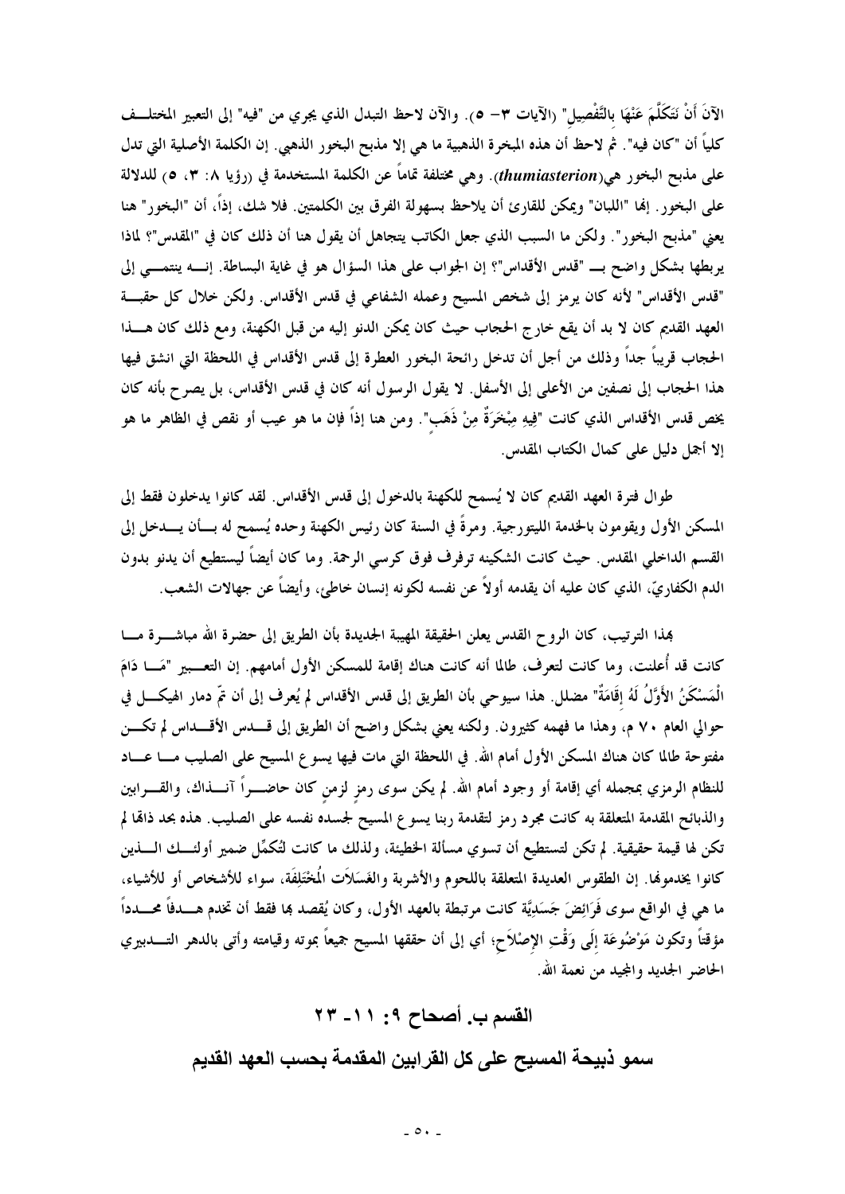الآنَ أَنْ نَتَكَلَّمَ عَنْهَا بِالتَّفْصِيلِ" (الآيات ٣– ٥). والآن لاحظ التبدل الذي يجري من "فيه" إلى التعبير المختلف كلياً أن "كان فيه". ثم لاحظ أن هذه المبخرة الذهبية ما هي إلا مذبح البخور الذهبي. إن الكلمة الأصلية التي تدل على مذبح البخور هي(*thumiasterion*). وهي مختلفة تماماً عن الكلمة المستخدمة في (رؤيا ٨: ٣، ٥) للدلالة على البخور. إنها "اللبان" ويمكن للقارئ أن يلاحظ بسهولة الفرق بين الكلمتين. فلا شك، إذاً، أن "البخور" هنا يعني "مذبح البخور". ولكن ما السبب الذي جعل الكاتب يتجاهل أن يقول هنا أن ذلك كان في "المقدس"؟ لماذا يربطها بشكل واضح بـ "قدس الأقداس"؟ إن الجواب على هذا السؤال هو في غاية البساطة. إنه ينتمي إلى "قدس الأقداس" لأنه كان يرمز إلى شخص المسيح وعمله الشفاعي في قدس الأقداس. ولكن خلال كل حقبة العهد القديم كان لا بد أن يقع خارج الحجاب حيث كان يمكن الدنو إليه من قبل الكهنة، ومع ذلك كان هذا الحجاب قريباً جداً وذلك من أجل أن تدخل رائحة البخور العطرة إلى قدس الأقداس في اللحظة التي انشق فيها هذا الحجاب إلى نصفين من الأعلى إلى الأسفل. لا يقول الرسول أنه كان في قدس الأقداس، بل يصرح بأنه كان يخص قدس الأقداس الذي كانت "فِيهِ مِبْخَرَةٌ مِنْ ذَهَبٍ". ومن هنا إذاً فإن ما هو عيب أو نقص في الظاهر ما هو إلا أجمل دليل على كمال الكتاب المقدس.

طوال فترة العهد القديم كان لا يُسمح للكهنة بالدخول إلى قدس الأقداس. لقد كانوا يدخلون فقط إلى المسكن الأول ويقومون بالخدمة الليتورجية. ومرةً في السنة كان رئيس الكهنة وحده يُسمح له بأن يدخل إلى القسم الداخلي المقدس. حيث كانت الشكينه ترفرف فوق كرسي الرحمة. وما كان أيضاً ليستطيع أن يدنو بدون الدم الكفاريّ، الذي كان عليه أن يقدمه أولاً عن نفسه لكونه إنسان خاطئ، وأيضاً عن جهالات الشعب.

بهذا الترتيب، كان الروح القدس يعلن الحقيقة المهيبة الجديدة بأن الطريق إلى حضرة الله مباشرة ما كانت قد أُعلنت، وما كانت لتعرف، طالما أنه كانت هناك إقامة للمسكن الأول أمامهم. إن التعبير "مَا دَامَ الْمَسْكَنُ الأَوَّلُ لَهُ إِقَامَةٌ" مضلل. هذا سيوحي بأن الطريق إلى قدس الأقداس لم يُعرف إلى أن تمّ دمار الهيكل في حوالي العام ٧٠ م، وهذا ما فهمه كثيرون. ولكنه يعني بشكل واضح أن الطريق إلى قدس الأقداس لم تكن مفتوحة طالما كان هناك المسكن الأول أمام الله. في اللحظة التي مات فيها يسوع المسيح على الصليب ما عاد للنظام الرمزي بمجمله أي إقامة أو وجود أمام الله. لم يكن سوى رمز لزمن كان حاضراً آنذاك، والقرابين والذبائح المقدمة المتعلقة به كانت مجرد رمز لتقدمة ربنا يسوع المسيح لجسده نفسه على الصليب. هذه بحد ذاتها لم تكن لها قيمة حقيقية. لم تكن لتستطيع أن تسوي مسألة الخطيئة، ولذلك ما كانت لتُكمِّل ضمير أولئك الذين كانوا يخدمونها. إن الطقوس العديدة المتعلقة باللحوم والأشربة والغَسَلاَت الْمُخْتَلِفَة، سواء للأشخاص أو للأشياء، ما هي في الواقع سوى فَرَائِضَ جَسَدِيَّة كانت مرتبطة بالعهد الأول، وكان يُقصد بها فقط أن تخدم هدفاً محدداً مؤقتاً وتكون مَوْضُوعَة إِلَى وَقْتِ الإِصْلاَحِ؛ أي إلى أن حققها المسيح جميعاً بموته وقيامته وأتى بالدهر التدبيري الحاضر الجديد والمجيد من نعمة الله.

## القسم ب. أصحاح ٩: ١١- ٢٣

## سمو ذبيحة المسيح على كل القرابين المقدمة بحسب العهد القديم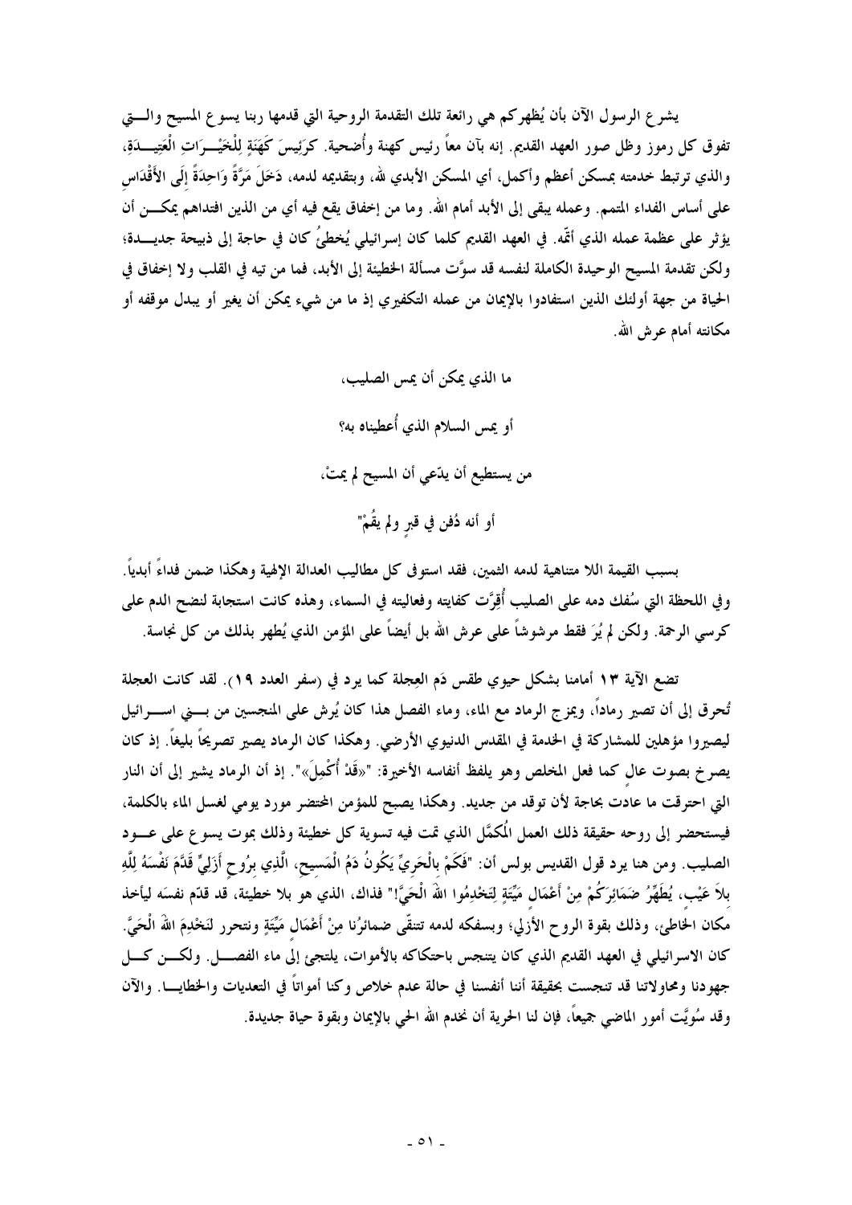يشرع الرسول الآن بأن يُظهركم هي رائعة تلك التقدمة الروحية التي قدمها ربنا يسوع المسيح والتي تفوق كل رموز وظل صور العهد القديم. إنه بآن معاً رئيس كهنة وأُضحية. كَرَئِيسَ كَهَنَةٍ لِلْخَيْرَاتِ الْعَتِيدَةِ، والذي ترتبط خدمته بمسكن أعظم وأكمل، أي المسكن الأبدي لله، وبتقديمه لدمه، دَخَلَ مَرَّةً وَاحِدَةً إِلَى الأَقْدَاسِ على أساس الفداء المتمم. وعمله يبقى إلى الأبد أمام الله. وما من إخفاق يقع فيه أي من الذين افتداهم يمكن أن يؤثر على عظمة عمله الذي أتمّه. في العهد القديم كلما كان إسرائيلي يُخطئُ كان في حاجة إلى ذبيحة جديدة؛ ولكن تقدمة المسيح الوحيدة الكاملة لنفسه قد سوَّت مسألة الخطيئة إلى الأبد، فما من تيه في القلب ولا إخفاق في الحياة من جهة أولئك الذين استفادوا بالإيمان من عمله التكفيري إذ ما من شيء يمكن أن يغير أو يبدل موقفه أو مكانته أمام عرش الله.

ما الذي يمكن أن يمس الصليب،

أو يمس السلام الذي أُعطيناه به؟

من يستطيع أن يدّعي أن المسيح لم يمتْ،

أو أنه دُفن في قبرٍ ولم يقُمْ"

بسبب القيمة اللا متناهية لدمه الثمين، فقد استوفى كل مطاليب العدالة الإلهية وهكذا ضمن فداءً أبدياً. وفي اللحظة التي سُفك دمه على الصليب أُقِرَّت كفايته وفعاليته في السماء، وهذه كانت استجابة لنضح الدم على كرسي الرحمة. ولكن لم يُرَ فقط مرشوشاً على عرش الله بل أيضاً على المؤمن الذي يُطهر بذلك من كل نجاسة.

تضع الآية ١٣ أمامنا بشكل حيوي طقس دَم العِجلة كما يرد في (سفر العدد ١٩). لقد كانت العجلة تُحرق إلى أن تصير رماداً، ويمزج الرماد مع الماء، وماء الفصل هذا كان يُرش على المنجسين من بني اسرائيل ليصيروا مؤهلين للمشاركة في الخدمة في المقدس الدنيوي الأرضي. وهكذا كان الرماد يصير تصريحاً بليغاً. إذ كان يصرخ بصوت عالٍ كما فعل المخلص وهو يلفظ أنفاسه الأخيرة: "«قَدْ أُكْمِلَ»". إذ أن الرماد يشير إلى أن النار التي احترقت ما عادت بحاجة لأن توقد من جديد. وهكذا يصبح للمؤمن المختضر مورد يومي لغسل الماء بالكلمة، فيستحضر إلى روحه حقيقة ذلك العمل المُكمَّل الذي تمت فيه تسوية كل خطيئة وذلك بموت يسوع على عود الصليب. ومن هنا يرد قول القديس بولس أن: "فَكَمْ بِالْحَرِيِّ يَكُونُ دَمُ الْمَسِيحِ، الَّذِي بِرُوحٍ أَزَلِيٍّ قَدَّمَ نَفْسَهُ لِلَّهِ بِلاَ عَيْبٍ، يُطَهِّرُ ضَمَائِرَكُمْ مِنْ أَعْمَالٍ مَيِّتَةٍ لِتَخْدِمُوا اللهَ الْحَيَّ!" فذاك، الذي هو بلا خطيئة، قد قدّم نفسَه ليأخذ مكان الخاطئ، وذلك بقوة الروح الأزلي؛ وبسفكه لدمه تتنقّى ضمائرُنا مِنْ أَعْمَالٍ مَيِّتَةٍ ونتحرر لنَخْدِمَ اللهَ الْحَيَّ. كان الاسرائيلي في العهد القديم الذي كان يتنجس باحتكاكه بالأموات، يلتجئ إلى ماء الفصل. ولكن كل جهودنا ومحاولاتنا قد تنجست بحقيقة أننا أنفسنا في حالة عدم خلاص وكنا أمواتاً في التعديات والخطايا. والآن وقد سُوِّيَت أمور الماضي جميعاً، فإن لنا الحرية أن نخدم الله الحي بالإيمان وبقوة حياة جديدة.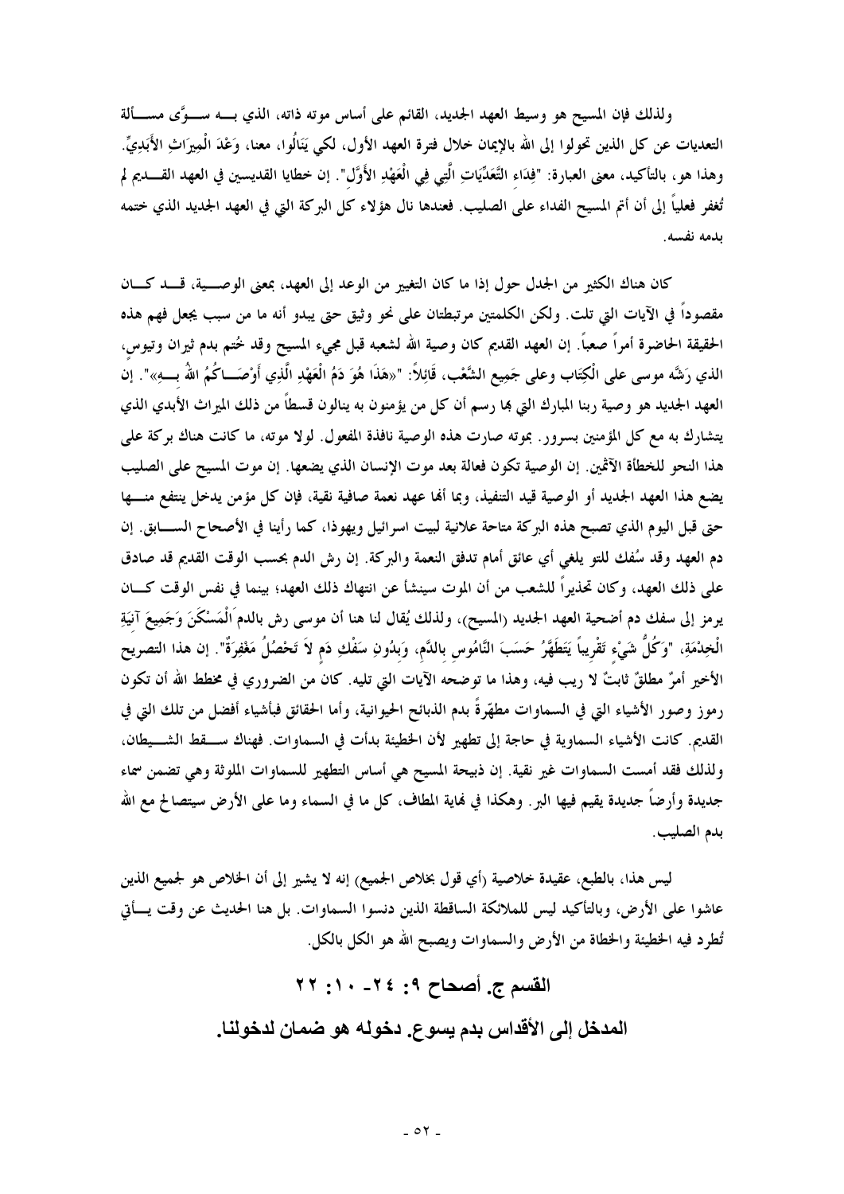ولذلك فإن المسيح هو وسيط العهد الجديد، القائم على أساس موته ذاته، الذي بـــه ســـوَّى مســـألة التعديات عن كل الذين تحولوا إلى الله بالإيمان خلال فترة العهد الأول، لكي يَنَالُوا، معنا، وَعْدَ الْمِيرَاثِ الأَبَدِيِّ. وهذا هو، بالتأكيد، معنى العبارة: "فِدَاءِ التَّعَدِّيَاتِ الَّتِي فِي الْعَهْدِ الأَوَّلِ". إن خطايا القديسين في العهد القـــديم لم تُغفر فعلياً إلى أن أتم المسيح الفداء على الصليب. فعندها نال هؤلاء كل البركة التي في العهد الجديد الذي ختمه بدمه نفسه.

كان هناك الكثير من الجدل حول إذا ما كان التغيير من الوعد إلى العهد، بمعنى الوصـــية، قـــد كـــان مقصوداً في الآيات التي تلت. ولكن الكلمتين مرتبطتان على نحو وثيق حتى يبدو أنه ما من سبب يجعل فهم هذه الحقيقة الحاضرة أمراً صعباً. إن العهد القديم كان وصية الله لشعبه قبل مجيء المسيح وقد خُتم بدم ثيران وتيوس، الذي رَشَّه موسى على الْكِتَاب وعلى جَمِيع الشَّعْب، قَائِلاً: "«هَذَا هُوَ دَمُ الْعَهْدِ الَّذِي أَوْصَـــاكُمُ اللهُ بِـــهِ»". إن العهد الجديد هو وصية ربنا المبارك التي بها رسم أن كل من يؤمنون به ينالون قسطاً من ذلك الميراث الأبدي الذي يتشارك به مع كل المؤمنين بسرور. بموته صارت هذه الوصية نافذة المفعول. لولا موته، ما كانت هناك بركة على هذا النحو للخطأة الآثمين. إن الوصية تكون فعالة بعد موت الإنسان الذي يضعها. إن موت المسيح على الصليب يضع هذا العهد الجديد أو الوصية قيد التنفيذ، وبما أنها عهد نعمة صافية نقية، فإن كل مؤمن يدخل ينتفع منـــها حتى قبل اليوم الذي تصبح هذه البركة متاحة علانية لبيت اسرائيل ويهوذا، كما رأينا في الأصحاح الســـابق. إن دم العهد وقد سُفك للتو يلغي أي عائق أمام تدفق النعمة والبركة. إن رش الدم بحسب الوقت القديم قد صادق على ذلك العهد، وكان تحذيراً للشعب من أن الموت سينشأ عن انتهاك ذلك العهد؛ بينما في نفس الوقت كـــان يرمز إلى سفك دم أضحية العهد الجديد (المسيح)، ولذلك يُقال لنا هنا أن موسى رش بالدم الْمَسْكَنَ وَجَمِيعَ آنِيَةِ الْخِدْمَةِ، "وَكُلُّ شَيْءٍ تَقْرِيباً يَتَطَهَّرُ حَسَبَ النَّامُوسِ بِالدَّمِ، وَبِدُونِ سَفْكِ دَمٍ لاَ تَحْصُلُ مَغْفِرَةٌ". إن هذا التصريح الأخير أمرٌ مطلقٌ ثابتٌ لا ريب فيه، وهذا ما توضحه الآيات التي تليه. كان من الضروري في مخطط الله أن تكون رموز وصور الأشياء التي في السماوات مطهّرةً بدم الذبائح الحيوانية، وأما الحقائق فبأشياء أفضل من تلك التي في القديم. كانت الأشياء السماوية في حاجة إلى تطهير لأن الخطيئة بدأت في السماوات. فهناك ســـقط الشـــيطان، ولذلك فقد أمست السماوات غير نقية. إن ذبيحة المسيح هي أساس التطهير للسماوات الملوثة وهي تضمن سماء جديدة وأرضاً جديدة يقيم فيها البر. وهكذا في نهاية المطاف، كل ما في السماء وما على الأرض سيتصالح مع الله بدم الصليب.

ليس هذا، بالطبع، عقيدة خلاصية (أي قول بخلاص الجميع) إنه لا يشير إلى أن الخلاص هو لجميع الذين عاشوا على الأرض، وبالتأكيد ليس للملائكة الساقطة الذين دنسوا السماوات. بل هنا الحديث عن وقت يـــأتي تُطرد فيه الخطيئة والخطاة من الأرض والسماوات ويصبح الله هو الكل بالكل.

## القسم ج. أصحاح ٩: ٢٤- ١٠: ٢٢

## المدخل إلى الأقداس بدم يسوع. دخوله هو ضمان لدخولنا.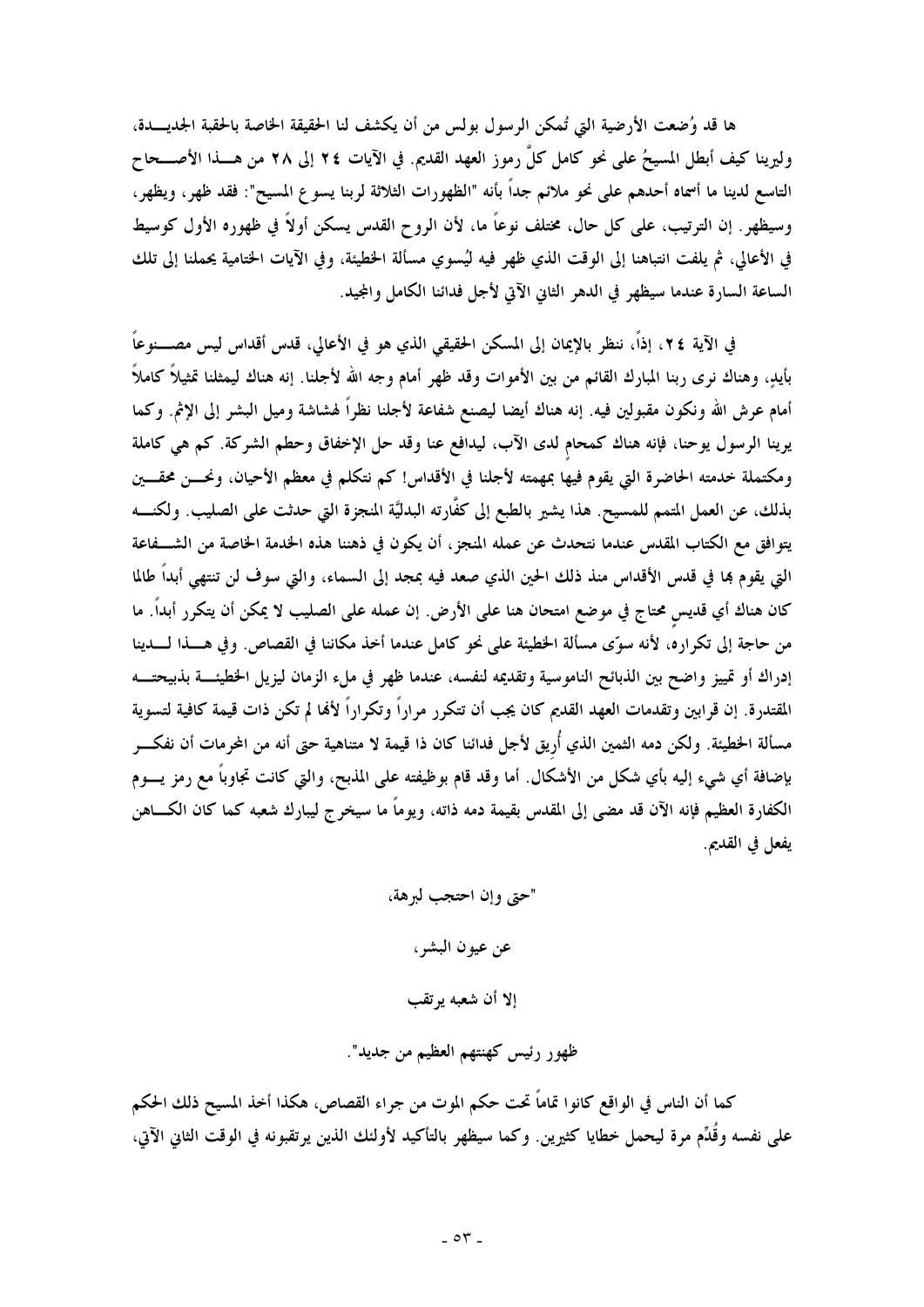ها قد وُضعت الأرضية التي تُمكن الرسول بولس من أن يكشف لنا الحقيقة الخاصة بالحقبة الجديدة، وليرينا كيف أبطل المسيحُ على نحو كامل كلَّ رموز العهد القديم. في الآيات ٢٤ إلى ٢٨ من هذا الأصحاح التاسع لدينا ما أسماه أحدهم على نحو ملائم جداً بأنه "الظهورات الثلاثة لربنا يسوع المسيح": فقد ظهر، ويظهر، وسيظهر. إن الترتيب، على كل حال، مختلف نوعاً ما، لأن الروح القدس يسكن أولاً في ظهوره الأول كوسيط في الأعالي، ثم يلفت انتباهنا إلى الوقت الذي ظهر فيه ليُسوي مسألة الخطيئة، وفي الآيات الختامية يحملنا إلى تلك الساعة السارة عندما سيظهر في الدهر الثاني الآتي لأجل فدائنا الكامل والمجيد.

في الآية ٢٤، إذاً، ننظر بالإيمان إلى المسكن الحقيقي الذي هو في الأعالي، قدس أقداس ليس مصنوعاً بأيدٍ، وهناك نرى ربنا المبارك القائم من بين الأموات وقد ظهر أمام وجه الله لأجلنا. إنه هناك ليمثلنا تمثيلاً كاملاً أمام عرش الله ونكون مقبولين فيه. إنه هناك أيضا ليصنع شفاعة لأجلنا نظراً لهشاشة وميل البشر إلى الإثم. وكما يرينا الرسول يوحنا، فإنه هناك كمحامٍ لدى الآب، ليدافع عنا وقد حل الإخفاق وحطم الشركة. كم هي كاملة ومكتملة خدمته الحاضرة التي يقوم فيها بمهمته لأجلنا في الأقداس! كم نتكلم في معظم الأحيان، ونحن محقين بذلك، عن العمل المتمم للمسيح. هذا يشير بالطبع إلى كفَّارته البدليَّة المنجزة التي حدثت على الصليب. ولكنه يتوافق مع الكتاب المقدس عندما نتحدث عن عمله المنجز، أن يكون في ذهننا هذه الخدمة الخاصة من الشفاعة التي يقوم بها في قدس الأقداس منذ ذلك الحين الذي صعد فيه بمجد إلى السماء، والتي سوف لن تنتهي أبداً طالما كان هناك أي قديسٍ محتاج في موضع امتحان هنا على الأرض. إن عمله على الصليب لا يمكن أن يتكرر أبداً. ما من حاجة إلى تكراره، لأنه سوّى مسألة الخطيئة على نحو كامل عندما أخذ مكاننا في القصاص. وفي هذا لدينا إدراك أو تمييز واضح بين الذبائح الناموسية وتقديمه لنفسه، عندما ظهر في ملء الزمان ليزيل الخطيئة بذبيحته المقتدرة. إن قرابين وتقدمات العهد القديم كان يجب أن تتكرر مراراً وتكراراً لأنها لم تكن ذات قيمة كافية لتسوية مسألة الخطيئة. ولكن دمه الثمين الذي أُريق لأجل فدائنا كان ذا قيمة لا متناهية حتى أنه من المحرمات أن نفكر بإضافة أي شيء إليه بأي شكل من الأشكال. أما وقد قام بوظيفته على المذبح، والتي كانت تجاوباً مع رمز يوم الكفارة العظيم فإنه الآن قد مضى إلى المقدس بقيمة دمه ذاته، ويوماً ما سيخرج ليبارك شعبه كما كان الكاهن يفعل في القديم.

"حتى وإن احتجب لبرهة،

عن عيون البشر،

إلا أن شعبه يرتقب

ظهور رئيس كهنتهم العظيم من جديد".

كما أن الناس في الواقع كانوا تماماً تحت حكم الموت من جراء القصاص، هكذا أخذ المسيح ذلك الحكم على نفسه وقُدِّم مرة ليحمل خطايا كثيرين. وكما سيظهر بالتأكيد لأولئك الذين يرتقبونه في الوقت الثاني الآتي،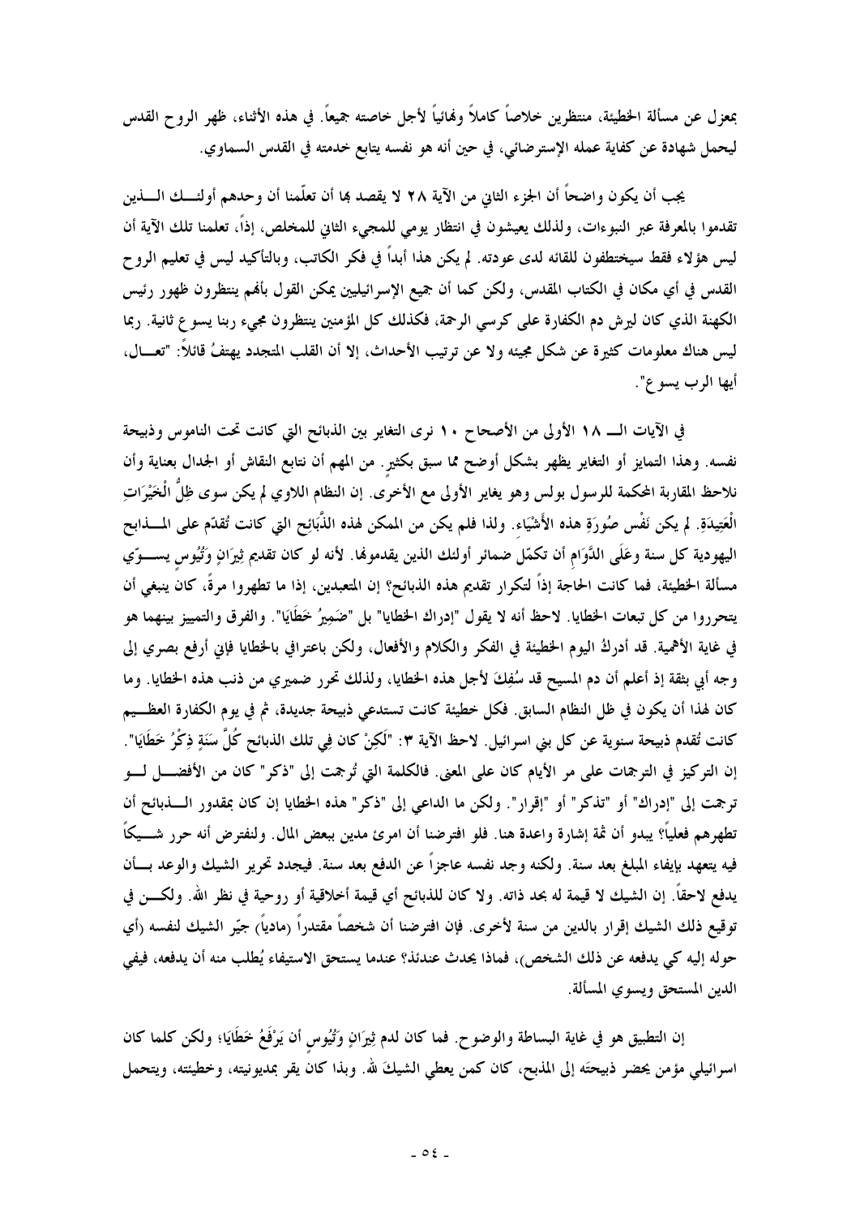بمعزل عن مسألة الخطيئة، منتظرين خلاصاً كاملاً ونهائياً لأجل خاصته جميعاً. في هذه الأثناء، ظهر الروح القدس ليحمل شهادة عن كفاية عمله الإسترضائي، في حين أنه هو نفسه يتابع خدمته في القدس السماوي.

يجب أن يكون واضحاً أن الجزء الثاني من الآية ٢٨ لا يقصد بها أن تعلّمنا أن وحدهم أولئك الذين تقدموا بالمعرفة عبر النبوءات، ولذلك يعيشون في انتظار يومي للمجيء الثاني للمخلص، إذاً، تعلمنا تلك الآية أن ليس هؤلاء فقط سيختطفون للقائه لدى عودته. لم يكن هذا أبداً في فكر الكاتب، وبالتأكيد ليس في تعليم الروح القدس في أي مكان في الكتاب المقدس، ولكن كما أن جميع الإسرائيليين يمكن القول بأنهم ينتظرون ظهور رئيس الكهنة الذي كان ليرش دم الكفارة على كرسي الرحمة، فكذلك كل المؤمنين ينتظرون مجيء ربنا يسوع ثانية. ربما ليس هناك معلومات كثيرة عن شكل مجيئه ولا عن ترتيب الأحداث، إلا أن القلب المتجدد يهتفُ قائلاً: "تعال، أيها الرب يسوع".

في الآيات الـ ١٨ الأولى من الأصحاح ١٠ نرى التغاير بين الذبائح التي كانت تحت الناموس وذبيحة نفسه. وهذا التمايز أو التغاير يظهر بشكل أوضح مما سبق بكثير. من المهم أن نتابع النقاش أو الجدال بعناية وأن نلاحظ المقاربة المحكمة للرسول بولس وهو يغاير الأولى مع الأخرى. إن النظام اللاوي لم يكن سوى ظِلُّ الْخَيْرَاتِ الْعَتِيدَةِ. لم يكن نَفْس صُورَةِ هذه الأَشْيَاءِ. ولذا فلم يكن من الممكن لهذه الذَّبَائِح التي كانت تُقدّم على المذابح اليهودية كل سنة وعَلَى الدَّوَامِ أن تكمّل ضمائر أولئك الذين يقدمونها. لأنه لو كان تقديم ثِيرَانٍ وَتُيُوسٍ يسوّي مسألة الخطيئة، فما كانت الحاجة إذاً لتكرار تقديم هذه الذبائح؟ إن المتعبدين، إذا ما تطهروا مرةً، كان ينبغي أن يتحرروا من كل تبعات الخطايا. لاحظ أنه لا يقول "إدراك الخطايا" بل "ضَمِيرُ خَطَايَا". والفرق والتمييز بينهما هو في غاية الأهمية. قد أدركُ اليوم الخطيئة في الفكر والكلام والأفعال، ولكن باعترافي بالخطايا فإني أرفع بصري إلى وجه أبي بثقة إذ أعلم أن دم المسيح قد سُفِكَ لأجل هذه الخطايا، ولذلك تحرر ضميري من ذنب هذه الخطايا. وما كان لهذا أن يكون في ظل النظام السابق. فكل خطيئة كانت تستدعي ذبيحة جديدة، ثم في يوم الكفارة العظيم كانت تُقدم ذبيحة سنوية عن كل بني اسرائيل. لاحظ الآية ٣: "لَكِنْ كان فِي تلك الذبائح كُلَّ سَنَةٍ ذِكْرُ خَطَايَا". إن التركيز في الترجمات على مر الأيام كان على المعنى. فالكلمة التي تُرجمت إلى "ذكر" كان من الأفضل لو ترجمت إلى "إدراك" أو "تذكر" أو "إقرار". ولكن ما الداعي إلى "ذكر" هذه الخطايا إن كان بمقدور الذبائح أن تطهرهم فعلياً؟ يبدو أن ثمة إشارة واعدة هنا. فلو افترضنا أن امرئ مدين ببعض المال. ولنفترض أنه حرر شيكاً فيه يتعهد بإيفاء المبلغ بعد سنة. ولكنه وجد نفسه عاجزاً عن الدفع بعد سنة. فيجدد تحرير الشيك والوعد بأن يدفع لاحقاً. إن الشيك لا قيمة له بحد ذاته. ولا كان للذبائح أي قيمة أخلاقية أو روحية في نظر الله. ولكن في توقيع ذلك الشيك إقرار بالدين من سنة لأخرى. فإن افترضنا أن شخصاً مقتدراً (مادياً) جيّر الشيك لنفسه (أي حوله إليه كي يدفعه عن ذلك الشخص)، فماذا يحدث عندئذ؟ عندما يستحق الاستيفاء يُطلب منه أن يدفعه، فيفي الدين المستحق ويسوي المسألة.

إن التطبيق هو في غاية البساطة والوضوح. فما كان لدم ثِيرَانٍ وَتُيُوسٍ أن يَرْفَعُ خَطَايَا؛ ولكن كلما كان اسرائيلي مؤمن يحضر ذبيحتَه إلى المذبح، كان كمن يعطي الشيكَ لله. وبذا كان يقر بمديونيته، وخطيئته، ويتحمل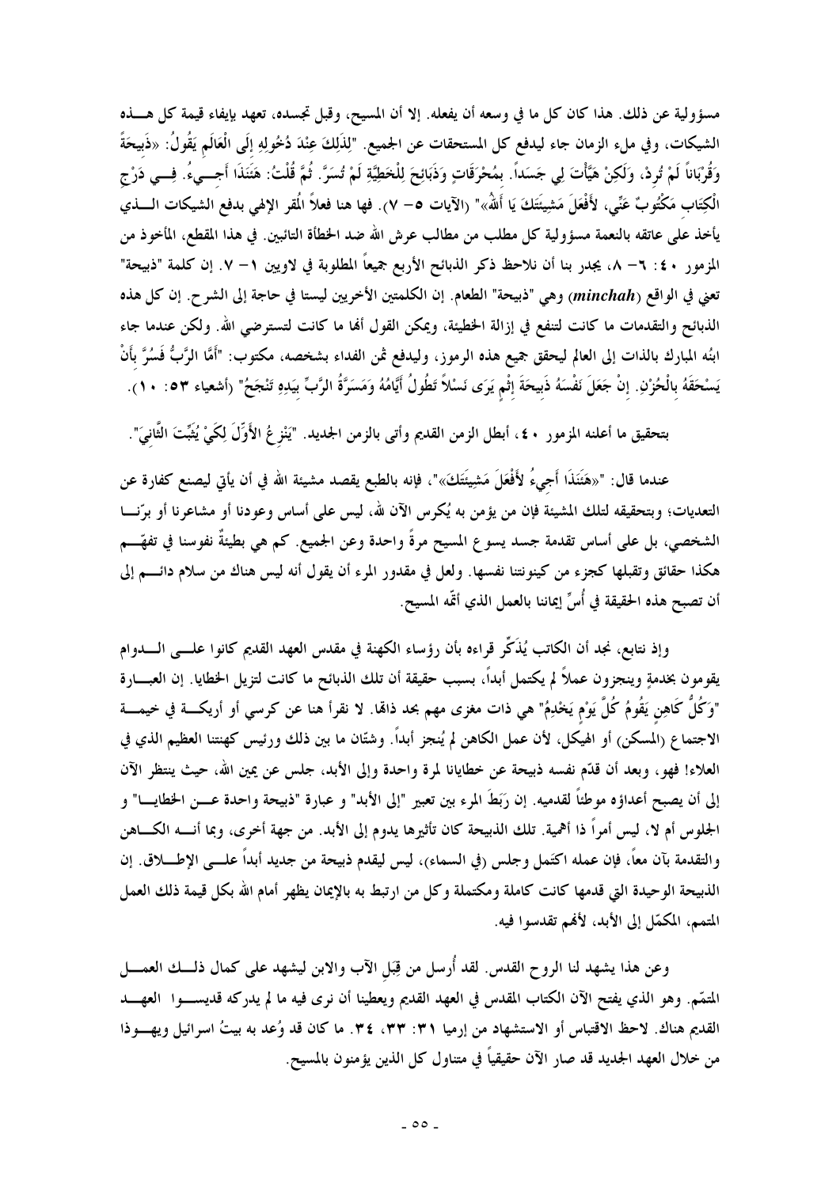مسؤولية عن ذلك. هذا كان كل ما في وسعه أن يفعله. إلا أن المسيح، وقبل تجسده، تعهد بإيفاء قيمة كل هذه الشيكات، وفي ملء الزمان جاء ليدفع كل المستحقات عن الجميع. "لِذَلِكَ عِنْدَ دُخُولِهِ إِلَى الْعَالَمِ يَقُولُ: «ذَبِيحَةً وَقُرْبَاناً لَمْ تُرِدْ، وَلَكِنْ هَيَّأْتَ لِي جَسَداً. بِمُحْرَقَاتٍ وَذَبَائِحَ لِلْخَطِيَّةِ لَمْ تُسَرَّ. ثُمَّ قُلْتُ: هَئَنَذَا أَجِيءُ. فِي دَرْجِ الْكِتَابِ مَكْتُوبٌ عَنِّي، لأَفْعَلَ مَشِيئَتَكَ يَا أَللهُ»" (الآيات ٥– ٧). فها هنا فعلاً المُقر الإلهي بدفع الشيكات الذي يأخذ على عاتقه بالنعمة مسؤولية كل مطلب من مطالب عرش الله ضد الخطأة التائبين. في هذا المقطع، المأخوذ من المزمور ٤٠: ٦– ٨، يجدر بنا أن نلاحظ ذكر الذبائح الأربع جميعاً المطلوبة في لاويين ١– ٧. إن كلمة "ذبيحة" تعني في الواقع (*minchah*) وهي "ذبيحة" الطعام. إن الكلمتين الأخريين ليستا في حاجة إلى الشرح. إن كل هذه الذبائح والتقدمات ما كانت لتنفع في إزالة الخطيئة، ويمكن القول أنها ما كانت لتسترضي الله. ولكن عندما جاء ابنه المبارك بالذات إلى العالم ليحقق جميع هذه الرموز، وليدفع ثمن الفداء بشخصه، مكتوب: "أَمَّا الرَّبُّ فَسُرَّ بِأَنْ يَسْحَقَهُ بِالْحُزْنِ. إِنْ جَعَلَ نَفْسَهُ ذَبِيحَةَ إِثْمٍ يَرَى نَسْلاً تَطُولُ أَيَّامُهُ وَمَسَرَّةُ الرَّبِّ بِيَدِهِ تَنْجَحُ" (أشعياء ٥٣: ١٠).

بتحقيق ما أعلنه المزمور ٤٠، أبطل الزمن القديم وأتى بالزمن الجديد. "يَنْزِعُ الأَوَّلَ لِكَيْ يُثَبِّتَ الثَّانِيَ".

عندما قال: "«هَئَنَذَا أَجِيءُ لأَفْعَلَ مَشِيئَتَكَ»"، فإنه بالطبع يقصد مشيئة الله في أن يأتي ليصنع كفارة عن التعديات؛ وبتحقيقه لتلك المشيئة فإن من يؤمن به يُكرس الآن لله، ليس على أساس وعودنا أو مشاعرنا أو برّنا الشخصي، بل على أساس تقدمة جسد يسوع المسيح مرةً واحدة وعن الجميع. كم هي بطيئةٌ نفوسنا في تفهّم هكذا حقائق وتقبلها كجزء من كينونتنا نفسها. ولعل في مقدور المرء أن يقول أنه ليس هناك من سلام دائم إلى أن تصبح هذه الحقيقة في أُسِّ إيماننا بالعمل الذي أتمّه المسيح.

وإذ نتابع، نجد أن الكاتب يُذَكّر قراءه بأن رؤساء الكهنة في مقدس العهد القديم كانوا على الدوام يقومون بخدمةٍ وينجزون عملاً لم يكتمل أبداً، بسبب حقيقة أن تلك الذبائح ما كانت لتزيل الخطايا. إن العبارة "وَكُلُّ كَاهِنٍ يَقُومُ كُلَّ يَوْمٍ يَخْدِمُ" هي ذات مغزى مهم بحد ذاتها. لا نقرأ هنا عن كرسي أو أريكة في خيمة الاجتماع (المسكن) أو الهيكل، لأن عمل الكاهن لم يُنجز أبداً. وشتّان ما بين ذلك ورئيس كهنتنا العظيم الذي في العلاء! فهو، وبعد أن قدّم نفسه ذبيحة عن خطايانا لمرة واحدة وإلى الأبد، جلس عن يمين الله، حيث ينتظر الآن إلى أن يصبح أعداؤه موطئاً لقدميه. إن رَبَطَ المرء بين تعبير "إلى الأبد" و عبارة "ذبيحة واحدة عن الخطايا" و الجلوس أم لا، ليس أمراً ذا أهمية. تلك الذبيحة كان تأثيرها يدوم إلى الأبد. من جهة أخرى، وبما أنه الكاهن والتقدمة بآنٍ معاً، فإن عمله اكتمل وجلس (في السماء)، ليس ليقدم ذبيحة من جديد أبداً على الإطلاق. إن الذبيحة الوحيدة التي قدمها كانت كاملة ومكتملة وكل من ارتبط به بالإيمان يظهر أمام الله بكل قيمة ذلك العمل المتمم، المكمّل إلى الأبد، لأنهم تقدسوا فيه.

وعن هذا يشهد لنا الروح القدس. لقد أُرسل من قِبَلِ الآب والابن ليشهد على كمال ذلك العمل المتمّم. وهو الذي يفتح الآن الكتاب المقدس في العهد القديم ويعطينا أن نرى فيه ما لم يدركه قديسوا العهد القديم هناك. لاحظ الاقتباس أو الاستشهاد من إرميا ٣١: ٣٣، ٣٤. ما كان قد وُعد به بيتُ اسرائيل ويهوذا من خلال العهد الجديد قد صار الآن حقيقياً في متناول كل الذين يؤمنون بالمسيح.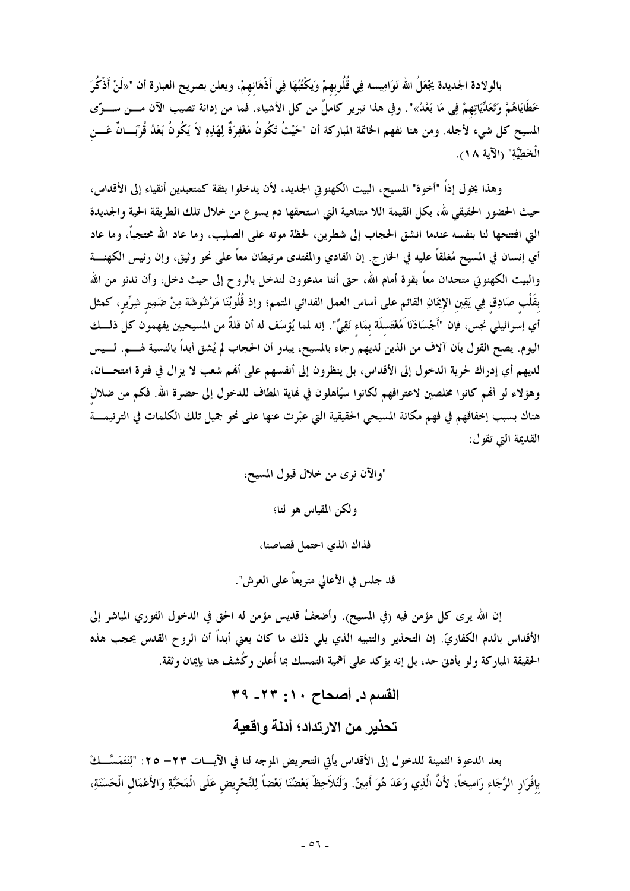بالولادة الجديدة يجْعَلُ الله نَوَامِيسه فِي قُلُوبِهِمْ وَيَكْتُبُهَا فِي أَذْهَانهمْ، ويعلن بصريح العبارة أن "«لَنْ أَذْكُرَ خَطَايَاهُمْ وَتَعَدِّيَاتِهِمْ فِي مَا بَعْدُ»". وفي هذا تبرير كاملٌ من كل الأشياء. فما من إدانة تصيب الآن من سوّى المسيح كل شيء لأجله. ومن هنا نفهم الخاتمة المباركة أن "حَيْثُ تَكُونُ مَغْفِرَةٌ لِهَذِهِ لاَ يَكُونُ بَعْدُ قُرْبَانٌ عَنِ الْخَطِيَّةِ" (الآية ١٨).

وهذا يخول إذاً "أخوة" المسيح، البيت الكهنوتي الجديد، لأن يدخلوا بثقة كمتعبدين أنقياء إلى الأقداس، حيث الحضور الحقيقي لله، بكل القيمة اللا متناهية التي استحقها دم يسوع من خلال تلك الطريقة الحية والجديدة التي افتتحها لنا بنفسه عندما انشق الحجاب إلى شطرين، لحظة موته على الصليب، وما عاد الله محتجباً، وما عاد أي إنسان في المسيح مُغلقاً عليه في الخارج. إن الفادي والمفتدى مرتبطان معاً على نحو وثيق، وإن رئيس الكهنة والبيت الكهنوتي متحدان معاً بقوة أمام الله، حتى أننا مدعوون لندخل بالروح إلى حيث دخل، وأن ندنو من الله بقَلْبٍ صَادِقٍ فِي يَقِينِ الإِيمَانِ القائم على أساس العمل الفدائي المتمم؛ وإذ قُلُوبُنَا مَرْشُوشَةٌ مِنْ ضَمِيرٍ شِرِّيرٍ، كمثل أي إسرائيلي نجس، فإن "أَجْسَادَنَا مُغْتَسِلَةٌ بِمَاءٍ نَقِيٍّ". إنه لمما يُؤسَف له أن قلةً من المسيحيين يفهمون كل ذلك اليوم. يصح القول بأن آلاف من الذين لديهم رجاء بالمسيح، يبدو أن الحجاب لم يُشق أبداً بالنسبة لهم. ليس لديهم أي إدراك لحرية الدخول إلى الأقداس، بل ينظرون إلى أنفسهم على أنهم شعب لا يزال في فترة امتحان، وهؤلاء لو أنهم كانوا مخلصين لاعترافهم لكانوا سيُأهلون في نهاية المطاف للدخول إلى حضرة الله. فكم من ضلال هناك بسبب إخفاقهم في فهم مكانة المسيحي الحقيقية التي عبّرت عنها على نحو جميل تلك الكلمات في الترنيمة القديمة التي تقول:

"والآن نرى من خلال قبول المسيح،

ولكن المقياس هو لنا؛

فذاك الذي احتمل قصاصنا،

قد جلس في الأعالي متربعاً على العرش".

إن الله يرى كل مؤمن فيه (في المسيح). وأضعفُ قديس مؤمن له الحق في الدخول الفوري المباشر إلى الأقداس بالدم الكفاريّ. إن التحذير والتنبيه الذي يلي ذلك ما كان يعني أبداً أن الروح القدس يحجب هذه الحقيقة المباركة ولو بأدنى حد، بل إنه يؤكد على أهمية التمسك بما أُعلن وكُشف هنا بإيمان وثقة.

## القسم د. أصحاح ١٠: ٢٣- ٣٩

## تحذير من الارتداد؛ أدلة واقعية

بعد الدعوة الثمينة للدخول إلى الأقداس يأتي التحريض الموجه لنا في الآيات ٢٣- ٢٥: "لِنَتَمَسَّكْ بِإِقْرَارِ الرَّجَاءِ رَاسِخاً، لأَنَّ الَّذِي وَعَدَ هُوَ أَمِينٌ. وَلْنُلاَحِظْ بَعْضُنَا بَعْضاً لِلتَّحْرِيضِ عَلَى الْمَحَبَّةِ وَالأَعْمَالِ الْحَسَنَةِ،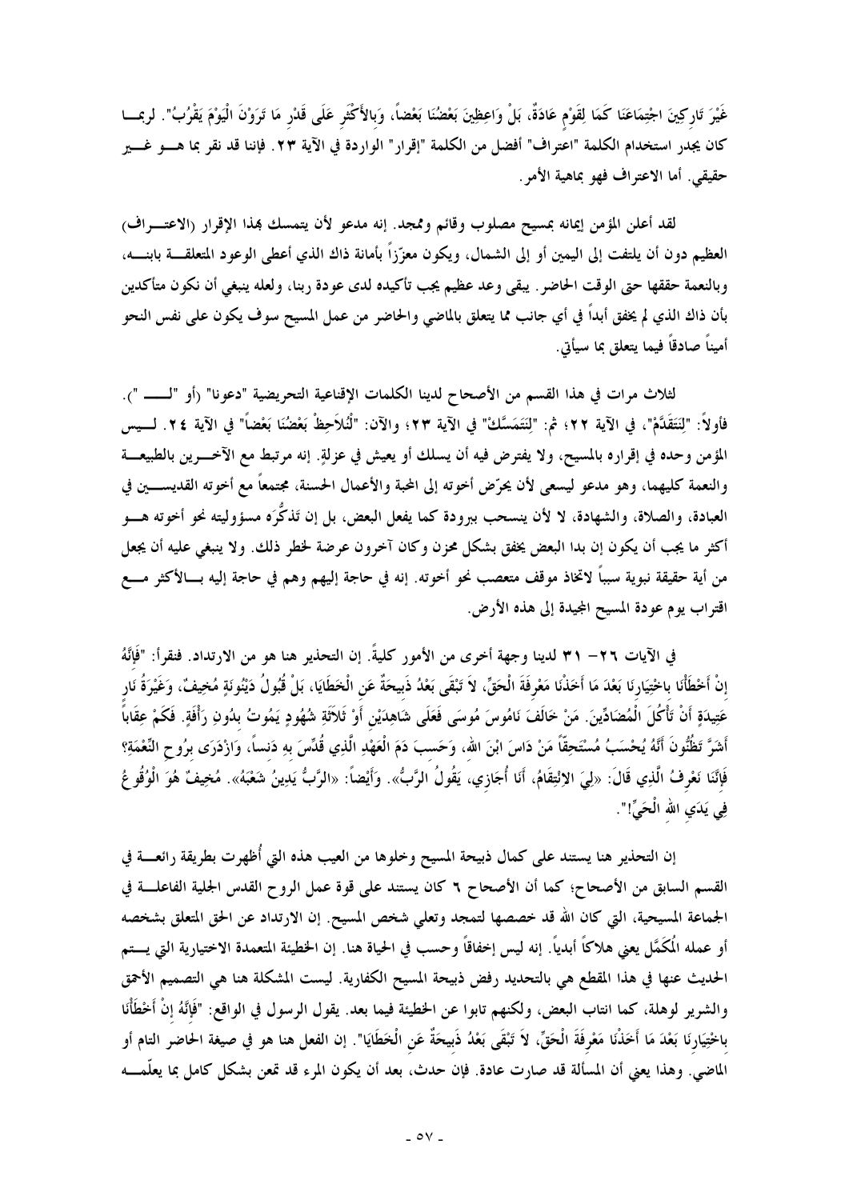غَيْرَ تَارِكِينَ اجْتِمَاعَنَا كَمَا لِقَوْمٍ عَادَةٌ، بَلْ وَاعِظِينَ بَعْضُنَا بَعْضاً، وَبِالأَكْثَرِ عَلَى قَدْرِ مَا تَرَوْنَ الْيَوْمَ يَقْرُبُ". لربما كان يجدر استخدام الكلمة "اعتراف" أفضل من الكلمة "إقرار" الواردة في الآية ٢٣. فإننا قد نقر بما هو غير حقيقي. أما الاعتراف فهو بماهية الأمر.

لقد أعلن المؤمن إيمانه بمسيح مصلوب وقائم وممجد. إنه مدعو لأن يتمسك بهذا الإقرار (الاعتراف) العظيم دون أن يلتفت إلى اليمين أو إلى الشمال، ويكون معزّزاً بأمانة ذاك الذي أعطى الوعود المتعلقة بابنه، وبالنعمة حققها حتى الوقت الحاضر. يبقى وعد عظيم يجب تأكيده لدى عودة ربنا، ولعله ينبغي أن نكون متأكدين بأن ذاك الذي لم يخفق أبداً في أي جانب مما يتعلق بالماضي والحاضر من عمل المسيح سوف يكون على نفس النحو أميناً صادقاً فيما يتعلق بما سيأتي.

لثلاث مرات في هذا القسم من الأصحاح لدينا الكلمات الإقناعية التحريضية "دعونا" (أو "لـــ "). فأولاً: "لِنَتَقَدَّمْ"، في الآية ٢٢؛ ثم: "لِنَتَمَسَّكْ" في الآية ٢٣؛ والآن: "لْنُلاَحِظْ بَعْضُنَا بَعْضاً" في الآية ٢٤. ليس المؤمن وحده في إقراره بالمسيح، ولا يفترض فيه أن يسلك أو يعيش في عزلةٍ. إنه مرتبط مع الآخرين بالطبيعة والنعمة كليهما، وهو مدعو ليسعى لأن يحرّض أخوته إلى المحبة والأعمال الحسنة، مجتمعاً مع أخوته القديسين في العبادة، والصلاة، والشهادة، لا لأن ينسحب ببرودة كما يفعل البعض، بل إن تَذَكُّرَه مسؤوليته نحو أخوته هو أكثر ما يجب أن يكون إن بدا البعض يخفق بشكل محزن وكان آخرون عرضة لخطر ذلك. ولا ينبغي عليه أن يجعل من أية حقيقة نبوية سبباً لاتخاذ موقف متعصب نحو أخوته. إنه في حاجة إليهم وهم في حاجة إليه بالأكثر مع اقتراب يوم عودة المسيح المجيدة إلى هذه الأرض.

في الآيات ٢٦– ٣١ لدينا وجهة أخرى من الأمور كليةً. إن التحذير هنا هو من الارتداد. فنقرأ: "فَإِنَّهُ إِنْ أَخْطَأْنَا بِاخْتِيَارِنَا بَعْدَ مَا أَخَذْنَا مَعْرِفَةَ الْحَقِّ، لاَ تَبْقَى بَعْدُ ذَبِيحَةٌ عَنِ الْخَطَايَا، بَلْ قُبُولُ دَيْنُونَةٍ مُخِيفٌ، وَغَيْرَةُ نَارٍ عَتِيدَةٍ أَنْ تَأْكُلَ الْمُضَادِّينَ. مَنْ خَالَفَ نَامُوسَ مُوسَى فَعَلَى شَاهِدَيْنِ أَوْ ثَلاَثَةِ شُهُودٍ يَمُوتُ بِدُونِ رَأْفَةٍ. فَكَمْ عِقَاباً أَشَرَّ تَظُنُّونَ أَنَّهُ يُحْسَبُ مُسْتَحِقّاً مَنْ دَاسَ ابْنَ اللهِ، وَحَسِبَ دَمَ الْعَهْدِ الَّذِي قُدِّسَ بِهِ دَنِساً، وَازْدَرَى بِرُوحِ النِّعْمَةِ؟ فَإِنَّنَا نَعْرِفُ الَّذِي قَالَ: «لِيَ الانْتِقَامُ، أَنَا أُجَازِي، يَقُولُ الرَّبُّ». وَأَيْضاً: «الرَّبُّ يَدِينُ شَعْبَهُ». مُخِيفٌ هُوَ الْوُقُوعُ فِي يَدَيِ اللهِ الْحَيِّ!".

إن التحذير هنا يستند على كمال ذبيحة المسيح وخلوها من العيب هذه التي أُظهرت بطريقة رائعة في القسم السابق من الأصحاح؛ كما أن الأصحاح ٦ كان يستند على قوة عمل الروح القدس الجلية الفاعلة في الجماعة المسيحية، التي كان الله قد خصصها لتمجد وتعلي شخص المسيح. إن الارتداد عن الحق المتعلق بشخصه أو عمله المُكَمَّل يعني هلاكاً أبدياً. إنه ليس إخفاقاً وحسب في الحياة هنا. إن الخطيئة المتعمدة الاختيارية التي يتم الحديث عنها في هذا المقطع هي بالتحديد رفض ذبيحة المسيح الكفارية. ليست المشكلة هنا هي التصميم الأحمق والشرير لوهلة، كما انتاب البعض، ولكنهم تابوا عن الخطيئة فيما بعد. يقول الرسول في الواقع: "فَإِنَّهُ إِنْ أَخْطَأْنَا بِاخْتِيَارِنَا بَعْدَ مَا أَخَذْنَا مَعْرِفَةَ الْحَقِّ، لاَ تَبْقَى بَعْدُ ذَبِيحَةٌ عَنِ الْخَطَايَا". إن الفعل هنا هو في صيغة الحاضر التام أو الماضي. وهذا يعني أن المسألة قد صارت عادة. فإن حدث، بعد أن يكون المرء قد تمعن بشكل كامل بما يعلّمه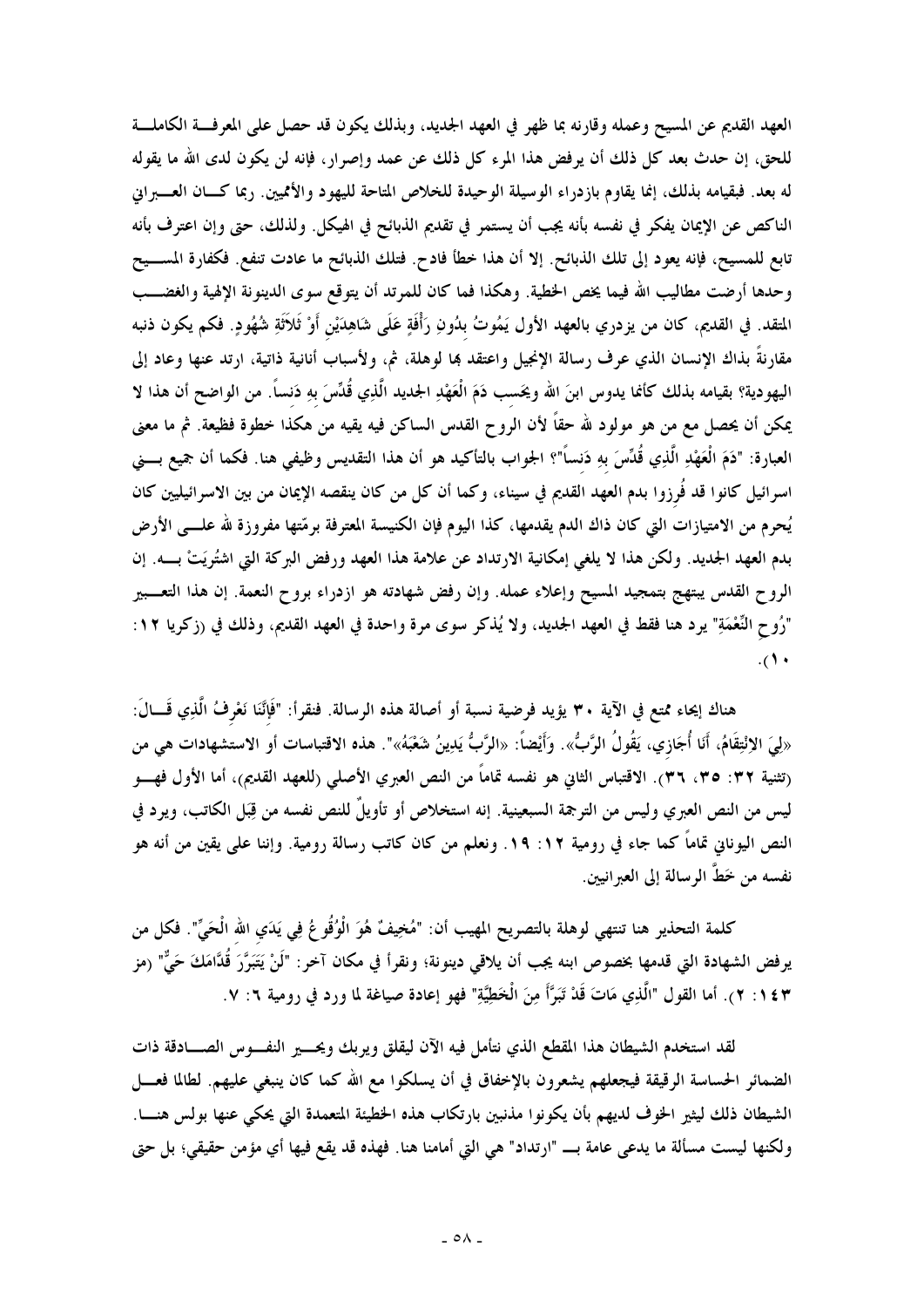العهد القديم عن المسيح وعمله وقارنه بما ظهر في العهد الجديد، وبذلك يكون قد حصل على المعرفة الكاملة للحق، إن حدث بعد كل ذلك أن يرفض هذا المرء كل ذلك عن عمد وإصرار، فإنه لن يكون لدى الله ما يقوله له بعد. فبقيامه بذلك، إنما يقاوم بازدراء الوسيلة الوحيدة للخلاص المتاحة لليهود والأمميين. ربما كان العبراني الناكص عن الإيمان يفكر في نفسه بأنه يجب أن يستمر في تقديم الذبائح في الهيكل. ولذلك، حتى وإن اعترف بأنه تابع للمسيح، فإنه يعود إلى تلك الذبائح. إلا أن هذا خطأ فادح. فتلك الذبائح ما عادت تنفع. فكفارة المسيح وحدها أرضت مطاليب الله فيما يخص الخطية. وهكذا فما كان للمرتد أن يتوقع سوى الدينونة الإلهية والغضب المتقد. في القديم، كان من يزدري بالعهد الأول يَمُوتُ بِدُونِ رَأْفَةٍ عَلَى شَاهِدَيْنِ أَوْ ثَلاَثَةِ شُهُودٍ. فكم يكون ذنبه مقارنةً بذاك الإنسان الذي عرف رسالة الإنجيل واعتقد بها لوهلة، ثم، ولأسباب أنانية ذاتية، ارتد عنها وعاد إلى اليهودية؟ بقيامه بذلك كأنما يدوس ابنَ الله ويحسب دَمَ الْعَهْدِ الجديد الَّذِي قُدِّسَ بهِ دَنساً. من الواضح أن هذا لا يمكن أن يحصل مع من هو مولود لله حقاً لأن الروح القدس الساكن فيه يقيه من هكذا خطوة فظيعة. ثم ما معنى العبارة: "دَمَ الْعَهْدِ الَّذِي قُدِّسَ بِهِ دَنساً"؟ الجواب بالتأكيد هو أن هذا التقديس وظيفي هنا. فكما أن جميع بني اسرائيل كانوا قد فُرزوا بدم العهد القديم في سيناء، وكما أن كل من كان ينقصه الإيمان من بين الاسرائيليين كان يُحرم من الامتيازات التي كان ذاك الدم يقدمها، كذا اليوم فإن الكنيسة المعترفة برمّتها مفروزة لله على الأرض بدم العهد الجديد. ولكن هذا لا يلغي إمكانية الارتداد عن علامة هذا العهد ورفض البركة التي اشتُريَتْ به. إن الروح القدس يبتهج بتمجيد المسيح وإعلاء عمله. وإن رفض شهادته هو ازدراء بروح النعمة. إن هذا التعبير "رُوحِ النِّعْمَةِ" يرد هنا فقط في العهد الجديد، ولا يُذكر سوى مرة واحدة في العهد القديم، وذلك في (زكريا ١٢: ١٠).

هناك إيحاء ممتع في الآية ٣٠ يؤيد فرضية نسبة أو أصالة هذه الرسالة. فنقرأ: "فَإِنَّنَا نَعْرِفُ الَّذِي قَالَ: «لِيَ الانْتِقَامُ، أَنَا أُجَازِي، يَقُولُ الرَّبُّ». وَأَيْضاً: «الرَّبُّ يَدِينُ شَعْبَهُ»". هذه الاقتباسات أو الاستشهادات هي من (تثنية ٣٢: ٣٥، ٣٦). الاقتباس الثاني هو نفسه تماماً من النص العبري الأصلي (للعهد القديم)، أما الأول فهو ليس من النص العبري وليس من الترجمة السبعينية. إنه استخلاص أو تأويلٌ للنص نفسه من قِبَل الكاتب، ويرد في النص اليوناني تماماً كما جاء في رومية ١٢: ١٩. ونعلم من كان كاتب رسالة رومية. وإننا على يقين من أنه هو نفسه من خَطَّ الرسالة إلى العبرانيين.

كلمة التحذير هنا تنتهي لوهلة بالتصريح المهيب أن: "مُخِيفٌ هُوَ الْوُقُوعُ فِي يَدَيِ اللهِ الْحَيِّ". فكل من يرفض الشهادة التي قدمها بخصوص ابنه يجب أن يلاقي دينونة؛ ونقرأ في مكان آخر: "لَنْ يَتَبَرَّرَ قُدَّامَكَ حَيٌّ" (مز ١٤٣: ٢). أما القول "الَّذِي مَاتَ قَدْ تَبَرَّأَ مِنَ الْخَطِيَّةِ" فهو إعادة صياغة لما ورد في رومية ٦: ٧.

لقد استخدم الشيطان هذا المقطع الذي نتأمل فيه الآن ليقلق ويربك ويحير النفوس الصادقة ذات الضمائر الحساسة الرقيقة فيجعلهم يشعرون بالإخفاق في أن يسلكوا مع الله كما كان ينبغي عليهم. لطالما فعل الشيطان ذلك ليثير الخوف لديهم بأن يكونوا مذنبين بارتكاب هذه الخطيئة المتعمدة التي يحكي عنها بولس هنا. ولكنها ليست مسألة ما يدعى عامة بـ "ارتداد" هي التي أمامنا هنا. فهذه قد يقع فيها أي مؤمن حقيقي؛ بل حتى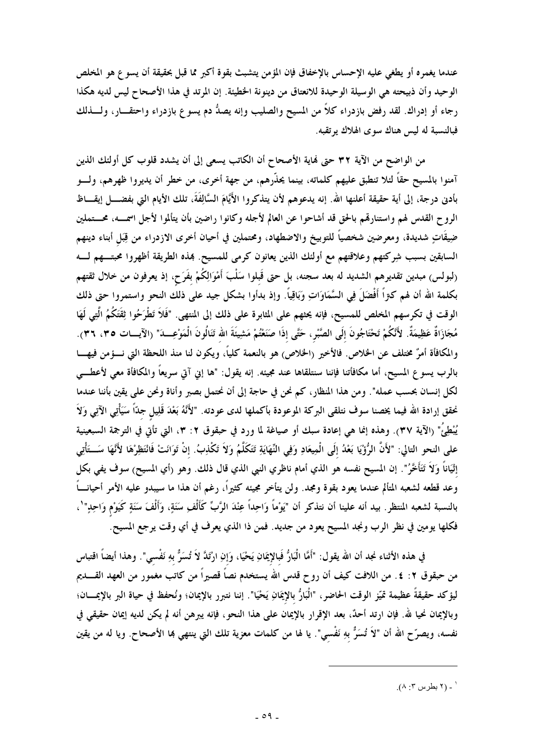عندما يغمره أو يطغي عليه الإحساس بالإخفاق فإن المؤمن يتشبث بقوة أكبر مما قبل بحقيقة أن يسوع هو المخلص الوحيد وأن ذبيحته هي الوسيلة الوحيدة للانعتاق من دينونة الخطيئة. إن المرتد في هذا الأصحاح ليس لديه هكذا رجاء أو إدراك. لقد رفض بازدراء كلاً من المسيح والصليب وإنه يصدُّ دم يسوع بازدراء واحتقار، ولذلك فبالنسبة له ليس هناك سوى الهلاك يرتقبه.

من الواضح من الآية ٣٢ حتى نهاية الأصحاح أن الكاتب يسعى إلى أن يشدد قلوب كل أولئك الذين آمنوا بالمسيح حقاً لئلا تنطبق عليهم كلماته، بينما يحذّرهم، من جهة أخرى، من خطر أن يديروا ظهرهم، ولو بأدنى درجة، إلى أية حقيقة أعلنها الله. إنه يدعوهم لأن يتذكروا الأَيَّامَ السَّالِفَةَ، تلك الأيام التي بفضل إيقاظ الروح القدس لهم واستنارتهم بالحق قد أشاحوا عن العالم لأجله وكانوا راضين بأن يتألموا لأجل اسمه، محتملين ضِيقَاتٍ شديدة، ومعرضين شخصياً للتوبيخ والاضطهاد، ومحتملين في أحيان أخرى الازدراء من قِبَلِ أبناء دينهم السابقين بسبب شِركتهم وعلاقتهم مع أولئك الذين يعانون كرمى للمسيح. بهذه الطريقة أظهروا محبتهم له (لبولس) مبدين تقديرهم الشديد له بعد سجنه، بل حتى قَبلوا سَلْبَ أَمْوَالِكُمْ بِفَرَحٍ، إذ يعرفون من خلال ثقتهم بكلمة الله أن لهم كنزاً أَفْضَلَ فِي السَّمَاوَاتِ وَبَاقِياً. وإذ بدأوا بشكل جيد على ذلك النحو واستمروا حتى ذلك الوقت في تكرسهم المخلص للمسيح، فإنه يحثهم على المثابرة على ذلك إلى المنتهى. "فَلاَ تَطْرَحُوا ثِقَتَكُمُ الَّتِي لَهَا مُجَازَاةٌ عَظِيمَةٌ. لأَنَّكُمْ تَحْتَاجُونَ إِلَى الصَّبْرِ، حَتَّى إِذَا صَنَعْتُمْ مَشِيئَةَ اللهِ تَنَالُونَ الْمَوْعِدَ" (الآيات ٣٥، ٣٦). والمكافأة أمرٌ مختلف عن الخلاص. فالأخير (الخلاص) هو بالنعمة كلياً، ويكون لنا منذ اللحظة التي نؤمن فيها بالرب يسوع المسيح، أما مكافأتنا فإننا سنتلقاها عند مجيئه. إنه يقول: "ها إني آتي سريعاً والمكافأة معي لأعطي لكل إنسان بحسب عمله". ومن هذا المنظار، كم نحن في حاجة إلى أن نحتمل بصبر وأناة ونحن على يقين بأننا عندما نحقق إرادة الله فيما يخصنا سوف نتلقى البركة الموعودة بأكملها لدى عودته. "لأَنَّهُ بَعْدَ قَلِيلٍ جِدّاً سَيَأْتِي الآتِي وَلاَ يُبْطِئُ" (الآية ٣٧). وهذه إنما هي إعادة سبك أو صياغة لما ورد في حبقوق ٢: ٣، التي تأتي في الترجمة السبعينية على النحو التالي: "لأَنَّ الرُّؤْيَا بَعْدُ إِلَى الْمِيعَادِ وَفِي النِّهَايَةِ تَتَكَلَّمُ وَلاَ تَكْذِبُ. إِنْ تَوَانَتْ فَانْتَظِرْهَا لأَنَّهَا سَتَأْتِي إِتْيَاناً وَلاَ تَتَأَخَّرُ". إن المسيح نفسه هو الذي أمام ناظري النبي الذي قال ذلك. وهو (أي المسيح) سوف يفي بكل وعد قطعه لشعبه المتألم عندما يعود بقوة ومجد. ولن يتأخر مجيئه كثيراً، رغم أن هذا ما سيبدو عليه الأمر أحياناً بالنسبة لشعبه المنتظر. بيد أنه علينا أن نتذكر أن "يَوْماً وَاحِداً عِنْدَ الرَّبِّ كَأَلْفِ سَنَةٍ، وَأَلْفَ سَنَةٍ كَيَوْمٍ وَاحِدٍ"[1]، فكلها يومين في نظر الرب ونجد المسيح يعود من جديد. فمن ذا الذي يعرف في أي وقت يرجع المسيح.

في هذه الأثناء نجد أن الله يقول: "أَمَّا الْبَارُّ فَبِالإِيمَانِ يَحْيَا، وَإِنِ ارْتَدَّ لاَ تُسَرُّ بِهِ نَفْسِي". وهذا أيضاً اقتباس من حبقوق ٢: ٤. من اللافت كيف أن روح قدس الله يستخدم نصاً قصيراً من كاتب مغمور من العهد القديم ليؤكد حقيقةً عظيمة تميّز الوقت الحاضر، "الْبَارُّ بالإِيمَانِ يَحْيَا". إننا نتبرر بالإيمان؛ ونُحفظ في حياة البر بالإيمان؛ وبالإيمان نحيا لله. فإن ارتد أحدٌ، بعد الإقرار بالإيمان على هذا النحو، فإنه يبرهن أنه لم يكن لديه إيمان حقيقي في نفسه، ويصرّح الله أن "لاَ تُسَرُّ بِهِ نَفْسِي". يا لها من كلمات معزية تلك التي ينتهي بها الأصحاح. ويا له من يقين

---

[1] - (٢ بطرس ٣: ٨).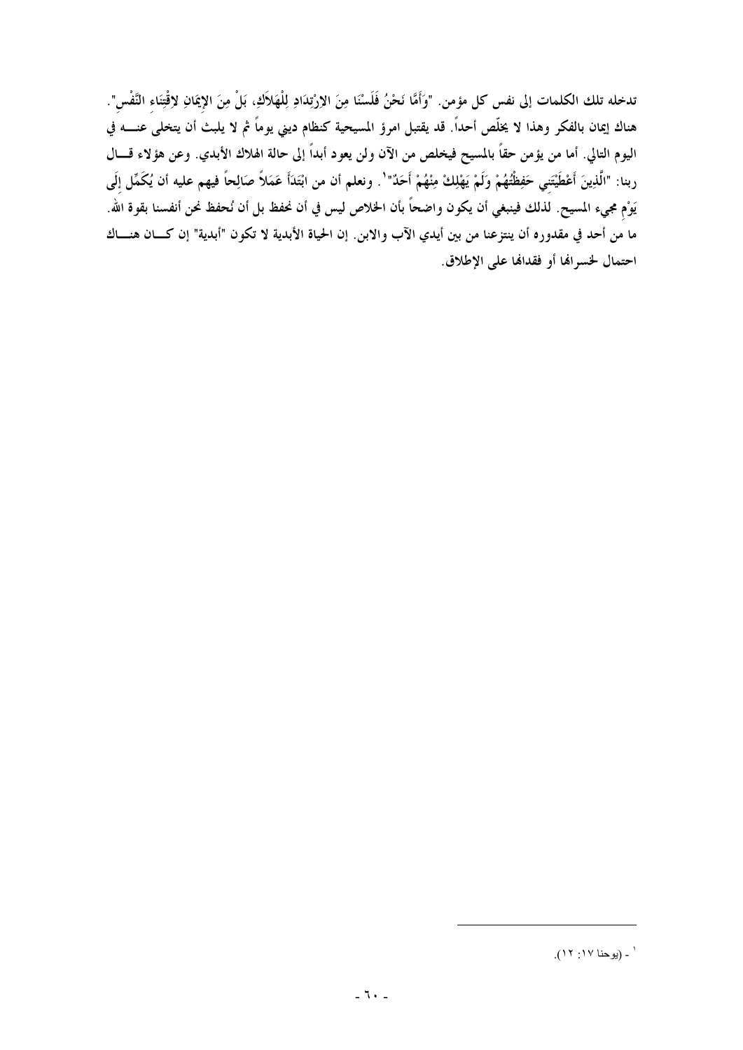تدخله تلك الكلمات إلى نفس كل مؤمن. "وَأَمَّا نَحْنُ فَلَسْنَا مِنَ الارْتِدَادِ لِلْهَلاَكِ، بَلْ مِنَ الإِيمَانِ لاِقْتِنَاءِ النَّفْسِ". هناك إيمان بالفكر وهذا لا يخلّص أحداً. قد يقتبل امرؤ المسيحية كنظام ديني يوماً ثم لا يلبث أن يتخلى عنه في اليوم التالي. أما من يؤمن حقاً بالمسيح فيخلص من الآن ولن يعود أبداً إلى حالة الهلاك الأبدي. وعن هؤلاء قال ربنا: "الَّذِينَ أَعْطَيْتَنِي حَفِظْتُهُمْ وَلَمْ يَهْلِكْ مِنْهُمْ أَحَدٌ"[1]. ونعلم أن من ابْتَدَأَ عَمَلاً صَالِحاً فيهم عليه أن يُكَمِّل إِلَى يَوْمِ مجيء المسيح. لذلك فينبغي أن يكون واضحاً بأن الخلاص ليس في أن نحفظ بل أن نُحفظ نحن أنفسنا بقوة الله. ما من أحد في مقدوره أن ينتزعنا من بين أيدي الآب والابن. إن الحياة الأبدية لا تكون "أبدية" إن كان هناك احتمال لخسرانها أو فقدانها على الإطلاق.

---

[1] - (يوحنا ١٧: ١٢).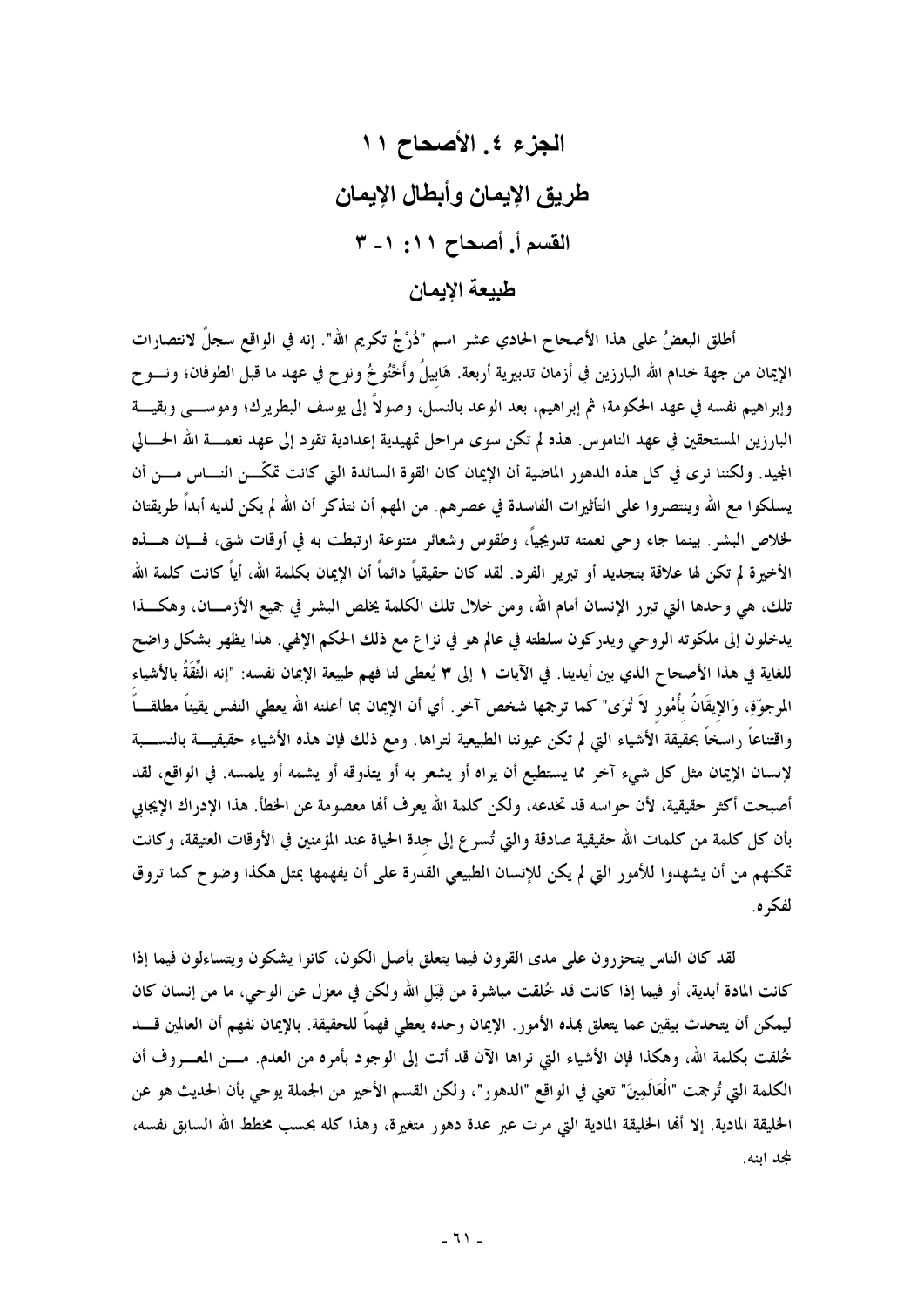# الجزء ٤. الأصحاح ١١

# طريق الإيمان وأبطال الإيمان

## القسم أ. أصحاح ١١: ١-٣

## طبيعة الإيمان

أطلق البعضُ على هذا الأصحاح الحادي عشر اسم "دُرْجُ تكريم الله". إنه في الواقع سجلٌ لانتصارات الإيمان من جهة خدام الله البارزين في أزمان تدبيرية أربعة. هَابيلُ وأَخْنُوخُ ونوح في عهد ما قبل الطوفان؛ ونـوح وإبراهيم نفسه في عهد الحكومة؛ ثم إبراهيم، بعد الوعد بالنسل، وصولاً إلى يوسف البطريرك؛ وموسى وبقية البارزين المستحقين في عهد الناموس. هذه لم تكن سوى مراحل تمهيدية إعدادية تقود إلى عهد نعمة الله الحالي المجيد. ولكننا نرى في كل هذه الدهور الماضية أن الإيمان كان القوة السائدة التي كانت تمكّن الناس من أن يسلكوا مع الله وينتصروا على التأثيرات الفاسدة في عصرهم. من المهم أن نتذكر أن الله لم يكن لديه أبداً طريقتان لخلاص البشر. بينما جاء وحي نعمته تدريجياً، وطقوس وشعائر متنوعة ارتبطت به في أوقات شتى، فإن هذه الأخيرة لم تكن لها علاقة بتجديد أو تبرير الفرد. لقد كان حقيقياً دائماً أن الإيمان بكلمة الله، أياً كانت كلمة الله تلك، هي وحدها التي تبرر الإنسان أمام الله، ومن خلال تلك الكلمة يخلص البشر في جميع الأزمان، وهكذا يدخلون إلى ملكوته الروحي ويدركون سلطته في عالم هو في نزاع مع ذلك الحكم الإلهي. هذا يظهر بشكل واضح للغاية في هذا الأصحاح الذي بين أيدينا. في الآيات ١ إلى ٣ يُعطى لنا فهم طبيعة الإيمان نفسه: "إنه الثِّقَةُ بالأشياء المرجوّة، وَالإِيقَانُ بِأُمُورٍ لاَ تُرَى" كما ترجمها شخص آخر. أي أن الإيمان بما أعلنه الله يعطي النفس يقيناً مطلقاً واقتناعاً راسخاً بحقيقة الأشياء التي لم تكن عيوننا الطبيعية لتراها. ومع ذلك فإن هذه الأشياء حقيقية بالنسبة لإنسان الإيمان مثل كل شيء آخر مما يستطيع أن يراه أو يشعر به أو يتذوقه أو يشمه أو يلمسه. في الواقع، لقد أصبحت أكثر حقيقية، لأن حواسه قد تخدعه، ولكن كلمة الله يعرف أنها معصومة عن الخطأ. هذا الإدراك الإيجابي بأن كل كلمة من كلمات الله حقيقية صادقة والتي تُسرع إلى جدة الحياة عند المؤمنين في الأوقات العتيقة، وكانت تمكنهم من أن يشهدوا للأمور التي لم يكن للإنسان الطبيعي القدرة على أن يفهمها بمثل هكذا وضوح كما تروق لفكره.

لقد كان الناس يتحزرون على مدى القرون فيما يتعلق بأصل الكون، كانوا يشكون ويتساءلون فيما إذا كانت المادة أبدية، أو فيما إذا كانت قد خُلقت مباشرة من قِبَلِ الله ولكن في معزل عن الوحي، ما من إنسان كان ليمكن أن يتحدث بيقين عما يتعلق بهذه الأمور. الإيمان وحده يعطي فهماً للحقيقة. بالإيمان نفهم أن العالمين قد خُلقت بكلمة الله، وهكذا فإن الأشياء التي نراها الآن قد أتت إلى الوجود بأمره من العدم. من المعروف أن الكلمة التي تُرجمت "الْعَالَمِينَ" تعني في الواقع "الدهور"، ولكن القسم الأخير من الجملة يوحي بأن الحديث هو عن الخليقة المادية. إلا أنها الخليقة المادية التي مرت عبر عدة دهور متغيرة، وهذا كله بحسب مخطط الله السابق نفسه، لمجد ابنه.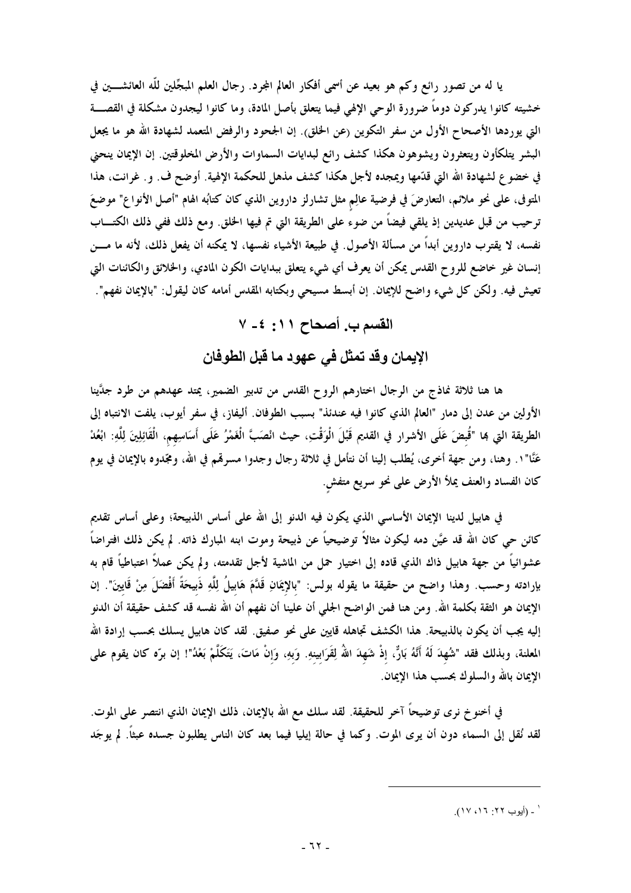يا له من تصور رائع وكم هو بعيد عن أسمى أفكار العالم المجرد. رجال العلم المبجِّلين للّه العائشـين في خشيته كانوا يدركون دوماً ضرورة الوحي الإلهي فيما يتعلق بأصل المادة، وما كانوا ليجدون مشكلة في القصـة التي يوردها الأصحاح الأول من سفر التكوين (عن الخلق). إن الجحود والرفض المتعمد لشهادة الله هو ما يجعل البشر يتلكأون ويتعثرون ويشوهون هكذا كشف رائع لبدايات السماوات والأرض المخلوقتين. إن الإيمان ينحني في خضوع لشهادة الله التي قدّمها ويمجده لأجل هكذا كشف مذهل للحكمة الإلهية. أوضح ف. و. غرانت، هذا المتوفى، على نحو ملائم، التعارضَ في فرضية عالِم مثل تشارلز داروين الذي كان كتابُه الهام "أصل الأنواع" موضعَ ترحيب من قبل عديدين إذ يلقي فيضاً من ضوء على الطريقة التي تم فيها الخلق. ومع ذلك ففي ذلك الكتـاب نفسه، لا يقترب داروين أبداً من مسألة الأصول. في طبيعة الأشياء نفسها، لا يمكنه أن يفعل ذلك، لأنه ما مـن إنسان غير خاضع للروح القدس يمكن أن يعرف أي شيء يتعلق ببدايات الكون المادي، والخلائق والكائنات التي تعيش فيه. ولكن كل شيء واضح للإيمان. إن أبسط مسيحي وبكتابه المقدس أمامه كان ليقول: "بالإيمان نفهم".

## القسم ب. أصحاح ١١: ٤- ٧

## الإيمان وقد تمثل في عهود ما قبل الطوفان

ها هنا ثلاثة نماذج من الرجال اختارهم الروح القدس من تدبير الضمير، يمتد عهدهم من طرد جدَّينا الأولين من عدن إلى دمار "العالم الذي كانوا فيه عندئذ" بسبب الطوفان. أليفاز، في سفر أيوب، يلفت الانتباه إلى الطريقة التي بها "قُبِضَ عَلَى الأشرار فِي القديم قَبْلَ الْوَقْتِ، حيث انْصَبَّ الْغَمْرُ عَلَى أَسَاسِهِم، الْقَائِلِينَ لِلَّهِ: ابْعُدْ عَنَّا"[1]. وهنا، ومن جهة أخرى، يُطلب إلينا أن نتأمل في ثلاثة رجال وجدوا مسرتهم في الله، ومجّدوه بالإيمان في يوم كان الفساد والعنف يملأ الأرض على نحو سريع متفشٍ.

في هابيل لدينا الإيمان الأساسي الذي يكون فيه الدنو إلى الله على أساس الذبيحة؛ وعلى أساس تقديم كائن حي كان الله قد عيَّن دمه ليكون مثالاً توضيحياً عن ذبيحة وموت ابنه المبارك ذاته. لم يكن ذلك افتراضاً عشوائياً من جهة هابيل ذاك الذي قاده إلى اختيار حمل من الماشية لأجل تقدمته، ولم يكن عملاً اعتباطياً قام به بإرادته وحسب. وهذا واضح من حقيقة ما يقوله بولس: "بِالإِيمَانِ قَدَّمَ هَابِيلُ لِلَّهِ ذَبِيحَةً أَفْضَلَ مِنْ قَايِينَ". إن الإيمان هو الثقة بكلمة الله. ومن هنا فمن الواضح الجلي أن علينا أن نفهم أن الله نفسه قد كشف حقيقة أن الدنو إليه يجب أن يكون بالذبيحة. هذا الكشف تجاهله قايين على نحو صفيق. لقد كان هابيل يسلك بحسب إرادة الله المعلنة، وبذلك فقد "شُهِدَ لَهُ أَنَّهُ بَارٌّ، إِذْ شَهِدَ اللهُ لِقَرَابِينِهِ. وَبِهِ، وَإِنْ مَاتَ، يَتَكَلَّمْ بَعْدُ"! إن برّه كان يقوم على الإيمان بالله والسلوك بحسب هذا الإيمان.

في أخنوخ نرى توضيحاً آخر للحقيقة. لقد سلك مع الله بالإيمان، ذلك الإيمان الذي انتصر على الموت. لقد نُقل إلى السماء دون أن يرى الموت. وكما في حالة إيليا فيما بعد كان الناس يطلبون جسده عبثاً. لم يوجد

---

[1] - (أيوب ٢٢: ١٦، ١٧).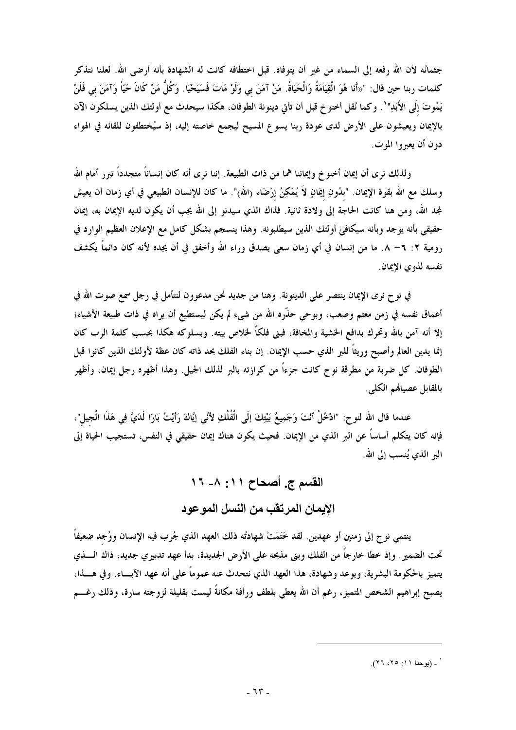جثمانُه لأن الله رفعه إلى السماء من غير أن يتوفاه. قبل اختطافه كانت له الشهادة بأنه أرضى الله. لعلنا نتذكر كلمات ربنا حين قال: "«أَنَا هُوَ الْقِيَامَةُ وَالْحَيَاةُ. مَنْ آمَنَ بِي وَلَوْ مَاتَ فَسَيَحْيَا. وَكُلُّ مَنْ كَانَ حَيًّا وَآمَنَ بِي فَلَنْ يَمُوتَ إِلَى الأَبَدِ"[1]. وكما نُقل أخنوخ قبل أن تأتي دينونة الطوفان، هكذا سيحدث مع أولئك الذين يسلكون الآن بالإيمان ويعيشون على الأرض لدى عودة ربنا يسوع المسيح ليجمع خاصته إليه، إذ سيُختطفون للقائه في الهواء دون أن يعبروا الموت.

ولذلك نرى أن إيمان أخنوخ وإيماننا هما من ذات الطبيعة. إننا نرى أنه كان إنساناً متجدداً تبرر أمام الله وسلك مع الله بقوة الإيمان. "بِدُونِ إِيمَانٍ لاَ يُمْكِنُ إِرْضَاء (الله)". ما كان للإنسان الطبيعي في أي زمان أن يعيش لمجد الله، ومن هنا كانت الحاجة إلى ولادة ثانية. فذاك الذي سيدنو إلى الله يجب أن يكون لديه الإيمان به، إيمان حقيقي بأنه يوجد وبأنه سيكافئ أولئك الذين سيطلبونه. وهذا ينسجم بشكل كامل مع الإعلان العظيم الوارد في رومية ٢: ٦– ٨. ما من إنسان في أي زمان سعى بصدق وراء الله وأخفق في أن يجده لأنه كان دائماً يكشف نفسه لذوي الإيمان.

في نوح نرى الإيمان ينتصر على الدينونة. وهنا من جديد نحن مدعوون لنتأمل في رجل سمع صوت الله في أعماق نفسه في زمن معتم وصعب، وبوحي حذّره الله من شيء لم يكن ليستطيع أن يراه في ذات طبيعة الأشياء؛ إلا أنه آمن بالله وتحرك بدافع الخشية والمخافة، فبنى فلكاً لخلاص بيته. وبسلوكه هكذا بحسب كلمة الرب كان إنما يدين العالم وأصبح وريثاً للبر الذي حسب الإيمان. إن بناء الفلك بحد ذاته كان عظة لأولئك الذين كانوا قبل الطوفان. كل ضربة من مطرقة نوح كانت جزءاً من كرازته بالبر لذلك الجيل. وهذا أظهره رجل إيمان، وأظهر بالمقابل عصيانهم الكلي.

عندما قال الله لنوح: "ادْخُلْ أَنْتَ وَجَمِيعُ بَيْتِكَ إِلَى الْفُلْكِ لأَنِّي إِيَّاكَ رَأَيْتُ بَارًّا لَدَيَّ فِي هَذَا الْجِيلِ"، فإنه كان يتكلم أساساً عن البر الذي من الإيمان. فحيث يكون هناك إيمان حقيقي في النفس، تستجيب الحياة إلى البر الذي يُنسب إلى الله.

## القسم ج. أصحاح ١١: ٨- ١٦

## الإيمان المرتقب من النسل الموعود

ينتمي نوح إلى زمنين أو عهدين. لقد خَتَمَتْ شهادتُه ذلك العهد الذي جُرب فيه الإنسان ووُجد ضعيفاً تحت الضمير. وإذ خطا خارجاً من الفلك وبنى مذبحه على الأرض الجديدة، بدأ عهد تدبيري جديد، ذاك الذي يتميز بالحكومة البشرية، وبوعد وشهادة، هذا العهد الذي نتحدث عنه عموماً على أنه عهد الآباء. وفي هذا، يصبح إبراهيم الشخص المتميز، رغم أن الله يعطي بلطف ورأفة مكانةً ليست بقليلة لزوجته سارة، وذلك رغم

---

[1] - (يوحنا ١١: ٢٥، ٢٦).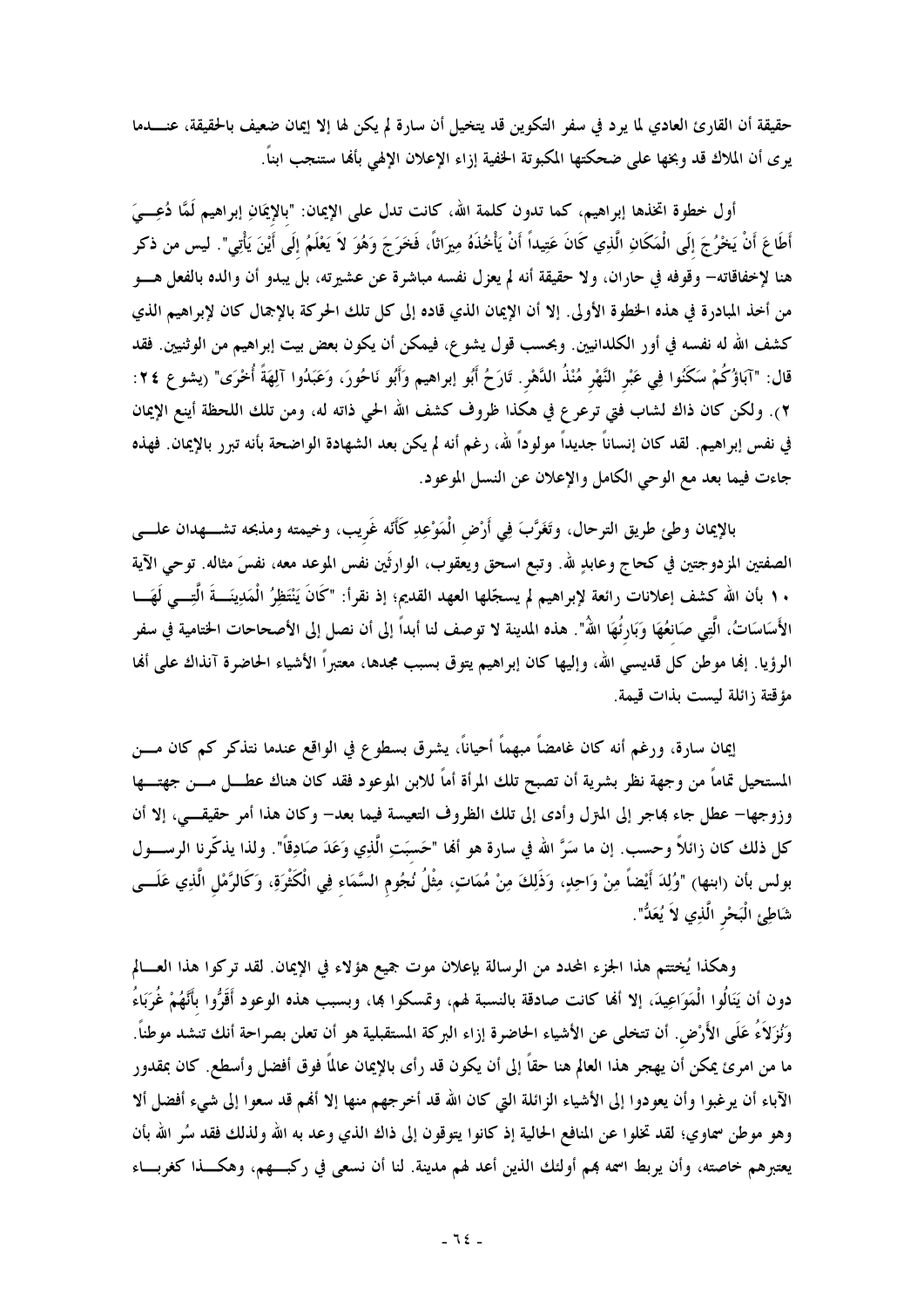حقيقة أن القارئ العادي لما يرد في سفر التكوين قد يتخيل أن سارة لم يكن لها إلا إيمان ضعيف بالحقيقة، عندما يرى أن الملاك قد وبخها على ضحكتها المكبوتة الخفية إزاء الإعلان الإلهي بأنها ستنجب ابناً.

أول خطوة اتخذها إبراهيم، كما تدون كلمة الله، كانت تدل على الإيمان: "بالإِيمَانِ إبراهيم لَمَّا دُعِيَ أَطَاعَ أَنْ يَخْرُجَ إِلَى الْمَكَانِ الَّذِي كَانَ عَتِيداً أَنْ يَأْخُذَهُ مِيرَاثاً، فَخَرَجَ وَهُوَ لاَ يَعْلَمُ إِلَى أَيْنَ يَأْتِي". ليس من ذكر هنا لإخفاقاته– وقوفه في حاران، ولا حقيقة أنه لم يعزل نفسه مباشرة عن عشيرته، بل يبدو أن والده بالفعل هو من أخذ المبادرة في هذه الخطوة الأولى. إلا أن الإيمان الذي قاده إلى كل تلك الحركة بالإجمال كان لإبراهيم الذي كشف الله له نفسه في أور الكلدانيين. وبحسب قول يشوع، فيمكن أن يكون بعض بيت إبراهيم من الوثنيين. فقد قال: "آبَاؤُكُمْ سَكَنُوا فِي عَبْرِ النَّهْرِ مُنْذُ الدَّهْرِ. تَارَحُ أَبُو إبراهيم وَأَبُو نَاحُورَ، وَعَبَدُوا آلِهَةً أُخْرَى" (يشوع ٢٤: ٢). ولكن كان ذاك لشاب فتي ترعرع في هكذا ظروف كشف الله الحي ذاته له، ومن تلك اللحظة أينع الإيمان في نفس إبراهيم. لقد كان إنساناً جديداً مولوداً لله، رغم أنه لم يكن بعد الشهادة الواضحة بأنه تبرر بالإيمان. فهذه جاءت فيما بعد مع الوحي الكامل والإعلان عن النسل الموعود.

بالإيمان وطئ طريق الترحال، وتَغَرَّبَ فِي أَرْضِ الْمَوْعِدِ كَأَنَّه غَرِيب، وخيمته ومذبحه تشهدان على الصفتين المزدوجتين في كحاج وعابدٍ لله. وتبع اسحق ويعقوب، الوارثَين نفس الموعد معه، نفسَ مثاله. توحي الآية ١٠ بأن الله كشف إعلانات رائعة لإبراهيم لم يسجّلها العهد القديم؛ إذ نقرأ: "كَانَ يَنْتَظِرُ الْمَدِينَةَ الَّتِي لَهَا الأَسَاسَاتُ، الَّتِي صَانِعُهَا وَبَارِئُهَا اللهُ". هذه المدينة لا توصف لنا أبداً إلى أن نصل إلى الأصحاحات الختامية في سفر الرؤيا. إنها موطن كل قديسي الله، وإليها كان إبراهيم يتوق بسبب مجدها، معتبراً الأشياء الحاضرة آنذاك على أنها مؤقتة زائلة ليست بذات قيمة.

إيمان سارة، ورغم أنه كان غامضاً مبهماً أحياناً، يشرق بسطوع في الواقع عندما نتذكر كم كان من المستحيل تماماً من وجهة نظر بشرية أن تصبح تلك المرأة أماً للابن الموعود فقد كان هناك عطل من جهتها وزوجها– عطل جاء بهاجر إلى المنزل وأدى إلى تلك الظروف التعيسة فيما بعد– وكان هذا أمر حقيقي، إلا أن كل ذلك كان زائلاً وحسب. إن ما سَرَّ الله في سارة هو أنها "حَسِبَتِ الَّذِي وَعَدَ صَادِقاً". ولذا يذكّرنا الرسول بولس بأن (ابنها) "وُلِدَ أَيْضاً مِنْ وَاحِدٍ، وَذَلِكَ مِنْ مُمَاتٍ، مِثْلُ نُجُومِ السَّمَاءِ فِي الْكَثْرَةِ، وَكَالرَّمْلِ الَّذِي عَلَى شَاطِئِ الْبَحْرِ الَّذِي لاَ يُعَدُّ".

وهكذا يُختتم هذا الجزء المحدد من الرسالة بإعلان موت جميع هؤلاء في الإيمان. لقد تركوا هذا العالم دون أن يَنَالُوا الْمَوَاعِيدَ، إلا أنها كانت صادقة بالنسبة لهم، وتمسكوا بها، وبسبب هذه الوعود أَقَرُّوا بِأَنَّهُمْ غُرَبَاءُ وَنُزَلاَءُ عَلَى الأَرْضِ. أن تتخلى عن الأشياء الحاضرة إزاء البركة المستقبلية هو أن تعلن بصراحة أنك تنشد موطناً. ما من امرئ يمكن أن يهجر هذا العالم هنا حقاً إلى أن يكون قد رأى بالإيمان عالماً فوق أفضل وأسطع. كان بمقدور الآباء أن يرغبوا وأن يعودوا إلى الأشياء الزائلة التي كان الله قد أخرجهم منها إلا أنهم قد سعوا إلى شيء أفضل ألا وهو موطن سماوي؛ لقد تخلوا عن المنافع الحالية إذ كانوا يتوقون إلى ذاك الذي وعد به الله ولذلك فقد سُر الله بأن يعتبرهم خاصته، وأن يربط اسمه بهم أولئك الذين أعد لهم مدينة. لنا أن نسعى في ركبهم، وهكذا كغرباء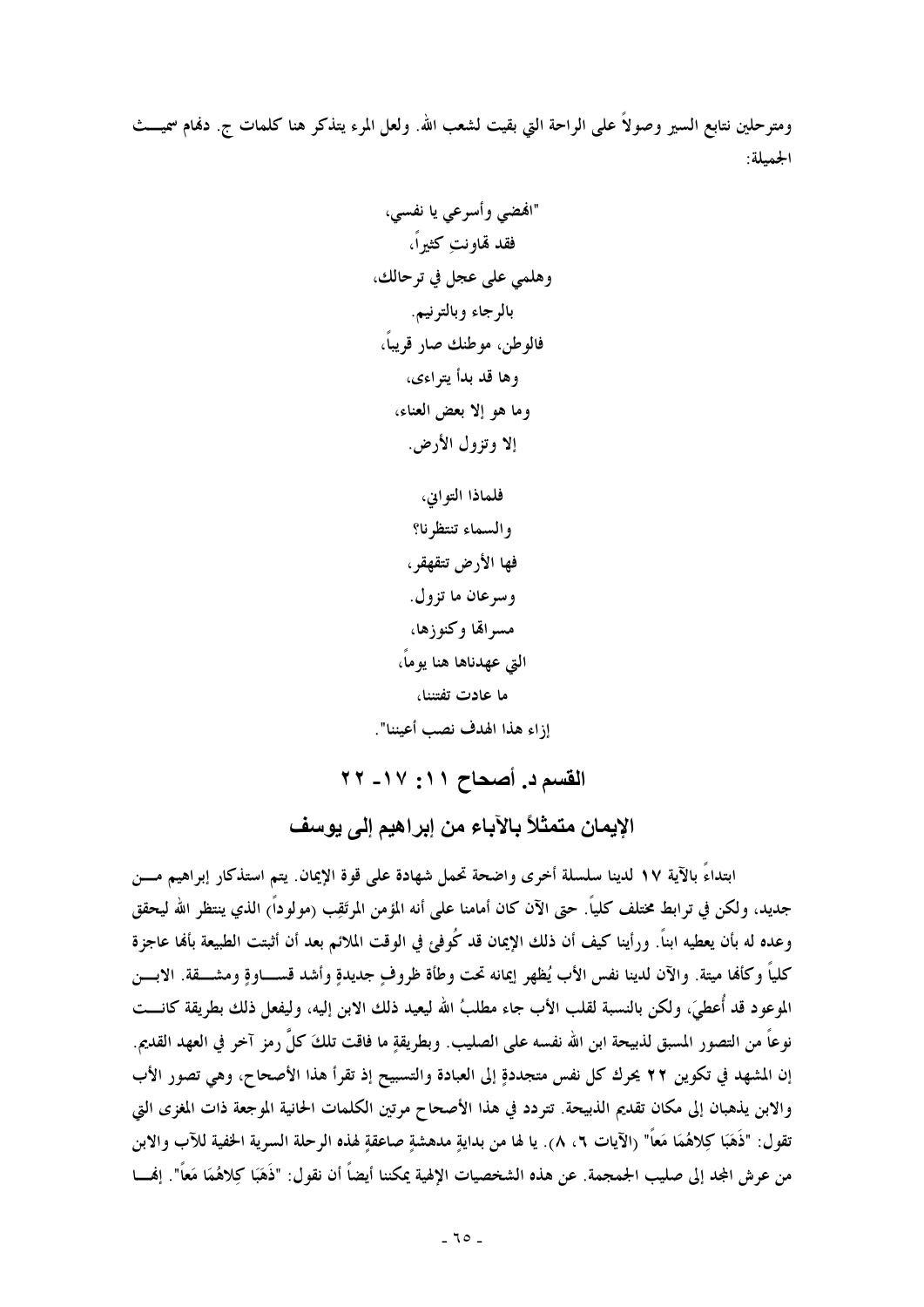ومترحلين نتابع السير وصولاً على الراحة التي بقيت لشعب الله. ولعل المرء يتذكر هنا كلمات ج. دهام سميث الجميلة:

"انهضي وأسرعي يا نفسي،
فقد تهاونتِ كثيراً،
وهلمي على عجل في ترحالك،
بالرجاء وبالترنيم.
فالوطن، موطنك صار قريباً،
وها قد بدأ يتراءى،
وما هو إلا بعض العناء،
إلا وتزول الأرض.

فلماذا التواني،
والسماء تنتظرنا؟
فها الأرض تتقهقر،
وسرعان ما تزول.
مسراتها وكنوزها،
التي عهدناها هنا يوماً،
ما عادت تفتننا،
إزاء هذا الهدف نصب أعيننا".

## القسم د. أصحاح ١١: ١٧- ٢٢

## الإيمان متمثلاً بالآباء من إبراهيم إلى يوسف

ابتداءً بالآية ١٧ لدينا سلسلة أخرى واضحة تحمل شهادة على قوة الإيمان. يتم استذكار إبراهيم من جديد، ولكن في ترابط مختلف كلياً. حتى الآن كان أمامنا على أنه المؤمن المرتَقِب (مولوداً) الذي ينتظر الله ليحقق وعده له بأن يعطيه ابناً. ورأينا كيف أن ذلك الإيمان قد كُوفئ في الوقت الملائم بعد أن أثبتت الطبيعة بأنها عاجزة كلياً وكأنها ميتة. والآن لدينا نفس الأب يُظهر إيمانه تحت وطأة ظروفٍ جديدةٍ وأشد قساوةٍ ومشقة. الابن الموعود قد أُعطيَ، ولكن بالنسبة لقلب الأب جاء مطلبُ الله ليعيد ذلك الابن إليه، وليفعل ذلك بطريقة كانت نوعاً من التصور المسبق لذبيحة ابن الله نفسه على الصليب. وبطريقةٍ ما فاقت تلكَ كلَّ رمز آخر في العهد القديم. إن المشهد في تكوين ٢٢ يحرك كل نفس متجددةٍ إلى العبادة والتسبيح إذ تقرأ هذا الأصحاح، وهي تصور الأب والابن يذهبان إلى مكان تقديم الذبيحة. تتردد في هذا الأصحاح مرتين الكلمات الحانية الموجعة ذات المغزى التي تقول: "ذَهَبَا كِلاهُمَا مَعاً" (الآيات ٦، ٨). يا لها من بدايةٍ مدهشةٍ صاعقةٍ لهذه الرحلة السرية الخفية للآب والابن من عرش المجد إلى صليب الجمجمة. عن هذه الشخصيات الإلهية يمكننا أيضاً أن نقول: "ذَهَبَا كِلاهُمَا مَعاً". إنهما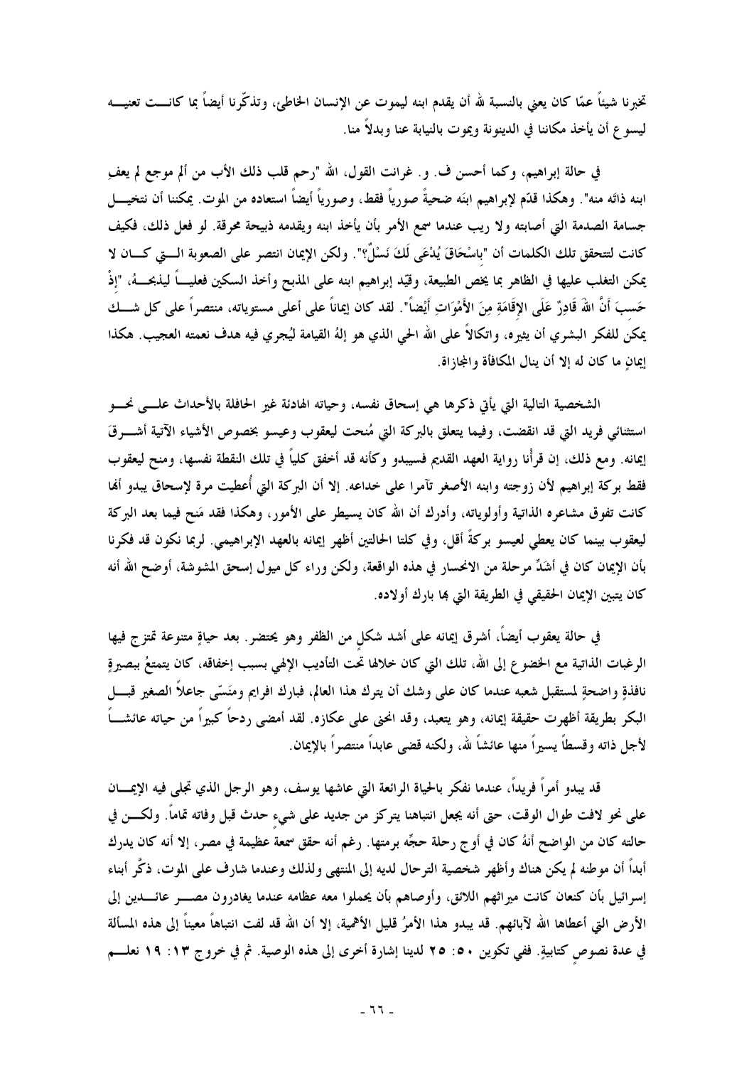تخبرنا شيئاً عمّا كان يعني بالنسبة لله أن يقدم ابنه ليموت عن الإنسان الخاطئ، وتذكّرنا أيضاً بما كانت تعنيه ليسوع أن يأخذ مكاننا في الدينونة ويموت بالنيابة عنا وبدلاً منا.

في حالة إبراهيم، وكما أحسن ف. و. غرانت القول، الله "رحم قلب ذلك الأب من ألم موجع لم يعفِ ابنه ذاته منه". وهكذا قدّم لإبراهيم ابنَه ضحيةً صورياً فقط، وصورياً أيضاً استعاده من الموت. يمكننا أن نتخيل جسامة الصدمة التي أصابته ولا ريب عندما سمع الأمر بأن يأخذ ابنه ويقدمه ذبيحة محرقة. لو فعل ذلك، فكيف كانت لتتحقق تلك الكلمات أن "بِإِسْحَاقَ يُدْعَى لَكَ نَسْلٌ"؟". ولكن الإيمان انتصر على الصعوبة التي كان لا يمكن التغلب عليها في الظاهر بما يخص الطبيعة، وقيّد إبراهيم ابنه على المذبح وأخذ السكين فعلياً ليذبحه، "إِذْ حَسِبَ أَنَّ اللهَ قَادِرٌ عَلَى الإِقَامَةِ مِنَ الأَمْوَاتِ أَيْضاً". لقد كان إيماناً على أعلى مستوياته، منتصراً على كل شك يمكن للفكر البشري أن يثيره، واتكالاً على الله الحي الذي هو إلهُ القيامة ليُجري فيه هدف نعمته العجيب. هكذا إيمانٍ ما كان له إلا أن ينال المكافأة والمجازاة.

الشخصية التالية التي يأتي ذكرها هي إسحاق نفسه، وحياته الهادئة غير الحافلة بالأحداث على نحو استثنائي فريد التي قد انقضت، وفيما يتعلق بالبركة التي مُنحت ليعقوب وعيسو بخصوص الأشياء الآتية أشرقَ إيمانه. ومع ذلك، إن قرأنا رواية العهد القديم فسيبدو وكأنه قد أخفق كلياً في تلك النقطة نفسها، ومنح ليعقوب فقط بركة إبراهيم لأن زوجته وابنه الأصغر تآمرا على خداعه. إلا أن البركة التي أُعطيت مرة لإسحاق يبدو أنها كانت تفوق مشاعره الذاتية وأولوياته، وأدرك أن الله كان يسيطر على الأمور، وهكذا فقد مَنح فيما بعد البركة ليعقوب بينما كان يعطي لعيسو بركةً أقل، وفي كلتا الحالتين أظهر إيمانه بالعهد الإبراهيمي. لربما نكون قد فكرنا بأن الإيمان كان في أشَدِّ مرحلة من الانحسار في هذه الواقعة، ولكن وراء كل ميول إسحق المشوشة، أوضح الله أنه كان يتبين الإيمان الحقيقي في الطريقة التي بها بارك أولاده.

في حالة يعقوب أيضاً، أشرق إيمانه على أشد شكلٍ من الظفر وهو يحتضر. بعد حياةٍ متنوعة تمتزج فيها الرغبات الذاتية مع الخضوع إلى الله، تلك التي كان خلالها تحت التأديب الإلهي بسبب إخفاقه، كان يتمتعُ ببصيرةٍ نافذةٍ واضحةٍ لمستقبل شعبه عندما كان على وشك أن يترك هذا العالم، فبارك افرايم ومَنَسّى جاعلاً الصغير قبل البكر بطريقة أظهرت حقيقة إيمانه، وهو يتعبد، وقد انحنى على عكازه. لقد أمضى ردحاً كبيراً من حياته عائشاً لأجل ذاته وقسطاً يسيراً منها عائشاً لله، ولكنه قضى عابداً منتصراً بالإيمان.

قد يبدو أمراً فريداً، عندما نفكر بالحياة الرائعة التي عاشها يوسف، وهو الرجل الذي تجلى فيه الإيمان على نحو لافت طوال الوقت، حتى أنه يجعل انتباهنا يتركز من جديد على شيءٍ حدث قبل وفاته تماماً. ولكن في حالته كان من الواضح أنهُ كان في أوج رحلة حجّه برمتها. رغم أنه حقق سمعة عظيمة في مصر، إلا أنه كان يدرك أبداً أن موطنه لم يكن هناك وأظهر شخصية الترحال لديه إلى المنتهى ولذلك وعندما شارف على الموت، ذكَّر أبناء إسرائيل بأن كنعان كانت ميراثهم اللائق، وأوصاهم بأن يحملوا معه عظامه عندما يغادرون مصر عائدين إلى الأرض التي أعطاها الله لآبائهم. قد يبدو هذا الأمرُ قليل الأهمية، إلا أن الله قد لفت انتباهاً معيناً إلى هذه المسألة في عدة نصوصٍ كتابيةٍ. ففي تكوين ٥٠: ٢٥ لدينا إشارة أخرى إلى هذه الوصية. ثم في خروج ١٣: ١٩ نعلم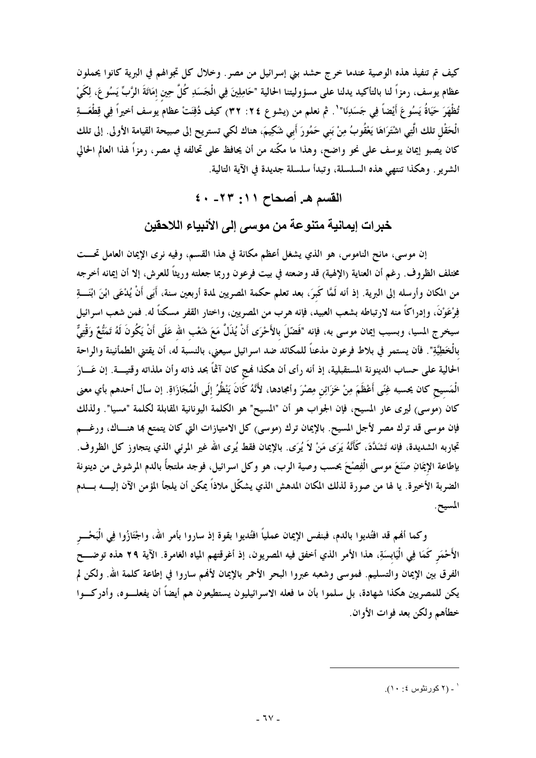كيف تم تنفيذ هذه الوصية عندما خرج حشد بني إسرائيل من مصر. وخلال كل تجوالهم في البرية كانوا يحملون عظام يوسف، رمزاً لنا بالتأكيد يدلنا على مسؤوليتنا الحالية "حَامِلِينَ فِي الْجَسَدِ كُلَّ حِينٍ إِمَاتَةَ الرَّبِّ يَسُوعَ، لِكَيْ تُظْهَرَ حَيَاةُ يَسُوعَ أَيْضاً فِي جَسَدِنَا"[1]. ثم نعلم من (يشوع ٢٤: ٣٢) كيف دُفِنَتْ عظام يوسف أخيراً فِي قِطْعَةِ الْحَقْلِ تلك الَّتِي اشْتَرَاهَا يَعْقُوبُ مِنْ بَنِي حَمُورَ أَبِي شَكِيمَ، هناك لكي تستريح إلى صبيحة القيامة الأولى. إلى تلك كان يصبو إيمان يوسف على نحو واضح، وهذا ما مكّنه من أن يحافظ على تحالفه في مصر، رمزاً لهذا العالم الحالي الشرير. وهكذا تنتهي هذه السلسلة، وتبدأ سلسلة جديدة في الآية التالية.

## القسم هـ أصحاح ١١: ٢٣- ٤٠

## خبرات إيمانية متنوعة من موسى إلى الأنبياء اللاحقين

إن موسى، مانح الناموس، هو الذي يشغل أعظم مكانة في هذا القسم، وفيه نرى الإيمان العامل تحت مختلف الظروف. رغم أن العناية (الإلهية) قد وضعته في بيت فرعون وربما جعلته وريثاً للعرش، إلا أن إيمانه أخرجه من المكان وأرسله إلى البرية. إذ أنه لَمَّا كَبِرَ، بعد تعلم حكمة المصريين لمدة أربعين سنة، أَبَى أَنْ يُدْعَى ابْنَ ابْنَةِ فِرْعَوْنَ، وإدراكاً منه لارتباطه بشعب العبيد، فإنه هرب من المصريين، واختار القفر مسكناً له. فمن شعب اسرائيل سيخرج المسيا، وبسبب إيمان موسى به، فإنه "فَضَّلَ بالأَحْرَى أَنْ يُذَلَّ مَعَ شَعْبِ اللهِ عَلَى أَنْ يَكُونَ لَهُ تَمَتُّعٌ وَقْتِيٌّ بِالْخَطِيَّةِ". فأن يستمر في بلاط فرعون مذعناً للمكائد ضد اسرائيل سيعني، بالنسبة له، أن يقتني الطمأنينة والراحة الحالية على حساب الدينونة المستقبلية، إذ أنه رأى أن هكذا نهج كان آثماً بحد ذاته وأن ملذاته وقتية. إن عَارَ الْمَسِيحِ كان يحسبه غِنًى أَعْظَمَ مِنْ خَزَائِنِ مِصْرَ وأمجادها، لأَنَّهُ كَانَ يَنْظُرُ إِلَى الْمُجَازَاةِ. إن سأل أحدهم بأي معنى كان (موسى) ليرى عار المسيح، فإن الجواب هو أن "المسيح" هو الكلمة اليونانية المقابلة لكلمة "مسيا". ولذلك فإن موسى قد ترك مصر لأجل المسيح. بالإيمان ترك (موسى) كل الامتيازات التي كان يتمتع بها هناك، ورغم تجاربه الشديدة، فإنه تَشَدَّدَ، كَأَنَّهُ يَرَى مَنْ لاَ يُرَى. بالإيمان فقط يُرى الله غير المرئي الذي يتجاوز كل الظروف. بإطاعة الإِيمَانِ صَنَعَ موسى الْفِصْحَ بحسب وصية الرب، هو وكل اسرائيل، فوجد ملتجأً بالدم المرشوش من دينونة الضربة الأخيرة. يا لها من صورة لذلك المكان المدهش الذي يشكّل ملاذاً يمكن أن يلجأ المؤمن الآن إليه بدم المسيح.

وكما أنهم قد افتُديوا بالدم، فبنفس الإيمان عملياً افتُديوا بقوة إذ ساروا بأمر الله، واجْتَازُوا فِي الْبَحْرِ الأَحْمَرِ كَمَا فِي الْيَابِسَةِ، هذا الأمر الذي أخفق فيه المصريون، إذ أغرقتهم المياه الغامرة. الآية ٢٩ هذه توضح الفرق بين الإيمان والتسليم. فموسى وشعبه عبروا البحر الأحمر بالإيمان لأنهم ساروا في إطاعة كلمة الله. ولكن لم يكن للمصريين هكذا شهادة، بل سلموا بأن ما فعله الاسرائيليون يستطيعون هم أيضاً أن يفعلوه، وأدركوا خطأهم ولكن بعد فوات الأوان.

---

[1] - (٢ كورنثوس ٤: ١٠).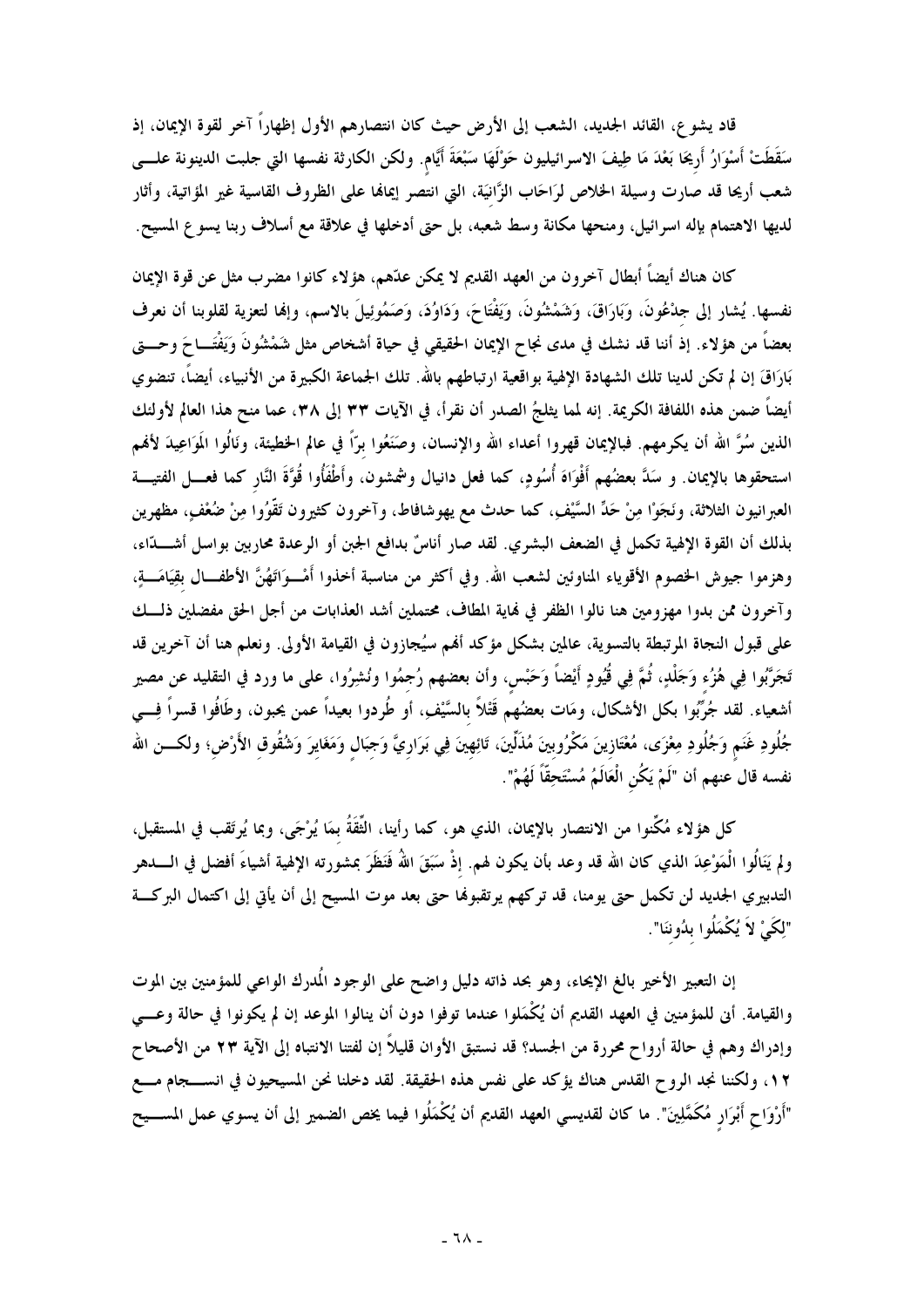قاد يشوع، القائد الجديد، الشعب إلى الأرض حيث كان انتصارهم الأول إظهاراً آخر لقوة الإيمان، إذ سَقَطَتْ أَسْوَارُ أَرِيحَا بَعْدَ مَا طِيفَ الاسرائيليون حَوْلَهَا سَبْعَةَ أَيَّامٍ. ولكن الكارثة نفسها التي جلبت الدينونة علـى شعب أريحا قد صارت وسيلة الخلاص لرَاحَاب الزَّانِيَة، التي انتصر إيمانها على الظروف القاسية غير المؤاتية، وأثار لديها الاهتمام بإله اسرائيل، ومنحها مكانة وسط شعبه، بل حتى أدخلها في علاقة مع أسلاف ربنا يسوع المسيح.

كان هناك أيضاً أبطال آخرون من العهد القديم لا يمكن عدّهم، هؤلاء كانوا مضرب مثل عن قوة الإيمان نفسها. يُشار إلى جِدْعُونَ، وَبَارَاقَ، وَشَمْشُونَ، وَيَفْتَاحَ، وَدَاوُدَ، وَصَمُوئِيلَ بالاسم، وإنما لتعزية لقلوبنا أن نعرف بعضاً من هؤلاء. إذ أننا قد نشك في مدى نجاح الإيمان الحقيقي في حياة أشخاص مثل شَمْشُونَ وَيَفْتَـاحَ وحـتى بَارَاقَ إن لم تكن لدينا تلك الشهادة الإلهية بواقعية ارتباطهم بالله. تلك الجماعة الكبيرة من الأنبياء، أيضاً، تنضوي أيضاً ضمن هذه اللفافة الكريمة. إنه لمما يثلجُ الصدر أن نقرأ، في الآيات ٣٣ إلى ٣٨، عما منح هذا العالم لأولئك الذين سُرَّ الله أن يكرمهم. فبالإيمان قهروا أعداء الله والإنسان، وصَنَعُوا بِرّاً في عالم الخطيئة، ونَالُوا المَوَاعِيدَ لأنهم استحقوها بالإيمان. و سَدَّ بعضُهم أَفْوَاهَ أُسُودٍ، كما فعل دانيال وشمشون، وأَطْفَأُوا قُوَّةَ النَّارِ كما فعـل الفتيـة العبرانيون الثلاثة، ونَجَوْا مِنْ حَدِّ السَّيْفِ، كما حدث مع يهوشافاط، وآخرون كثيرون تَقَوُّوا مِنْ ضُعْفٍ، مظهرين بذلك أن القوة الإلهية تكمل في الضعف البشري. لقد صار أناسٌ بدافع الجبن أو الرعدة محاربين بواسل أشـدّاء، وهزموا جيوش الخصوم الأقوياء المناوئين لشعب الله. وفي أكثر من مناسبة أخذوا أَمْـوَاتَهُنَّ الأطفـال بِقِيَامَـةٍ، وآخرون ممن بدوا مهزومين هنا نالوا الظفر في نهاية المطاف، محتملين أشد العذابات من أجل الحق مفضلين ذلـك على قبول النجاة المرتبطة بالتسوية، عالمين بشكل مؤكد أنهم سيُجازون في القيامة الأولى. ونعلم هنا أن آخرين قد تَجَرَّبُوا فِي هُزُءٍ وَجَلْدٍ، ثُمَّ فِي قُيُودٍ أَيْضاً وَحَبْسٍ، وأن بعضهم رُجِمُوا ونُشِرُوا، على ما ورد في التقليد عن مصير أشعياء. لقد جُرِّبُوا بكل الأشكال، ومَات بعضُهم قَتْلاً بالسَّيْفِ، أو طُردوا بعيداً عمن يحبون، وطَافُوا قسراً فِـي جُلُودِ غَنَمٍ وَجُلُودِ مِعْزًى، مُعْتَازِينَ مَكْرُوبِينَ مُذَلِّينَ، تَائِهِينَ فِي بَرَارِيَّ وَجِبَالٍ وَمَغَايِرَ وَشُقُوقِ الأَرْضِ؛ ولكـن الله نفسه قال عنهم أن "لَمْ يَكُنِ الْعَالَمُ مُسْتَحِقّاً لَهُمْ".

كل هؤلاء مُكِّنوا من الانتصار بالإيمان، الذي هو، كما رأينا، الثِّقَةُ بِمَا يُرْجَى، وبما يُرتَقب في المستقبل، ولم يَنَالُوا الْمَوْعِدَ الذي كان الله قد وعد بأن يكون لهم. إذْ سَبَقَ اللهُ فَنَظَرَ بمشورته الإلهية أشياءَ أفضل في الـدهر التدبيري الجديد لن تكمل حتى يومنا، قد تركهم يرتقبونها حتى بعد موت المسيح إلى أن يأتي إلى اكتمال البركـة "لِكَيْ لاَ يُكْمَلُوا بِدُونِنَا".

إن التعبير الأخير بالغ الإيحاء، وهو بحد ذاته دليل واضح على الوجود المُدرك الواعي للمؤمنين بين الموت والقيامة. أنى للمؤمنين في العهد القديم أن يُكْمَلوا عندما توفوا دون أن ينالوا الموعد إن لم يكونوا في حالة وعـي وإدراك وهم في حالة أرواح محررة من الجسد؟ قد نستبق الأوان قليلاً إن لفتنا الانتباه إلى الآية ٢٣ من الأصحاح ١٢، ولكننا نجد الروح القدس هناك يؤكد على نفس هذه الحقيقة. لقد دخلنا نحن المسيحيون في انسـجام مـع "أَرْوَاحِ أَبْرَارٍ مُكَمَّلِينَ". ما كان لقديسي العهد القديم أن يُكْمَلُوا فيما يخص الضمير إلى أن يسوي عمل المسـيح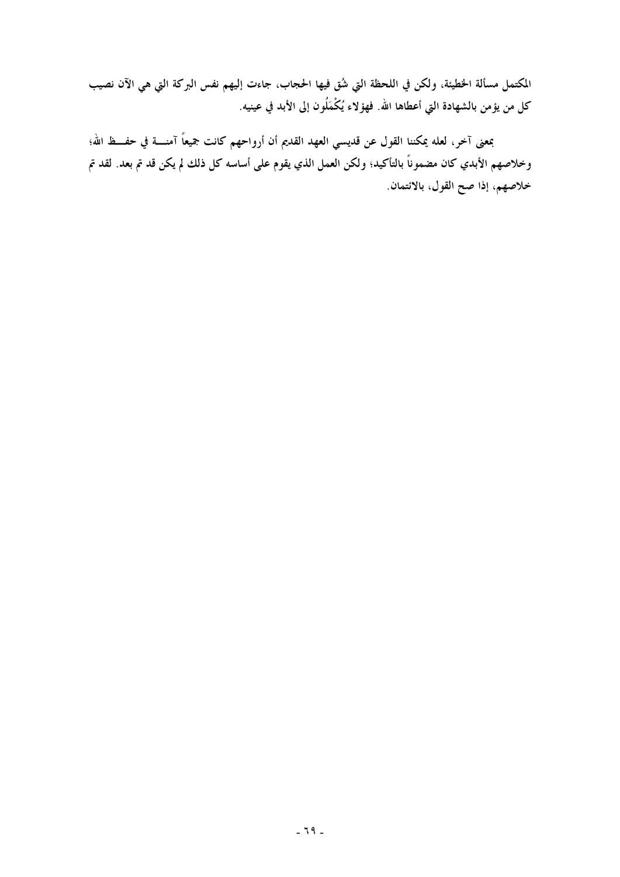المكتمل مسألة الخطيئة، ولكن في اللحظة التي شُق فيها الحجاب، جاءت إليهم نفس البركة التي هي الآن نصيب كل من يؤمن بالشهادة التي أعطاها الله. فهؤلاء يُكَمَّلُون إلى الأبد في عينيه.

بمعنى آخر، لعله يمكننا القول عن قديسي العهد القديم أن أرواحهم كانت جميعاً آمنـــة في حفـــظ الله؛ وخلاصهم الأبدي كان مضموناً بالتأكيد؛ ولكن العمل الذي يقوم على أساسه كل ذلك لم يكن قد تم بعد. لقد تم خلاصهم، إذا صح القول، بالائتمان.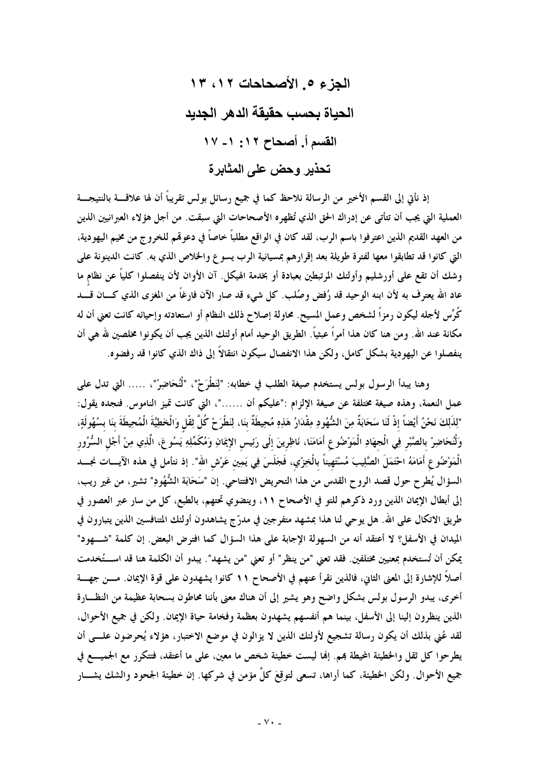# الجزء ٥. الأصحاحات ١٢، ١٣

## الحياة بحسب حقيقة الدهر الجديد

### القسم أ. أصحاح ١٢: ١ـ ١٧

### تحذير وحض على المثابرة

إذ نأتي إلى القسم الأخير من الرسالة نلاحظ كما في جميع رسائل بولس تقريباً أن لها علاقة بالنتيجة العملية التي يجب أن تتأتى عن إدراك الحق الذي تُظهره الأصحاحات التي سبقت. من أجل هؤلاء العبرانيين الذين من العهد القديم الذين اعترفوا باسم الرب، لقد كان في الواقع مطلباً خاصاً في دعوتهم للخروج من مخيم اليهودية، التي كانوا قد تطابقوا معها لفترة طويلة بعد إقرارهم بمسيانية الرب يسوع والخلاص الذي به. كانت الدينونة على وشك أن تقع على أورشليم وأولئك المرتبطين بعبادة أو بخدمة الهيكل. آن الأوان لأن ينفصلوا كلياً عن نظامٍ ما عاد الله يعترف به لأن ابنه الوحيد قد رُفض وصُلب. كل شيء قد صار الآن فارغاً من المغزى الذي كان قد كُرِّس لأجله ليكون رمزاً لشخص وعمل المسيح. محاولة إصلاح ذلك النظام أو استعادته وإحيائه كانت تعني أن له مكانة عند الله. ومن هنا كان هذا أمراً عبثياً. الطريق الوحيد أمام أولئك الذين يجب أن يكونوا مخلصين لله هي أن ينفصلوا عن اليهودية بشكل كامل، ولكن هذا الانفصال سيكون انتقالاً إلى ذاك الذي كانوا قد رفضوه.

وهنا يبدأ الرسول بولس يستخدم صيغة الطلب في خطابه: "لِنَطْرَحْ"، "لْنُحَاضِرْ"، ..... التي تدل على عمل النعمة، وهذه صيغة مختلفة عن صيغة الإلزام :"عليكم أن ......"، التي كانت تميز الناموس. فنجده يقول: "لِذَلِكَ نَحْنُ أَيْضاً إِذْ لَنَا سَحَابَةٌ مِنَ الشُّهُودِ مِقْدَارُ هَذِهِ مُحِيطَةٌ بِنَا، لِنَطْرَحْ كُلَّ ثِقْلٍ وَالْخَطِيَّةَ الْمُحِيطَةَ بِنَا بِسُهُولَةٍ، وَلْنُحَاضِرْ بِالصَّبْرِ فِي الْجِهَادِ الْمَوْضُوعِ أَمَامَنَا، نَاظِرِينَ إِلَى رَئِيسِ الإِيمَانِ وَمُكَمِّلِهِ يَسُوعَ، الَّذِي مِنْ أَجْلِ السُّرُورِ الْمَوْضُوعِ أَمَامَهُ احْتَمَلَ الصَّلِيبَ مُسْتَهِيناً بِالْخِزْيِ، فَجَلَسَ فِي يَمِينِ عَرْشِ اللهِ". إذ نتأمل في هذه الآيات نجد السؤال يُطرح حول قصد الروح القدس من هذا التحريض الافتتاحي. إن "سَحَابَةِ الشُّهُودِ" تشير، من غير ريب، إلى أبطال الإيمان الذين ورد ذكرهم للتو في الأصحاح ١١، وينضوي تحتهم، بالطبع، كل من سار عبر العصور في طريق الاتكال على الله. هل يوحي لنا هذا بمشهد متفرجين في مدرّج يشاهدون أولئك المتنافسين الذين يتبارون في الميدان في الأسفل؟ لا أعتقد أنه من السهولة الإجابة على هذا السؤال كما افترض البعض. إن كلمة "شهود" يمكن أن تُستخدم بمعنيين مختلفين. فقد تعني "من ينظر" أو تعني "من يشهد". يبدو أن الكلمة هنا قد استُخدمت أصلاً للإشارة إلى المعنى الثاني، فالذين نقرأ عنهم في الأصحاح ١١ كانوا يشهدون على قوة الإيمان. من جهة أخرى، يبدو الرسول بولس بشكل واضح وهو يشير إلى أن هناك معنى بأننا محاطون بسحابة عظيمة من النظارة الذين ينظرون إلينا إلى الأسفل، بينما هم أنفسهم يشهدون بعظمة وفخامة حياة الإيمان. ولكن في جميع الأحوال، لقد عُني بذلك أن يكون رسالة تشجيع لأولئك الذين لا يزالون في موضع الاختبار، هؤلاء يُحرضون على أن يطرحوا كل ثقل والخطيئة المحيطة بهم. إنها ليست خطيئة شخص ما معين، على ما أعتقد، فتتكرر مع الجميع في جميع الأحوال. ولكن الخطيئة، كما أراها، تسعى لتوقِعَ كلَّ مؤمن في شركها. إن خطيئة الجحود والشك يشار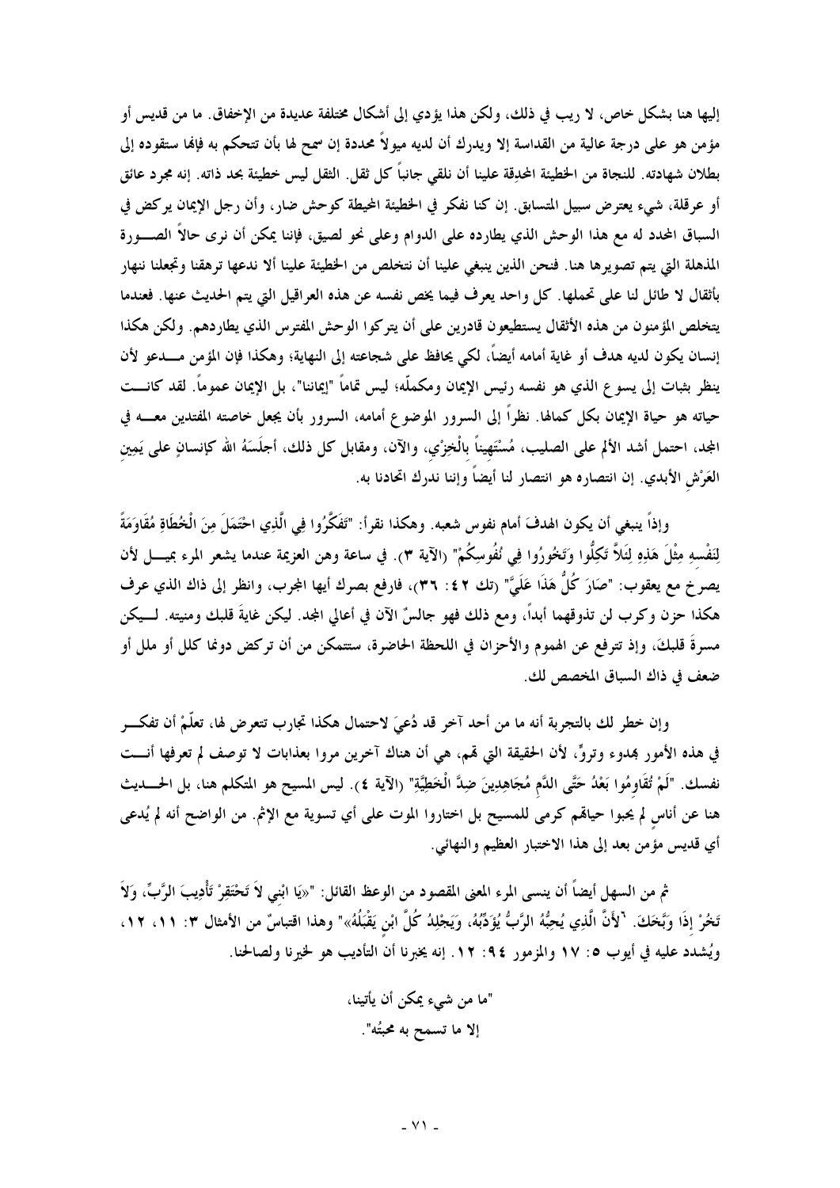إليها هنا بشكل خاص، لا ريب في ذلك، ولكن هذا يؤدي إلى أشكال مختلفة عديدة من الإخفاق. ما من قديس أو مؤمن هو على درجة عالية من القداسة إلا ويدرك أن لديه ميولاً محددة إن سمح لها بأن تتحكم به فإنها ستقوده إلى بطلان شهادته. للنجاة من الخطيئة المحدِقة علينا أن نلقي جانباً كل ثقل. الثقل ليس خطيئة بحد ذاته. إنه مجرد عائق أو عرقلة، شيء يعترض سبيل المتسابق. إن كنا نفكر في الخطيئة المحيطة كوحش ضار، وأن رجل الإيمان يركض في السباق المحدد له مع هذا الوحش الذي يطارده على الدوام وعلى نحو لصيق، فإننا يمكن أن نرى حالاً الصورة المذهلة التي يتم تصويرها هنا. فنحن الذين ينبغي علينا أن نتخلص من الخطيئة علينا ألا ندعها ترهقنا وتجعلنا ننهار بأثقال لا طائل لنا على تحملها. كل واحد يعرف فيما يخص نفسه عن هذه العراقيل التي يتم الحديث عنها. فعندما يتخلص المؤمنون من هذه الأثقال يستطيعون قادرين على أن يتركوا الوحش المفترس الذي يطاردهم. ولكن هكذا إنسان يكون لديه هدف أو غاية أمامه أيضاً، لكي يحافظ على شجاعته إلى النهاية؛ وهكذا فإن المؤمن مدعو لأن ينظر بثبات إلى يسوع الذي هو نفسه رئيس الإيمان ومكمله؛ ليس تماماً "إيماننا"، بل الإيمان عموماً. لقد كانت حياته هو حياة الإيمان بكل كمالها. نظراً إلى السرور الموضوع أمامه، السرور بأن يجعل خاصته المفتدين معه في المجد، احتمل أشد الألم على الصليب، مُسْتَهِيناً بِالْخِزْيِ، والآن، ومقابل كل ذلك، أجلَسَهُ الله كإنسانٍ على يَمِينِ العَرْشِ الأبدي. إن انتصاره هو انتصار لنا أيضاً وإننا ندرك اتحادنا به.

وإذاً ينبغي أن يكون الهدفُ أمام نفوس شعبه. وهكذا نقرأ: "تَفَكَّرُوا فِي الَّذِي احْتَمَلَ مِنَ الْخُطَاةِ مُقَاوَمَةً لِنَفْسِهِ مِثْلَ هَذِهِ لِئَلاَّ تَكِلُّوا وَتَخُورُوا فِي نُفُوسِكُمْ" (الآية ٣). في ساعة وهن العزيمة عندما يشعر المرء بميل لأن يصرخ مع يعقوب: "صَارَ كُلُّ هَذَا عَلَيَّ" (تك ٤٢: ٣٦)، فارفع بصرك أيها المجرب، وانظر إلى ذاك الذي عرف هكذا حزن وكرب لن تذوقهما أبداً، ومع ذلك فهو جالسٌ الآن في أعالي المجد. ليكن غايةَ قلبك ومنيته. ليكن مسرةَ قلبكَ، وإذ تترفع عن الهموم والأحزان في اللحظة الحاضرة، ستتمكن من أن تركض دونما كلل أو ملل أو ضعف في ذاك السباق المخصص لك.

وإن خطر لك بالتجربة أنه ما من أحد آخر قد دُعيَ لاحتمال هكذا تجارب تتعرض لها، تعلّمْ أن تفكر في هذه الأمور بهدوء وتروٍّ، لأن الحقيقة التي تهم، هي أن هناك آخرين مروا بعذابات لا توصف لم تعرفها أنت نفسك. "لَمْ تُقَاوِمُوا بَعْدُ حَتَّى الدَّمِ مُجَاهِدِينَ ضِدَّ الْخَطِيَّةِ" (الآية ٤). ليس المسيح هو المتكلم هنا، بل الحديث هنا عن أناسٍ لم يحبوا حياتهم كرمى للمسيح بل اختاروا الموت على أي تسوية مع الإثم. من الواضح أنه لم يُدعى أي قديس مؤمن بعد إلى هذا الاختبار العظيم والنهائي.

ثم من السهل أيضاً أن ينسى المرء المعنى المقصود من الوعظ القائل: "«يَا ابْنِي لاَ تَحْتَقِرْ تَأْدِيبَ الرَّبِّ، وَلاَ تَخُرْ إِذَا وَبَّخَكَ. ٦لأَنَّ الَّذِي يُحِبُّهُ الرَّبُّ يُؤَدِّبُهُ، وَيَجْلِدُ كُلَّ ابْنٍ يَقْبَلُهُ»" وهذا اقتباسٌ من الأمثال ٣: ١١، ١٢، ويُشدد عليه في أيوب ٥: ١٧ والمزمور ٩٤: ١٢. إنه يخبرنا أن التأديب هو لخيرنا ولصالحنا.

"ما من شيء يمكن أن يأتينا،
إلا ما تسمح به محبتُه".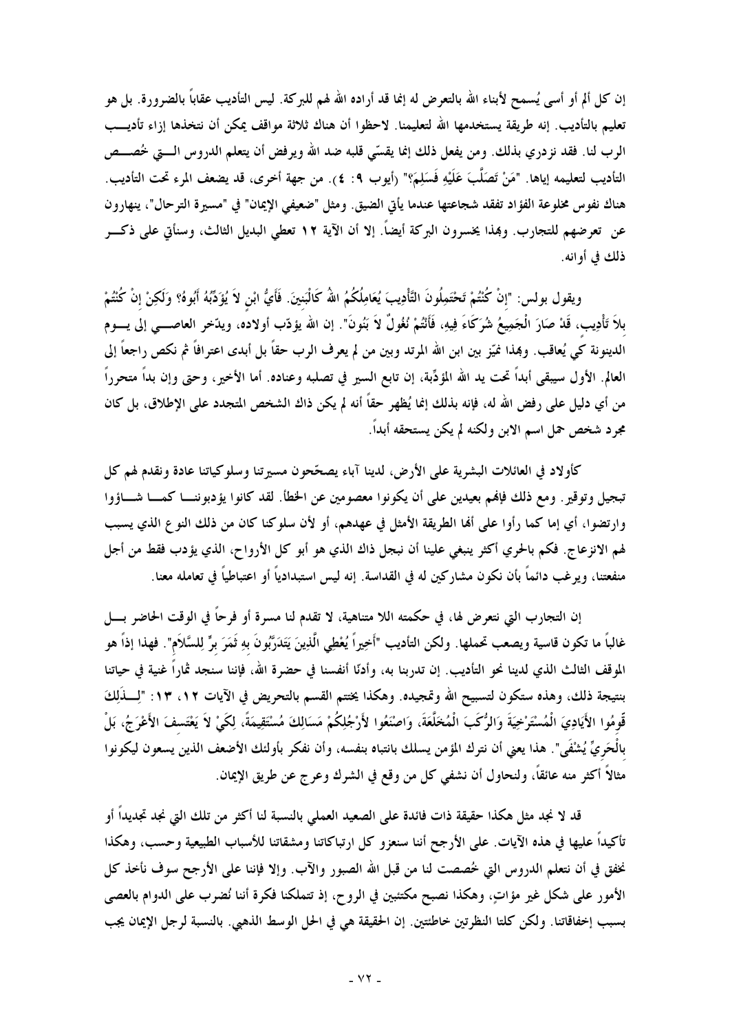إن كل ألم أو أسى يُسمح لأبناء الله بالتعرض له إنما قد أراده الله لهم للبركة. ليس التأديب عقاباً بالضرورة. بل هو تعليم بالتأديب. إنه طريقة يستخدمها الله لتعليمنا. لاحظوا أن هناك ثلاثة مواقف يمكن أن نتخذها إزاء تأديب الرب لنا. فقد نزدري بذلك. ومن يفعل ذلك إنما يقسّي قلبه ضد الله ويرفض أن يتعلم الدروس التي خُصص التأديب لتعليمه إياها. "مَنْ تَصَلَّبَ عَلَيْهِ فَسَلِمَ؟" (أيوب ٩: ٤). من جهة أخرى، قد يضعف المرء تحت التأديب. هناك نفوس مخلوعة الفؤاد تفقد شجاعتها عندما يأتي الضيق. ومثل "ضعيفي الإيمان" في "مسيرة الترحال"، ينهارون عن تعرضهم للتجارب. وبهذا يخسرون البركة أيضاً. إلا أن الآية ١٢ تعطي البديل الثالث، وسنأتي على ذكر ذلك في أوانه.

ويقول بولس: "إِنْ كُنْتُمْ تَحْتَمِلُونَ التَّأْدِيبَ يُعَامِلُكُمُ اللهُ كَالْبَنِينَ. فَأَيُّ ابْنٍ لاَ يُؤَدِّبُهُ أَبُوهُ؟ وَلكِنْ إِنْ كُنْتُمْ بِلاَ تَأْدِيبٍ، قَدْ صَارَ الْجَمِيعُ شُرَكَاءَ فِيهِ، فَأَنْتُمْ نُغُولٌ لاَ بَنُونَ". إن الله يؤدّب أولاده، ويدّخر العاصي إلى يوم الدينونة كي يُعاقب. وبهذا نميّز بين ابن الله المرتد وبين من لم يعرف الرب حقاً بل أبدى اعترافاً ثم نكص راجعاً إلى العالم. الأول سيبقى أبداً تحت يد الله المؤدِّبة، إن تابع السير في تصلبه وعناده. أما الأخير، وحتى وإن بدأ متحرراً من أي دليل على رفض الله له، فإنه بذلك إنما يُظهر حقاً أنه لم يكن ذاك الشخص المتجدد على الإطلاق، بل كان مجرد شخص حمل اسم الابن ولكنه لم يكن يستحقه أبداً.

كأولاد في العائلات البشرية على الأرض، لدينا آباء يصحّحون مسيرتنا وسلوكياتنا عادة ونقدم لهم كل تبجيل وتوقير. ومع ذلك فإنهم بعيدين على أن يكونوا معصومين عن الخطأ. لقد كانوا يؤدبوننا كما شاؤوا وارتضوا، أي إما كما رأوا على أنها الطريقة الأمثل في عهدهم، أو لأن سلوكنا كان من ذلك النوع الذي يسبب لهم الانزعاج. فكم بالحري أكثر ينبغي علينا أن نبجل ذاك الذي هو أبو كل الأرواح، الذي يؤدب فقط من أجل منفعتنا، ويرغب دائماً بأن نكون مشاركين له في القداسة. إنه ليس استبدادياً أو اعتباطياً في تعامله معنا.

إن التجارب التي نتعرض لها، في حكمته اللا متناهية، لا تقدم لنا مسرة أو فرحاً في الوقت الحاضر بل غالباً ما تكون قاسية ويصعب تحملها. ولكن التأديب "أَخِيراً يُعْطِي الَّذِينَ يَتَدَرَّبُونَ بِهِ ثَمَرَ بِرٍّ لِلسَّلاَمِ". فهذا إذاً هو الموقف الثالث الذي لدينا نحو التأديب. إن تدربنا به، وأدنّا أنفسنا في حضرة الله، فإننا سنجد ثماراً غنية في حياتنا بنتيجة ذلك، وهذه ستكون لتسبيح الله وتمجيده. وهكذا يختتم القسم بالتحريض في الآيات ١٢، ١٣: "لِذلِكَ قَوِّمُوا الأَيَادِيَ الْمُسْتَرْخِيَةَ وَالرُّكَبَ الْمُخَلَّعَةَ، وَاصْنَعُوا لأَرْجُلِكُمْ مَسَالِكَ مُسْتَقِيمَةً، لِكَيْ لاَ يَعْتَسِفَ الأَعْرَجُ، بَلْ بِالْحَرِيِّ يُشْفَى". هذا يعني أن نترك المؤمن يسلك بانتباه بنفسه، وأن نفكر بأولئك الأضعف الذين يسعون ليكونوا مثالاً أكثر منه عائقاً، ولنحاول أن نشفي كل من وقع في الشرك وعرج عن طريق الإيمان.

قد لا نجد مثل هكذا حقيقة ذات فائدة على الصعيد العملي بالنسبة لنا أكثر من تلك التي نجد تجديداً أو تأكيداً عليها في هذه الآيات. على الأرجح أننا سنعزو كل ارتباكاتنا ومشقاتنا للأسباب الطبيعية وحسب، وهكذا نخفق في أن نتعلم الدروس التي خُصصت لنا من قبل الله الصبور والآب. وإلا فإننا على الأرجح سوف نأخذ كل الأمور على شكل غير مؤاتٍ، وهكذا نصبح مكتئبين في الروح، إذ تتملكنا فكرة أننا نُضرب على الدوام بالعصى بسبب إخفاقاتنا. ولكن كلتا النظرتين خاطئتين. إن الحقيقة هي في الحل الوسط الذهبي. بالنسبة لرجل الإيمان يجب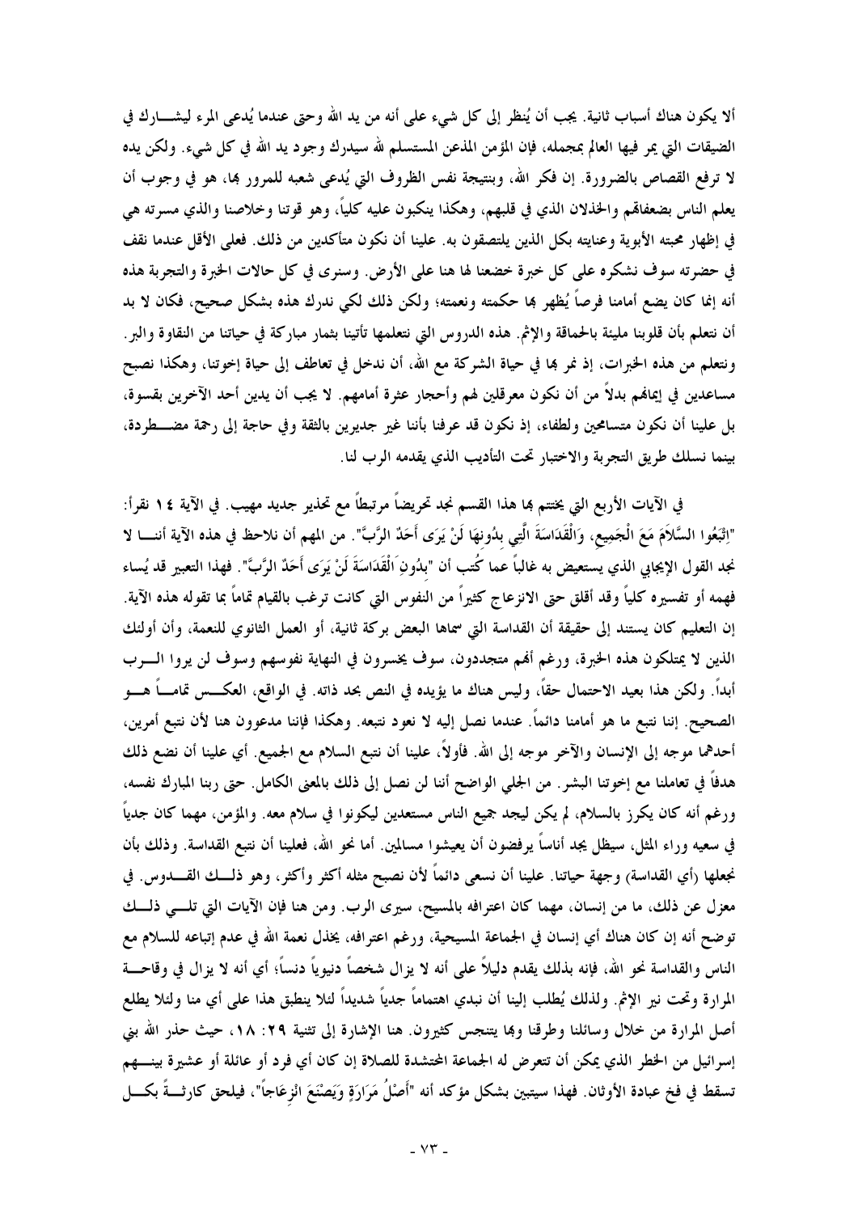ألا يكون هناك أسباب ثانية. يجب أن يُنظر إلى كل شيء على أنه من يد الله وحتى عندما يُدعى المرء ليشارك في الضيقات التي يمر فيها العالم بمجمله، فإن المؤمن المذعن المستسلم لله سيدرك وجود يد الله في كل شيء. ولكن يده لا ترفع القصاص بالضرورة. إن فكر الله، وبنتيجة نفس الظروف التي يُدعى شعبه للمرور بها، هو في وجوب أن يعلم الناس بضعفاتهم والخذلان الذي في قلبهم، وهكذا ينكبون عليه كلياً، وهو قوتنا وخلاصنا والذي مسرته هي في إظهار محبته الأبوية وعنايته بكل الذين يلتصقون به. علينا أن نكون متأكدين من ذلك. فعلى الأقل عندما نقف في حضرته سوف نشكره على كل خبرة خضعنا لها هنا على الأرض. وسنرى في كل حالات الخبرة والتجربة هذه أنه إنما كان يضع أمامنا فرصاً يُظهر بها حكمته ونعمته؛ ولكن ذلك لكي ندرك هذه بشكل صحيح، فكان لا بد أن نتعلم بأن قلوبنا مليئة بالحماقة والإثم. هذه الدروس التي نتعلمها تأتينا بثمار مباركة في حياتنا من النقاوة والبر. ونتعلم من هذه الخبرات، إذ نمر بها في حياة الشركة مع الله، أن ندخل في تعاطف إلى حياة إخوتنا، وهكذا نصبح مساعدين في إيمانهم بدلاً من أن نكون معرقلين لهم وأحجار عثرة أمامهم. لا يجب أن يدين أحد الآخرين بقسوة، بل علينا أن نكون متسامحين ولطفاء، إذ نكون قد عرفنا بأننا غير جديرين بالثقة وفي حاجة إلى رحمة مضطردة، بينما نسلك طريق التجربة والاختبار تحت التأديب الذي يقدمه الرب لنا.

في الآيات الأربع التي يختتم بها هذا القسم نجد تحريضاً مرتبطاً مع تحذير جديد مهيب. في الآية ١٤ نقرأ: "اِتْبَعُوا السَّلاَمَ مَعَ الْجَمِيعِ، وَالْقَدَاسَةَ الَّتِي بِدُونِهَا لَنْ يَرَى أَحَدٌ الرَّبَّ". من المهم أن نلاحظ في هذه الآية أننا لا نجد القول الإيجابي الذي يستعيض به غالباً عما كُتب أن "بِدُونِ اَلْقَدَاسَةَ لَنْ يَرَى أَحَدٌ الرَّبَّ". فهذا التعبير قد يُساء فهمه أو تفسيره كلياً وقد أقلق حتى الانزعاج كثيراً من النفوس التي كانت ترغب بالقيام تماماً بما تقوله هذه الآية. إن التعليم كان يستند إلى حقيقة أن القداسة التي سماها البعض بركة ثانية، أو العمل الثانوي للنعمة، وأن أولئك الذين لا يمتلكون هذه الخبرة، ورغم أنهم متجددون، سوف يخسرون في النهاية نفوسهم وسوف لن يروا الرب أبداً. ولكن هذا بعيد الاحتمال حقاً، وليس هناك ما يؤيده في النص بحد ذاته. في الواقع، العكس تماماً هو الصحيح. إننا نتبع ما هو أمامنا دائماً. عندما نصل إليه لا نعود نتبعه. وهكذا فإننا مدعوون هنا لأن نتبع أمرين، أحدهما موجه إلى الإنسان والآخر موجه إلى الله. فأولاً، علينا أن نتبع السلام مع الجميع. أي علينا أن نضع ذلك هدفاً في تعاملنا مع إخوتنا البشر. من الجلي الواضح أننا لن نصل إلى ذلك بالمعنى الكامل. حتى ربنا المبارك نفسه، ورغم أنه كان يكرز بالسلام، لم يكن ليجد جميع الناس مستعدين ليكونوا في سلام معه. والمؤمن، مهما كان جدياً في سعيه وراء المثل، سيظل يجد أناساً يرفضون أن يعيشوا مسالمين. أما نحو الله، فعلينا أن نتبع القداسة. وذلك بأن نجعلها (أي القداسة) وجهة حياتنا. علينا أن نسعى دائماً لأن نصبح مثله أكثر وأكثر، وهو ذلك القدوس. في معزل عن ذلك، ما من إنسان، مهما كان اعترافه بالمسيح، سيرى الرب. ومن هنا فإن الآيات التي تلي ذلك توضح أنه إن كان هناك أي إنسان في الجماعة المسيحية، ورغم اعترافه، يخذل نعمة الله في عدم إتباعه للسلام مع الناس والقداسة نحو الله، فإنه بذلك يقدم دليلاً على أنه لا يزال شخصاً دنيوياً دنساً؛ أي أنه لا يزال في وقاحة المرارة وتحت نير الإثم. ولذلك يُطلب إلينا أن نبدي اهتماماً جدياً وتيقظاً شديداً لئلا ينطبق هذا على أي منا ولئلا يطلع أصل المرارة من خلال وسائلنا وطرقنا وبها يتنجس كثيرون. هنا الإشارة إلى تثنية ٢٩: ١٨، حيث حذر الله بني إسرائيل من الخطر الذي يمكن أن تتعرض له الجماعة المحتشدة للصلاة إن كان أي فرد أو عائلة أو عشيرة بينهم تسقط في فخ عبادة الأوثان. فهذا سيتبين بشكل مؤكد أنه "أَصْلُ مَرَارَةٍ وَيَصْنَعَ انْزِعَاجاً". فيلحق كارثةً بكل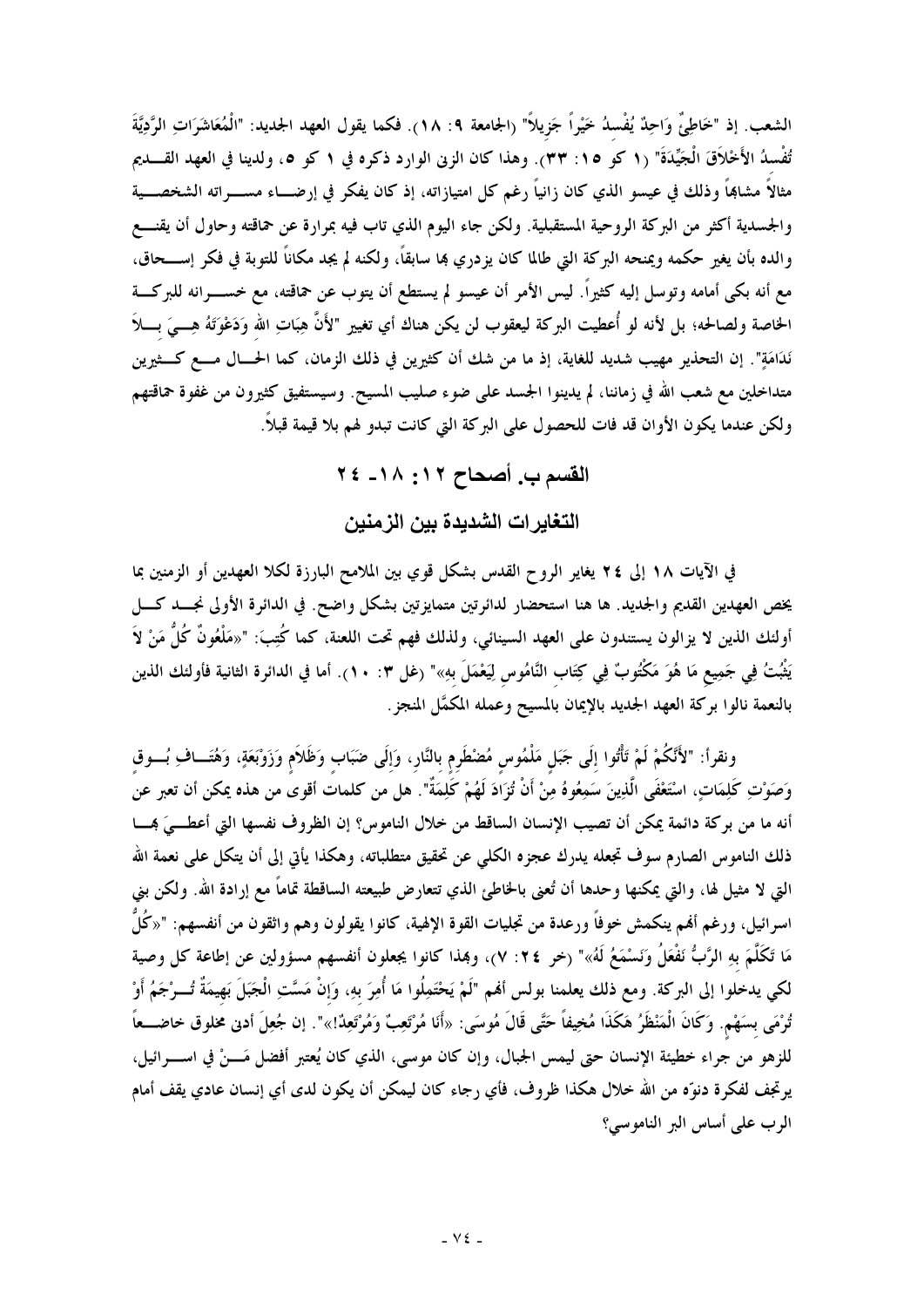الشعب. إذ "خَاطِئٌ وَاحِدٌ يُفْسِدُ خَيْراً جَزِيلاً" (الجامعة ٩: ١٨). فكما يقول العهد الجديد: "الْمُعَاشَرَاتِ الرَّدِيَّةَ تُفْسِدُ الأَخْلاَقَ الْجَيِّدَةَ" (١ كو ١٥: ٣٣). وهذا كان الزنى الوارد ذكره في ١ كو ٥، ولدينا في العهد القديم مثالاً مشابهاً وذلك في عيسو الذي كان زانياً رغم كل امتيازاته، إذ كان يفكر في إرضاء مسراته الشخصية والجسدية أكثر من البركة الروحية المستقبلية. ولكن جاء اليوم الذي تاب فيه بمرارة عن حماقته وحاول أن يقنع والده بأن يغير حكمه ويمنحه البركة التي طالما كان يزدري بها سابقاً، ولكنه لم يجد مكاناً للتوبة في فكر إسحاق، مع أنه بكى أمامه وتوسل إليه كثيراً. ليس الأمر أن عيسو لم يستطع أن يتوب عن حماقته، مع خسرانه للبركة الخاصة ولصالحه؛ بل لأنه لو أُعطيت البركة ليعقوب لن يكن هناك أي تغيير "لأَنَّ هِبَاتِ اللهِ وَدَعْوَتَهُ هِيَ بِلاَ نَدَامَةٍ". إن التحذير مهيب شديد للغاية، إذ ما من شك أن كثيرين في ذلك الزمان، كما الحال مع كثيرين متداخلين مع شعب الله في زماننا، لم يدينوا الجسد على ضوء صليب المسيح. وسيستفيق كثيرون من غفوة حماقتهم ولكن عندما يكون الأوان قد فات للحصول على البركة التي كانت تبدو لهم بلا قيمة قبلاً.

## القسم ب. أصحاح ١٢: ١٨- ٢٤

## التغايرات الشديدة بين الزمنين

في الآيات ١٨ إلى ٢٤ يغاير الروح القدس بشكل قوي بين الملامح البارزة لكلا العهدين أو الزمنين بما يخص العهدين القديم والجديد. ها هنا استحضار لدائرتين متمايزتين بشكل واضح. في الدائرة الأولى نجد كل أولئك الذين لا يزالون يستندون على العهد السينائي، ولذلك فهم تحت اللعنة، كما كُتِبَ: "«مَلْعُونٌ كُلُّ مَنْ لاَ يَثْبُتُ فِي جَمِيعِ مَا هُوَ مَكْتُوبٌ فِي كِتَابِ النَّامُوسِ لِيَعْمَلَ بِهِ»" (غل ٣: ١٠). أما في الدائرة الثانية فأولئك الذين بالنعمة نالوا بركة العهد الجديد بالإيمان بالمسيح وعمله المكمَّل المنجز.

ونقرأ: "لأَنَّكُمْ لَمْ تَأْتُوا إِلَى جَبَلٍ مَلْمُوسٍ مُضْطَرِمٍ بِالنَّارِ، وَإِلَى ضَبَابٍ وَظَلاَمٍ وَزَوْبَعَةٍ، وَهُتَافِ بُوقٍ وَصَوْتِ كَلِمَاتٍ، اسْتَعْفَى الَّذِينَ سَمِعُوهُ مِنْ أَنْ تُزَادَ لَهُمْ كَلِمَةٌ". هل من كلمات أقوى من هذه يمكن أن تعبر عن أنه ما من بركة دائمة يمكن أن تصيب الإنسان الساقط من خلال الناموس؟ إن الظروف نفسها التي أعطيَ بها ذلك الناموس الصارم سوف تجعله يدرك عجزه الكلي عن تحقيق متطلباته، وهكذا يأتي إلى أن يتكل على نعمة الله التي لا مثيل لها، والتي يمكنها وحدها أن تُعنى بالخاطئ الذي تتعارض طبيعته الساقطة تماماً مع إرادة الله. ولكن بني اسرائيل، ورغم أنهم ينكمش خوفاً ورعدة من تجليات القوة الإلهية، كانوا يقولون وهم واثقون من أنفسهم: "«كُلُّ مَا تَكَلَّمَ بِهِ الرَّبُّ نَفْعَلُ وَنَسْمَعُ لَهُ»" (خر ٢٤: ٧)، وبهذا كانوا يجعلون أنفسهم مسؤولين عن إطاعة كل وصية لكي يدخلوا إلى البركة. ومع ذلك يعلمنا بولس أنهم "لَمْ يَحْتَمِلُوا مَا أُمِرَ بِهِ، وَإِنْ مَسَّتِ الْجَبَلَ بَهِيمَةٌ تُرْجَمُ أَوْ تُرْمَى بِسَهْمٍ. وَكَانَ الْمَنْظَرُ هَكَذَا مُخِيفاً حَتَّى قَالَ مُوسَى: «أَنَا مُرْتَعِبٌ وَمُرْتَعِدٌ!»". إن جُعِلَ أدنى مخلوق خاضعاً للزهو من جراء خطيئة الإنسان حتى ليمس الجبال، وإن كان موسى، الذي كان يُعتبر أفضل مَنْ في اسرائيل، يرتجف لفكرة دنوّه من الله خلال هكذا ظروف، فأي رجاء كان ليمكن أن يكون لدى أي إنسان عادي يقف أمام الرب على أساس البر الناموسي؟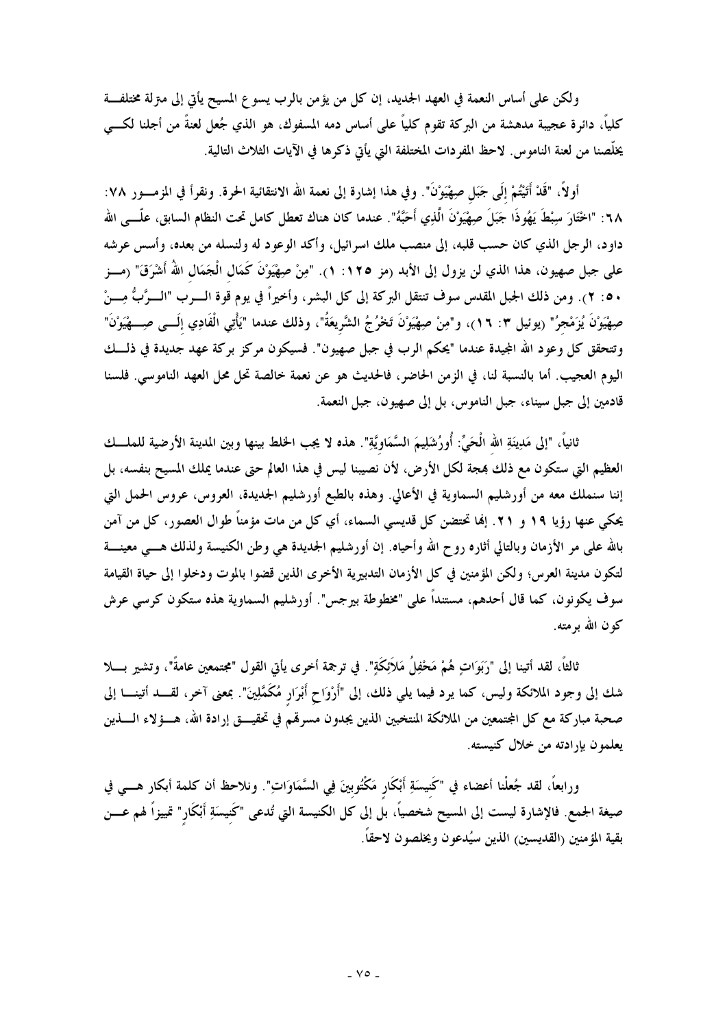ولكن على أساس النعمة في العهد الجديد، إن كل من يؤمن بالرب يسوع المسيح يأتي إلى منزلة مختلفة كلياً، دائرة عجيبة مدهشة من البركة تقوم كلياً على أساس دمه المسفوك، هو الذي جُعل لعنةً من أجلنا لكي يخلّصنا من لعنة الناموس. لاحظ المفردات المختلفة التي يأتي ذكرها في الآيات الثلاث التالية.

أولاً، "قَدْ أَتَيْتُمْ إِلَى جَبَلِ صِهْيَوْنَ". وفي هذا إشارة إلى نعمة الله الانتقائية الحرة. ونقرأ في المزمور ٧٨: ٦٨: "اخْتَارَ سِبْطَ يَهُوذَا جَبَلَ صِهْيَوْنَ الَّذِي أَحَبَّهُ". عندما كان هناك تعطل كامل تحت النظام السابق، علّى الله داود، الرجل الذي كان حسب قلبه، إلى منصب ملك اسرائيل، وأكد الوعود له ولنسله من بعده، وأسس عرشه على جبل صهيون، هذا الذي لن يزول إلى الأبد (مز ١٢٥: ١). "مِنْ صِهْيَوْنَ كَمَالِ الْجَمَالِ اللهُ أَشْرَقَ" (مز ٥٠: ٢). ومن ذلك الجبل المقدس سوف تنتقل البركة إلى كل البشر، وأخيراً في يوم قوة الرب "الرَّبُّ مِنْ صِهْيَوْنَ يُزَمْجِرُ" (يوئيل ٣: ١٦)، و"مِنْ صِهْيَوْنَ تَخْرُجُ الشَّرِيعَةُ"، وذلك عندما "يَأْتِي الْفَادِي إِلَى صِهْيَوْنَ" وتتحقق كل وعود الله المجيدة عندما "يحكم الرب في جبل صهيون". فسيكون مركز بركة عهد جديدة في ذلك اليوم العجيب. أما بالنسبة لنا، في الزمن الحاضر، فالحديث هو عن نعمة خالصة تحل محل العهد الناموسي. فلسنا قادمين إلى جبل سيناء، جبل الناموس، بل إلى صهيون، جبل النعمة.

ثانياً، "إِلَى مَدِينَةِ اللهِ الْحَيِّ: أُورُشَلِيمَ السَّمَاوِيَّةِ". هذه لا يجب الخلط بينها وبين المدينة الأرضية للملك العظيم التي ستكون مع ذلك بهجة لكل الأرض، لأن نصيبنا ليس في هذا العالم حتى عندما يملك المسيح بنفسه، بل إننا سنملك معه من أورشليم السماوية في الأعالي. وهذه بالطبع أورشليم الجديدة، العروس، عروس الحمل التي يحكي عنها رؤيا ١٩ و ٢١. إنها تحتضن كل قديسي السماء، أي كل من مات مؤمناً طوال العصور، كل من آمن بالله على مر الأزمان وبالتالي أثاره روح الله وأحياه. إن أورشليم الجديدة هي وطن الكنيسة ولذلك هي معينة لتكون مدينة العرس؛ ولكن المؤمنين في كل الأزمان التدبيرية الأخرى الذين قضوا بالموت ودخلوا إلى حياة القيامة سوف يكونون، كما قال أحدهم، مستنداً على "مخطوطة بيرجس". أورشليم السماوية هذه ستكون كرسي عرش كون الله برمته.

ثالثاً، لقد أتينا إلى "رَبَوَاتٍ هُمْ مَحْفِلُ مَلاَئِكَةٍ". في ترجمة أخرى يأتي القول "مجتمعين عامةً"، وتشير بلا شك إلى وجود الملائكة وليس، كما يرد فيما يلي ذلك، إلى "أَرْوَاحِ أَبْرَارٍ مُكَمَّلِينَ". بمعنى آخر، لقد أتينا إلى صحبة مباركة مع كل المجتمعين من الملائكة المنتخبين الذين يجدون مسرتهم في تحقيق إرادة الله، هؤلاء الذين يعلمون بإرادته من خلال كنيسته.

ورابعاً، لقد جُعلْنا أعضاء في "كَنِيسَةِ أَبْكَارٍ مَكْتُوبِينَ فِي السَّمَاوَاتِ". ونلاحظ أن كلمة أبكار هي في صيغة الجمع. فالإشارة ليست إلى المسيح شخصياً، بل إلى كل الكنيسة التي تُدعى "كَنِيسَةِ أَبْكَارٍ" تمييزاً لهم عن بقية المؤمنين (القديسين) الذين سيُدعون ويخلصون لاحقاً.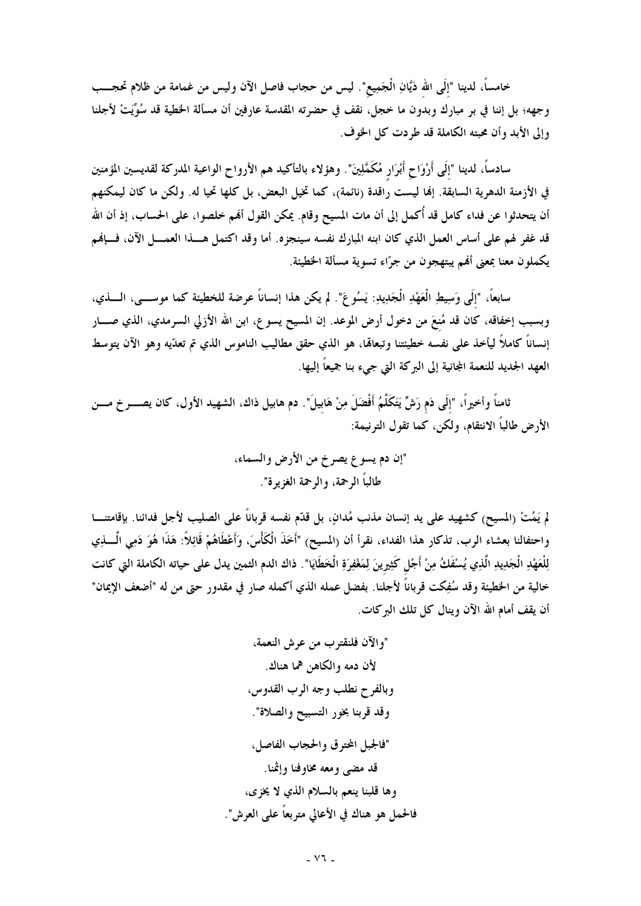خامساً، لدينا "إِلَى اللهِ دَيَّانِ الْجَمِيعِ". ليس من حجاب فاصل الآن وليس من غمامة من ظلام تحجب وجهه؛ بل إننا في بر مبارك وبدون ما خجل، نقف في حضرته المقدسة عارفين أن مسألة الخطية قد سُوِّيَتْ لأجلنا وإلى الأبد وأن محبته الكاملة قد طردت كل الخوف.

سادساً، لدينا "إِلَى أَرْوَاحِ أَبْرَارٍ مُكَمَّلِينَ". وهؤلاء بالتأكيد هم الأرواح الواعية المدركة لقديسين المؤمنين في الأزمنة الدهرية السابقة. إنها ليست راقدة (نائمة)، كما تخيل البعض، بل كلها تحيا له. ولكن ما كان ليمكنهم أن يتحدثوا عن فداء كامل قد أُكمل إلى أن مات المسيح وقام. يمكن القول أنهم خلصوا، على الحساب، إذ أن الله قد غفر لهم على أساس العمل الذي كان ابنه المبارك نفسه سينجزه. أما وقد اكتمل هذا العمل الآن، فإنهم يكملون معنا بمعنى أنهم يبتهجون من جرّاء تسوية مسألة الخطيئة.

سابعاً، "إِلَى وَسِيطِ الْعَهْدِ الْجَدِيدِ: يَسُوعَ". لم يكن هذا إنساناً عرضة للخطيئة كما موسى، الذي، وبسبب إخفاقه، كان قد مُنِعَ من دخول أرض الموعد. إن المسيح يسوع، ابن الله الأزلي السرمدي، الذي صار إنساناً كاملاً ليأخذ على نفسه خطيئتنا وتبعاتها، هو الذي حقق مطاليب الناموس الذي تم تعدّيه وهو الآن يتوسط العهد الجديد للنعمة المجانية إلى البركة التي جيء بنا جميعاً إليها.

ثامناً وأخيراً، "إِلَى دَمِ رَشٍّ يَتَكَلَّمُ أَفْضَلَ مِنْ هَابِيلَ". دم هابيل ذاك، الشهيد الأول، كان يصرخ من الأرض طالباً الانتقام، ولكن، كما تقول الترنيمة:

> "إن دم يسوع يصرخ من الأرض والسماء،
> طالباً الرحمة، والرحمة الغزيرة".

لم يَمُتْ (المسيح) كشهيد على يد إنسان مذنب مُدانٍ، بل قدّم نفسه قرباناً على الصليب لأجل فدائنا. بإقامتنا واحتفالنا بعشاء الرب، تذكار هذا الفداء، نقرأ أن (المسيح) "أَخَذَ الْكَأْسَ، وَأَعْطَاهُمْ قَائِلاً: هَذَا هُوَ دَمِي الَّذِي لِلْعَهْدِ الْجَدِيدِ الَّذِي يُسْفَكُ مِنْ أَجْلِ كَثِيرِينَ لِمَغْفِرَةِ الْخَطَايَا". ذاك الدم الثمين يدل على حياته الكاملة التي كانت خالية من الخطيئة وقد سُفِكت قرباناً لأجلنا. بفضل عمله الذي أكمله صار في مقدور حتى من له "أضعف الإيمان" أن يقف أمام الله الآن وينال كل تلك البركات.

> "والآن فلنقترب من عرش النعمة،
> لأن دمه والكاهن هما هناك.
> وبالفرح نطلب وجه الرب القدوس،
> وقد قربنا بخور التسبيح والصلاة".
>
> "فالجبل المحترق والحجاب الفاصل،
> قد مضى ومعه مخاوفنا وإثمنا.
> وها قلبنا ينعم بالسلام الذي لا يخزى،
> فالحمل هو هناك في الأعالي متربعاً على العرش".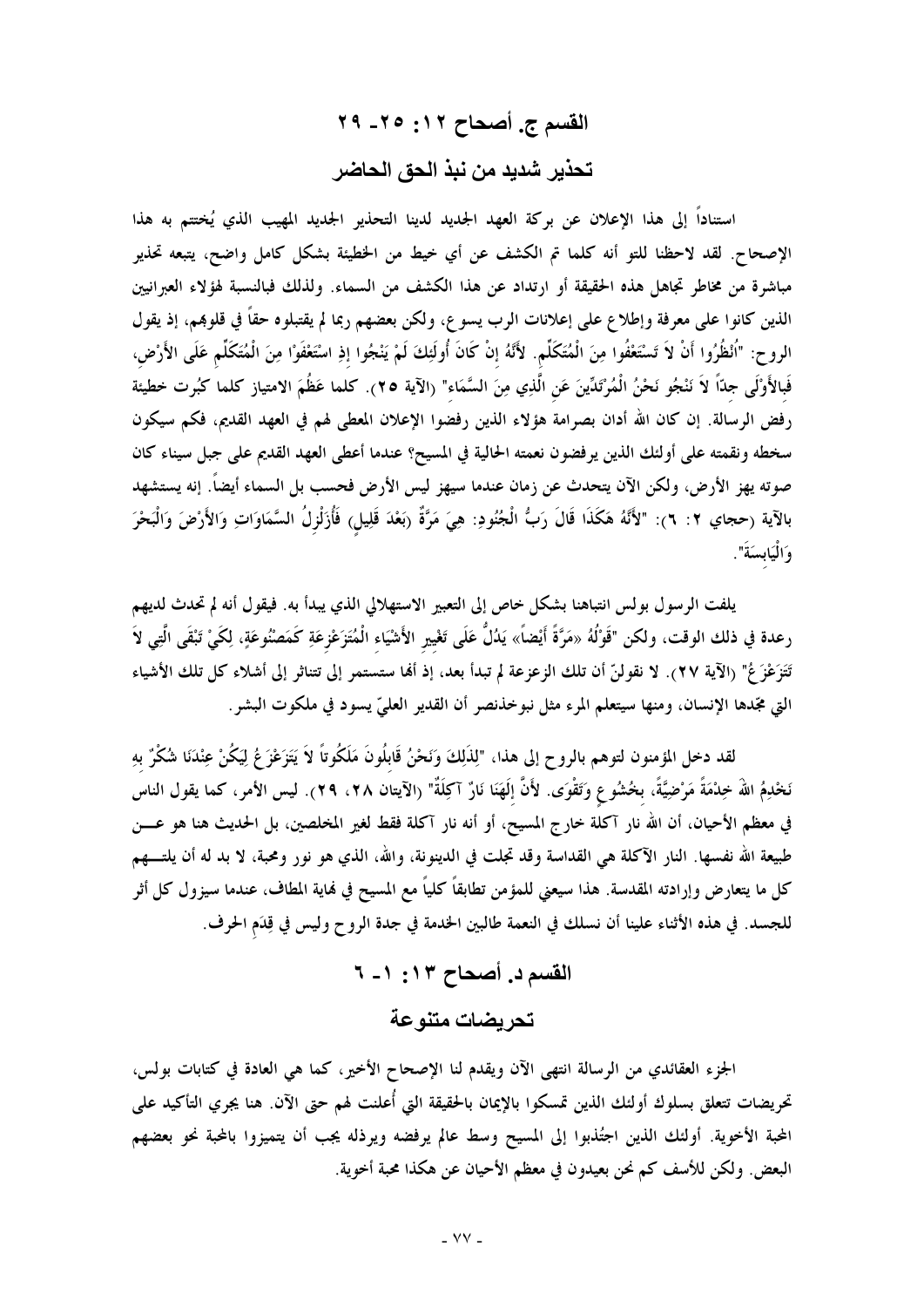## القسم ج. أصحاح ١٢: ٢٥- ٢٩

## تحذير شديد من نبذ الحق الحاضر

استناداً إلى هذا الإعلان عن بركة العهد الجديد لدينا التحذير الجديد المهيب الذي يُختتم به هذا الإصحاح. لقد لاحظنا للتو أنه كلما تم الكشف عن أي خيط من الخطيئة بشكل كامل واضح، يتبعه تحذير مباشرة من مخاطر تجاهل هذه الحقيقة أو ارتداد عن هذا الكشف من السماء. ولذلك فبالنسبة لهؤلاء العبرانيين الذين كانوا على معرفة وإطلاع على إعلانات الرب يسوع، ولكن بعضهم ربما لم يقتبلوه حقاً في قلوبهم، إذ يقول الروح: "اُنْظُرُوا أَنْ لاَ تَسْتَعْفُوا مِنَ الْمُتَكَلِّمِ. لأَنَّهُ إِنْ كَانَ أُولَئِكَ لَمْ يَنْجُوا إِذِ اسْتَعْفَوْا مِنَ الْمُتَكَلِّمِ عَلَى الأَرْضِ، فَبِالأَوْلَى جِدّاً لاَ نَنْجُو نَحْنُ الْمُرْتَدِّينَ عَنِ الَّذِي مِنَ السَّمَاءِ" (الآية ٢٥). كلما عَظُمَ الامتياز كلما كبُرت خطيئة رفض الرسالة. إن كان الله أدان بصرامة هؤلاء الذين رفضوا الإعلان المعطى لهم في العهد القديم، فكم سيكون سخطه ونقمته على أولئك الذين يرفضون نعمته الحالية في المسيح؟ عندما أعطى العهد القديم على جبل سيناء كان صوته يهز الأرض، ولكن الآن يتحدث عن زمان عندما سيهز ليس الأرض فحسب بل السماء أيضاً. إنه يستشهد بالآية (حجاي ٢: ٦): "لأَنَّهُ هَكَذَا قَالَ رَبُّ الْجُنُودِ: هِيَ مَرَّةٌ (بَعْدَ قَلِيلٍ) فَأُزَلْزِلُ السَّمَاوَاتِ وَالأَرْضَ وَالْبَحْرَ وَالْيَابِسَةَ".

يلفت الرسول بولس انتباهنا بشكل خاص إلى التعبير الاستهلالي الذي يبدأ به. فيقول أنه لم تحدث لديهم رعدة في ذلك الوقت، ولكن "قَوْلُهُ «مَرَّةً أَيْضاً» يَدُلُّ عَلَى تَغْيِيرِ الأَشْيَاءِ الْمُتَزَعْزِعَةِ كَمَصْنُوعَةٍ، لِكَيْ تَبْقَى الَّتِي لاَ تَتَزَعْزَعُ" (الآية ٢٧). لا نقولنّ أن تلك الزعزعة لم تبدأ بعد، إذ أنها ستستمر إلى تتناثر إلى أشلاء كل تلك الأشياء التي مجدها الإنسان، ومنها سيتعلم المرء مثل نبوخذنصر أن القدير العليّ يسود في ملكوت البشر.

لقد دخل المؤمنون لتوهم بالروح إلى هذا، "لِذَلِكَ وَنَحْنُ قَابِلُونَ مَلَكُوتاً لاَ يَتَزَعْزَعُ لِيَكُنْ عِنْدَنَا شُكْرٌ بِهِ نَخْدِمُ اللهَ خِدْمَةً مَرْضِيَّةً، بِخُشُوعٍ وَتَقْوَى. لأَنَّ إِلَهَنَا نَارٌ آكِلَةٌ" (الآيتان ٢٨، ٢٩). ليس الأمر، كما يقول الناس في معظم الأحيان، أن الله نار آكلة خارج المسيح، أو أنه نار آكلة فقط لغير المخلصين، بل الحديث هنا هو عن طبيعة الله نفسها. النار الآكلة هي القداسة وقد تجلت في الدينونة، والله، الذي هو نور ومحبة، لا بد له أن يلتهم كل ما يتعارض وإرادته المقدسة. هذا سيعني للمؤمن تطابقاً كلياً مع المسيح في نهاية المطاف، عندما سيزول كل أثر للجسد. في هذه الأثناء علينا أن نسلك في النعمة طالبين الخدمة في جدة الروح وليس في قِدَمِ الحرف.

## القسم د. أصحاح ١٣: ١- ٦

## تحريضات متنوعة

الجزء العقائدي من الرسالة انتهى الآن ويقدم لنا الإصحاح الأخير، كما هي العادة في كتابات بولس، تحريضات تتعلق بسلوك أولئك الذين تمسكوا بالإيمان بالحقيقة التي أُعلنت لهم حتى الآن. هنا يجري التأكيد على المحبة الأخوية. أولئك الذين اجتُذبوا إلى المسيح وسط عالم يرفضه ويرذله يجب أن يتميزوا بالمحبة نحو بعضهم البعض. ولكن للأسف كم نحن بعيدون في معظم الأحيان عن هكذا محبة أخوية.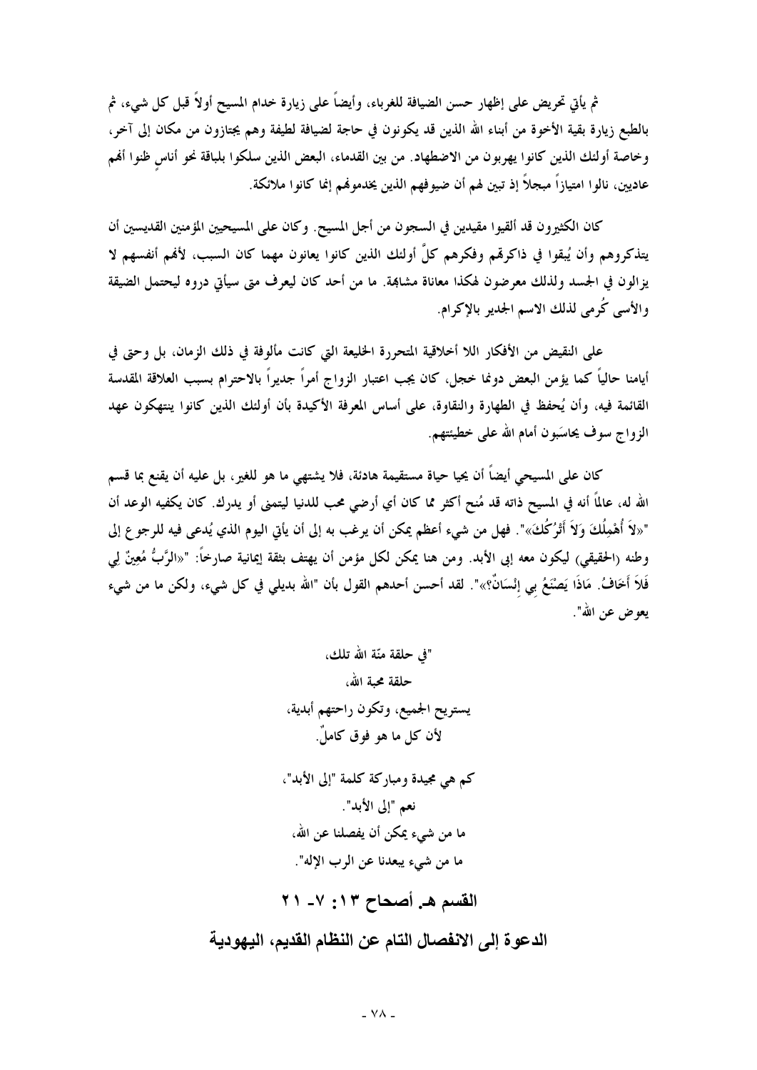ثم يأتي تحريض على إظهار حسن الضيافة للغرباء، وأيضاً على زيارة خدام المسيح أولاً قبل كل شيء، ثم بالطبع زيارة بقية الأخوة من أبناء الله الذين قد يكونون في حاجة لضيافة لطيفة وهم يجتازون من مكان إلى آخر، وخاصة أولئك الذين كانوا يهربون من الاضطهاد. من بين القدماء، البعض الذين سلكوا بلباقة نحو أناسٍ ظنوا أنهم عاديين، نالوا امتيازاً مبجلاً إذ تبين لهم أن ضيوفهم الذين يخدمونهم إنما كانوا ملائكة.

كان الكثيرون قد ألقيوا مقيدين في السجون من أجل المسيح. وكان على المسيحيين المؤمنين القديسين أن يتذكروهم وأن يُبقوا في ذاكرتهم وفكرهم كلَّ أولئك الذين كانوا يعانون مهما كان السبب، لأنهم أنفسهم لا يزالون في الجسد ولذلك معرضون لهكذا معاناة مشابهة. ما من أحد كان ليعرف متى سيأتي دروه ليحتمل الضيقة والأسى كُرمى لذلك الاسم الجديد بالإكرام.

على النقيض من الأفكار اللا أخلاقية المتحررة الخليعة التي كانت مألوفة في ذلك الزمان، بل وحتى في أيامنا حالياً كما يؤمن البعض دونما خجل، كان يجب اعتبار الزواج أمراً جديراً بالاحترام بسبب العلاقة المقدسة القائمة فيه، وأن يُحفظ في الطهارة والنقاوة، على أساس المعرفة الأكيدة بأن أولئك الذين كانوا ينتهكون عهد الزواج سوف يحاسَبون أمام الله على خطيئتهم.

كان على المسيحي أيضاً أن يحيا حياة مستقيمة هادئة، فلا يشتهي ما هو للغير، بل عليه أن يقنع بما قسم الله له، عالماً أنه في المسيح ذاته قد مُنح أكثر مما كان أي أرضي محب للدنيا ليتمنى أو يدرك. كان يكفيه الوعد أن "«لاَ أُهْمِلُكَ وَلاَ أَتْرُكُكَ»". فهل من شيء أعظم يمكن أن يرغب به إلى أن يأتي اليوم الذي يُدعى فيه للرجوع إلى وطنه (الحقيقي) ليكون معه إلى الأبد. ومن هنا يمكن لكل مؤمن أن يهتف بثقة إيمانية صارخاً: "«الرَّبُّ مُعِينٌ لِي فَلاَ أَخَافُ. مَاذَا يَصْنَعُ بِي إِنْسَانٌ؟»". لقد أحسن أحدهم القول بأن "الله بديلي في كل شيء، ولكن ما من شيء يعوض عن الله".

"في حلقة منّة الله تلك،  
حلقة محبة الله،  
يستريح الجميع، وتكون راحتهم أبدية،  
لأن كل ما هو فوق كاملٌ.

كم هي مجيدة ومباركة كلمة "إلى الأبد"،  
نعم "إلى الأبد".  
ما من شيء يمكن أن يفصلنا عن الله،  
ما من شيء يبعدنا عن الرب الإله".

## القسم هـ أصحاح ١٣: ٧- ٢١

## الدعوة إلى الانفصال التام عن النظام القديم، اليهودية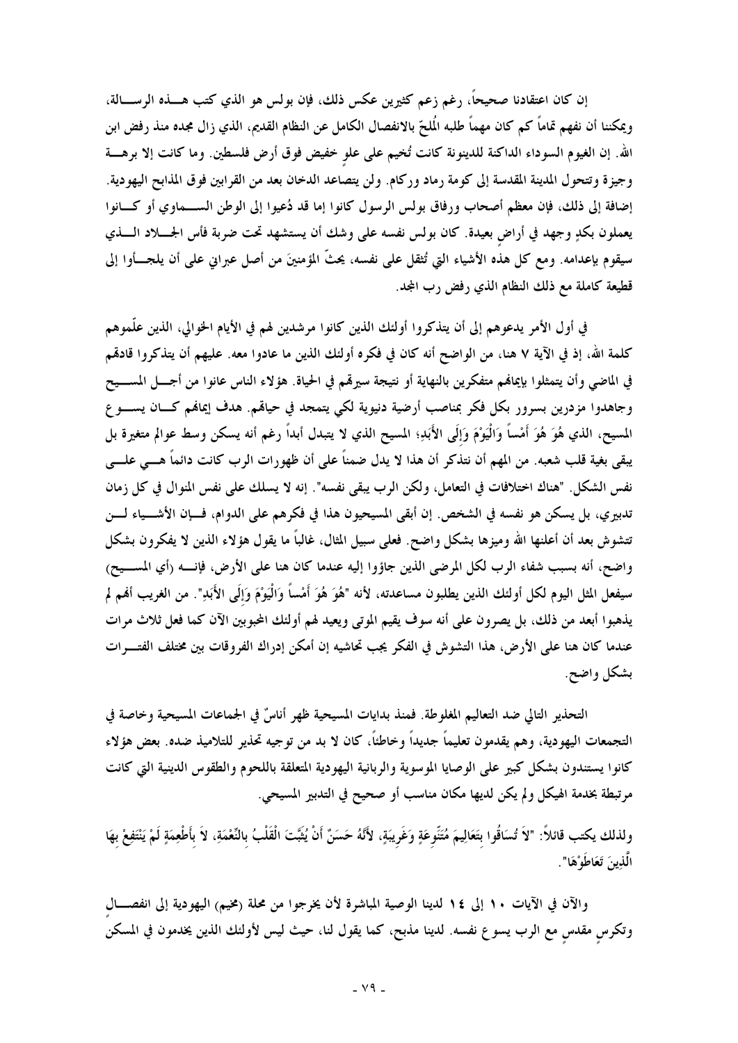إن كان اعتقادنا صحيحاً، رغم زعم كثيرين عكس ذلك، فإن بولس هو الذي كتب هذه الرسالة، ويمكننا أن نفهم تماماً كم كان مهماً طلبه المُلحّ بالانفصال الكامل عن النظام القديم، الذي زال مجده منذ رفض ابن الله. إن الغيوم السوداء الداكنة للدينونة كانت تُخيم على علوٍ خفيض فوق أرض فلسطين. وما كانت إلا برهة وجيزة وتتحول المدينة المقدسة إلى كومة رماد وركام. ولن يتصاعد الدخان بعد من القرابين فوق المذابح اليهودية. إضافة إلى ذلك، فإن معظم أصحاب ورفاق بولس الرسول كانوا إما قد دُعيوا إلى الوطن السماوي أو كانوا يعملون بكدٍ وجهد في أراضٍ بعيدة. كان بولس نفسه على وشك أن يستشهد تحت ضربة فأس الجلاد الذي سيقوم بإعدامه. ومع كل هذه الأشياء التي تُثقل على نفسه، يحثّ المؤمنينَ من أصل عبراني على أن يلجأوا إلى قطيعة كاملة مع ذلك النظام الذي رفض رب المجد.

في أول الأمر يدعوهم إلى أن يتذكروا أولئك الذين كانوا مرشدين لهم في الأيام الخوالي، الذين علّموهم كلمة الله، إذ في الآية ٧ هنا، من الواضح أنه كان في فكره أولئك الذين ما عادوا معه. عليهم أن يتذكروا قادتهم في الماضي وأن يتمثلوا بإيمانهم متفكرين بالنهاية أو نتيجة سيرتهم في الحياة. هؤلاء الناس عانوا من أجل المسيح وجاهدوا مزدرين بسرور بكل فكر بمناصب أرضية دنيوية لكي يتمجد في حياتهم. هدف إيمانهم كان يسوع المسيح، الذي هُوَ هُوَ أَمْساً وَالْيَوْمَ وَإِلَى الأَبَدِ؛ المسيح الذي لا يتبدل أبداً رغم أنه يسكن وسط عوالم متغيرة بل يبقى بغية قلب شعبه. من المهم أن نتذكر أن هذا لا يدل ضمناً على أن ظهورات الرب كانت دائماً هي على نفس الشكل. "هناك اختلافات في التعامل، ولكن الرب يبقى نفسه". إنه لا يسلك على نفس المنوال في كل زمان تدبيري، بل يسكن هو نفسه في الشخص. إن أبقى المسيحيون هذا في فكرهم على الدوام، فإن الأشياء لن تتشوش بعد أن أعلنها الله وميزها بشكل واضح. فعلى سبيل المثال، غالباً ما يقول هؤلاء الذين لا يفكرون بشكل واضح، أنه بسبب شفاء الرب لكل المرضى الذين جاؤوا إليه عندما كان هنا على الأرض، فإنه (أي المسيح) سيفعل المثل اليوم لكل أولئك الذين يطلبون مساعدته، لأنه "هُوَ هُوَ أَمْساً وَالْيَوْمَ وَإِلَى الأَبَدِ". من الغريب أنهم لم يذهبوا أبعد من ذلك، بل يصرون على أنه سوف يقيم الموتى ويعيد لهم أولئك المحبوبين الآن كما فعل ثلاث مرات عندما كان هنا على الأرض، هذا التشوش في الفكر يجب تحاشيه إن أمكن إدراك الفروقات بين مختلف الفترات بشكل واضح.

التحذير التالي ضد التعاليم المغلوطة. فمنذ بدايات المسيحية ظهر أناسٌ في الجماعات المسيحية وخاصة في التجمعات اليهودية، وهم يقدمون تعليماً جديداً وخاطئاً، كان لا بد من توجيه تحذير للتلاميذ ضده. بعض هؤلاء كانوا يستندون بشكل كبير على الوصايا الموسوية والربانية اليهودية المتعلقة باللحوم والطقوس الدينية التي كانت مرتبطة بخدمة الهيكل ولم يكن لديها مكان مناسب أو صحيح في التدبير المسيحي.

ولذلك يكتب قائلاً: "لاَ تُسَاقُوا بِتَعَالِيمَ مُتَنَوِّعَةٍ وَغَرِيبَةٍ، لأَنَّهُ حَسَنٌ أَنْ يُثَبَّتَ الْقَلْبُ بِالنِّعْمَةِ، لاَ بِأَطْعِمَةٍ لَمْ يَنْتَفِعْ بِهَا الَّذِينَ تَعَاطَوْهَا".

والآن في الآيات ١٠ إلى ١٤ لدينا الوصية المباشرة لأن يخرجوا من محلة (مخيم) اليهودية إلى انفصالٍ وتكرسٍ مقدسٍ مع الرب يسوع نفسه. لدينا مذبح، كما يقول لنا، حيث ليس لأولئك الذين يخدمون في المسكن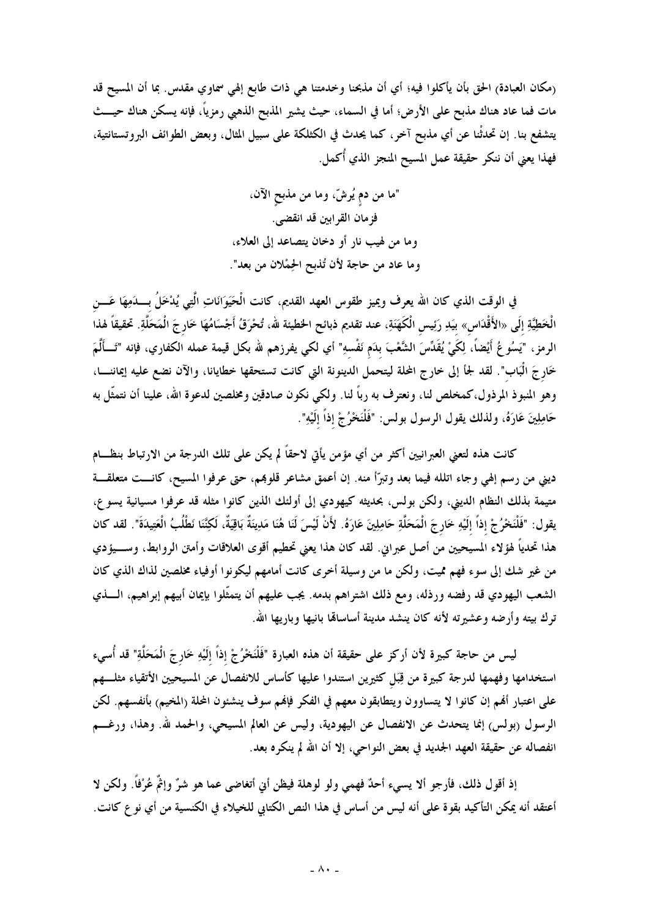(مكان العبادة) الحق بأن يأكلوا فيه؛ أي أن مذبحنا وخدمتنا هي ذات طابع إلهي سماوي مقدس. بما أن المسيح قد مات فما عاد هناك مذبح على الأرض؛ أما في السماء، حيث يشير المذبح الذهبي رمزياً، فإنه يسكن هناك حيث يتشفع بنا. إن تحدثنا عن أي مذبح آخر، كما يحدث في الكثلكة على سبيل المثال، وبعض الطوائف البروتستانتية، فهذا يعني أن ننكر حقيقة عمل المسيح المنجز الذي أُكمل.

"ما من دمٍ يُرشّ، وما من مذبحٍ الآن،
فزمان القرابين قد انقضى.
وما من لهيب نار أو دخان يتصاعد إلى العلاء،
وما عاد من حاجة لأن تُذبح الحِمْلان من بعد".

في الوقت الذي كان الله يعرف ويميز طقوس العهد القديم، كانت الْحَيَوَانَاتِ الَّتِي يُدْخَلُ بِدَمِهَا عَنِ الْخَطِيَّةِ إِلَى «الأَقْدَاسِ» بِيَدِ رَئِيسِ الْكَهَنَةِ، عند تقديم ذبائح الخطيئة لله، تُحْرَقُ أَجْسَامُهَا خَارِجَ الْمَحَلَّةِ. تحقيقاً لهذا الرمز، "يَسُوعُ أَيْضاً، لِكَيْ يُقَدِّسَ الشَّعْبَ بِدَمِ نَفْسِهِ" أي لكي يفرزهم لله بكل قيمة عمله الكفاري، فإنه "تَأَلَّمَ خَارِجَ الْبَابِ". لقد لجأ إلى خارج المحلة ليتحمل الدينونة التي كانت تستحقها خطايانا، والآن نضع عليه إيماننا، وهو المنبوذ المرذول، كمخلص لنا، ونعترف به رباً لنا. ولكي نكون صادقين ومخلصين لدعوة الله، علينا أن نتمثّل به حَامِلِينَ عَارَهُ، ولذلك يقول الرسول بولس: "فَلْنَخْرُجْ إِذاً إِلَيْهِ".

كانت هذه لتعني العبرانيين أكثر من أي مؤمن يأتي لاحقاً لم يكن على تلك الدرجة من الارتباط بنظام ديني من رسم إلهي وجاء اتلله فيما بعد وتبرّأ منه. إن أعمق مشاعر قلوبهم، حتى عرفوا المسيح، كانت متعلقة متيمة بذلك النظام الديني، ولكن بولس، بحديثه كيهودي إلى أولئك الذين كانوا مثله قد عرفوا مسيانية يسوع، يقول: "فَلْنَخْرُجْ إِذاً إِلَيْهِ خَارِجَ الْمَحَلَّةِ حَامِلِينَ عَارَهُ. لأَنْ لَيْسَ لَنَا هُنَا مَدِينَةٌ بَاقِيَةٌ، لَكِنَّنَا نَطْلُبُ الْعَتِيدَةَ". لقد كان هذا تحدياً لهؤلاء المسيحيين من أصل عبراني. لقد كان هذا يعني تحطيم أقوى العلاقات وأمتن الروابط، وسيؤدي من غير شك إلى سوء فهم مميت، ولكن ما من وسيلة أخرى كانت أمامهم ليكونوا أوفياء مخلصين لذاك الذي كان الشعب اليهودي قد رفضه ورذله، ومع ذلك اشتراهم بدمه. يجب عليهم أن يتمثّلوا بإيمان أبيهم إبراهيم، الذي ترك بيته وأرضه وعشيرته لأنه كان ينشد مدينة أساساتها بانيها وباريها الله.

ليس من حاجة كبيرة لأن أركز على حقيقة أن هذه العبارة "فَلْنَخْرُجْ إِذاً إِلَيْهِ خَارِجَ الْمَحَلَّةِ" قد أُسيء استخدامها وفهمها لدرجة كبيرة من قِبَل كثيرين استندوا عليها كأساس للانفصال عن المسيحيين الأتقياء مثلهم على اعتبار أنهم إن كانوا لا يتساوون ويتطابقون معهم في الفكر فإنهم سوف ينشئون المحلة (المخيم) بأنفسهم. لكن الرسول (بولس) إنما يتحدث عن الانفصال عن اليهودية، وليس عن العالم المسيحي، والحمد لله. وهذا، ورغم انفصاله عن حقيقة العهد الجديد في بعض النواحي، إلا أن الله لم ينكره بعد.

إذ أقول ذلك، فأرجو ألا يسيء أحدٌ فهمي ولو لوهلة فيظن أني أتغاضى عما هو شرٌ وإثمٌ عُرْفاً. ولكن لا أعتقد أنه يمكن التأكيد بقوة على أنه ليس من أساس في هذا النص الكتابي للخيلاء في الكنسية من أي نوع كانت.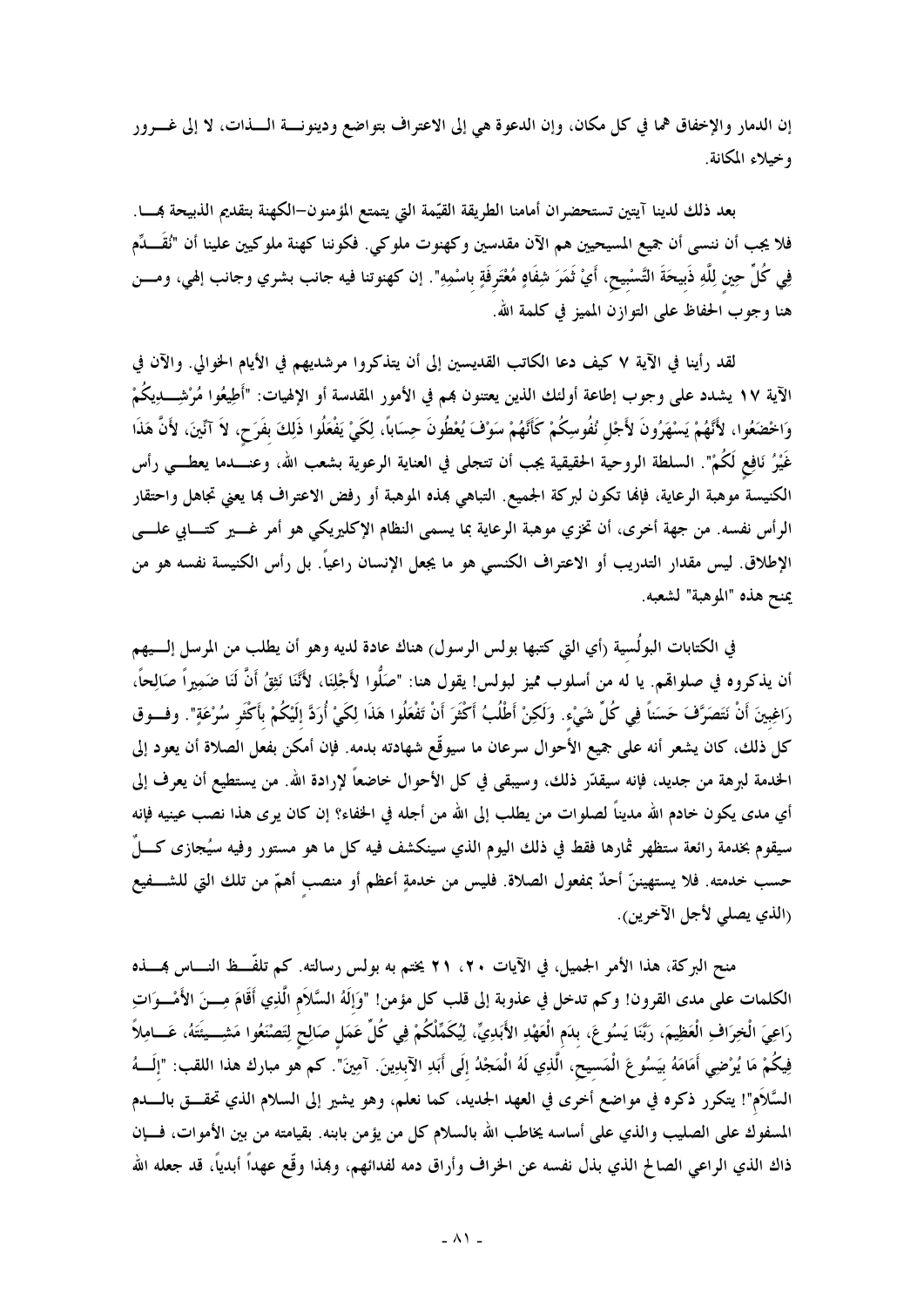إن الدمار والإخفاق هما في كل مكان، وإن الدعوة هي إلى الاعتراف بتواضع ودينونة الذات، لا إلى غرور وخيلاء المكانة.

بعد ذلك لدينا آيتين تستحضران أمامنا الطريقة القيّمة التي يتمتع المؤمنون–الكهنة بتقديم الذبيحة بها. فلا يجب أن ننسى أن جميع المسيحيين هم الآن مقدسين وكهنوت ملوكي. فكوننا كهنة ملوكيين علينا أن "نُقَدِّم فِي كُلِّ حِينٍ لِلَّهِ ذَبِيحَةَ التَّسْبِيحِ، أَيْ ثَمَرَ شِفَاهٍ مُعْتَرِفَةٍ بِاسْمِهِ". إن كهنوتنا فيه جانب بشري وجانب إلهي، ومن هنا وجوب الحفاظ على التوازن المميز في كلمة الله.

لقد رأينا في الآية ٧ كيف دعا الكاتب القديسين إلى أن يتذكروا مرشديهم في الأيام الخوالي. والآن في الآية ١٧ يشدد على وجوب إطاعة أولئك الذين يعتنون بهم في الأمور المقدسة أو الإلهيات: "أَطِيعُوا مُرْشِدِيكُمْ وَاخْضَعُوا، لأَنَّهُمْ يَسْهَرُونَ لأَجْلِ نُفُوسِكُمْ كَأَنَّهُمْ سَوْفَ يُعْطُونَ حِسَاباً، لِكَيْ يَفْعَلُوا ذَلِكَ بِفَرَحٍ، لاَ آنِّينَ، لأَنَّ هَذَا غَيْرُ نَافِعٍ لَكُمْ". السلطة الروحية الحقيقية يجب أن تتجلى في العناية الرعوية بشعب الله، وعندما يعطي رأس الكنيسة موهبة الرعاية، فإنها تكون لبركة الجميع. التباهي بهذه الموهبة أو رفض الاعتراف بها يعني تجاهل واحتقار الرأس نفسه. من جهة أخرى، أن تخزي موهبة الرعاية بما يسمى النظام الإكليريكي هو أمر غير كتابي على الإطلاق. ليس مقدار التدريب أو الاعتراف الكنسي هو ما يجعل الإنسان راعياً. بل رأس الكنيسة نفسه هو من يمنح هذه "الموهبة" لشعبه.

في الكتابات البولُسية (أي التي كتبها بولس الرسول) هناك عادة لديه وهو أن يطلب من المرسل إليهم أن يذكروه في صلواتهم. يا له من أسلوب مميز لبولس! يقول هنا: "صَلُّوا لأَجْلِنَا، لأَنَّنَا نَثِقُ أَنَّ لَنَا ضَمِيراً صَالِحاً، رَاغِبِينَ أَنْ نَتَصَرَّفَ حَسَناً فِي كُلِّ شَيْءٍ. وَلَكِنْ أَطْلُبُ أَكْثَرَ أَنْ تَفْعَلُوا هَذَا لِكَيْ أُرَدَّ إِلَيْكُمْ بِأَكْثَرِ سُرْعَةٍ". وفوق كل ذلك، كان يشعر أنه على جميع الأحوال سرعان ما سيوقّع شهادته بدمه. فإن أمكن بفعل الصلاة أن يعود إلى الخدمة لبرهة من جديد، فإنه سيقدّر ذلك، وسيبقى في كل الأحوال خاضعاً لإرادة الله. من يستطيع أن يعرف إلى أي مدى يكون خادم الله مديناً لصلوات من يطلب إلى الله من أجله في الخفاء؟ إن كان يرى هذا نصب عينيه فإنه سيقوم بخدمة رائعة ستظهر ثمارها فقط في ذلك اليوم الذي سينكشف فيه كل ما هو مستور وفيه سيُجازى كلٌّ حسب خدمته. فلا يستهيننّ أحدٌ بمفعول الصلاة. فليس من خدمةٍ أعظم أو منصبٍ أهمّ من تلك التي للشفيع (الذي يصلي لأجل الآخرين).

منح البركة، هذا الأمر الجميل، في الآيات ٢٠، ٢١ يختم به بولس رسالته. كم تلفّظ الناس بهذه الكلمات على مدى القرون! وكم تدخل في عذوبة إلى قلب كل مؤمن! "وَإِلَهُ السَّلاَمِ الَّذِي أَقَامَ مِنَ الأَمْوَاتِ رَاعِيَ الْخِرَافِ الْعَظِيمَ، رَبَّنَا يَسُوعَ، بِدَمِ الْعَهْدِ الأَبَدِيِّ، لِيُكَمِّلْكُمْ فِي كُلِّ عَمَلٍ صَالِحٍ لِتَصْنَعُوا مَشِيئَتَهُ، عَامِلاً فِيكُمْ مَا يُرْضِي أَمَامَهُ بِيَسُوعَ الْمَسِيحِ، الَّذِي لَهُ الْمَجْدُ إِلَى أَبَدِ الآبِدِينَ. آمِينَ". كم هو مبارك هذا اللقب: "إِلَهُ السَّلاَمِ"! يتكرر ذكره في مواضع أخرى في العهد الجديد، كما نعلم، وهو يشير إلى السلام الذي تحقق بالدم المسفوك على الصليب والذي على أساسه يخاطب الله بالسلام كل من يؤمن بابنه. بقيامته من بين الأموات، فإن ذاك الذي الراعي الصالح الذي بذل نفسه عن الخراف وأراق دمه لفدائهم، وبهذا وقّع عهداً أبدياً، قد جعله الله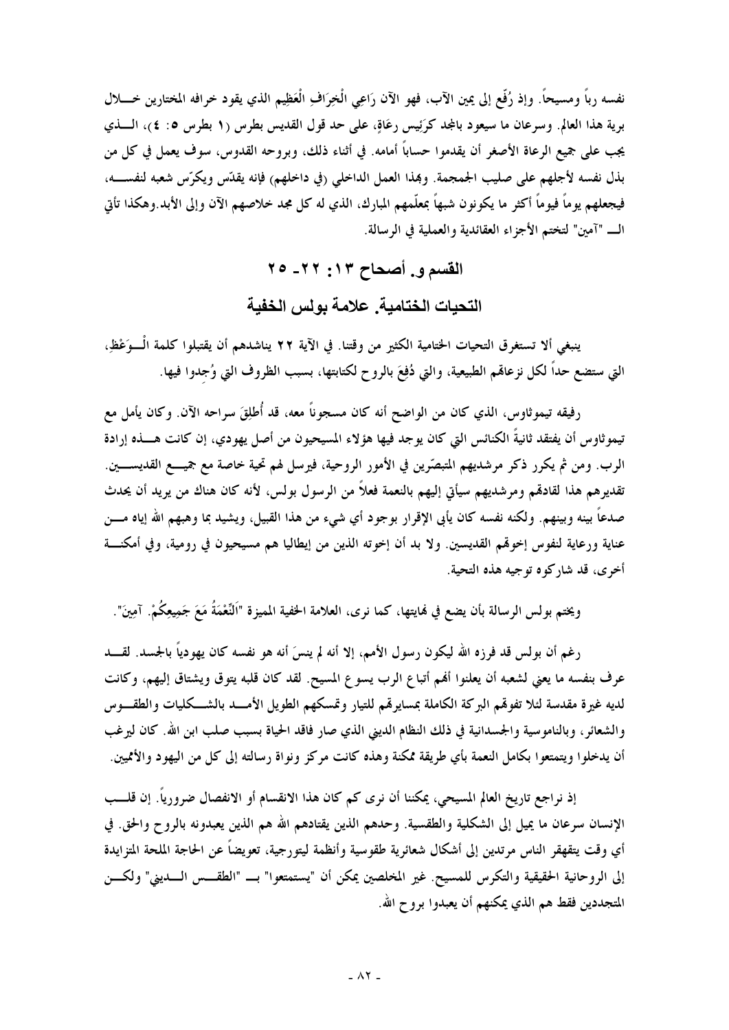نفسه رباً ومسيحاً. وإذ رُفّع إلى يمين الآب، فهو الآن رَاعِي الْخِرَافِ الْعَظِيم الذي يقود خرافه المختارين خـلال برية هذا العالم. وسرعان ما سيعود بالمجد كرَئِيس رعَاةٍ، على حد قول القديس بطرس (١ بطرس ٥: ٤)، الـذي يجب على جميع الرعاة الأصغر أن يقدموا حساباً أمامه. في أثناء ذلك، وبروحه القدوس، سوف يعمل في كل من بذل نفسه لأجلهم على صليب الجمجمة. وبهذا العمل الداخلي (في داخلهم) فإنه يقدّس ويكرّس شعبه لنفسـه، فيجعلهم يوماً فيوماً أكثر ما يكونون شبهاً بمعلّمهم المبارك، الذي له كل مجد خلاصهم الآن وإلى الأبد.وهكذا تأتي الـ "آمين" لتختم الأجزاء العقائدية والعملية في الرسالة.

## القسم و. أصحاح ١٣: ٢٢- ٢٥

## التحيات الختامية. علامة بولس الخفية

ينبغي ألا تستغرق التحيات الختامية الكثير من وقتنا. في الآية ٢٢ يناشدهم أن يقتبلوا كلمة الْـوَعْظِ، التي ستضع حداً لكل نزعاتهم الطبيعية، والتي دُفِعَ بالروح لكتابتها، بسبب الظروف التي وُجِدوا فيها.

رفيقه تيموثاوس، الذي كان من الواضح أنه كان مسجوناً معه، قد أُطلِقَ سراحه الآن. وكان يأمل مع تيموثاوس أن يفتقد ثانيةً الكنائس التي كان يوجد فيها هؤلاء المسيحيون من أصل يهودي، إن كانت هـذه إرادة الرب. ومن ثم يكرر ذكر مرشديهم المتبصّرين في الأمور الروحية، فيرسل لهم تحية خاصة مع جميـع القديسـين. تقديرهم هذا لقادتهم ومرشديهم سيأتي إليهم بالنعمة فعلاً من الرسول بولس، لأنه كان هناك من يريد أن يحدث صدعاً بينه وبينهم. ولكنه نفسه كان يأبى الإقرار بوجود أي شيء من هذا القبيل، ويشيد بما وهبهم الله إياه مـن عناية ورعاية لنفوس إخوتهم القديسين. ولا بد أن إخوته الذين من إيطاليا هم مسيحيون في رومية، وفي أمكنـة أخرى، قد شاركوه توجيه هذه التحية.

ويختم بولس الرسالة بأن يضع في نهايتها، كما نرى، العلامة الخفية المميزة "اَلنِّعْمَةُ مَعَ جَمِيعِكُمْ. آمِينَ".

رغم أن بولس قد فرزه الله ليكون رسول الأمم، إلا أنه لم ينسَ أنه هو نفسه كان يهودياً بالجسد. لقـد عرف بنفسه ما يعني لشعبه أن يعلنوا أنهم أتباع الرب يسوع المسيح. لقد كان قلبه يتوق ويشتاق إليهم، وكانت لديه غيرة مقدسة لئلا تفوتهم البركة الكاملة بمسايرتهم للتيار وتمسكهم الطويل الأمـد بالشـكليات والطقـوس والشعائر، وبالناموسية والجسدانية في ذلك النظام الديني الذي صار فاقد الحياة بسبب صلب ابن الله. كان ليرغب أن يدخلوا ويتمتعوا بكامل النعمة بأي طريقة ممكنة وهذه كانت مركز ونواة رسالته إلى كل من اليهود والأمميين.

إذ نراجع تاريخ العالم المسيحي، يمكننا أن نرى كم كان هذا الانقسام أو الانفصال ضرورياً. إن قلـب الإنسان سرعان ما يميل إلى الشكلية والطقسية. وحدهم الذين يقتادهم الله هم الذين يعبدونه بالروح والحق. في أي وقت يتقهقر الناس مرتدين إلى أشكال شعائرية طقوسية وأنظمة ليتورجية، تعويضاً عن الحاجة الملحة المتزايدة إلى الروحانية الحقيقية والتكرس للمسيح. غير المخلصين يمكن أن "يستمتعوا" بـ "الطقـس الـديني" ولكـن المتجددين فقط هم الذي يمكنهم أن يعبدوا بروح الله.